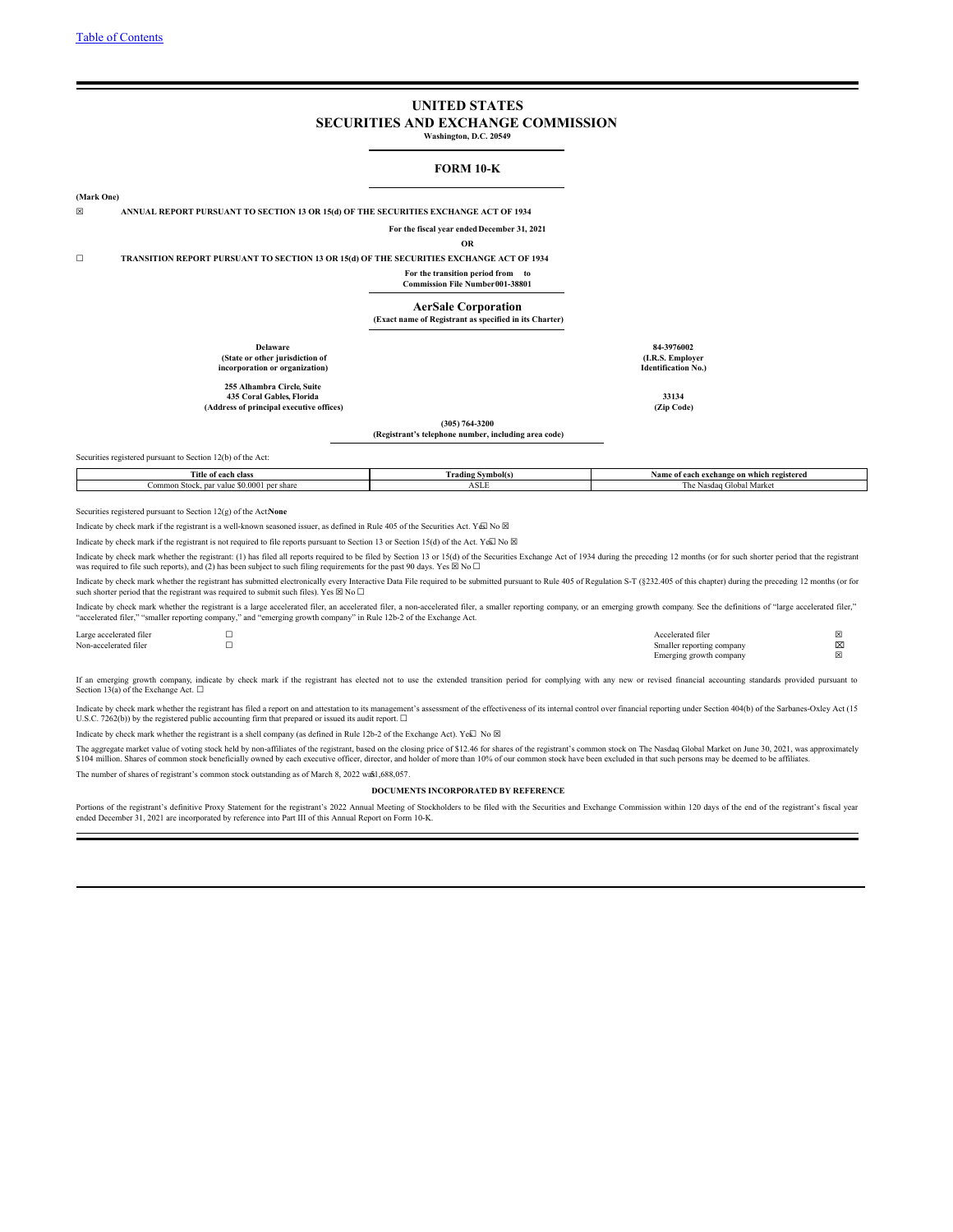[Table of Contents](#)

# UNITED STATES
# SECURITIES AND EXCHANGE COMMISSION

**Washington, D.C. 20549**

## FORM 10-K

**(Mark One)**

☒ **ANNUAL REPORT PURSUANT TO SECTION 13 OR 15(d) OF THE SECURITIES EXCHANGE ACT OF 1934**

**For the fiscal year ended December 31, 2021**

**OR**

☐ **TRANSITION REPORT PURSUANT TO SECTION 13 OR 15(d) OF THE SECURITIES EXCHANGE ACT OF 1934**

**For the transition period from to**

**Commission File Number 001-38801**

## AerSale Corporation

**(Exact name of Registrant as specified in its Charter)**

| | |
|---|---|
| **Delaware** | **84-3976002** |
| **(State or other jurisdiction of incorporation or organization)** | **(I.R.S. Employer Identification No.)** |
| **255 Alhambra Circle, Suite 435 Coral Gables, Florida** | **33134** |
| **(Address of principal executive offices)** | **(Zip Code)** |

**(305) 764-3200**

**(Registrant's telephone number, including area code)**

Securities registered pursuant to Section 12(b) of the Act:

| Title of each class | Trading Symbol(s) | Name of each exchange on which registered |
|---|---|---|
| Common Stock, par value $0.0001 per share | ASLE | The Nasdaq Global Market |

Securities registered pursuant to Section 12(g) of the Act: **None**

Indicate by check mark if the registrant is a well-known seasoned issuer, as defined in Rule 405 of the Securities Act. Yes ☐ No ☒

Indicate by check mark if the registrant is not required to file reports pursuant to Section 13 or Section 15(d) of the Act. Yes ☐ No ☒

Indicate by check mark whether the registrant: (1) has filed all reports required to be filed by Section 13 or 15(d) of the Securities Exchange Act of 1934 during the preceding 12 months (or for such shorter period that the registrant was required to file such reports), and (2) has been subject to such filing requirements for the past 90 days. Yes ☒ No ☐

Indicate by check mark whether the registrant has submitted electronically every Interactive Data File required to be submitted pursuant to Rule 405 of Regulation S-T (§232.405 of this chapter) during the preceding 12 months (or for such shorter period that the registrant was required to submit such files). Yes ☒ No ☐

Indicate by check mark whether the registrant is a large accelerated filer, an accelerated filer, a non-accelerated filer, a smaller reporting company, or an emerging growth company. See the definitions of "large accelerated filer," "accelerated filer," "smaller reporting company," and "emerging growth company" in Rule 12b-2 of the Exchange Act.

| | | | |
|---|---|---|---|
| Large accelerated filer | ☐ | Accelerated filer | ☒ |
| Non-accelerated filer | ☐ | Smaller reporting company | ☒ |
| | | Emerging growth company | ☒ |

If an emerging growth company, indicate by check mark if the registrant has elected not to use the extended transition period for complying with any new or revised financial accounting standards provided pursuant to Section 13(a) of the Exchange Act. ☐

Indicate by check mark whether the registrant has filed a report on and attestation to its management's assessment of the effectiveness of its internal control over financial reporting under Section 404(b) of the Sarbanes-Oxley Act (15 U.S.C. 7262(b)) by the registered public accounting firm that prepared or issued its audit report. ☐

Indicate by check mark whether the registrant is a shell company (as defined in Rule 12b-2 of the Exchange Act). Yes ☐ No ☒

The aggregate market value of voting stock held by non-affiliates of the registrant, based on the closing price of $12.46 for shares of the registrant's common stock on The Nasdaq Global Market on June 30, 2021, was approximately $104 million. Shares of common stock beneficially owned by each executive officer, director, and holder of more than 10% of our common stock have been excluded in that such persons may be deemed to be affiliates.

The number of shares of registrant's common stock outstanding as of March 8, 2022 was 51,688,057.

**DOCUMENTS INCORPORATED BY REFERENCE**

Portions of the registrant's definitive Proxy Statement for the registrant's 2022 Annual Meeting of Stockholders to be filed with the Securities and Exchange Commission within 120 days of the end of the registrant's fiscal year ended December 31, 2021 are incorporated by reference into Part III of this Annual Report on Form 10-K.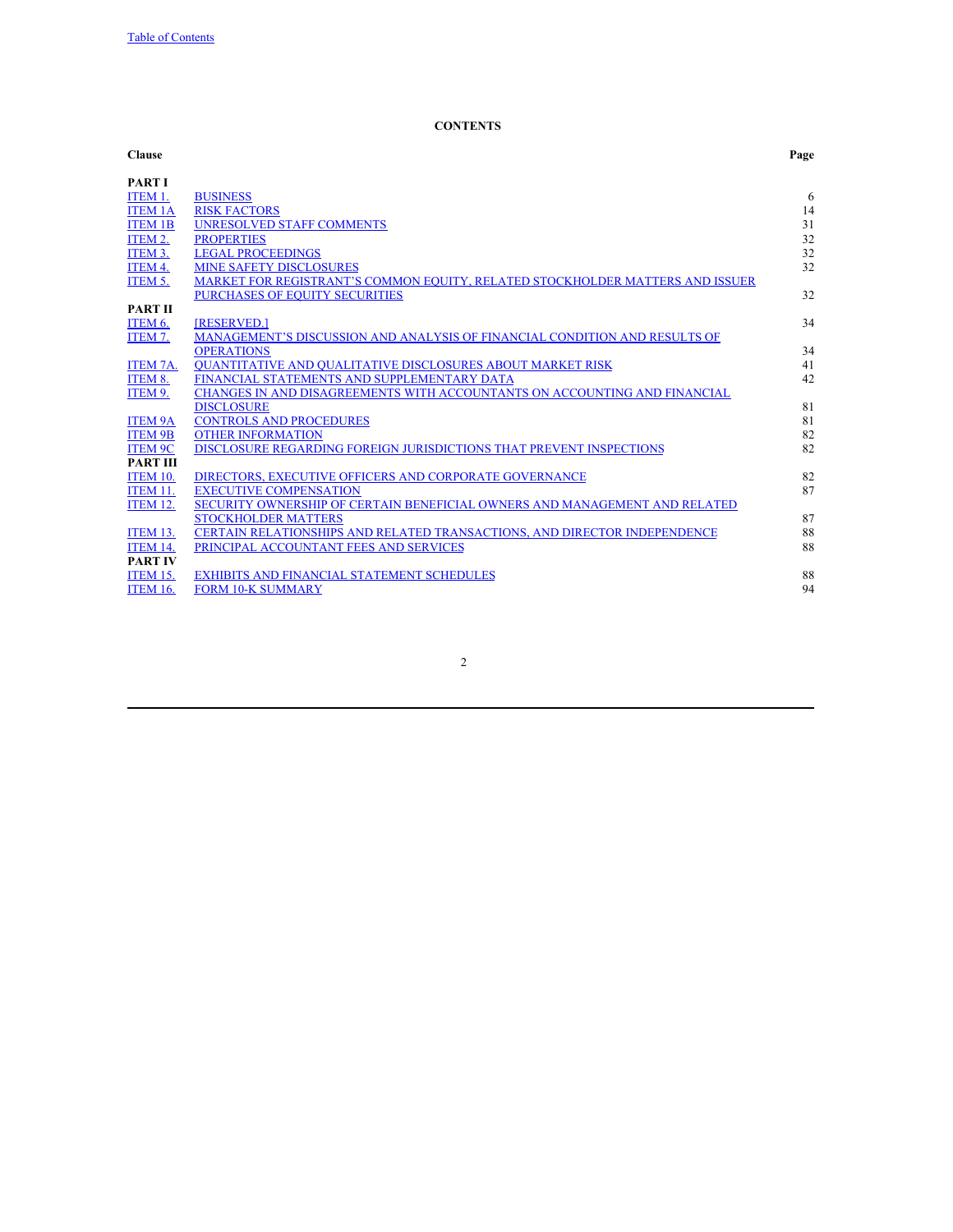**CONTENTS**

| Clause | | Page |
|---|---|---|
| **PART I** | | |
| ITEM 1. | BUSINESS | 6 |
| ITEM 1A | RISK FACTORS | 14 |
| ITEM 1B | UNRESOLVED STAFF COMMENTS | 31 |
| ITEM 2. | PROPERTIES | 32 |
| ITEM 3. | LEGAL PROCEEDINGS | 32 |
| ITEM 4. | MINE SAFETY DISCLOSURES | 32 |
| ITEM 5. | MARKET FOR REGISTRANT'S COMMON EQUITY, RELATED STOCKHOLDER MATTERS AND ISSUER PURCHASES OF EQUITY SECURITIES | 32 |
| **PART II** | | |
| ITEM 6. | [RESERVED.] | 34 |
| ITEM 7. | MANAGEMENT'S DISCUSSION AND ANALYSIS OF FINANCIAL CONDITION AND RESULTS OF OPERATIONS | 34 |
| ITEM 7A. | QUANTITATIVE AND QUALITATIVE DISCLOSURES ABOUT MARKET RISK | 41 |
| ITEM 8. | FINANCIAL STATEMENTS AND SUPPLEMENTARY DATA | 42 |
| ITEM 9. | CHANGES IN AND DISAGREEMENTS WITH ACCOUNTANTS ON ACCOUNTING AND FINANCIAL DISCLOSURE | 81 |
| ITEM 9A | CONTROLS AND PROCEDURES | 81 |
| ITEM 9B | OTHER INFORMATION | 82 |
| ITEM 9C | DISCLOSURE REGARDING FOREIGN JURISDICTIONS THAT PREVENT INSPECTIONS | 82 |
| **PART III** | | |
| ITEM 10. | DIRECTORS, EXECUTIVE OFFICERS AND CORPORATE GOVERNANCE | 82 |
| ITEM 11. | EXECUTIVE COMPENSATION | 87 |
| ITEM 12. | SECURITY OWNERSHIP OF CERTAIN BENEFICIAL OWNERS AND MANAGEMENT AND RELATED STOCKHOLDER MATTERS | 87 |
| ITEM 13. | CERTAIN RELATIONSHIPS AND RELATED TRANSACTIONS, AND DIRECTOR INDEPENDENCE | 88 |
| ITEM 14. | PRINCIPAL ACCOUNTANT FEES AND SERVICES | 88 |
| **PART IV** | | |
| ITEM 15. | EXHIBITS AND FINANCIAL STATEMENT SCHEDULES | 88 |
| ITEM 16. | FORM 10-K SUMMARY | 94 |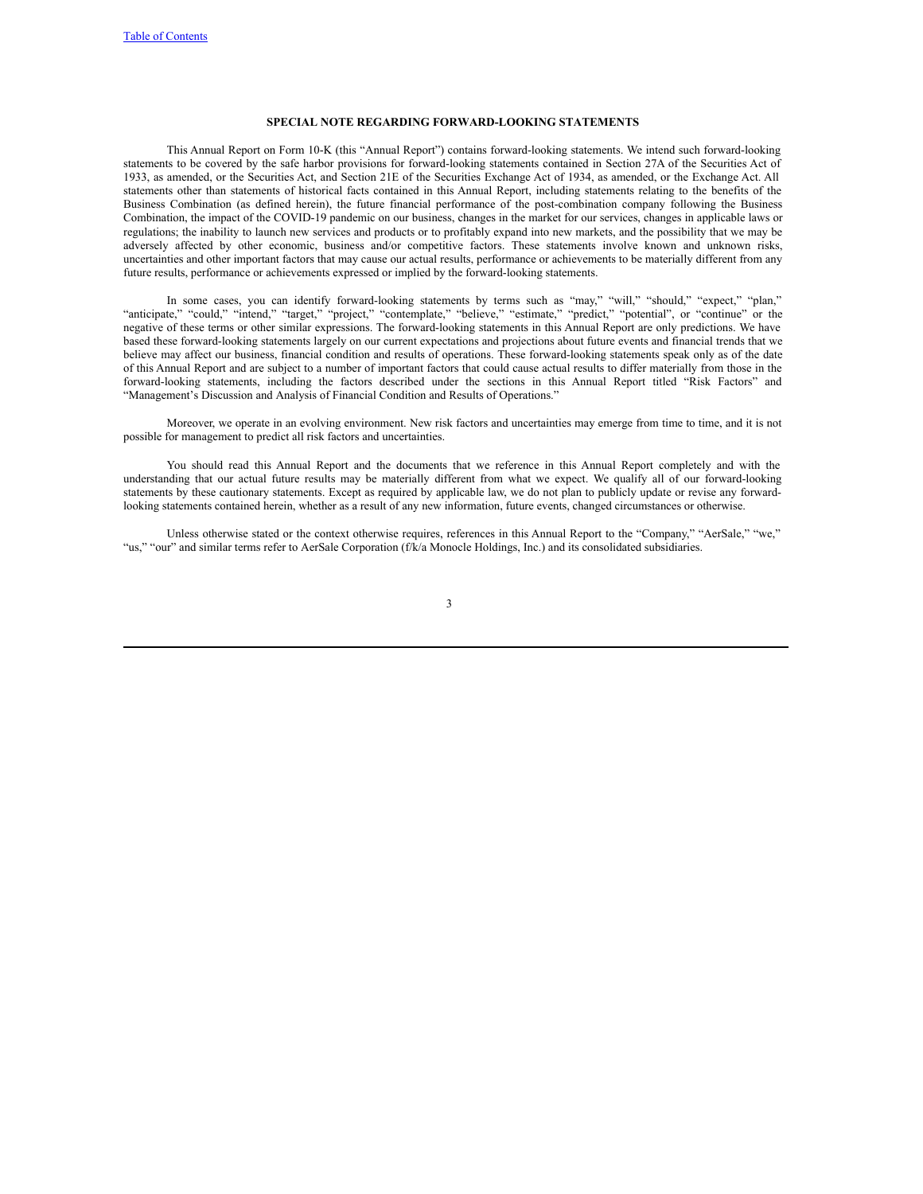## SPECIAL NOTE REGARDING FORWARD-LOOKING STATEMENTS

This Annual Report on Form 10-K (this "Annual Report") contains forward-looking statements. We intend such forward-looking statements to be covered by the safe harbor provisions for forward-looking statements contained in Section 27A of the Securities Act of 1933, as amended, or the Securities Act, and Section 21E of the Securities Exchange Act of 1934, as amended, or the Exchange Act. All statements other than statements of historical facts contained in this Annual Report, including statements relating to the benefits of the Business Combination (as defined herein), the future financial performance of the post-combination company following the Business Combination, the impact of the COVID-19 pandemic on our business, changes in the market for our services, changes in applicable laws or regulations; the inability to launch new services and products or to profitably expand into new markets, and the possibility that we may be adversely affected by other economic, business and/or competitive factors. These statements involve known and unknown risks, uncertainties and other important factors that may cause our actual results, performance or achievements to be materially different from any future results, performance or achievements expressed or implied by the forward-looking statements.

In some cases, you can identify forward-looking statements by terms such as "may," "will," "should," "expect," "plan," "anticipate," "could," "intend," "target," "project," "contemplate," "believe," "estimate," "predict," "potential", or "continue" or the negative of these terms or other similar expressions. The forward-looking statements in this Annual Report are only predictions. We have based these forward-looking statements largely on our current expectations and projections about future events and financial trends that we believe may affect our business, financial condition and results of operations. These forward-looking statements speak only as of the date of this Annual Report and are subject to a number of important factors that could cause actual results to differ materially from those in the forward-looking statements, including the factors described under the sections in this Annual Report titled "Risk Factors" and "Management's Discussion and Analysis of Financial Condition and Results of Operations."

Moreover, we operate in an evolving environment. New risk factors and uncertainties may emerge from time to time, and it is not possible for management to predict all risk factors and uncertainties.

You should read this Annual Report and the documents that we reference in this Annual Report completely and with the understanding that our actual future results may be materially different from what we expect. We qualify all of our forward-looking statements by these cautionary statements. Except as required by applicable law, we do not plan to publicly update or revise any forward-looking statements contained herein, whether as a result of any new information, future events, changed circumstances or otherwise.

Unless otherwise stated or the context otherwise requires, references in this Annual Report to the "Company," "AerSale," "we," "us," "our" and similar terms refer to AerSale Corporation (f/k/a Monocle Holdings, Inc.) and its consolidated subsidiaries.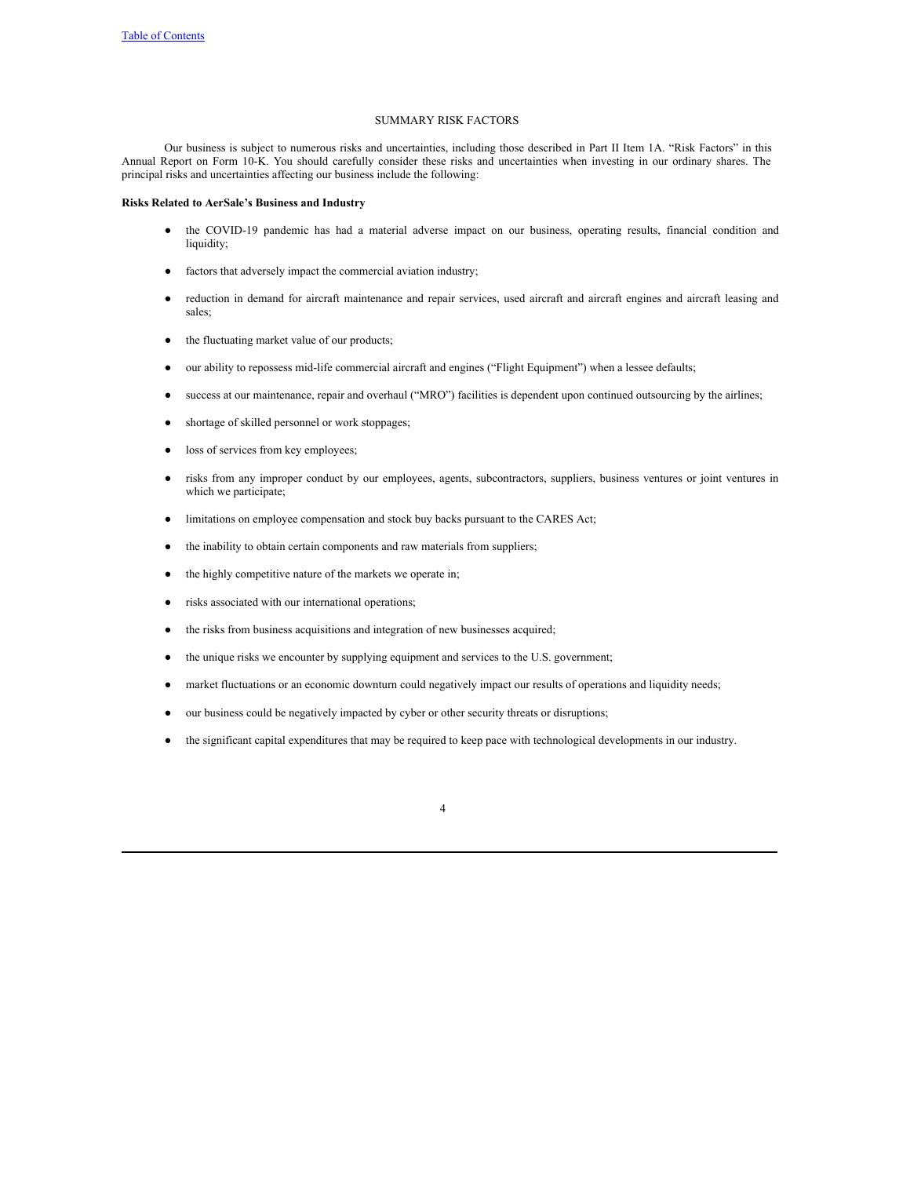## SUMMARY RISK FACTORS

Our business is subject to numerous risks and uncertainties, including those described in Part II Item 1A. "Risk Factors" in this Annual Report on Form 10-K. You should carefully consider these risks and uncertainties when investing in our ordinary shares. The principal risks and uncertainties affecting our business include the following:

**Risks Related to AerSale's Business and Industry**

- the COVID-19 pandemic has had a material adverse impact on our business, operating results, financial condition and liquidity;
- factors that adversely impact the commercial aviation industry;
- reduction in demand for aircraft maintenance and repair services, used aircraft and aircraft engines and aircraft leasing and sales;
- the fluctuating market value of our products;
- our ability to repossess mid-life commercial aircraft and engines ("Flight Equipment") when a lessee defaults;
- success at our maintenance, repair and overhaul ("MRO") facilities is dependent upon continued outsourcing by the airlines;
- shortage of skilled personnel or work stoppages;
- loss of services from key employees;
- risks from any improper conduct by our employees, agents, subcontractors, suppliers, business ventures or joint ventures in which we participate;
- limitations on employee compensation and stock buy backs pursuant to the CARES Act;
- the inability to obtain certain components and raw materials from suppliers;
- the highly competitive nature of the markets we operate in;
- risks associated with our international operations;
- the risks from business acquisitions and integration of new businesses acquired;
- the unique risks we encounter by supplying equipment and services to the U.S. government;
- market fluctuations or an economic downturn could negatively impact our results of operations and liquidity needs;
- our business could be negatively impacted by cyber or other security threats or disruptions;
- the significant capital expenditures that may be required to keep pace with technological developments in our industry.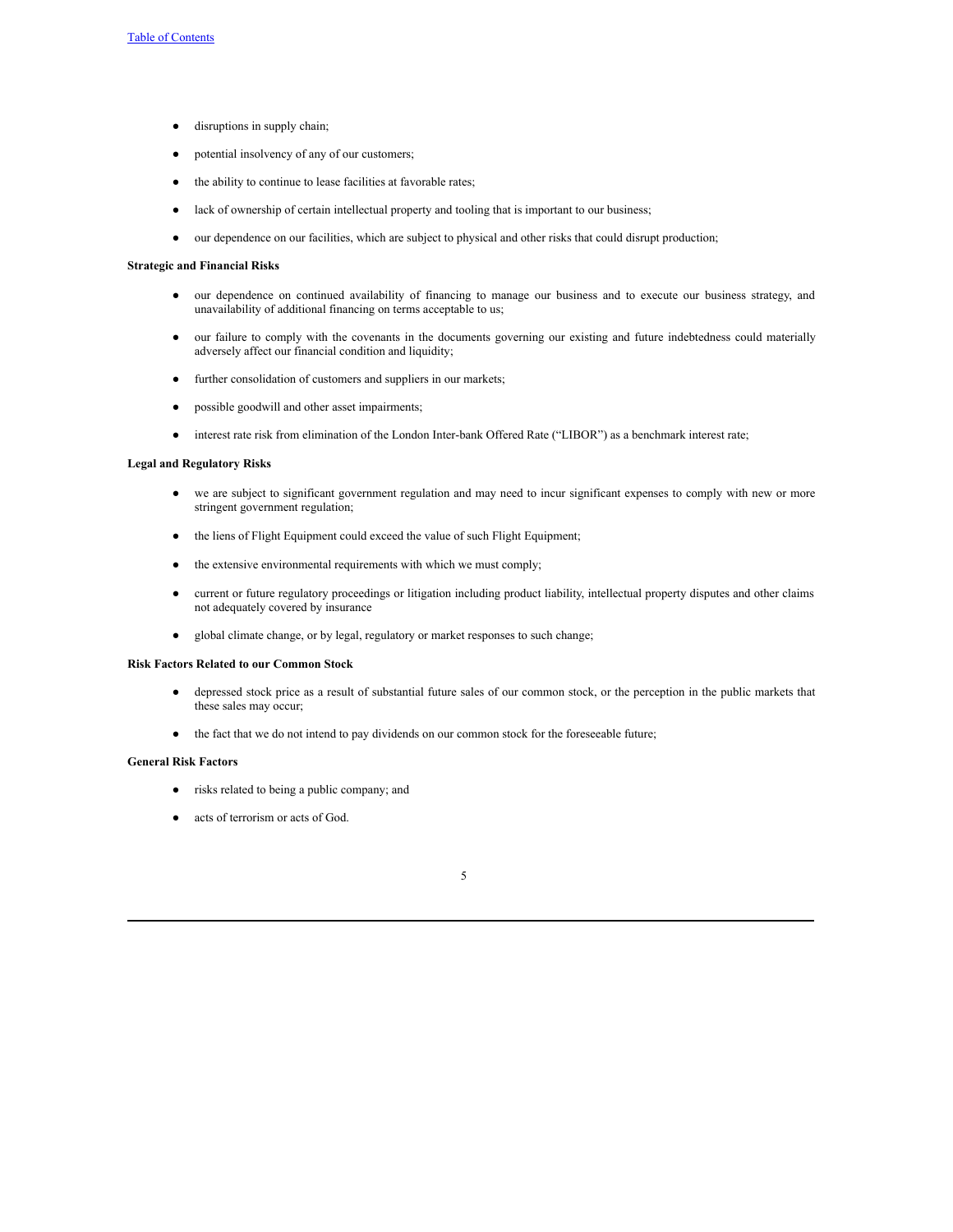- disruptions in supply chain;
- potential insolvency of any of our customers;
- the ability to continue to lease facilities at favorable rates;
- lack of ownership of certain intellectual property and tooling that is important to our business;
- our dependence on our facilities, which are subject to physical and other risks that could disrupt production;

**Strategic and Financial Risks**

- our dependence on continued availability of financing to manage our business and to execute our business strategy, and unavailability of additional financing on terms acceptable to us;
- our failure to comply with the covenants in the documents governing our existing and future indebtedness could materially adversely affect our financial condition and liquidity;
- further consolidation of customers and suppliers in our markets;
- possible goodwill and other asset impairments;
- interest rate risk from elimination of the London Inter-bank Offered Rate ("LIBOR") as a benchmark interest rate;

**Legal and Regulatory Risks**

- we are subject to significant government regulation and may need to incur significant expenses to comply with new or more stringent government regulation;
- the liens of Flight Equipment could exceed the value of such Flight Equipment;
- the extensive environmental requirements with which we must comply;
- current or future regulatory proceedings or litigation including product liability, intellectual property disputes and other claims not adequately covered by insurance
- global climate change, or by legal, regulatory or market responses to such change;

**Risk Factors Related to our Common Stock**

- depressed stock price as a result of substantial future sales of our common stock, or the perception in the public markets that these sales may occur;
- the fact that we do not intend to pay dividends on our common stock for the foreseeable future;

**General Risk Factors**

- risks related to being a public company; and
- acts of terrorism or acts of God.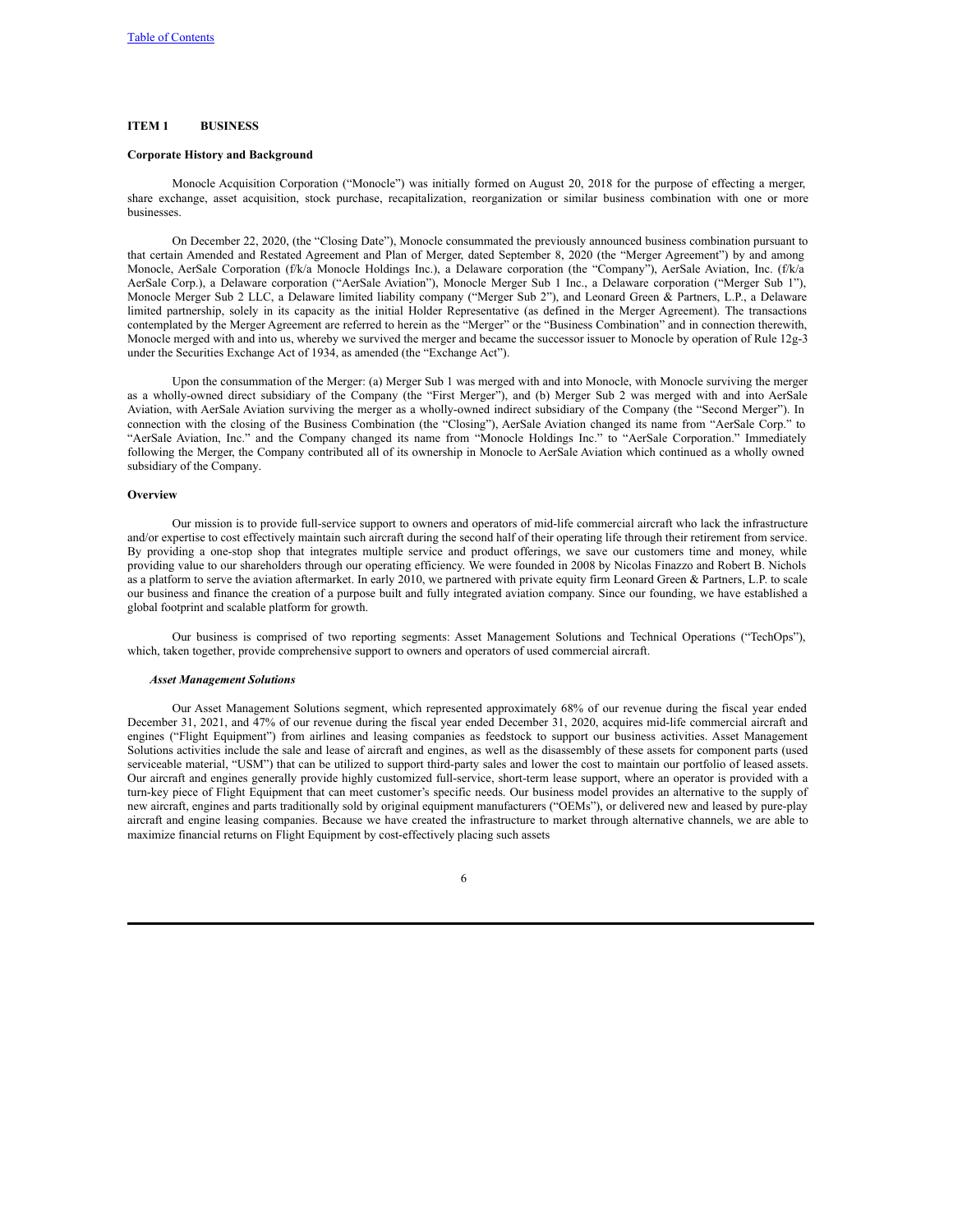## ITEM 1 BUSINESS

### Corporate History and Background

Monocle Acquisition Corporation ("Monocle") was initially formed on August 20, 2018 for the purpose of effecting a merger, share exchange, asset acquisition, stock purchase, recapitalization, reorganization or similar business combination with one or more businesses.

On December 22, 2020, (the "Closing Date"), Monocle consummated the previously announced business combination pursuant to that certain Amended and Restated Agreement and Plan of Merger, dated September 8, 2020 (the "Merger Agreement") by and among Monocle, AerSale Corporation (f/k/a Monocle Holdings Inc.), a Delaware corporation (the "Company"), AerSale Aviation, Inc. (f/k/a AerSale Corp.), a Delaware corporation ("AerSale Aviation"), Monocle Merger Sub 1 Inc., a Delaware corporation ("Merger Sub 1"), Monocle Merger Sub 2 LLC, a Delaware limited liability company ("Merger Sub 2"), and Leonard Green & Partners, L.P., a Delaware limited partnership, solely in its capacity as the initial Holder Representative (as defined in the Merger Agreement). The transactions contemplated by the Merger Agreement are referred to herein as the "Merger" or the "Business Combination" and in connection therewith, Monocle merged with and into us, whereby we survived the merger and became the successor issuer to Monocle by operation of Rule 12g-3 under the Securities Exchange Act of 1934, as amended (the "Exchange Act").

Upon the consummation of the Merger: (a) Merger Sub 1 was merged with and into Monocle, with Monocle surviving the merger as a wholly-owned direct subsidiary of the Company (the "First Merger"), and (b) Merger Sub 2 was merged with and into AerSale Aviation, with AerSale Aviation surviving the merger as a wholly-owned indirect subsidiary of the Company (the "Second Merger"). In connection with the closing of the Business Combination (the "Closing"), AerSale Aviation changed its name from "AerSale Corp." to "AerSale Aviation, Inc." and the Company changed its name from "Monocle Holdings Inc." to "AerSale Corporation." Immediately following the Merger, the Company contributed all of its ownership in Monocle to AerSale Aviation which continued as a wholly owned subsidiary of the Company.

### Overview

Our mission is to provide full-service support to owners and operators of mid-life commercial aircraft who lack the infrastructure and/or expertise to cost effectively maintain such aircraft during the second half of their operating life through their retirement from service. By providing a one-stop shop that integrates multiple service and product offerings, we save our customers time and money, while providing value to our shareholders through our operating efficiency. We were founded in 2008 by Nicolas Finazzo and Robert B. Nichols as a platform to serve the aviation aftermarket. In early 2010, we partnered with private equity firm Leonard Green & Partners, L.P. to scale our business and finance the creation of a purpose built and fully integrated aviation company. Since our founding, we have established a global footprint and scalable platform for growth.

Our business is comprised of two reporting segments: Asset Management Solutions and Technical Operations ("TechOps"), which, taken together, provide comprehensive support to owners and operators of used commercial aircraft.

#### *Asset Management Solutions*

Our Asset Management Solutions segment, which represented approximately 68% of our revenue during the fiscal year ended December 31, 2021, and 47% of our revenue during the fiscal year ended December 31, 2020, acquires mid-life commercial aircraft and engines ("Flight Equipment") from airlines and leasing companies as feedstock to support our business activities. Asset Management Solutions activities include the sale and lease of aircraft and engines, as well as the disassembly of these assets for component parts (used serviceable material, "USM") that can be utilized to support third-party sales and lower the cost to maintain our portfolio of leased assets. Our aircraft and engines generally provide highly customized full-service, short-term lease support, where an operator is provided with a turn-key piece of Flight Equipment that can meet customer's specific needs. Our business model provides an alternative to the supply of new aircraft, engines and parts traditionally sold by original equipment manufacturers ("OEMs"), or delivered new and leased by pure-play aircraft and engine leasing companies. Because we have created the infrastructure to market through alternative channels, we are able to maximize financial returns on Flight Equipment by cost-effectively placing such assets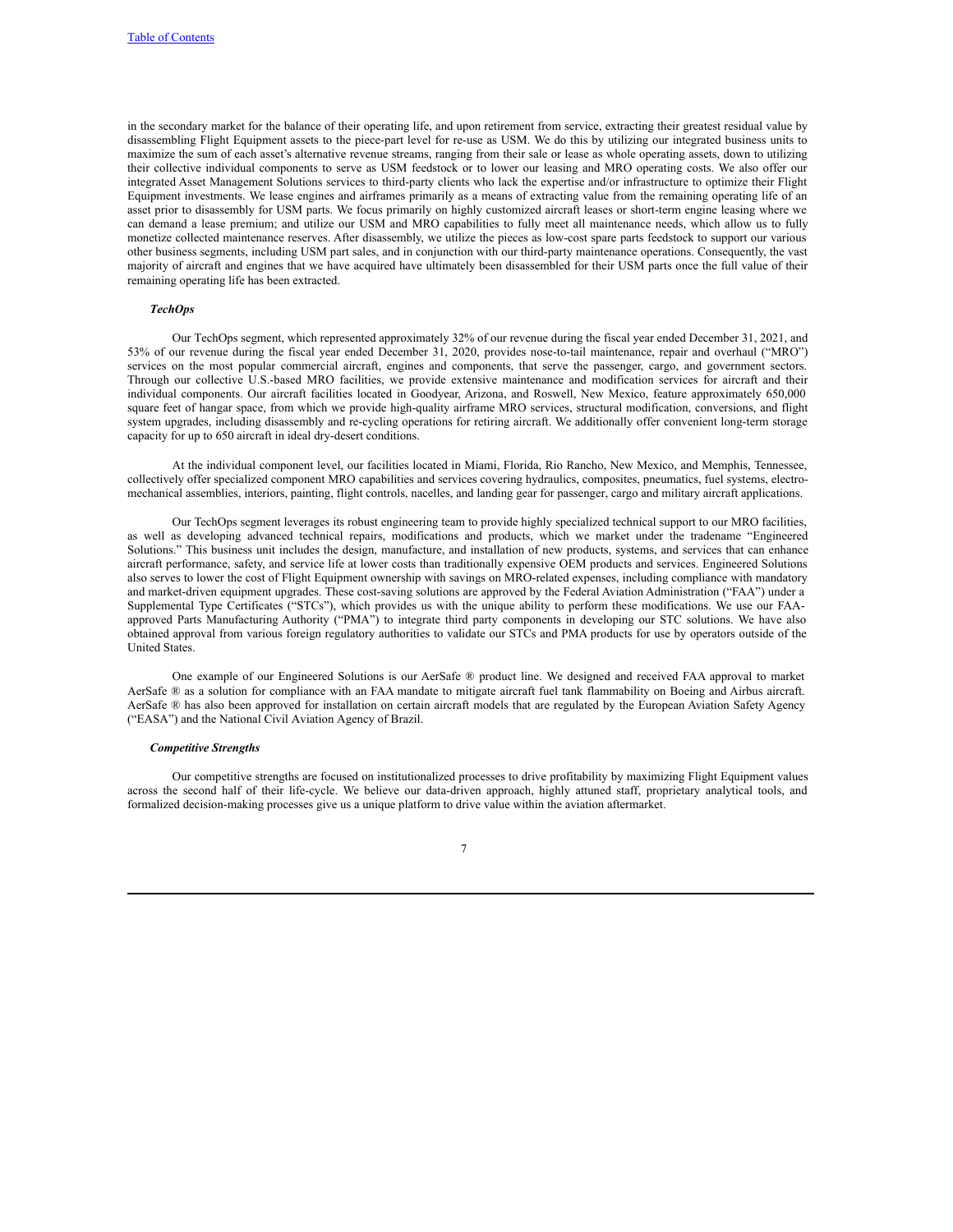in the secondary market for the balance of their operating life, and upon retirement from service, extracting their greatest residual value by disassembling Flight Equipment assets to the piece-part level for re-use as USM. We do this by utilizing our integrated business units to maximize the sum of each asset's alternative revenue streams, ranging from their sale or lease as whole operating assets, down to utilizing their collective individual components to serve as USM feedstock or to lower our leasing and MRO operating costs. We also offer our integrated Asset Management Solutions services to third-party clients who lack the expertise and/or infrastructure to optimize their Flight Equipment investments. We lease engines and airframes primarily as a means of extracting value from the remaining operating life of an asset prior to disassembly for USM parts. We focus primarily on highly customized aircraft leases or short-term engine leasing where we can demand a lease premium; and utilize our USM and MRO capabilities to fully meet all maintenance needs, which allow us to fully monetize collected maintenance reserves. After disassembly, we utilize the pieces as low-cost spare parts feedstock to support our various other business segments, including USM part sales, and in conjunction with our third-party maintenance operations. Consequently, the vast majority of aircraft and engines that we have acquired have ultimately been disassembled for their USM parts once the full value of their remaining operating life has been extracted.

***TechOps***

Our TechOps segment, which represented approximately 32% of our revenue during the fiscal year ended December 31, 2021, and 53% of our revenue during the fiscal year ended December 31, 2020, provides nose-to-tail maintenance, repair and overhaul ("MRO") services on the most popular commercial aircraft, engines and components, that serve the passenger, cargo, and government sectors. Through our collective U.S.-based MRO facilities, we provide extensive maintenance and modification services for aircraft and their individual components. Our aircraft facilities located in Goodyear, Arizona, and Roswell, New Mexico, feature approximately 650,000 square feet of hangar space, from which we provide high-quality airframe MRO services, structural modification, conversions, and flight system upgrades, including disassembly and re-cycling operations for retiring aircraft. We additionally offer convenient long-term storage capacity for up to 650 aircraft in ideal dry-desert conditions.

At the individual component level, our facilities located in Miami, Florida, Rio Rancho, New Mexico, and Memphis, Tennessee, collectively offer specialized component MRO capabilities and services covering hydraulics, composites, pneumatics, fuel systems, electro-mechanical assemblies, interiors, painting, flight controls, nacelles, and landing gear for passenger, cargo and military aircraft applications.

Our TechOps segment leverages its robust engineering team to provide highly specialized technical support to our MRO facilities, as well as developing advanced technical repairs, modifications and products, which we market under the tradename "Engineered Solutions." This business unit includes the design, manufacture, and installation of new products, systems, and services that can enhance aircraft performance, safety, and service life at lower costs than traditionally expensive OEM products and services. Engineered Solutions also serves to lower the cost of Flight Equipment ownership with savings on MRO-related expenses, including compliance with mandatory and market-driven equipment upgrades. These cost-saving solutions are approved by the Federal Aviation Administration ("FAA") under a Supplemental Type Certificates ("STCs"), which provides us with the unique ability to perform these modifications. We use our FAA-approved Parts Manufacturing Authority ("PMA") to integrate third party components in developing our STC solutions. We have also obtained approval from various foreign regulatory authorities to validate our STCs and PMA products for use by operators outside of the United States.

One example of our Engineered Solutions is our AerSafe ® product line. We designed and received FAA approval to market AerSafe ® as a solution for compliance with an FAA mandate to mitigate aircraft fuel tank flammability on Boeing and Airbus aircraft. AerSafe ® has also been approved for installation on certain aircraft models that are regulated by the European Aviation Safety Agency ("EASA") and the National Civil Aviation Agency of Brazil.

***Competitive Strengths***

Our competitive strengths are focused on institutionalized processes to drive profitability by maximizing Flight Equipment values across the second half of their life-cycle. We believe our data-driven approach, highly attuned staff, proprietary analytical tools, and formalized decision-making processes give us a unique platform to drive value within the aviation aftermarket.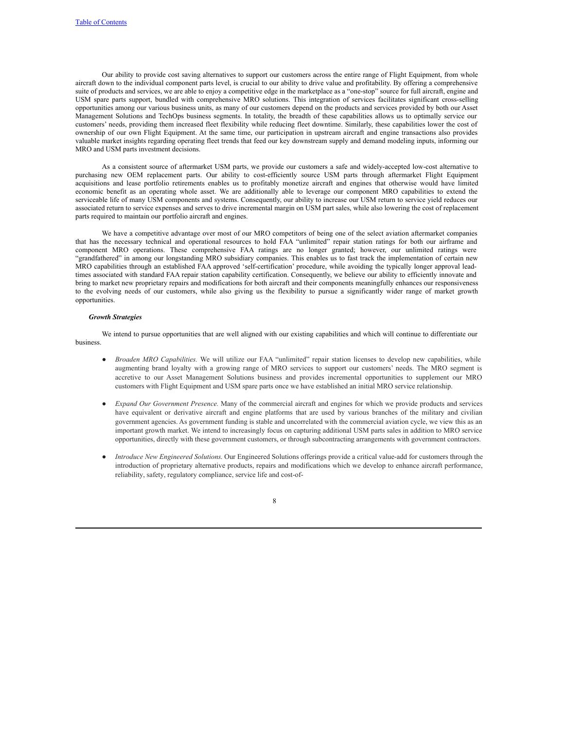Our ability to provide cost saving alternatives to support our customers across the entire range of Flight Equipment, from whole aircraft down to the individual component parts level, is crucial to our ability to drive value and profitability. By offering a comprehensive suite of products and services, we are able to enjoy a competitive edge in the marketplace as a "one-stop" source for full aircraft, engine and USM spare parts support, bundled with comprehensive MRO solutions. This integration of services facilitates significant cross-selling opportunities among our various business units, as many of our customers depend on the products and services provided by both our Asset Management Solutions and TechOps business segments. In totality, the breadth of these capabilities allows us to optimally service our customers' needs, providing them increased fleet flexibility while reducing fleet downtime. Similarly, these capabilities lower the cost of ownership of our own Flight Equipment. At the same time, our participation in upstream aircraft and engine transactions also provides valuable market insights regarding operating fleet trends that feed our key downstream supply and demand modeling inputs, informing our MRO and USM parts investment decisions.

As a consistent source of aftermarket USM parts, we provide our customers a safe and widely-accepted low-cost alternative to purchasing new OEM replacement parts. Our ability to cost-efficiently source USM parts through aftermarket Flight Equipment acquisitions and lease portfolio retirements enables us to profitably monetize aircraft and engines that otherwise would have limited economic benefit as an operating whole asset. We are additionally able to leverage our component MRO capabilities to extend the serviceable life of many USM components and systems. Consequently, our ability to increase our USM return to service yield reduces our associated return to service expenses and serves to drive incremental margin on USM part sales, while also lowering the cost of replacement parts required to maintain our portfolio aircraft and engines.

We have a competitive advantage over most of our MRO competitors of being one of the select aviation aftermarket companies that has the necessary technical and operational resources to hold FAA "unlimited" repair station ratings for both our airframe and component MRO operations. These comprehensive FAA ratings are no longer granted; however, our unlimited ratings were "grandfathered" in among our longstanding MRO subsidiary companies. This enables us to fast track the implementation of certain new MRO capabilities through an established FAA approved 'self-certification' procedure, while avoiding the typically longer approval lead-times associated with standard FAA repair station capability certification. Consequently, we believe our ability to efficiently innovate and bring to market new proprietary repairs and modifications for both aircraft and their components meaningfully enhances our responsiveness to the evolving needs of our customers, while also giving us the flexibility to pursue a significantly wider range of market growth opportunities.

***Growth Strategies***

We intend to pursue opportunities that are well aligned with our existing capabilities and which will continue to differentiate our business.

- *Broaden MRO Capabilities.* We will utilize our FAA "unlimited" repair station licenses to develop new capabilities, while augmenting brand loyalty with a growing range of MRO services to support our customers' needs. The MRO segment is accretive to our Asset Management Solutions business and provides incremental opportunities to supplement our MRO customers with Flight Equipment and USM spare parts once we have established an initial MRO service relationship.

- *Expand Our Government Presence.* Many of the commercial aircraft and engines for which we provide products and services have equivalent or derivative aircraft and engine platforms that are used by various branches of the military and civilian government agencies. As government funding is stable and uncorrelated with the commercial aviation cycle, we view this as an important growth market. We intend to increasingly focus on capturing additional USM parts sales in addition to MRO service opportunities, directly with these government customers, or through subcontracting arrangements with government contractors.

- *Introduce New Engineered Solutions.* Our Engineered Solutions offerings provide a critical value-add for customers through the introduction of proprietary alternative products, repairs and modifications which we develop to enhance aircraft performance, reliability, safety, regulatory compliance, service life and cost-of-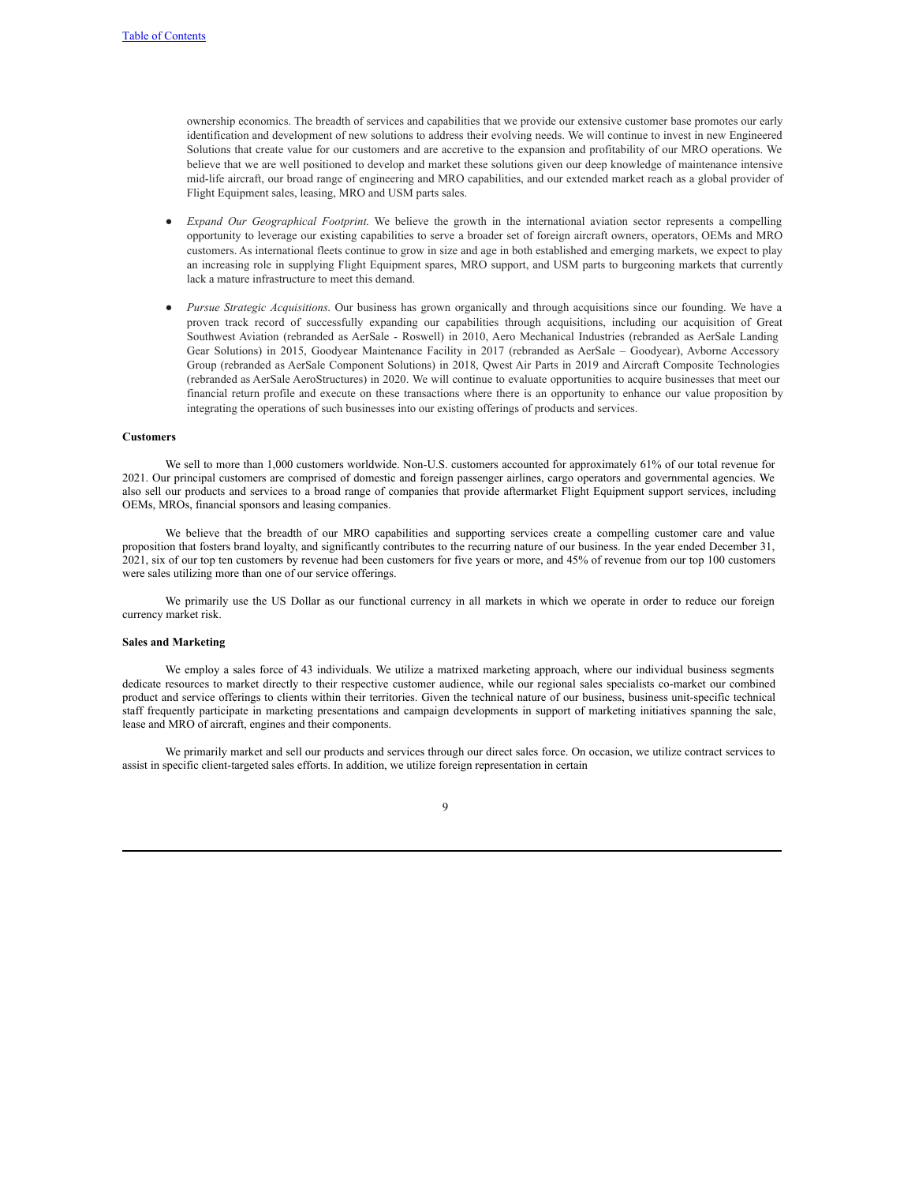ownership economics. The breadth of services and capabilities that we provide our extensive customer base promotes our early identification and development of new solutions to address their evolving needs. We will continue to invest in new Engineered Solutions that create value for our customers and are accretive to the expansion and profitability of our MRO operations. We believe that we are well positioned to develop and market these solutions given our deep knowledge of maintenance intensive mid-life aircraft, our broad range of engineering and MRO capabilities, and our extended market reach as a global provider of Flight Equipment sales, leasing, MRO and USM parts sales.

- *Expand Our Geographical Footprint.* We believe the growth in the international aviation sector represents a compelling opportunity to leverage our existing capabilities to serve a broader set of foreign aircraft owners, operators, OEMs and MRO customers. As international fleets continue to grow in size and age in both established and emerging markets, we expect to play an increasing role in supplying Flight Equipment spares, MRO support, and USM parts to burgeoning markets that currently lack a mature infrastructure to meet this demand.

- *Pursue Strategic Acquisitions.* Our business has grown organically and through acquisitions since our founding. We have a proven track record of successfully expanding our capabilities through acquisitions, including our acquisition of Great Southwest Aviation (rebranded as AerSale - Roswell) in 2010, Aero Mechanical Industries (rebranded as AerSale Landing Gear Solutions) in 2015, Goodyear Maintenance Facility in 2017 (rebranded as AerSale – Goodyear), Avborne Accessory Group (rebranded as AerSale Component Solutions) in 2018, Qwest Air Parts in 2019 and Aircraft Composite Technologies (rebranded as AerSale AeroStructures) in 2020. We will continue to evaluate opportunities to acquire businesses that meet our financial return profile and execute on these transactions where there is an opportunity to enhance our value proposition by integrating the operations of such businesses into our existing offerings of products and services.

**Customers**

We sell to more than 1,000 customers worldwide. Non-U.S. customers accounted for approximately 61% of our total revenue for 2021. Our principal customers are comprised of domestic and foreign passenger airlines, cargo operators and governmental agencies. We also sell our products and services to a broad range of companies that provide aftermarket Flight Equipment support services, including OEMs, MROs, financial sponsors and leasing companies.

We believe that the breadth of our MRO capabilities and supporting services create a compelling customer care and value proposition that fosters brand loyalty, and significantly contributes to the recurring nature of our business. In the year ended December 31, 2021, six of our top ten customers by revenue had been customers for five years or more, and 45% of revenue from our top 100 customers were sales utilizing more than one of our service offerings.

We primarily use the US Dollar as our functional currency in all markets in which we operate in order to reduce our foreign currency market risk.

**Sales and Marketing**

We employ a sales force of 43 individuals. We utilize a matrixed marketing approach, where our individual business segments dedicate resources to market directly to their respective customer audience, while our regional sales specialists co-market our combined product and service offerings to clients within their territories. Given the technical nature of our business, business unit-specific technical staff frequently participate in marketing presentations and campaign developments in support of marketing initiatives spanning the sale, lease and MRO of aircraft, engines and their components.

We primarily market and sell our products and services through our direct sales force. On occasion, we utilize contract services to assist in specific client-targeted sales efforts. In addition, we utilize foreign representation in certain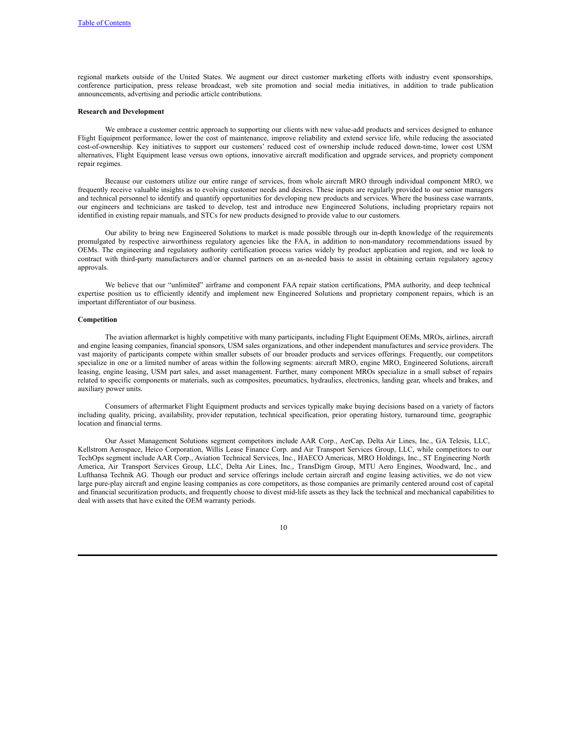regional markets outside of the United States. We augment our direct customer marketing efforts with industry event sponsorships, conference participation, press release broadcast, web site promotion and social media initiatives, in addition to trade publication announcements, advertising and periodic article contributions.

**Research and Development**

We embrace a customer centric approach to supporting our clients with new value-add products and services designed to enhance Flight Equipment performance, lower the cost of maintenance, improve reliability and extend service life, while reducing the associated cost-of-ownership. Key initiatives to support our customers' reduced cost of ownership include reduced down-time, lower cost USM alternatives, Flight Equipment lease versus own options, innovative aircraft modification and upgrade services, and propriety component repair regimes.

Because our customers utilize our entire range of services, from whole aircraft MRO through individual component MRO, we frequently receive valuable insights as to evolving customer needs and desires. These inputs are regularly provided to our senior managers and technical personnel to identify and quantify opportunities for developing new products and services. Where the business case warrants, our engineers and technicians are tasked to develop, test and introduce new Engineered Solutions, including proprietary repairs not identified in existing repair manuals, and STCs for new products designed to provide value to our customers.

Our ability to bring new Engineered Solutions to market is made possible through our in-depth knowledge of the requirements promulgated by respective airworthiness regulatory agencies like the FAA, in addition to non-mandatory recommendations issued by OEMs. The engineering and regulatory authority certification process varies widely by product application and region, and we look to contract with third-party manufacturers and/or channel partners on an as-needed basis to assist in obtaining certain regulatory agency approvals.

We believe that our "unlimited" airframe and component FAA repair station certifications, PMA authority, and deep technical expertise position us to efficiently identify and implement new Engineered Solutions and proprietary component repairs, which is an important differentiator of our business.

**Competition**

The aviation aftermarket is highly competitive with many participants, including Flight Equipment OEMs, MROs, airlines, aircraft and engine leasing companies, financial sponsors, USM sales organizations, and other independent manufactures and service providers. The vast majority of participants compete within smaller subsets of our broader products and services offerings. Frequently, our competitors specialize in one or a limited number of areas within the following segments: aircraft MRO, engine MRO, Engineered Solutions, aircraft leasing, engine leasing, USM part sales, and asset management. Further, many component MROs specialize in a small subset of repairs related to specific components or materials, such as composites, pneumatics, hydraulics, electronics, landing gear, wheels and brakes, and auxiliary power units.

Consumers of aftermarket Flight Equipment products and services typically make buying decisions based on a variety of factors including quality, pricing, availability, provider reputation, technical specification, prior operating history, turnaround time, geographic location and financial terms.

Our Asset Management Solutions segment competitors include AAR Corp., AerCap, Delta Air Lines, Inc., GA Telesis, LLC, Kellstrom Aerospace, Heico Corporation, Willis Lease Finance Corp. and Air Transport Services Group, LLC, while competitors to our TechOps segment include AAR Corp., Aviation Technical Services, Inc., HAECO Americas, MRO Holdings, Inc., ST Engineering North America, Air Transport Services Group, LLC, Delta Air Lines, Inc., TransDigm Group, MTU Aero Engines, Woodward, Inc., and Lufthansa Technik AG. Though our product and service offerings include certain aircraft and engine leasing activities, we do not view large pure-play aircraft and engine leasing companies as core competitors, as those companies are primarily centered around cost of capital and financial securitization products, and frequently choose to divest mid-life assets as they lack the technical and mechanical capabilities to deal with assets that have exited the OEM warranty periods.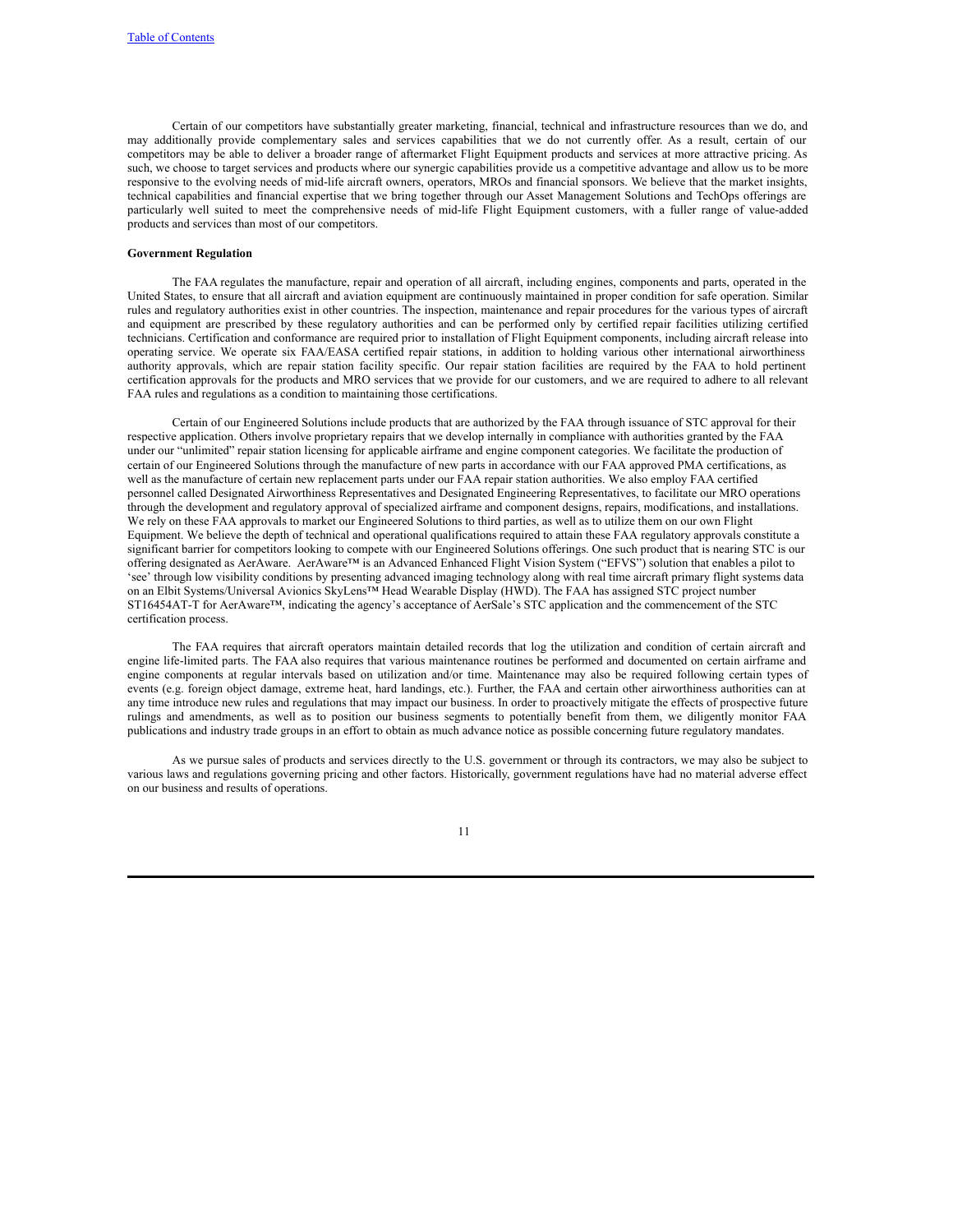Certain of our competitors have substantially greater marketing, financial, technical and infrastructure resources than we do, and may additionally provide complementary sales and services capabilities that we do not currently offer. As a result, certain of our competitors may be able to deliver a broader range of aftermarket Flight Equipment products and services at more attractive pricing. As such, we choose to target services and products where our synergic capabilities provide us a competitive advantage and allow us to be more responsive to the evolving needs of mid-life aircraft owners, operators, MROs and financial sponsors. We believe that the market insights, technical capabilities and financial expertise that we bring together through our Asset Management Solutions and TechOps offerings are particularly well suited to meet the comprehensive needs of mid-life Flight Equipment customers, with a fuller range of value-added products and services than most of our competitors.

**Government Regulation**

The FAA regulates the manufacture, repair and operation of all aircraft, including engines, components and parts, operated in the United States, to ensure that all aircraft and aviation equipment are continuously maintained in proper condition for safe operation. Similar rules and regulatory authorities exist in other countries. The inspection, maintenance and repair procedures for the various types of aircraft and equipment are prescribed by these regulatory authorities and can be performed only by certified repair facilities utilizing certified technicians. Certification and conformance are required prior to installation of Flight Equipment components, including aircraft release into operating service. We operate six FAA/EASA certified repair stations, in addition to holding various other international airworthiness authority approvals, which are repair station facility specific. Our repair station facilities are required by the FAA to hold pertinent certification approvals for the products and MRO services that we provide for our customers, and we are required to adhere to all relevant FAA rules and regulations as a condition to maintaining those certifications.

Certain of our Engineered Solutions include products that are authorized by the FAA through issuance of STC approval for their respective application. Others involve proprietary repairs that we develop internally in compliance with authorities granted by the FAA under our "unlimited" repair station licensing for applicable airframe and engine component categories. We facilitate the production of certain of our Engineered Solutions through the manufacture of new parts in accordance with our FAA approved PMA certifications, as well as the manufacture of certain new replacement parts under our FAA repair station authorities. We also employ FAA certified personnel called Designated Airworthiness Representatives and Designated Engineering Representatives, to facilitate our MRO operations through the development and regulatory approval of specialized airframe and component designs, repairs, modifications, and installations. We rely on these FAA approvals to market our Engineered Solutions to third parties, as well as to utilize them on our own Flight Equipment. We believe the depth of technical and operational qualifications required to attain these FAA regulatory approvals constitute a significant barrier for competitors looking to compete with our Engineered Solutions offerings. One such product that is nearing STC is our offering designated as AerAware. AerAware™ is an Advanced Enhanced Flight Vision System ("EFVS") solution that enables a pilot to 'see' through low visibility conditions by presenting advanced imaging technology along with real time aircraft primary flight systems data on an Elbit Systems/Universal Avionics SkyLens™ Head Wearable Display (HWD). The FAA has assigned STC project number ST16454AT-T for AerAware™, indicating the agency's acceptance of AerSale's STC application and the commencement of the STC certification process.

The FAA requires that aircraft operators maintain detailed records that log the utilization and condition of certain aircraft and engine life-limited parts. The FAA also requires that various maintenance routines be performed and documented on certain airframe and engine components at regular intervals based on utilization and/or time. Maintenance may also be required following certain types of events (e.g. foreign object damage, extreme heat, hard landings, etc.). Further, the FAA and certain other airworthiness authorities can at any time introduce new rules and regulations that may impact our business. In order to proactively mitigate the effects of prospective future rulings and amendments, as well as to position our business segments to potentially benefit from them, we diligently monitor FAA publications and industry trade groups in an effort to obtain as much advance notice as possible concerning future regulatory mandates.

As we pursue sales of products and services directly to the U.S. government or through its contractors, we may also be subject to various laws and regulations governing pricing and other factors. Historically, government regulations have had no material adverse effect on our business and results of operations.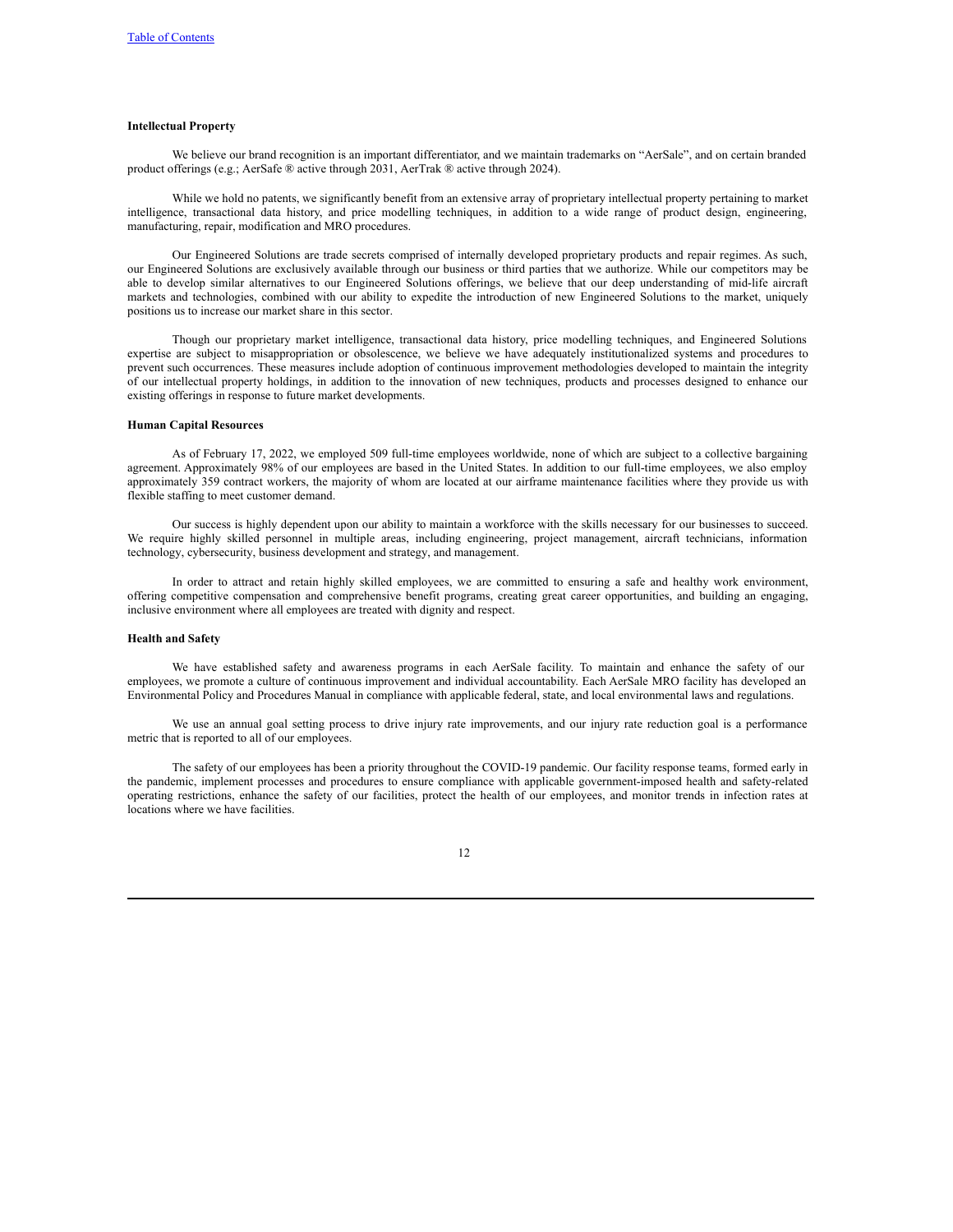**Intellectual Property**

We believe our brand recognition is an important differentiator, and we maintain trademarks on "AerSale", and on certain branded product offerings (e.g.; AerSafe ® active through 2031, AerTrak ® active through 2024).

While we hold no patents, we significantly benefit from an extensive array of proprietary intellectual property pertaining to market intelligence, transactional data history, and price modelling techniques, in addition to a wide range of product design, engineering, manufacturing, repair, modification and MRO procedures.

Our Engineered Solutions are trade secrets comprised of internally developed proprietary products and repair regimes. As such, our Engineered Solutions are exclusively available through our business or third parties that we authorize. While our competitors may be able to develop similar alternatives to our Engineered Solutions offerings, we believe that our deep understanding of mid-life aircraft markets and technologies, combined with our ability to expedite the introduction of new Engineered Solutions to the market, uniquely positions us to increase our market share in this sector.

Though our proprietary market intelligence, transactional data history, price modelling techniques, and Engineered Solutions expertise are subject to misappropriation or obsolescence, we believe we have adequately institutionalized systems and procedures to prevent such occurrences. These measures include adoption of continuous improvement methodologies developed to maintain the integrity of our intellectual property holdings, in addition to the innovation of new techniques, products and processes designed to enhance our existing offerings in response to future market developments.

**Human Capital Resources**

As of February 17, 2022, we employed 509 full-time employees worldwide, none of which are subject to a collective bargaining agreement. Approximately 98% of our employees are based in the United States. In addition to our full-time employees, we also employ approximately 359 contract workers, the majority of whom are located at our airframe maintenance facilities where they provide us with flexible staffing to meet customer demand.

Our success is highly dependent upon our ability to maintain a workforce with the skills necessary for our businesses to succeed. We require highly skilled personnel in multiple areas, including engineering, project management, aircraft technicians, information technology, cybersecurity, business development and strategy, and management.

In order to attract and retain highly skilled employees, we are committed to ensuring a safe and healthy work environment, offering competitive compensation and comprehensive benefit programs, creating great career opportunities, and building an engaging, inclusive environment where all employees are treated with dignity and respect.

**Health and Safety**

We have established safety and awareness programs in each AerSale facility. To maintain and enhance the safety of our employees, we promote a culture of continuous improvement and individual accountability. Each AerSale MRO facility has developed an Environmental Policy and Procedures Manual in compliance with applicable federal, state, and local environmental laws and regulations.

We use an annual goal setting process to drive injury rate improvements, and our injury rate reduction goal is a performance metric that is reported to all of our employees.

The safety of our employees has been a priority throughout the COVID-19 pandemic. Our facility response teams, formed early in the pandemic, implement processes and procedures to ensure compliance with applicable government-imposed health and safety-related operating restrictions, enhance the safety of our facilities, protect the health of our employees, and monitor trends in infection rates at locations where we have facilities.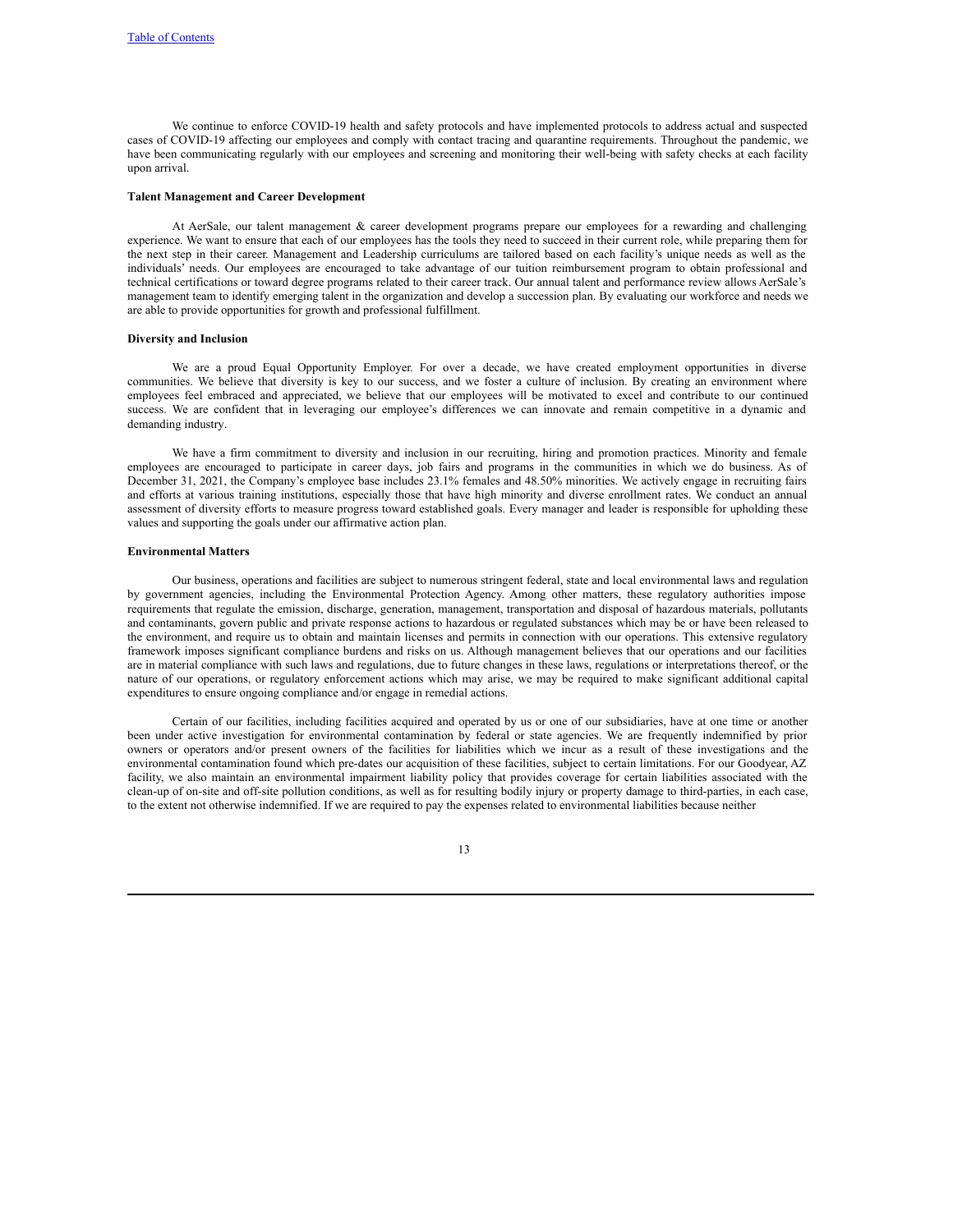We continue to enforce COVID-19 health and safety protocols and have implemented protocols to address actual and suspected cases of COVID-19 affecting our employees and comply with contact tracing and quarantine requirements. Throughout the pandemic, we have been communicating regularly with our employees and screening and monitoring their well-being with safety checks at each facility upon arrival.

**Talent Management and Career Development**

At AerSale, our talent management & career development programs prepare our employees for a rewarding and challenging experience. We want to ensure that each of our employees has the tools they need to succeed in their current role, while preparing them for the next step in their career. Management and Leadership curriculums are tailored based on each facility's unique needs as well as the individuals' needs. Our employees are encouraged to take advantage of our tuition reimbursement program to obtain professional and technical certifications or toward degree programs related to their career track. Our annual talent and performance review allows AerSale's management team to identify emerging talent in the organization and develop a succession plan. By evaluating our workforce and needs we are able to provide opportunities for growth and professional fulfillment.

**Diversity and Inclusion**

We are a proud Equal Opportunity Employer. For over a decade, we have created employment opportunities in diverse communities. We believe that diversity is key to our success, and we foster a culture of inclusion. By creating an environment where employees feel embraced and appreciated, we believe that our employees will be motivated to excel and contribute to our continued success. We are confident that in leveraging our employee's differences we can innovate and remain competitive in a dynamic and demanding industry.

We have a firm commitment to diversity and inclusion in our recruiting, hiring and promotion practices. Minority and female employees are encouraged to participate in career days, job fairs and programs in the communities in which we do business. As of December 31, 2021, the Company's employee base includes 23.1% females and 48.50% minorities. We actively engage in recruiting fairs and efforts at various training institutions, especially those that have high minority and diverse enrollment rates. We conduct an annual assessment of diversity efforts to measure progress toward established goals. Every manager and leader is responsible for upholding these values and supporting the goals under our affirmative action plan.

**Environmental Matters**

Our business, operations and facilities are subject to numerous stringent federal, state and local environmental laws and regulation by government agencies, including the Environmental Protection Agency. Among other matters, these regulatory authorities impose requirements that regulate the emission, discharge, generation, management, transportation and disposal of hazardous materials, pollutants and contaminants, govern public and private response actions to hazardous or regulated substances which may be or have been released to the environment, and require us to obtain and maintain licenses and permits in connection with our operations. This extensive regulatory framework imposes significant compliance burdens and risks on us. Although management believes that our operations and our facilities are in material compliance with such laws and regulations, due to future changes in these laws, regulations or interpretations thereof, or the nature of our operations, or regulatory enforcement actions which may arise, we may be required to make significant additional capital expenditures to ensure ongoing compliance and/or engage in remedial actions.

Certain of our facilities, including facilities acquired and operated by us or one of our subsidiaries, have at one time or another been under active investigation for environmental contamination by federal or state agencies. We are frequently indemnified by prior owners or operators and/or present owners of the facilities for liabilities which we incur as a result of these investigations and the environmental contamination found which pre-dates our acquisition of these facilities, subject to certain limitations. For our Goodyear, AZ facility, we also maintain an environmental impairment liability policy that provides coverage for certain liabilities associated with the clean-up of on-site and off-site pollution conditions, as well as for resulting bodily injury or property damage to third-parties, in each case, to the extent not otherwise indemnified. If we are required to pay the expenses related to environmental liabilities because neither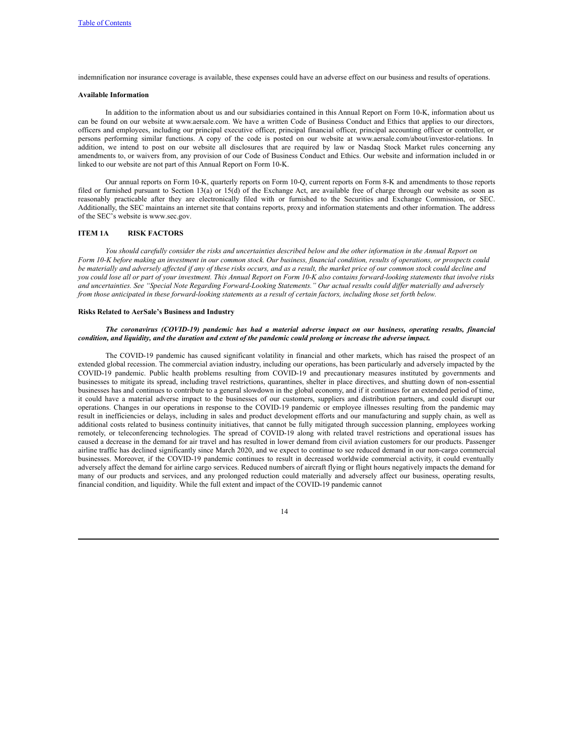indemnification nor insurance coverage is available, these expenses could have an adverse effect on our business and results of operations.

**Available Information**

In addition to the information about us and our subsidiaries contained in this Annual Report on Form 10-K, information about us can be found on our website at www.aersale.com. We have a written Code of Business Conduct and Ethics that applies to our directors, officers and employees, including our principal executive officer, principal financial officer, principal accounting officer or controller, or persons performing similar functions. A copy of the code is posted on our website at www.aersale.com/about/investor-relations. In addition, we intend to post on our website all disclosures that are required by law or Nasdaq Stock Market rules concerning any amendments to, or waivers from, any provision of our Code of Business Conduct and Ethics. Our website and information included in or linked to our website are not part of this Annual Report on Form 10-K.

Our annual reports on Form 10-K, quarterly reports on Form 10-Q, current reports on Form 8-K and amendments to those reports filed or furnished pursuant to Section 13(a) or 15(d) of the Exchange Act, are available free of charge through our website as soon as reasonably practicable after they are electronically filed with or furnished to the Securities and Exchange Commission, or SEC. Additionally, the SEC maintains an internet site that contains reports, proxy and information statements and other information. The address of the SEC's website is www.sec.gov.

## ITEM 1A RISK FACTORS

*You should carefully consider the risks and uncertainties described below and the other information in the Annual Report on Form 10-K before making an investment in our common stock. Our business, financial condition, results of operations, or prospects could be materially and adversely affected if any of these risks occurs, and as a result, the market price of our common stock could decline and you could lose all or part of your investment. This Annual Report on Form 10-K also contains forward-looking statements that involve risks and uncertainties. See "Special Note Regarding Forward-Looking Statements." Our actual results could differ materially and adversely from those anticipated in these forward-looking statements as a result of certain factors, including those set forth below.*

**Risks Related to AerSale's Business and Industry**

***The coronavirus (COVID-19) pandemic has had a material adverse impact on our business, operating results, financial condition, and liquidity, and the duration and extent of the pandemic could prolong or increase the adverse impact.***

The COVID-19 pandemic has caused significant volatility in financial and other markets, which has raised the prospect of an extended global recession. The commercial aviation industry, including our operations, has been particularly and adversely impacted by the COVID-19 pandemic. Public health problems resulting from COVID-19 and precautionary measures instituted by governments and businesses to mitigate its spread, including travel restrictions, quarantines, shelter in place directives, and shutting down of non-essential businesses has and continues to contribute to a general slowdown in the global economy, and if it continues for an extended period of time, it could have a material adverse impact to the businesses of our customers, suppliers and distribution partners, and could disrupt our operations. Changes in our operations in response to the COVID-19 pandemic or employee illnesses resulting from the pandemic may result in inefficiencies or delays, including in sales and product development efforts and our manufacturing and supply chain, as well as additional costs related to business continuity initiatives, that cannot be fully mitigated through succession planning, employees working remotely, or teleconferencing technologies. The spread of COVID-19 along with related travel restrictions and operational issues has caused a decrease in the demand for air travel and has resulted in lower demand from civil aviation customers for our products. Passenger airline traffic has declined significantly since March 2020, and we expect to continue to see reduced demand in our non-cargo commercial businesses. Moreover, if the COVID-19 pandemic continues to result in decreased worldwide commercial activity, it could eventually adversely affect the demand for airline cargo services. Reduced numbers of aircraft flying or flight hours negatively impacts the demand for many of our products and services, and any prolonged reduction could materially and adversely affect our business, operating results, financial condition, and liquidity. While the full extent and impact of the COVID-19 pandemic cannot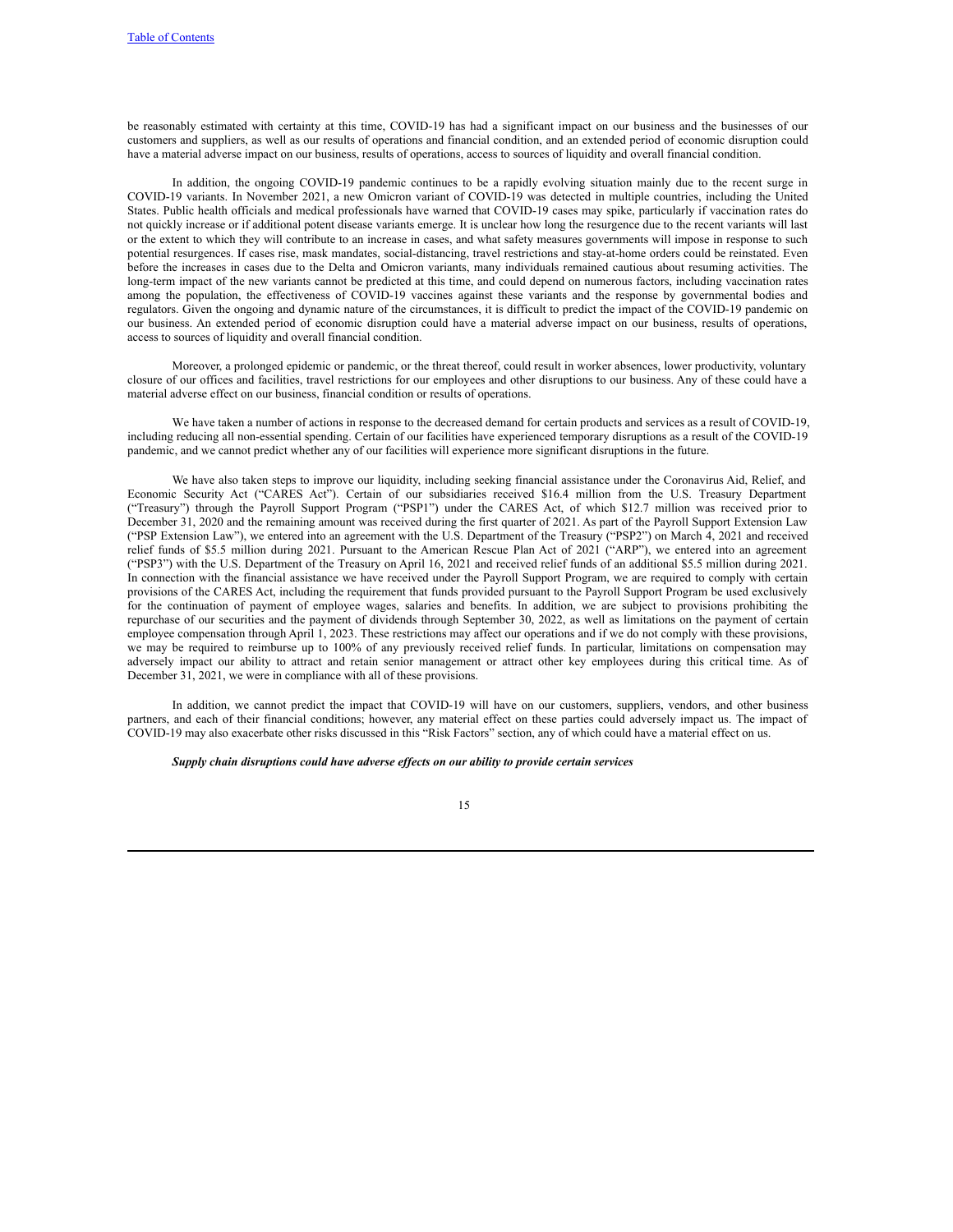be reasonably estimated with certainty at this time, COVID-19 has had a significant impact on our business and the businesses of our customers and suppliers, as well as our results of operations and financial condition, and an extended period of economic disruption could have a material adverse impact on our business, results of operations, access to sources of liquidity and overall financial condition.

In addition, the ongoing COVID-19 pandemic continues to be a rapidly evolving situation mainly due to the recent surge in COVID-19 variants. In November 2021, a new Omicron variant of COVID-19 was detected in multiple countries, including the United States. Public health officials and medical professionals have warned that COVID-19 cases may spike, particularly if vaccination rates do not quickly increase or if additional potent disease variants emerge. It is unclear how long the resurgence due to the recent variants will last or the extent to which they will contribute to an increase in cases, and what safety measures governments will impose in response to such potential resurgences. If cases rise, mask mandates, social-distancing, travel restrictions and stay-at-home orders could be reinstated. Even before the increases in cases due to the Delta and Omicron variants, many individuals remained cautious about resuming activities. The long-term impact of the new variants cannot be predicted at this time, and could depend on numerous factors, including vaccination rates among the population, the effectiveness of COVID-19 vaccines against these variants and the response by governmental bodies and regulators. Given the ongoing and dynamic nature of the circumstances, it is difficult to predict the impact of the COVID-19 pandemic on our business. An extended period of economic disruption could have a material adverse impact on our business, results of operations, access to sources of liquidity and overall financial condition.

Moreover, a prolonged epidemic or pandemic, or the threat thereof, could result in worker absences, lower productivity, voluntary closure of our offices and facilities, travel restrictions for our employees and other disruptions to our business. Any of these could have a material adverse effect on our business, financial condition or results of operations.

We have taken a number of actions in response to the decreased demand for certain products and services as a result of COVID-19, including reducing all non-essential spending. Certain of our facilities have experienced temporary disruptions as a result of the COVID-19 pandemic, and we cannot predict whether any of our facilities will experience more significant disruptions in the future.

We have also taken steps to improve our liquidity, including seeking financial assistance under the Coronavirus Aid, Relief, and Economic Security Act ("CARES Act"). Certain of our subsidiaries received $16.4 million from the U.S. Treasury Department ("Treasury") through the Payroll Support Program ("PSP1") under the CARES Act, of which $12.7 million was received prior to December 31, 2020 and the remaining amount was received during the first quarter of 2021. As part of the Payroll Support Extension Law ("PSP Extension Law"), we entered into an agreement with the U.S. Department of the Treasury ("PSP2") on March 4, 2021 and received relief funds of $5.5 million during 2021. Pursuant to the American Rescue Plan Act of 2021 ("ARP"), we entered into an agreement ("PSP3") with the U.S. Department of the Treasury on April 16, 2021 and received relief funds of an additional $5.5 million during 2021. In connection with the financial assistance we have received under the Payroll Support Program, we are required to comply with certain provisions of the CARES Act, including the requirement that funds provided pursuant to the Payroll Support Program be used exclusively for the continuation of payment of employee wages, salaries and benefits. In addition, we are subject to provisions prohibiting the repurchase of our securities and the payment of dividends through September 30, 2022, as well as limitations on the payment of certain employee compensation through April 1, 2023. These restrictions may affect our operations and if we do not comply with these provisions, we may be required to reimburse up to 100% of any previously received relief funds. In particular, limitations on compensation may adversely impact our ability to attract and retain senior management or attract other key employees during this critical time. As of December 31, 2021, we were in compliance with all of these provisions.

In addition, we cannot predict the impact that COVID-19 will have on our customers, suppliers, vendors, and other business partners, and each of their financial conditions; however, any material effect on these parties could adversely impact us. The impact of COVID-19 may also exacerbate other risks discussed in this "Risk Factors" section, any of which could have a material effect on us.

***Supply chain disruptions could have adverse effects on our ability to provide certain services***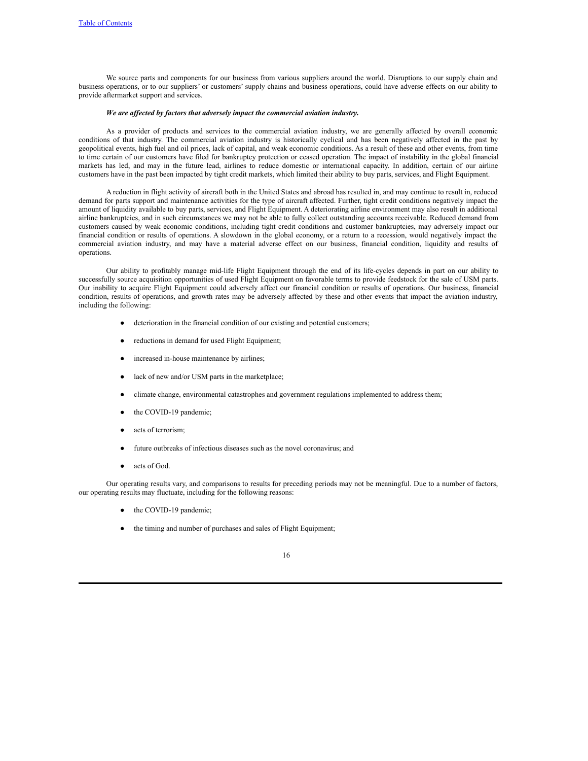We source parts and components for our business from various suppliers around the world. Disruptions to our supply chain and business operations, or to our suppliers' or customers' supply chains and business operations, could have adverse effects on our ability to provide aftermarket support and services.

***We are affected by factors that adversely impact the commercial aviation industry.***

As a provider of products and services to the commercial aviation industry, we are generally affected by overall economic conditions of that industry. The commercial aviation industry is historically cyclical and has been negatively affected in the past by geopolitical events, high fuel and oil prices, lack of capital, and weak economic conditions. As a result of these and other events, from time to time certain of our customers have filed for bankruptcy protection or ceased operation. The impact of instability in the global financial markets has led, and may in the future lead, airlines to reduce domestic or international capacity. In addition, certain of our airline customers have in the past been impacted by tight credit markets, which limited their ability to buy parts, services, and Flight Equipment.

A reduction in flight activity of aircraft both in the United States and abroad has resulted in, and may continue to result in, reduced demand for parts support and maintenance activities for the type of aircraft affected. Further, tight credit conditions negatively impact the amount of liquidity available to buy parts, services, and Flight Equipment. A deteriorating airline environment may also result in additional airline bankruptcies, and in such circumstances we may not be able to fully collect outstanding accounts receivable. Reduced demand from customers caused by weak economic conditions, including tight credit conditions and customer bankruptcies, may adversely impact our financial condition or results of operations. A slowdown in the global economy, or a return to a recession, would negatively impact the commercial aviation industry, and may have a material adverse effect on our business, financial condition, liquidity and results of operations.

Our ability to profitably manage mid-life Flight Equipment through the end of its life-cycles depends in part on our ability to successfully source acquisition opportunities of used Flight Equipment on favorable terms to provide feedstock for the sale of USM parts. Our inability to acquire Flight Equipment could adversely affect our financial condition or results of operations. Our business, financial condition, results of operations, and growth rates may be adversely affected by these and other events that impact the aviation industry, including the following:

- deterioration in the financial condition of our existing and potential customers;
- reductions in demand for used Flight Equipment;
- increased in-house maintenance by airlines;
- lack of new and/or USM parts in the marketplace;
- climate change, environmental catastrophes and government regulations implemented to address them;
- the COVID-19 pandemic;
- acts of terrorism;
- future outbreaks of infectious diseases such as the novel coronavirus; and
- acts of God.

Our operating results vary, and comparisons to results for preceding periods may not be meaningful. Due to a number of factors, our operating results may fluctuate, including for the following reasons:

- the COVID-19 pandemic;
- the timing and number of purchases and sales of Flight Equipment;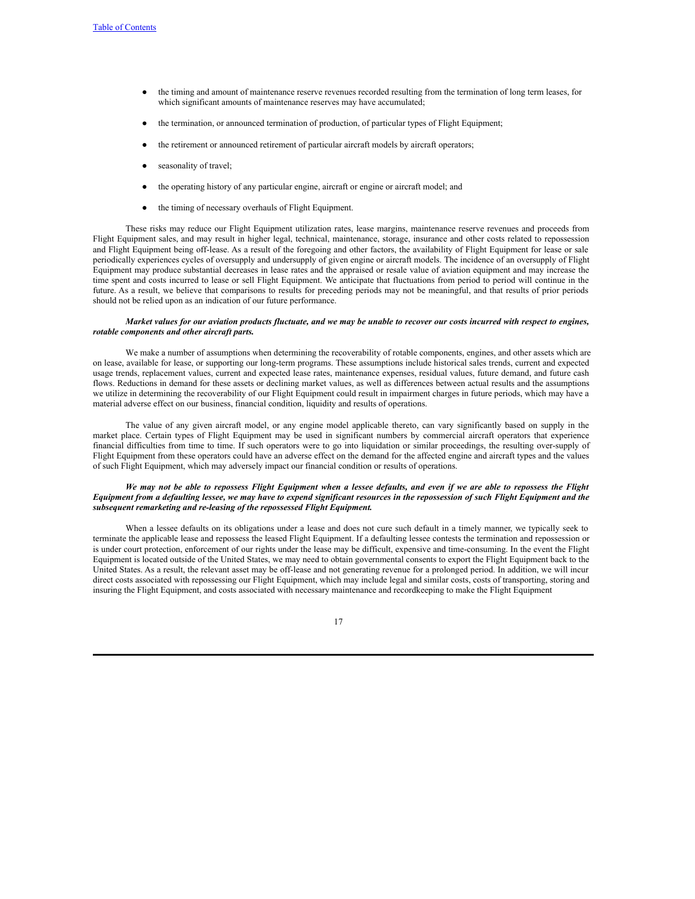- the timing and amount of maintenance reserve revenues recorded resulting from the termination of long term leases, for which significant amounts of maintenance reserves may have accumulated;
- the termination, or announced termination of production, of particular types of Flight Equipment;
- the retirement or announced retirement of particular aircraft models by aircraft operators;
- seasonality of travel;
- the operating history of any particular engine, aircraft or engine or aircraft model; and
- the timing of necessary overhauls of Flight Equipment.

These risks may reduce our Flight Equipment utilization rates, lease margins, maintenance reserve revenues and proceeds from Flight Equipment sales, and may result in higher legal, technical, maintenance, storage, insurance and other costs related to repossession and Flight Equipment being off-lease. As a result of the foregoing and other factors, the availability of Flight Equipment for lease or sale periodically experiences cycles of oversupply and undersupply of given engine or aircraft models. The incidence of an oversupply of Flight Equipment may produce substantial decreases in lease rates and the appraised or resale value of aviation equipment and may increase the time spent and costs incurred to lease or sell Flight Equipment. We anticipate that fluctuations from period to period will continue in the future. As a result, we believe that comparisons to results for preceding periods may not be meaningful, and that results of prior periods should not be relied upon as an indication of our future performance.

***Market values for our aviation products fluctuate, and we may be unable to recover our costs incurred with respect to engines, rotable components and other aircraft parts.***

We make a number of assumptions when determining the recoverability of rotable components, engines, and other assets which are on lease, available for lease, or supporting our long-term programs. These assumptions include historical sales trends, current and expected usage trends, replacement values, current and expected lease rates, maintenance expenses, residual values, future demand, and future cash flows. Reductions in demand for these assets or declining market values, as well as differences between actual results and the assumptions we utilize in determining the recoverability of our Flight Equipment could result in impairment charges in future periods, which may have a material adverse effect on our business, financial condition, liquidity and results of operations.

The value of any given aircraft model, or any engine model applicable thereto, can vary significantly based on supply in the market place. Certain types of Flight Equipment may be used in significant numbers by commercial aircraft operators that experience financial difficulties from time to time. If such operators were to go into liquidation or similar proceedings, the resulting over-supply of Flight Equipment from these operators could have an adverse effect on the demand for the affected engine and aircraft types and the values of such Flight Equipment, which may adversely impact our financial condition or results of operations.

***We may not be able to repossess Flight Equipment when a lessee defaults, and even if we are able to repossess the Flight Equipment from a defaulting lessee, we may have to expend significant resources in the repossession of such Flight Equipment and the subsequent remarketing and re-leasing of the repossessed Flight Equipment.***

When a lessee defaults on its obligations under a lease and does not cure such default in a timely manner, we typically seek to terminate the applicable lease and repossess the leased Flight Equipment. If a defaulting lessee contests the termination and repossession or is under court protection, enforcement of our rights under the lease may be difficult, expensive and time-consuming. In the event the Flight Equipment is located outside of the United States, we may need to obtain governmental consents to export the Flight Equipment back to the United States. As a result, the relevant asset may be off-lease and not generating revenue for a prolonged period. In addition, we will incur direct costs associated with repossessing our Flight Equipment, which may include legal and similar costs, costs of transporting, storing and insuring the Flight Equipment, and costs associated with necessary maintenance and recordkeeping to make the Flight Equipment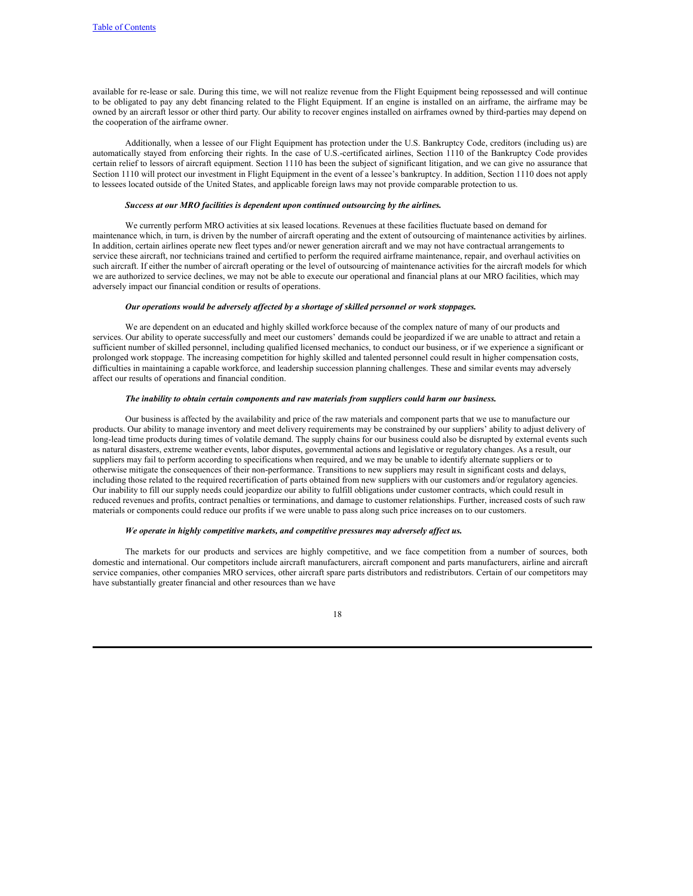available for re-lease or sale. During this time, we will not realize revenue from the Flight Equipment being repossessed and will continue to be obligated to pay any debt financing related to the Flight Equipment. If an engine is installed on an airframe, the airframe may be owned by an aircraft lessor or other third party. Our ability to recover engines installed on airframes owned by third-parties may depend on the cooperation of the airframe owner.

Additionally, when a lessee of our Flight Equipment has protection under the U.S. Bankruptcy Code, creditors (including us) are automatically stayed from enforcing their rights. In the case of U.S.-certificated airlines, Section 1110 of the Bankruptcy Code provides certain relief to lessors of aircraft equipment. Section 1110 has been the subject of significant litigation, and we can give no assurance that Section 1110 will protect our investment in Flight Equipment in the event of a lessee's bankruptcy. In addition, Section 1110 does not apply to lessees located outside of the United States, and applicable foreign laws may not provide comparable protection to us.

***Success at our MRO facilities is dependent upon continued outsourcing by the airlines.***

We currently perform MRO activities at six leased locations. Revenues at these facilities fluctuate based on demand for maintenance which, in turn, is driven by the number of aircraft operating and the extent of outsourcing of maintenance activities by airlines. In addition, certain airlines operate new fleet types and/or newer generation aircraft and we may not have contractual arrangements to service these aircraft, nor technicians trained and certified to perform the required airframe maintenance, repair, and overhaul activities on such aircraft. If either the number of aircraft operating or the level of outsourcing of maintenance activities for the aircraft models for which we are authorized to service declines, we may not be able to execute our operational and financial plans at our MRO facilities, which may adversely impact our financial condition or results of operations.

***Our operations would be adversely affected by a shortage of skilled personnel or work stoppages.***

We are dependent on an educated and highly skilled workforce because of the complex nature of many of our products and services. Our ability to operate successfully and meet our customers' demands could be jeopardized if we are unable to attract and retain a sufficient number of skilled personnel, including qualified licensed mechanics, to conduct our business, or if we experience a significant or prolonged work stoppage. The increasing competition for highly skilled and talented personnel could result in higher compensation costs, difficulties in maintaining a capable workforce, and leadership succession planning challenges. These and similar events may adversely affect our results of operations and financial condition.

***The inability to obtain certain components and raw materials from suppliers could harm our business.***

Our business is affected by the availability and price of the raw materials and component parts that we use to manufacture our products. Our ability to manage inventory and meet delivery requirements may be constrained by our suppliers' ability to adjust delivery of long-lead time products during times of volatile demand. The supply chains for our business could also be disrupted by external events such as natural disasters, extreme weather events, labor disputes, governmental actions and legislative or regulatory changes. As a result, our suppliers may fail to perform according to specifications when required, and we may be unable to identify alternate suppliers or to otherwise mitigate the consequences of their non-performance. Transitions to new suppliers may result in significant costs and delays, including those related to the required recertification of parts obtained from new suppliers with our customers and/or regulatory agencies. Our inability to fill our supply needs could jeopardize our ability to fulfill obligations under customer contracts, which could result in reduced revenues and profits, contract penalties or terminations, and damage to customer relationships. Further, increased costs of such raw materials or components could reduce our profits if we were unable to pass along such price increases on to our customers.

***We operate in highly competitive markets, and competitive pressures may adversely affect us.***

The markets for our products and services are highly competitive, and we face competition from a number of sources, both domestic and international. Our competitors include aircraft manufacturers, aircraft component and parts manufacturers, airline and aircraft service companies, other companies MRO services, other aircraft spare parts distributors and redistributors. Certain of our competitors may have substantially greater financial and other resources than we have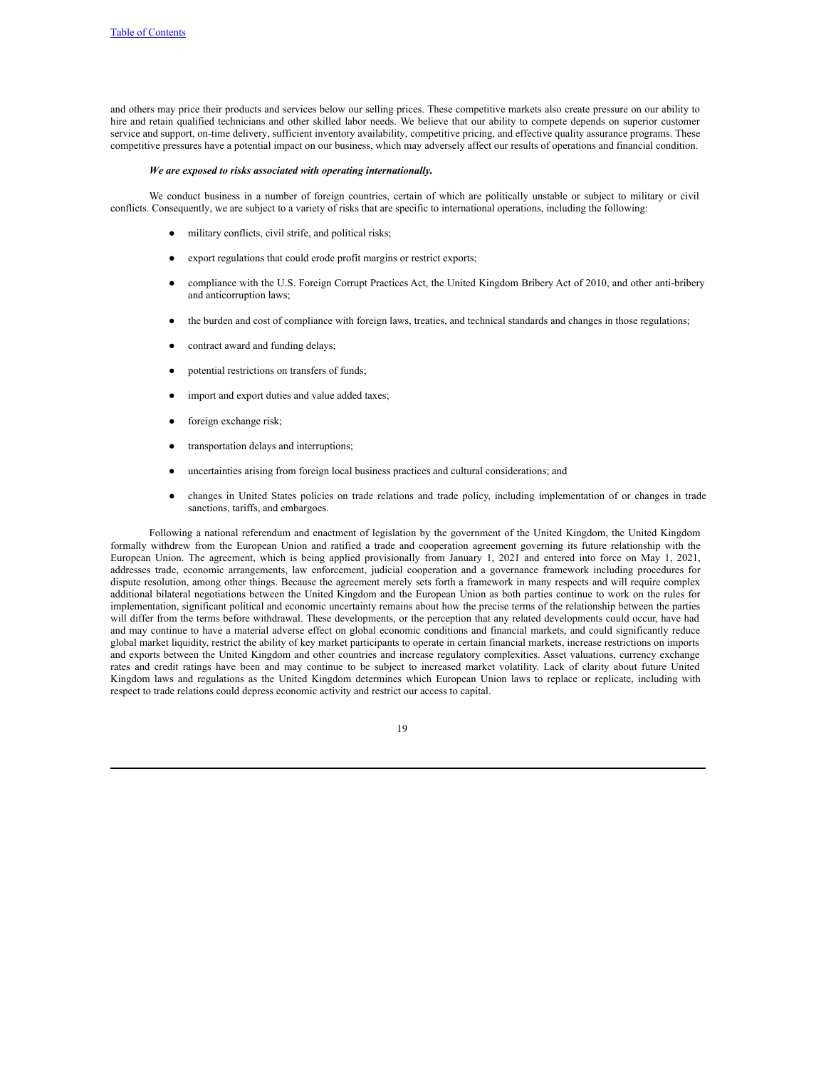and others may price their products and services below our selling prices. These competitive markets also create pressure on our ability to hire and retain qualified technicians and other skilled labor needs. We believe that our ability to compete depends on superior customer service and support, on-time delivery, sufficient inventory availability, competitive pricing, and effective quality assurance programs. These competitive pressures have a potential impact on our business, which may adversely affect our results of operations and financial condition.

***We are exposed to risks associated with operating internationally.***

We conduct business in a number of foreign countries, certain of which are politically unstable or subject to military or civil conflicts. Consequently, we are subject to a variety of risks that are specific to international operations, including the following:

- military conflicts, civil strife, and political risks;
- export regulations that could erode profit margins or restrict exports;
- compliance with the U.S. Foreign Corrupt Practices Act, the United Kingdom Bribery Act of 2010, and other anti-bribery and anticorruption laws;
- the burden and cost of compliance with foreign laws, treaties, and technical standards and changes in those regulations;
- contract award and funding delays;
- potential restrictions on transfers of funds;
- import and export duties and value added taxes;
- foreign exchange risk;
- transportation delays and interruptions;
- uncertainties arising from foreign local business practices and cultural considerations; and
- changes in United States policies on trade relations and trade policy, including implementation of or changes in trade sanctions, tariffs, and embargoes.

Following a national referendum and enactment of legislation by the government of the United Kingdom, the United Kingdom formally withdrew from the European Union and ratified a trade and cooperation agreement governing its future relationship with the European Union. The agreement, which is being applied provisionally from January 1, 2021 and entered into force on May 1, 2021, addresses trade, economic arrangements, law enforcement, judicial cooperation and a governance framework including procedures for dispute resolution, among other things. Because the agreement merely sets forth a framework in many respects and will require complex additional bilateral negotiations between the United Kingdom and the European Union as both parties continue to work on the rules for implementation, significant political and economic uncertainty remains about how the precise terms of the relationship between the parties will differ from the terms before withdrawal. These developments, or the perception that any related developments could occur, have had and may continue to have a material adverse effect on global economic conditions and financial markets, and could significantly reduce global market liquidity, restrict the ability of key market participants to operate in certain financial markets, increase restrictions on imports and exports between the United Kingdom and other countries and increase regulatory complexities. Asset valuations, currency exchange rates and credit ratings have been and may continue to be subject to increased market volatility. Lack of clarity about future United Kingdom laws and regulations as the United Kingdom determines which European Union laws to replace or replicate, including with respect to trade relations could depress economic activity and restrict our access to capital.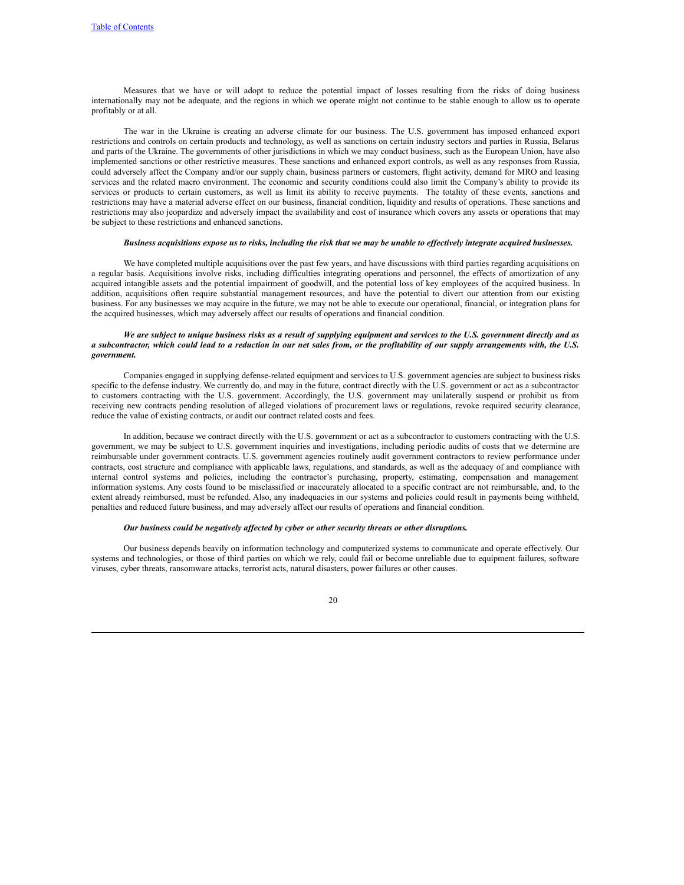Measures that we have or will adopt to reduce the potential impact of losses resulting from the risks of doing business internationally may not be adequate, and the regions in which we operate might not continue to be stable enough to allow us to operate profitably or at all.

The war in the Ukraine is creating an adverse climate for our business. The U.S. government has imposed enhanced export restrictions and controls on certain products and technology, as well as sanctions on certain industry sectors and parties in Russia, Belarus and parts of the Ukraine. The governments of other jurisdictions in which we may conduct business, such as the European Union, have also implemented sanctions or other restrictive measures. These sanctions and enhanced export controls, as well as any responses from Russia, could adversely affect the Company and/or our supply chain, business partners or customers, flight activity, demand for MRO and leasing services and the related macro environment. The economic and security conditions could also limit the Company's ability to provide its services or products to certain customers, as well as limit its ability to receive payments. The totality of these events, sanctions and restrictions may have a material adverse effect on our business, financial condition, liquidity and results of operations. These sanctions and restrictions may also jeopardize and adversely impact the availability and cost of insurance which covers any assets or operations that may be subject to these restrictions and enhanced sanctions.

***Business acquisitions expose us to risks, including the risk that we may be unable to effectively integrate acquired businesses.***

We have completed multiple acquisitions over the past few years, and have discussions with third parties regarding acquisitions on a regular basis. Acquisitions involve risks, including difficulties integrating operations and personnel, the effects of amortization of any acquired intangible assets and the potential impairment of goodwill, and the potential loss of key employees of the acquired business. In addition, acquisitions often require substantial management resources, and have the potential to divert our attention from our existing business. For any businesses we may acquire in the future, we may not be able to execute our operational, financial, or integration plans for the acquired businesses, which may adversely affect our results of operations and financial condition.

***We are subject to unique business risks as a result of supplying equipment and services to the U.S. government directly and as a subcontractor, which could lead to a reduction in our net sales from, or the profitability of our supply arrangements with, the U.S. government.***

Companies engaged in supplying defense-related equipment and services to U.S. government agencies are subject to business risks specific to the defense industry. We currently do, and may in the future, contract directly with the U.S. government or act as a subcontractor to customers contracting with the U.S. government. Accordingly, the U.S. government may unilaterally suspend or prohibit us from receiving new contracts pending resolution of alleged violations of procurement laws or regulations, revoke required security clearance, reduce the value of existing contracts, or audit our contract related costs and fees.

In addition, because we contract directly with the U.S. government or act as a subcontractor to customers contracting with the U.S. government, we may be subject to U.S. government inquiries and investigations, including periodic audits of costs that we determine are reimbursable under government contracts. U.S. government agencies routinely audit government contractors to review performance under contracts, cost structure and compliance with applicable laws, regulations, and standards, as well as the adequacy of and compliance with internal control systems and policies, including the contractor's purchasing, property, estimating, compensation and management information systems. Any costs found to be misclassified or inaccurately allocated to a specific contract are not reimbursable, and, to the extent already reimbursed, must be refunded. Also, any inadequacies in our systems and policies could result in payments being withheld, penalties and reduced future business, and may adversely affect our results of operations and financial condition.

***Our business could be negatively affected by cyber or other security threats or other disruptions.***

Our business depends heavily on information technology and computerized systems to communicate and operate effectively. Our systems and technologies, or those of third parties on which we rely, could fail or become unreliable due to equipment failures, software viruses, cyber threats, ransomware attacks, terrorist acts, natural disasters, power failures or other causes.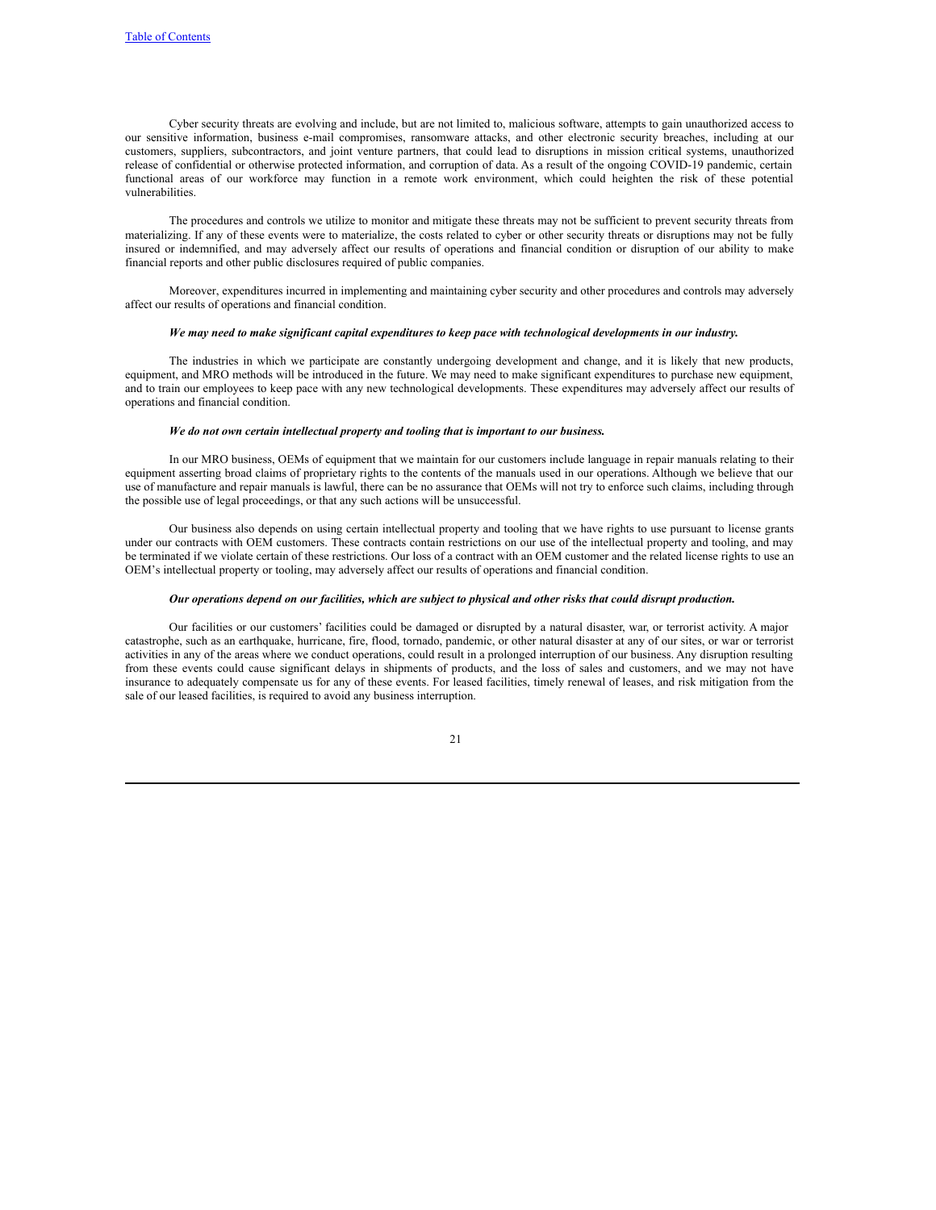Cyber security threats are evolving and include, but are not limited to, malicious software, attempts to gain unauthorized access to our sensitive information, business e-mail compromises, ransomware attacks, and other electronic security breaches, including at our customers, suppliers, subcontractors, and joint venture partners, that could lead to disruptions in mission critical systems, unauthorized release of confidential or otherwise protected information, and corruption of data. As a result of the ongoing COVID-19 pandemic, certain functional areas of our workforce may function in a remote work environment, which could heighten the risk of these potential vulnerabilities.

The procedures and controls we utilize to monitor and mitigate these threats may not be sufficient to prevent security threats from materializing. If any of these events were to materialize, the costs related to cyber or other security threats or disruptions may not be fully insured or indemnified, and may adversely affect our results of operations and financial condition or disruption of our ability to make financial reports and other public disclosures required of public companies.

Moreover, expenditures incurred in implementing and maintaining cyber security and other procedures and controls may adversely affect our results of operations and financial condition.

***We may need to make significant capital expenditures to keep pace with technological developments in our industry.***

The industries in which we participate are constantly undergoing development and change, and it is likely that new products, equipment, and MRO methods will be introduced in the future. We may need to make significant expenditures to purchase new equipment, and to train our employees to keep pace with any new technological developments. These expenditures may adversely affect our results of operations and financial condition.

***We do not own certain intellectual property and tooling that is important to our business.***

In our MRO business, OEMs of equipment that we maintain for our customers include language in repair manuals relating to their equipment asserting broad claims of proprietary rights to the contents of the manuals used in our operations. Although we believe that our use of manufacture and repair manuals is lawful, there can be no assurance that OEMs will not try to enforce such claims, including through the possible use of legal proceedings, or that any such actions will be unsuccessful.

Our business also depends on using certain intellectual property and tooling that we have rights to use pursuant to license grants under our contracts with OEM customers. These contracts contain restrictions on our use of the intellectual property and tooling, and may be terminated if we violate certain of these restrictions. Our loss of a contract with an OEM customer and the related license rights to use an OEM's intellectual property or tooling, may adversely affect our results of operations and financial condition.

***Our operations depend on our facilities, which are subject to physical and other risks that could disrupt production.***

Our facilities or our customers' facilities could be damaged or disrupted by a natural disaster, war, or terrorist activity. A major catastrophe, such as an earthquake, hurricane, fire, flood, tornado, pandemic, or other natural disaster at any of our sites, or war or terrorist activities in any of the areas where we conduct operations, could result in a prolonged interruption of our business. Any disruption resulting from these events could cause significant delays in shipments of products, and the loss of sales and customers, and we may not have insurance to adequately compensate us for any of these events. For leased facilities, timely renewal of leases, and risk mitigation from the sale of our leased facilities, is required to avoid any business interruption.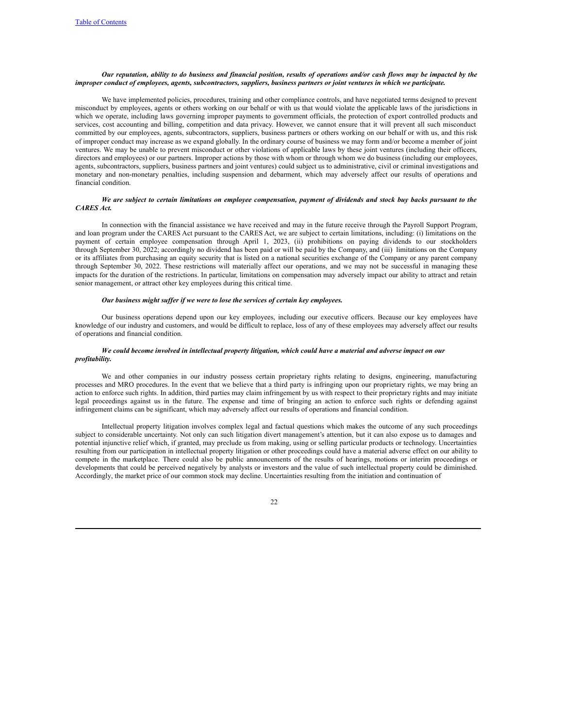***Our reputation, ability to do business and financial position, results of operations and/or cash flows may be impacted by the improper conduct of employees, agents, subcontractors, suppliers, business partners or joint ventures in which we participate.***

We have implemented policies, procedures, training and other compliance controls, and have negotiated terms designed to prevent misconduct by employees, agents or others working on our behalf or with us that would violate the applicable laws of the jurisdictions in which we operate, including laws governing improper payments to government officials, the protection of export controlled products and services, cost accounting and billing, competition and data privacy. However, we cannot ensure that it will prevent all such misconduct committed by our employees, agents, subcontractors, suppliers, business partners or others working on our behalf or with us, and this risk of improper conduct may increase as we expand globally. In the ordinary course of business we may form and/or become a member of joint ventures. We may be unable to prevent misconduct or other violations of applicable laws by these joint ventures (including their officers, directors and employees) or our partners. Improper actions by those with whom or through whom we do business (including our employees, agents, subcontractors, suppliers, business partners and joint ventures) could subject us to administrative, civil or criminal investigations and monetary and non-monetary penalties, including suspension and debarment, which may adversely affect our results of operations and financial condition.

***We are subject to certain limitations on employee compensation, payment of dividends and stock buy backs pursuant to the CARES Act.***

In connection with the financial assistance we have received and may in the future receive through the Payroll Support Program, and loan program under the CARES Act pursuant to the CARES Act, we are subject to certain limitations, including: (i) limitations on the payment of certain employee compensation through April 1, 2023, (ii) prohibitions on paying dividends to our stockholders through September 30, 2022; accordingly no dividend has been paid or will be paid by the Company, and (iii) limitations on the Company or its affiliates from purchasing an equity security that is listed on a national securities exchange of the Company or any parent company through September 30, 2022. These restrictions will materially affect our operations, and we may not be successful in managing these impacts for the duration of the restrictions. In particular, limitations on compensation may adversely impact our ability to attract and retain senior management, or attract other key employees during this critical time.

***Our business might suffer if we were to lose the services of certain key employees.***

Our business operations depend upon our key employees, including our executive officers. Because our key employees have knowledge of our industry and customers, and would be difficult to replace, loss of any of these employees may adversely affect our results of operations and financial condition.

***We could become involved in intellectual property litigation, which could have a material and adverse impact on our profitability.***

We and other companies in our industry possess certain proprietary rights relating to designs, engineering, manufacturing processes and MRO procedures. In the event that we believe that a third party is infringing upon our proprietary rights, we may bring an action to enforce such rights. In addition, third parties may claim infringement by us with respect to their proprietary rights and may initiate legal proceedings against us in the future. The expense and time of bringing an action to enforce such rights or defending against infringement claims can be significant, which may adversely affect our results of operations and financial condition.

Intellectual property litigation involves complex legal and factual questions which makes the outcome of any such proceedings subject to considerable uncertainty. Not only can such litigation divert management's attention, but it can also expose us to damages and potential injunctive relief which, if granted, may preclude us from making, using or selling particular products or technology. Uncertainties resulting from our participation in intellectual property litigation or other proceedings could have a material adverse effect on our ability to compete in the marketplace. There could also be public announcements of the results of hearings, motions or interim proceedings or developments that could be perceived negatively by analysts or investors and the value of such intellectual property could be diminished. Accordingly, the market price of our common stock may decline. Uncertainties resulting from the initiation and continuation of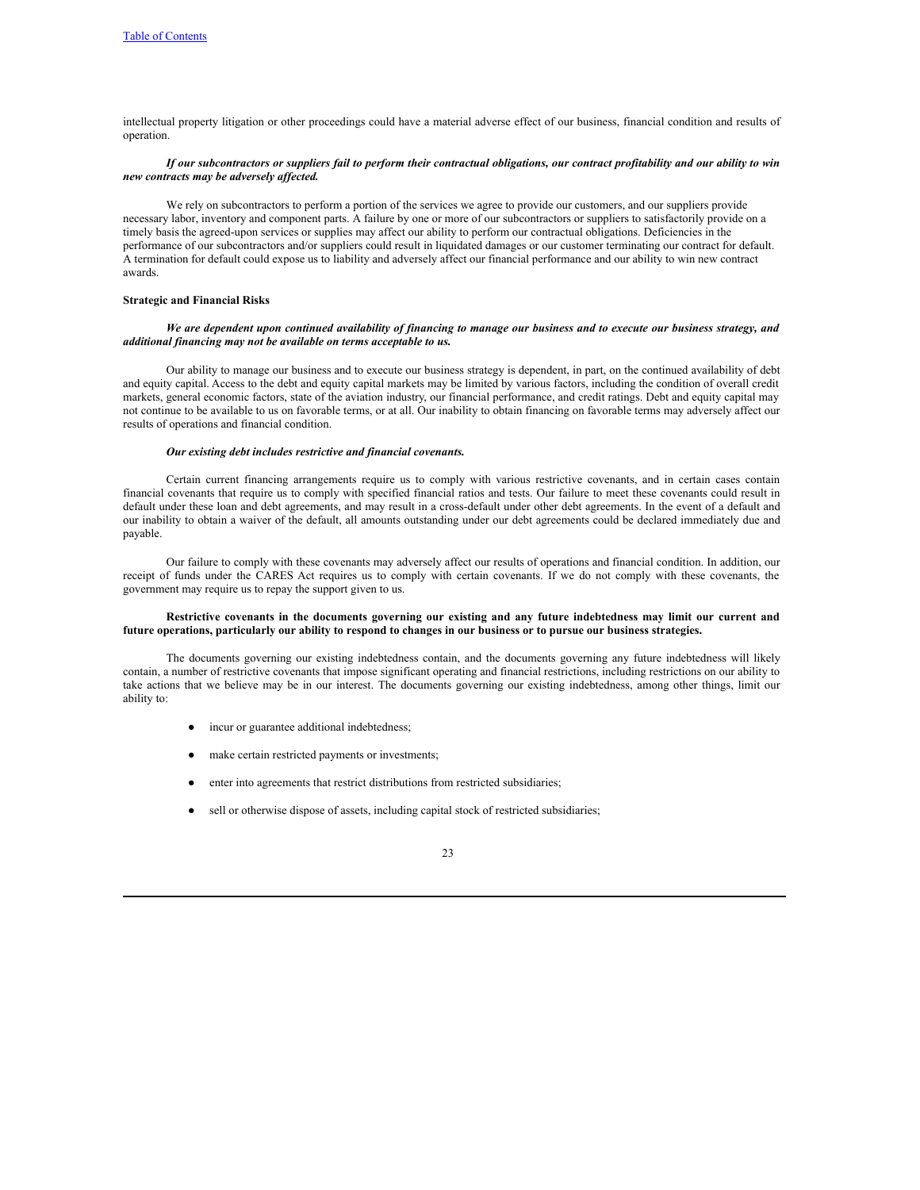intellectual property litigation or other proceedings could have a material adverse effect of our business, financial condition and results of operation.

***If our subcontractors or suppliers fail to perform their contractual obligations, our contract profitability and our ability to win new contracts may be adversely affected.***

We rely on subcontractors to perform a portion of the services we agree to provide our customers, and our suppliers provide necessary labor, inventory and component parts. A failure by one or more of our subcontractors or suppliers to satisfactorily provide on a timely basis the agreed-upon services or supplies may affect our ability to perform our contractual obligations. Deficiencies in the performance of our subcontractors and/or suppliers could result in liquidated damages or our customer terminating our contract for default. A termination for default could expose us to liability and adversely affect our financial performance and our ability to win new contract awards.

**Strategic and Financial Risks**

***We are dependent upon continued availability of financing to manage our business and to execute our business strategy, and additional financing may not be available on terms acceptable to us.***

Our ability to manage our business and to execute our business strategy is dependent, in part, on the continued availability of debt and equity capital. Access to the debt and equity capital markets may be limited by various factors, including the condition of overall credit markets, general economic factors, state of the aviation industry, our financial performance, and credit ratings. Debt and equity capital may not continue to be available to us on favorable terms, or at all. Our inability to obtain financing on favorable terms may adversely affect our results of operations and financial condition.

***Our existing debt includes restrictive and financial covenants.***

Certain current financing arrangements require us to comply with various restrictive covenants, and in certain cases contain financial covenants that require us to comply with specified financial ratios and tests. Our failure to meet these covenants could result in default under these loan and debt agreements, and may result in a cross-default under other debt agreements. In the event of a default and our inability to obtain a waiver of the default, all amounts outstanding under our debt agreements could be declared immediately due and payable.

Our failure to comply with these covenants may adversely affect our results of operations and financial condition. In addition, our receipt of funds under the CARES Act requires us to comply with certain covenants. If we do not comply with these covenants, the government may require us to repay the support given to us.

**Restrictive covenants in the documents governing our existing and any future indebtedness may limit our current and future operations, particularly our ability to respond to changes in our business or to pursue our business strategies.**

The documents governing our existing indebtedness contain, and the documents governing any future indebtedness will likely contain, a number of restrictive covenants that impose significant operating and financial restrictions, including restrictions on our ability to take actions that we believe may be in our interest. The documents governing our existing indebtedness, among other things, limit our ability to:

- incur or guarantee additional indebtedness;
- make certain restricted payments or investments;
- enter into agreements that restrict distributions from restricted subsidiaries;
- sell or otherwise dispose of assets, including capital stock of restricted subsidiaries;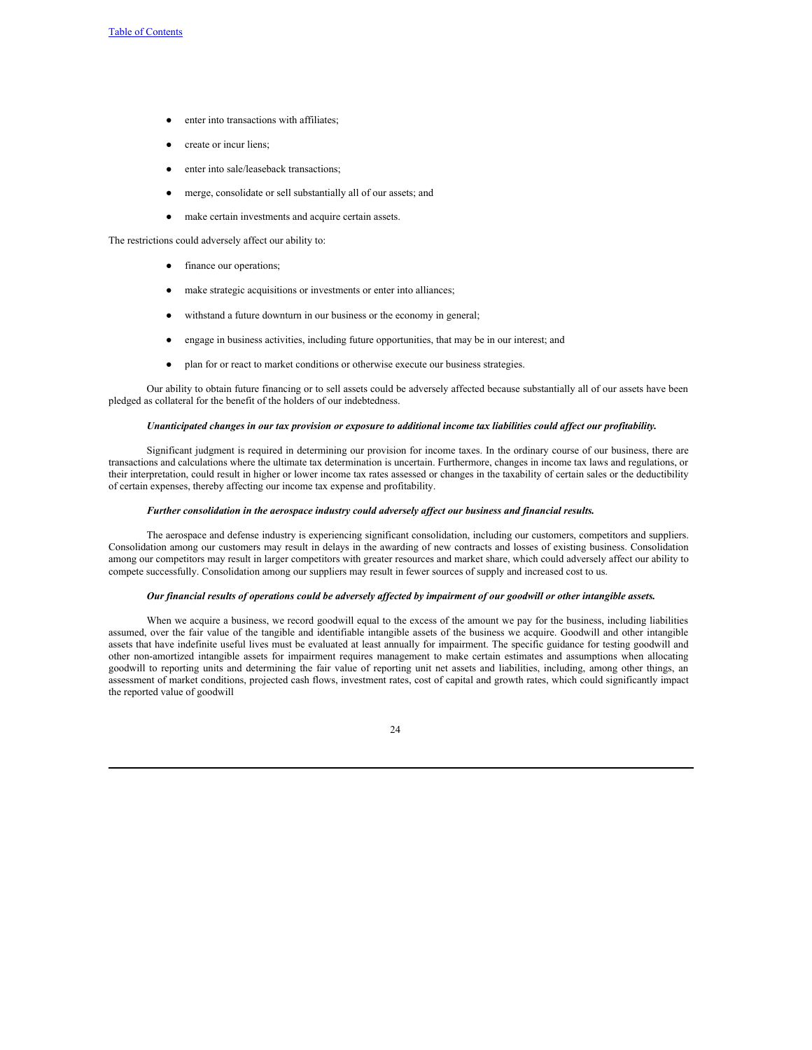- enter into transactions with affiliates;
- create or incur liens;
- enter into sale/leaseback transactions;
- merge, consolidate or sell substantially all of our assets; and
- make certain investments and acquire certain assets.

The restrictions could adversely affect our ability to:

- finance our operations;
- make strategic acquisitions or investments or enter into alliances;
- withstand a future downturn in our business or the economy in general;
- engage in business activities, including future opportunities, that may be in our interest; and
- plan for or react to market conditions or otherwise execute our business strategies.

Our ability to obtain future financing or to sell assets could be adversely affected because substantially all of our assets have been pledged as collateral for the benefit of the holders of our indebtedness.

***Unanticipated changes in our tax provision or exposure to additional income tax liabilities could affect our profitability.***

Significant judgment is required in determining our provision for income taxes. In the ordinary course of our business, there are transactions and calculations where the ultimate tax determination is uncertain. Furthermore, changes in income tax laws and regulations, or their interpretation, could result in higher or lower income tax rates assessed or changes in the taxability of certain sales or the deductibility of certain expenses, thereby affecting our income tax expense and profitability.

***Further consolidation in the aerospace industry could adversely affect our business and financial results.***

The aerospace and defense industry is experiencing significant consolidation, including our customers, competitors and suppliers. Consolidation among our customers may result in delays in the awarding of new contracts and losses of existing business. Consolidation among our competitors may result in larger competitors with greater resources and market share, which could adversely affect our ability to compete successfully. Consolidation among our suppliers may result in fewer sources of supply and increased cost to us.

***Our financial results of operations could be adversely affected by impairment of our goodwill or other intangible assets.***

When we acquire a business, we record goodwill equal to the excess of the amount we pay for the business, including liabilities assumed, over the fair value of the tangible and identifiable intangible assets of the business we acquire. Goodwill and other intangible assets that have indefinite useful lives must be evaluated at least annually for impairment. The specific guidance for testing goodwill and other non-amortized intangible assets for impairment requires management to make certain estimates and assumptions when allocating goodwill to reporting units and determining the fair value of reporting unit net assets and liabilities, including, among other things, an assessment of market conditions, projected cash flows, investment rates, cost of capital and growth rates, which could significantly impact the reported value of goodwill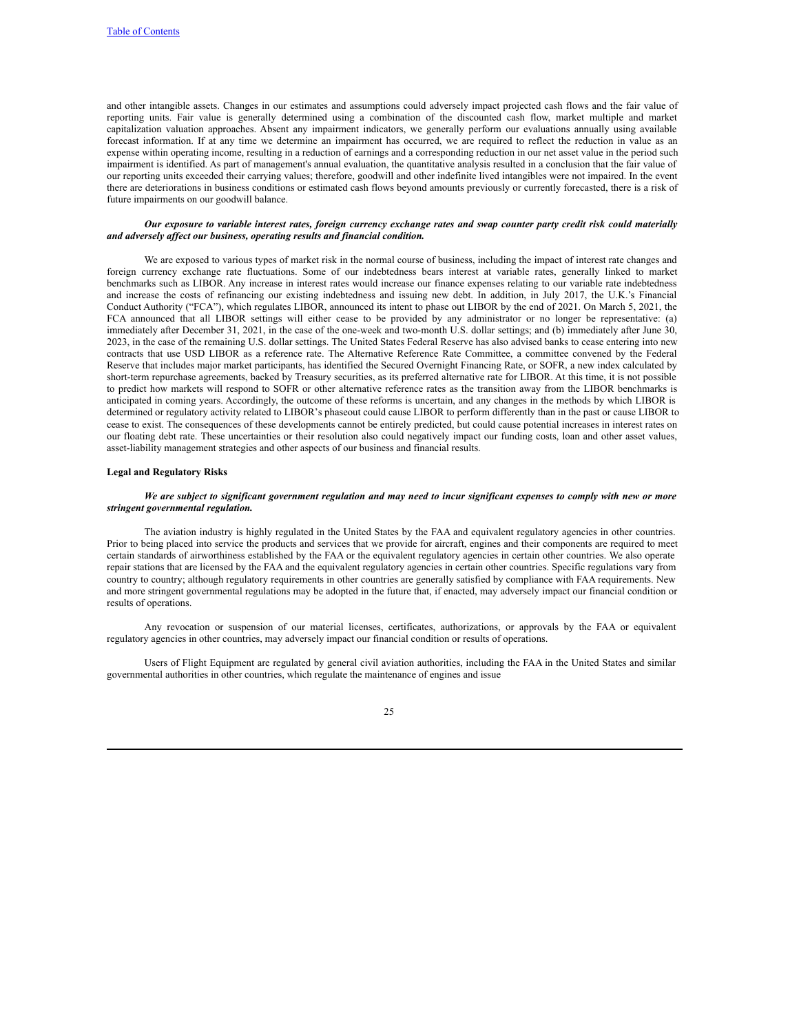and other intangible assets. Changes in our estimates and assumptions could adversely impact projected cash flows and the fair value of reporting units. Fair value is generally determined using a combination of the discounted cash flow, market multiple and market capitalization valuation approaches. Absent any impairment indicators, we generally perform our evaluations annually using available forecast information. If at any time we determine an impairment has occurred, we are required to reflect the reduction in value as an expense within operating income, resulting in a reduction of earnings and a corresponding reduction in our net asset value in the period such impairment is identified. As part of management's annual evaluation, the quantitative analysis resulted in a conclusion that the fair value of our reporting units exceeded their carrying values; therefore, goodwill and other indefinite lived intangibles were not impaired. In the event there are deteriorations in business conditions or estimated cash flows beyond amounts previously or currently forecasted, there is a risk of future impairments on our goodwill balance.

***Our exposure to variable interest rates, foreign currency exchange rates and swap counter party credit risk could materially and adversely affect our business, operating results and financial condition.***

We are exposed to various types of market risk in the normal course of business, including the impact of interest rate changes and foreign currency exchange rate fluctuations. Some of our indebtedness bears interest at variable rates, generally linked to market benchmarks such as LIBOR. Any increase in interest rates would increase our finance expenses relating to our variable rate indebtedness and increase the costs of refinancing our existing indebtedness and issuing new debt. In addition, in July 2017, the U.K.'s Financial Conduct Authority ("FCA"), which regulates LIBOR, announced its intent to phase out LIBOR by the end of 2021. On March 5, 2021, the FCA announced that all LIBOR settings will either cease to be provided by any administrator or no longer be representative: (a) immediately after December 31, 2021, in the case of the one-week and two-month U.S. dollar settings; and (b) immediately after June 30, 2023, in the case of the remaining U.S. dollar settings. The United States Federal Reserve has also advised banks to cease entering into new contracts that use USD LIBOR as a reference rate. The Alternative Reference Rate Committee, a committee convened by the Federal Reserve that includes major market participants, has identified the Secured Overnight Financing Rate, or SOFR, a new index calculated by short-term repurchase agreements, backed by Treasury securities, as its preferred alternative rate for LIBOR. At this time, it is not possible to predict how markets will respond to SOFR or other alternative reference rates as the transition away from the LIBOR benchmarks is anticipated in coming years. Accordingly, the outcome of these reforms is uncertain, and any changes in the methods by which LIBOR is determined or regulatory activity related to LIBOR's phaseout could cause LIBOR to perform differently than in the past or cause LIBOR to cease to exist. The consequences of these developments cannot be entirely predicted, but could cause potential increases in interest rates on our floating debt rate. These uncertainties or their resolution also could negatively impact our funding costs, loan and other asset values, asset-liability management strategies and other aspects of our business and financial results.

**Legal and Regulatory Risks**

***We are subject to significant government regulation and may need to incur significant expenses to comply with new or more stringent governmental regulation.***

The aviation industry is highly regulated in the United States by the FAA and equivalent regulatory agencies in other countries. Prior to being placed into service the products and services that we provide for aircraft, engines and their components are required to meet certain standards of airworthiness established by the FAA or the equivalent regulatory agencies in certain other countries. We also operate repair stations that are licensed by the FAA and the equivalent regulatory agencies in certain other countries. Specific regulations vary from country to country; although regulatory requirements in other countries are generally satisfied by compliance with FAA requirements. New and more stringent governmental regulations may be adopted in the future that, if enacted, may adversely impact our financial condition or results of operations.

Any revocation or suspension of our material licenses, certificates, authorizations, or approvals by the FAA or equivalent regulatory agencies in other countries, may adversely impact our financial condition or results of operations.

Users of Flight Equipment are regulated by general civil aviation authorities, including the FAA in the United States and similar governmental authorities in other countries, which regulate the maintenance of engines and issue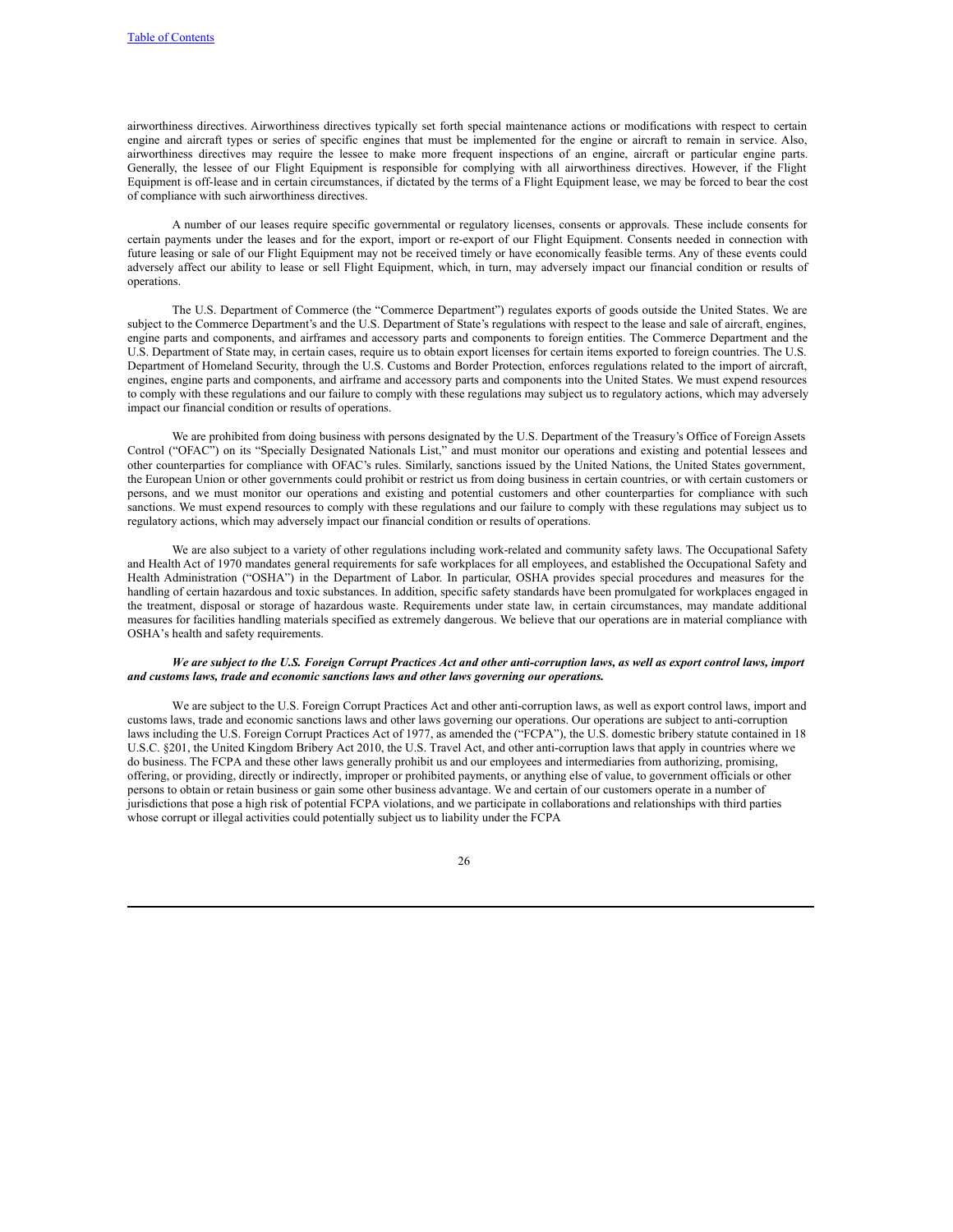airworthiness directives. Airworthiness directives typically set forth special maintenance actions or modifications with respect to certain engine and aircraft types or series of specific engines that must be implemented for the engine or aircraft to remain in service. Also, airworthiness directives may require the lessee to make more frequent inspections of an engine, aircraft or particular engine parts. Generally, the lessee of our Flight Equipment is responsible for complying with all airworthiness directives. However, if the Flight Equipment is off-lease and in certain circumstances, if dictated by the terms of a Flight Equipment lease, we may be forced to bear the cost of compliance with such airworthiness directives.

A number of our leases require specific governmental or regulatory licenses, consents or approvals. These include consents for certain payments under the leases and for the export, import or re-export of our Flight Equipment. Consents needed in connection with future leasing or sale of our Flight Equipment may not be received timely or have economically feasible terms. Any of these events could adversely affect our ability to lease or sell Flight Equipment, which, in turn, may adversely impact our financial condition or results of operations.

The U.S. Department of Commerce (the "Commerce Department") regulates exports of goods outside the United States. We are subject to the Commerce Department's and the U.S. Department of State's regulations with respect to the lease and sale of aircraft, engines, engine parts and components, and airframes and accessory parts and components to foreign entities. The Commerce Department and the U.S. Department of State may, in certain cases, require us to obtain export licenses for certain items exported to foreign countries. The U.S. Department of Homeland Security, through the U.S. Customs and Border Protection, enforces regulations related to the import of aircraft, engines, engine parts and components, and airframe and accessory parts and components into the United States. We must expend resources to comply with these regulations and our failure to comply with these regulations may subject us to regulatory actions, which may adversely impact our financial condition or results of operations.

We are prohibited from doing business with persons designated by the U.S. Department of the Treasury's Office of Foreign Assets Control ("OFAC") on its "Specially Designated Nationals List," and must monitor our operations and existing and potential lessees and other counterparties for compliance with OFAC's rules. Similarly, sanctions issued by the United Nations, the United States government, the European Union or other governments could prohibit or restrict us from doing business in certain countries, or with certain customers or persons, and we must monitor our operations and existing and potential customers and other counterparties for compliance with such sanctions. We must expend resources to comply with these regulations and our failure to comply with these regulations may subject us to regulatory actions, which may adversely impact our financial condition or results of operations.

We are also subject to a variety of other regulations including work-related and community safety laws. The Occupational Safety and Health Act of 1970 mandates general requirements for safe workplaces for all employees, and established the Occupational Safety and Health Administration ("OSHA") in the Department of Labor. In particular, OSHA provides special procedures and measures for the handling of certain hazardous and toxic substances. In addition, specific safety standards have been promulgated for workplaces engaged in the treatment, disposal or storage of hazardous waste. Requirements under state law, in certain circumstances, may mandate additional measures for facilities handling materials specified as extremely dangerous. We believe that our operations are in material compliance with OSHA's health and safety requirements.

***We are subject to the U.S. Foreign Corrupt Practices Act and other anti-corruption laws, as well as export control laws, import and customs laws, trade and economic sanctions laws and other laws governing our operations.***

We are subject to the U.S. Foreign Corrupt Practices Act and other anti-corruption laws, as well as export control laws, import and customs laws, trade and economic sanctions laws and other laws governing our operations. Our operations are subject to anti-corruption laws including the U.S. Foreign Corrupt Practices Act of 1977, as amended the ("FCPA"), the U.S. domestic bribery statute contained in 18 U.S.C. §201, the United Kingdom Bribery Act 2010, the U.S. Travel Act, and other anti-corruption laws that apply in countries where we do business. The FCPA and these other laws generally prohibit us and our employees and intermediaries from authorizing, promising, offering, or providing, directly or indirectly, improper or prohibited payments, or anything else of value, to government officials or other persons to obtain or retain business or gain some other business advantage. We and certain of our customers operate in a number of jurisdictions that pose a high risk of potential FCPA violations, and we participate in collaborations and relationships with third parties whose corrupt or illegal activities could potentially subject us to liability under the FCPA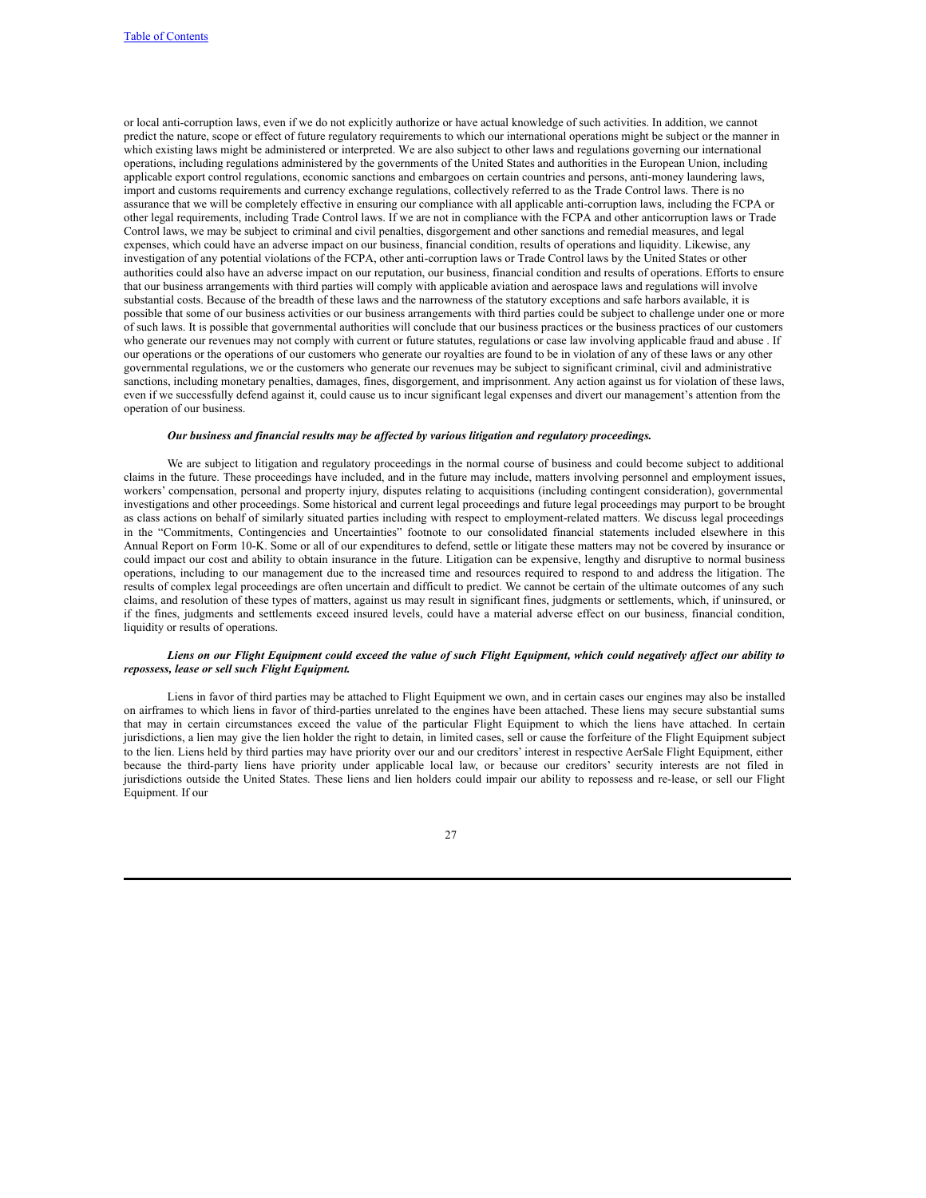or local anti-corruption laws, even if we do not explicitly authorize or have actual knowledge of such activities. In addition, we cannot predict the nature, scope or effect of future regulatory requirements to which our international operations might be subject or the manner in which existing laws might be administered or interpreted. We are also subject to other laws and regulations governing our international operations, including regulations administered by the governments of the United States and authorities in the European Union, including applicable export control regulations, economic sanctions and embargoes on certain countries and persons, anti-money laundering laws, import and customs requirements and currency exchange regulations, collectively referred to as the Trade Control laws. There is no assurance that we will be completely effective in ensuring our compliance with all applicable anti-corruption laws, including the FCPA or other legal requirements, including Trade Control laws. If we are not in compliance with the FCPA and other anticorruption laws or Trade Control laws, we may be subject to criminal and civil penalties, disgorgement and other sanctions and remedial measures, and legal expenses, which could have an adverse impact on our business, financial condition, results of operations and liquidity. Likewise, any investigation of any potential violations of the FCPA, other anti-corruption laws or Trade Control laws by the United States or other authorities could also have an adverse impact on our reputation, our business, financial condition and results of operations. Efforts to ensure that our business arrangements with third parties will comply with applicable aviation and aerospace laws and regulations will involve substantial costs. Because of the breadth of these laws and the narrowness of the statutory exceptions and safe harbors available, it is possible that some of our business activities or our business arrangements with third parties could be subject to challenge under one or more of such laws. It is possible that governmental authorities will conclude that our business practices or the business practices of our customers who generate our revenues may not comply with current or future statutes, regulations or case law involving applicable fraud and abuse . If our operations or the operations of our customers who generate our royalties are found to be in violation of any of these laws or any other governmental regulations, we or the customers who generate our revenues may be subject to significant criminal, civil and administrative sanctions, including monetary penalties, damages, fines, disgorgement, and imprisonment. Any action against us for violation of these laws, even if we successfully defend against it, could cause us to incur significant legal expenses and divert our management's attention from the operation of our business.

***Our business and financial results may be affected by various litigation and regulatory proceedings.***

We are subject to litigation and regulatory proceedings in the normal course of business and could become subject to additional claims in the future. These proceedings have included, and in the future may include, matters involving personnel and employment issues, workers' compensation, personal and property injury, disputes relating to acquisitions (including contingent consideration), governmental investigations and other proceedings. Some historical and current legal proceedings and future legal proceedings may purport to be brought as class actions on behalf of similarly situated parties including with respect to employment-related matters. We discuss legal proceedings in the "Commitments, Contingencies and Uncertainties" footnote to our consolidated financial statements included elsewhere in this Annual Report on Form 10-K. Some or all of our expenditures to defend, settle or litigate these matters may not be covered by insurance or could impact our cost and ability to obtain insurance in the future. Litigation can be expensive, lengthy and disruptive to normal business operations, including to our management due to the increased time and resources required to respond to and address the litigation. The results of complex legal proceedings are often uncertain and difficult to predict. We cannot be certain of the ultimate outcomes of any such claims, and resolution of these types of matters, against us may result in significant fines, judgments or settlements, which, if uninsured, or if the fines, judgments and settlements exceed insured levels, could have a material adverse effect on our business, financial condition, liquidity or results of operations.

***Liens on our Flight Equipment could exceed the value of such Flight Equipment, which could negatively affect our ability to repossess, lease or sell such Flight Equipment.***

Liens in favor of third parties may be attached to Flight Equipment we own, and in certain cases our engines may also be installed on airframes to which liens in favor of third-parties unrelated to the engines have been attached. These liens may secure substantial sums that may in certain circumstances exceed the value of the particular Flight Equipment to which the liens have attached. In certain jurisdictions, a lien may give the lien holder the right to detain, in limited cases, sell or cause the forfeiture of the Flight Equipment subject to the lien. Liens held by third parties may have priority over our and our creditors' interest in respective AerSale Flight Equipment, either because the third-party liens have priority under applicable local law, or because our creditors' security interests are not filed in jurisdictions outside the United States. These liens and lien holders could impair our ability to repossess and re-lease, or sell our Flight Equipment. If our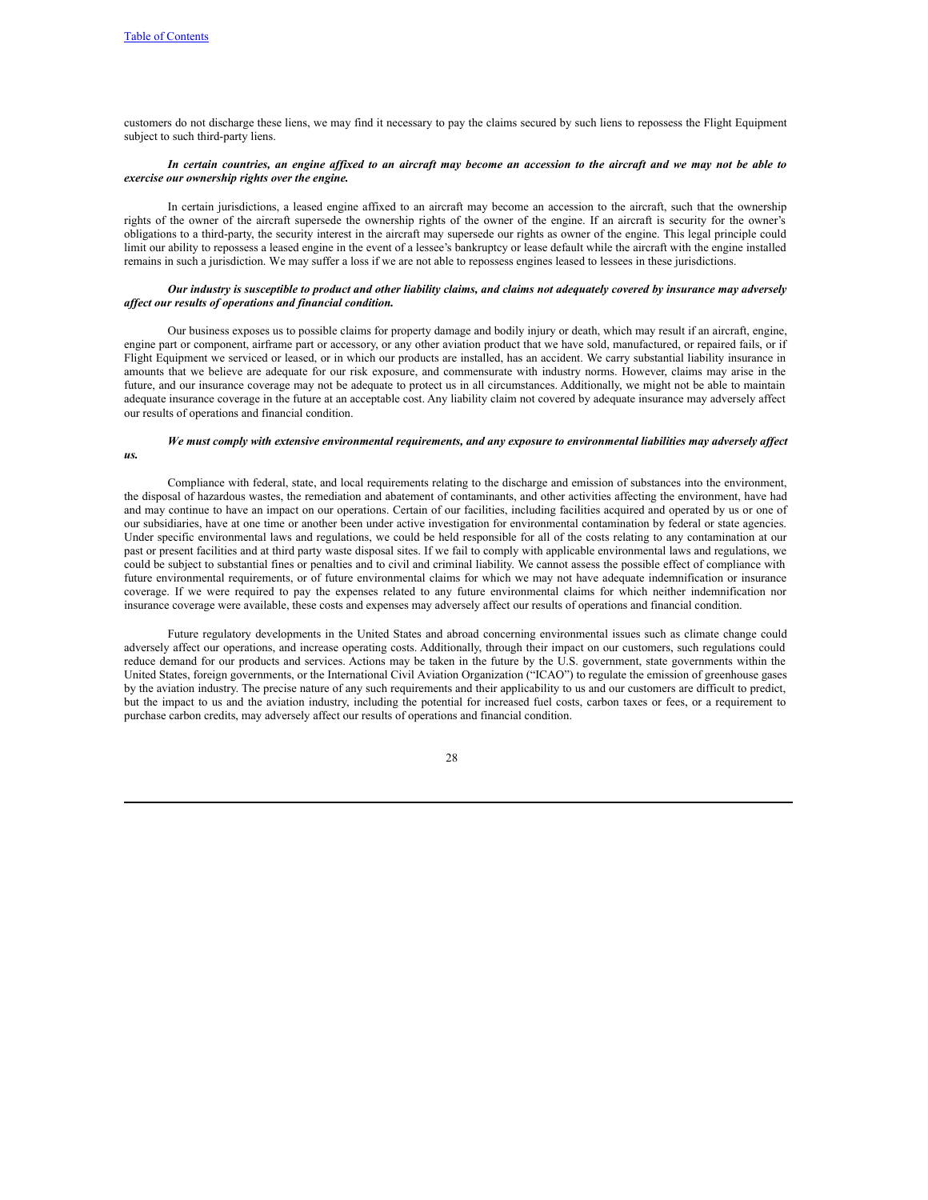customers do not discharge these liens, we may find it necessary to pay the claims secured by such liens to repossess the Flight Equipment subject to such third-party liens.

***In certain countries, an engine affixed to an aircraft may become an accession to the aircraft and we may not be able to exercise our ownership rights over the engine.***

In certain jurisdictions, a leased engine affixed to an aircraft may become an accession to the aircraft, such that the ownership rights of the owner of the aircraft supersede the ownership rights of the owner of the engine. If an aircraft is security for the owner's obligations to a third-party, the security interest in the aircraft may supersede our rights as owner of the engine. This legal principle could limit our ability to repossess a leased engine in the event of a lessee's bankruptcy or lease default while the aircraft with the engine installed remains in such a jurisdiction. We may suffer a loss if we are not able to repossess engines leased to lessees in these jurisdictions.

***Our industry is susceptible to product and other liability claims, and claims not adequately covered by insurance may adversely affect our results of operations and financial condition.***

Our business exposes us to possible claims for property damage and bodily injury or death, which may result if an aircraft, engine, engine part or component, airframe part or accessory, or any other aviation product that we have sold, manufactured, or repaired fails, or if Flight Equipment we serviced or leased, or in which our products are installed, has an accident. We carry substantial liability insurance in amounts that we believe are adequate for our risk exposure, and commensurate with industry norms. However, claims may arise in the future, and our insurance coverage may not be adequate to protect us in all circumstances. Additionally, we might not be able to maintain adequate insurance coverage in the future at an acceptable cost. Any liability claim not covered by adequate insurance may adversely affect our results of operations and financial condition.

***We must comply with extensive environmental requirements, and any exposure to environmental liabilities may adversely affect us.***

Compliance with federal, state, and local requirements relating to the discharge and emission of substances into the environment, the disposal of hazardous wastes, the remediation and abatement of contaminants, and other activities affecting the environment, have had and may continue to have an impact on our operations. Certain of our facilities, including facilities acquired and operated by us or one of our subsidiaries, have at one time or another been under active investigation for environmental contamination by federal or state agencies. Under specific environmental laws and regulations, we could be held responsible for all of the costs relating to any contamination at our past or present facilities and at third party waste disposal sites. If we fail to comply with applicable environmental laws and regulations, we could be subject to substantial fines or penalties and to civil and criminal liability. We cannot assess the possible effect of compliance with future environmental requirements, or of future environmental claims for which we may not have adequate indemnification or insurance coverage. If we were required to pay the expenses related to any future environmental claims for which neither indemnification nor insurance coverage were available, these costs and expenses may adversely affect our results of operations and financial condition.

Future regulatory developments in the United States and abroad concerning environmental issues such as climate change could adversely affect our operations, and increase operating costs. Additionally, through their impact on our customers, such regulations could reduce demand for our products and services. Actions may be taken in the future by the U.S. government, state governments within the United States, foreign governments, or the International Civil Aviation Organization ("ICAO") to regulate the emission of greenhouse gases by the aviation industry. The precise nature of any such requirements and their applicability to us and our customers are difficult to predict, but the impact to us and the aviation industry, including the potential for increased fuel costs, carbon taxes or fees, or a requirement to purchase carbon credits, may adversely affect our results of operations and financial condition.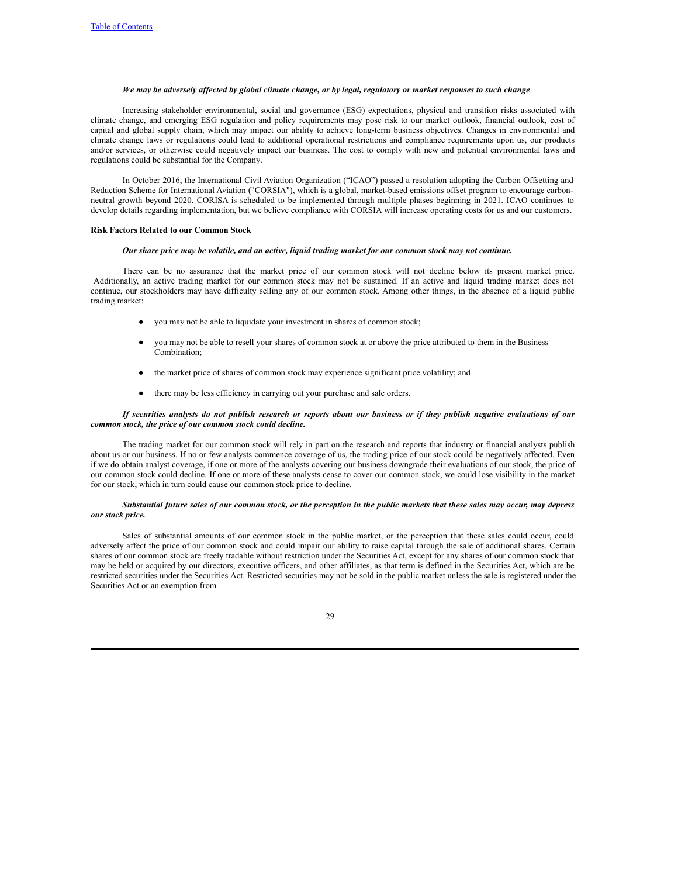***We may be adversely affected by global climate change, or by legal, regulatory or market responses to such change***

Increasing stakeholder environmental, social and governance (ESG) expectations, physical and transition risks associated with climate change, and emerging ESG regulation and policy requirements may pose risk to our market outlook, financial outlook, cost of capital and global supply chain, which may impact our ability to achieve long-term business objectives. Changes in environmental and climate change laws or regulations could lead to additional operational restrictions and compliance requirements upon us, our products and/or services, or otherwise could negatively impact our business. The cost to comply with new and potential environmental laws and regulations could be substantial for the Company.

In October 2016, the International Civil Aviation Organization ("ICAO") passed a resolution adopting the Carbon Offsetting and Reduction Scheme for International Aviation ("CORSIA"), which is a global, market-based emissions offset program to encourage carbon-neutral growth beyond 2020. CORISA is scheduled to be implemented through multiple phases beginning in 2021. ICAO continues to develop details regarding implementation, but we believe compliance with CORSIA will increase operating costs for us and our customers.

**Risk Factors Related to our Common Stock**

***Our share price may be volatile, and an active, liquid trading market for our common stock may not continue.***

There can be no assurance that the market price of our common stock will not decline below its present market price. Additionally, an active trading market for our common stock may not be sustained. If an active and liquid trading market does not continue, our stockholders may have difficulty selling any of our common stock. Among other things, in the absence of a liquid public trading market:

- you may not be able to liquidate your investment in shares of common stock;
- you may not be able to resell your shares of common stock at or above the price attributed to them in the Business Combination;
- the market price of shares of common stock may experience significant price volatility; and
- there may be less efficiency in carrying out your purchase and sale orders.

***If securities analysts do not publish research or reports about our business or if they publish negative evaluations of our common stock, the price of our common stock could decline.***

The trading market for our common stock will rely in part on the research and reports that industry or financial analysts publish about us or our business. If no or few analysts commence coverage of us, the trading price of our stock could be negatively affected. Even if we do obtain analyst coverage, if one or more of the analysts covering our business downgrade their evaluations of our stock, the price of our common stock could decline. If one or more of these analysts cease to cover our common stock, we could lose visibility in the market for our stock, which in turn could cause our common stock price to decline.

***Substantial future sales of our common stock, or the perception in the public markets that these sales may occur, may depress our stock price.***

Sales of substantial amounts of our common stock in the public market, or the perception that these sales could occur, could adversely affect the price of our common stock and could impair our ability to raise capital through the sale of additional shares. Certain shares of our common stock are freely tradable without restriction under the Securities Act, except for any shares of our common stock that may be held or acquired by our directors, executive officers, and other affiliates, as that term is defined in the Securities Act, which are be restricted securities under the Securities Act. Restricted securities may not be sold in the public market unless the sale is registered under the Securities Act or an exemption from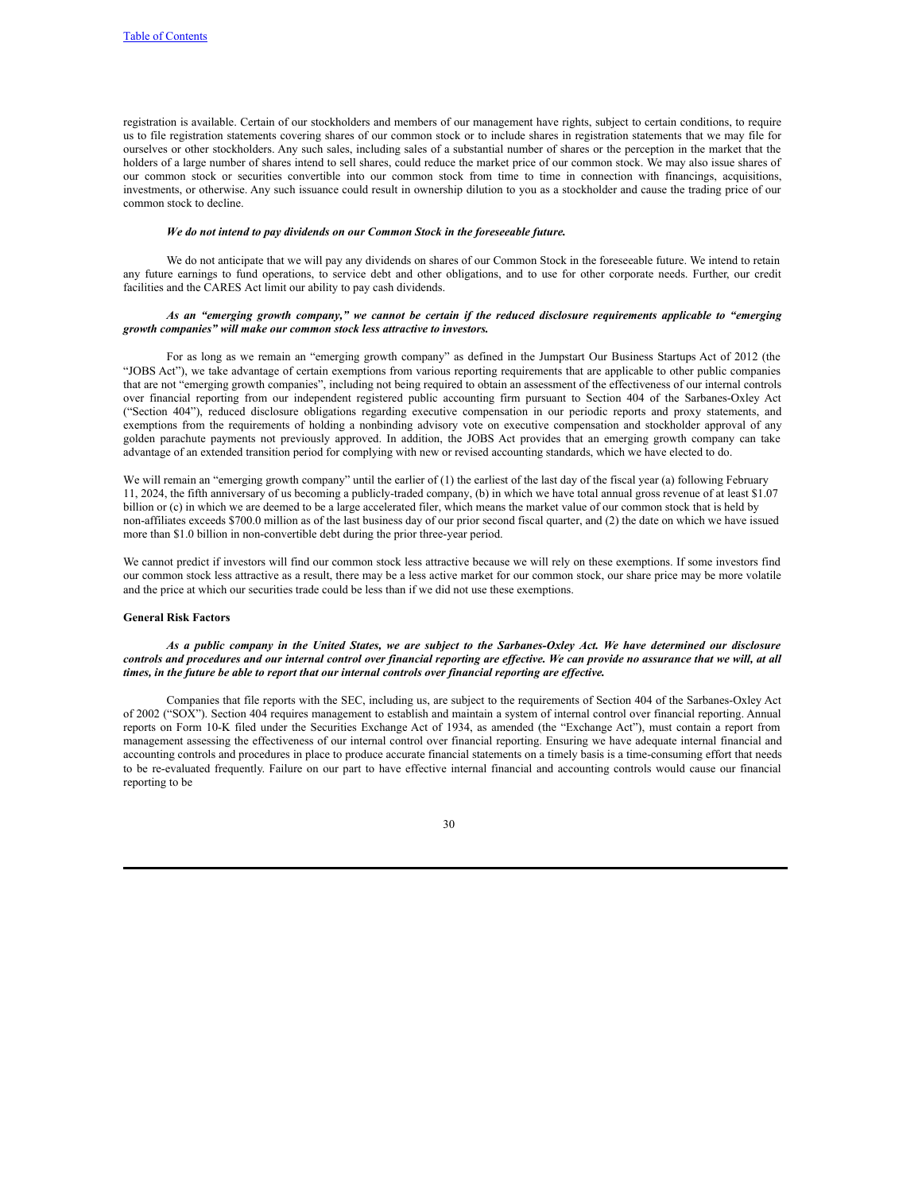registration is available. Certain of our stockholders and members of our management have rights, subject to certain conditions, to require us to file registration statements covering shares of our common stock or to include shares in registration statements that we may file for ourselves or other stockholders. Any such sales, including sales of a substantial number of shares or the perception in the market that the holders of a large number of shares intend to sell shares, could reduce the market price of our common stock. We may also issue shares of our common stock or securities convertible into our common stock from time to time in connection with financings, acquisitions, investments, or otherwise. Any such issuance could result in ownership dilution to you as a stockholder and cause the trading price of our common stock to decline.

***We do not intend to pay dividends on our Common Stock in the foreseeable future.***

We do not anticipate that we will pay any dividends on shares of our Common Stock in the foreseeable future. We intend to retain any future earnings to fund operations, to service debt and other obligations, and to use for other corporate needs. Further, our credit facilities and the CARES Act limit our ability to pay cash dividends.

***As an "emerging growth company," we cannot be certain if the reduced disclosure requirements applicable to "emerging growth companies" will make our common stock less attractive to investors.***

For as long as we remain an "emerging growth company" as defined in the Jumpstart Our Business Startups Act of 2012 (the "JOBS Act"), we take advantage of certain exemptions from various reporting requirements that are applicable to other public companies that are not "emerging growth companies", including not being required to obtain an assessment of the effectiveness of our internal controls over financial reporting from our independent registered public accounting firm pursuant to Section 404 of the Sarbanes-Oxley Act ("Section 404"), reduced disclosure obligations regarding executive compensation in our periodic reports and proxy statements, and exemptions from the requirements of holding a nonbinding advisory vote on executive compensation and stockholder approval of any golden parachute payments not previously approved. In addition, the JOBS Act provides that an emerging growth company can take advantage of an extended transition period for complying with new or revised accounting standards, which we have elected to do.

We will remain an "emerging growth company" until the earlier of (1) the earliest of the last day of the fiscal year (a) following February 11, 2024, the fifth anniversary of us becoming a publicly-traded company, (b) in which we have total annual gross revenue of at least $1.07 billion or (c) in which we are deemed to be a large accelerated filer, which means the market value of our common stock that is held by non-affiliates exceeds $700.0 million as of the last business day of our prior second fiscal quarter, and (2) the date on which we have issued more than $1.0 billion in non-convertible debt during the prior three-year period.

We cannot predict if investors will find our common stock less attractive because we will rely on these exemptions. If some investors find our common stock less attractive as a result, there may be a less active market for our common stock, our share price may be more volatile and the price at which our securities trade could be less than if we did not use these exemptions.

**General Risk Factors**

***As a public company in the United States, we are subject to the Sarbanes-Oxley Act. We have determined our disclosure controls and procedures and our internal control over financial reporting are effective. We can provide no assurance that we will, at all times, in the future be able to report that our internal controls over financial reporting are effective.***

Companies that file reports with the SEC, including us, are subject to the requirements of Section 404 of the Sarbanes-Oxley Act of 2002 ("SOX"). Section 404 requires management to establish and maintain a system of internal control over financial reporting. Annual reports on Form 10-K filed under the Securities Exchange Act of 1934, as amended (the "Exchange Act"), must contain a report from management assessing the effectiveness of our internal control over financial reporting. Ensuring we have adequate internal financial and accounting controls and procedures in place to produce accurate financial statements on a timely basis is a time-consuming effort that needs to be re-evaluated frequently. Failure on our part to have effective internal financial and accounting controls would cause our financial reporting to be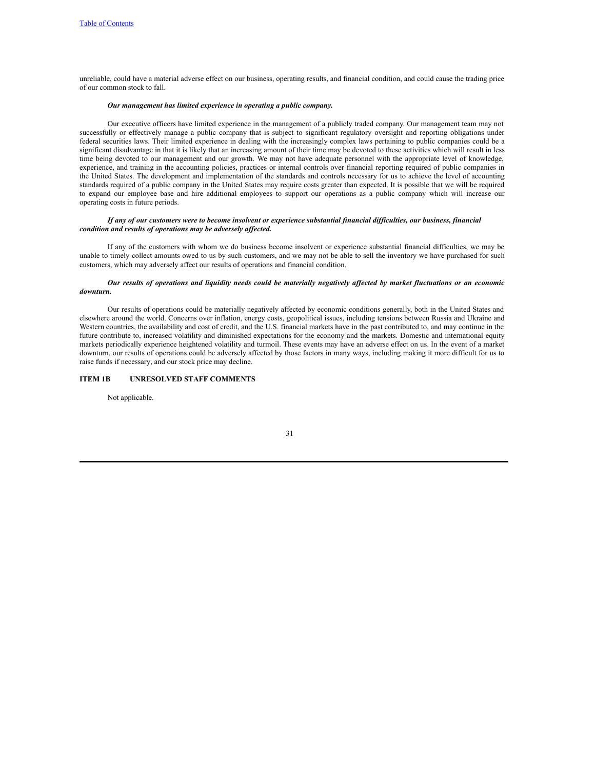unreliable, could have a material adverse effect on our business, operating results, and financial condition, and could cause the trading price of our common stock to fall.

***Our management has limited experience in operating a public company.***

Our executive officers have limited experience in the management of a publicly traded company. Our management team may not successfully or effectively manage a public company that is subject to significant regulatory oversight and reporting obligations under federal securities laws. Their limited experience in dealing with the increasingly complex laws pertaining to public companies could be a significant disadvantage in that it is likely that an increasing amount of their time may be devoted to these activities which will result in less time being devoted to our management and our growth. We may not have adequate personnel with the appropriate level of knowledge, experience, and training in the accounting policies, practices or internal controls over financial reporting required of public companies in the United States. The development and implementation of the standards and controls necessary for us to achieve the level of accounting standards required of a public company in the United States may require costs greater than expected. It is possible that we will be required to expand our employee base and hire additional employees to support our operations as a public company which will increase our operating costs in future periods.

***If any of our customers were to become insolvent or experience substantial financial difficulties, our business, financial condition and results of operations may be adversely affected.***

If any of the customers with whom we do business become insolvent or experience substantial financial difficulties, we may be unable to timely collect amounts owed to us by such customers, and we may not be able to sell the inventory we have purchased for such customers, which may adversely affect our results of operations and financial condition.

***Our results of operations and liquidity needs could be materially negatively affected by market fluctuations or an economic downturn.***

Our results of operations could be materially negatively affected by economic conditions generally, both in the United States and elsewhere around the world. Concerns over inflation, energy costs, geopolitical issues, including tensions between Russia and Ukraine and Western countries, the availability and cost of credit, and the U.S. financial markets have in the past contributed to, and may continue in the future contribute to, increased volatility and diminished expectations for the economy and the markets. Domestic and international equity markets periodically experience heightened volatility and turmoil. These events may have an adverse effect on us. In the event of a market downturn, our results of operations could be adversely affected by those factors in many ways, including making it more difficult for us to raise funds if necessary, and our stock price may decline.

## ITEM 1B UNRESOLVED STAFF COMMENTS

Not applicable.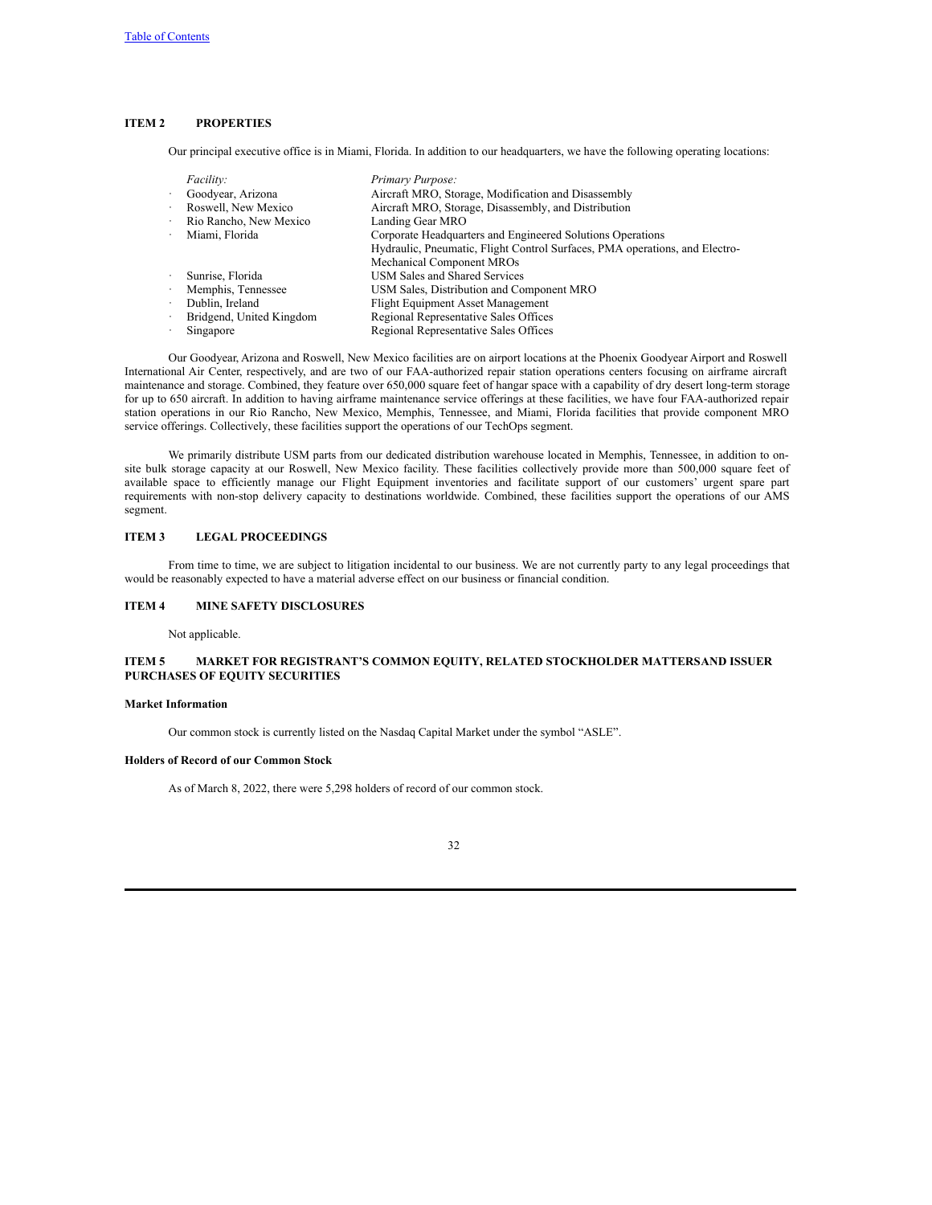## ITEM 2 PROPERTIES

Our principal executive office is in Miami, Florida. In addition to our headquarters, we have the following operating locations:

| *Facility:* | *Primary Purpose:* |
| --- | --- |
| · Goodyear, Arizona | Aircraft MRO, Storage, Modification and Disassembly |
| · Roswell, New Mexico | Aircraft MRO, Storage, Disassembly, and Distribution |
| · Rio Rancho, New Mexico | Landing Gear MRO |
| · Miami, Florida | Corporate Headquarters and Engineered Solutions Operations<br>Hydraulic, Pneumatic, Flight Control Surfaces, PMA operations, and Electro-Mechanical Component MROs |
| · Sunrise, Florida | USM Sales and Shared Services |
| · Memphis, Tennessee | USM Sales, Distribution and Component MRO |
| · Dublin, Ireland | Flight Equipment Asset Management |
| · Bridgend, United Kingdom | Regional Representative Sales Offices |
| · Singapore | Regional Representative Sales Offices |

Our Goodyear, Arizona and Roswell, New Mexico facilities are on airport locations at the Phoenix Goodyear Airport and Roswell International Air Center, respectively, and are two of our FAA-authorized repair station operations centers focusing on airframe aircraft maintenance and storage. Combined, they feature over 650,000 square feet of hangar space with a capability of dry desert long-term storage for up to 650 aircraft. In addition to having airframe maintenance service offerings at these facilities, we have four FAA-authorized repair station operations in our Rio Rancho, New Mexico, Memphis, Tennessee, and Miami, Florida facilities that provide component MRO service offerings. Collectively, these facilities support the operations of our TechOps segment.

We primarily distribute USM parts from our dedicated distribution warehouse located in Memphis, Tennessee, in addition to on-site bulk storage capacity at our Roswell, New Mexico facility. These facilities collectively provide more than 500,000 square feet of available space to efficiently manage our Flight Equipment inventories and facilitate support of our customers' urgent spare part requirements with non-stop delivery capacity to destinations worldwide. Combined, these facilities support the operations of our AMS segment.

## ITEM 3 LEGAL PROCEEDINGS

From time to time, we are subject to litigation incidental to our business. We are not currently party to any legal proceedings that would be reasonably expected to have a material adverse effect on our business or financial condition.

## ITEM 4 MINE SAFETY DISCLOSURES

Not applicable.

## ITEM 5 MARKET FOR REGISTRANT'S COMMON EQUITY, RELATED STOCKHOLDER MATTERSAND ISSUER PURCHASES OF EQUITY SECURITIES

### Market Information

Our common stock is currently listed on the Nasdaq Capital Market under the symbol "ASLE".

### Holders of Record of our Common Stock

As of March 8, 2022, there were 5,298 holders of record of our common stock.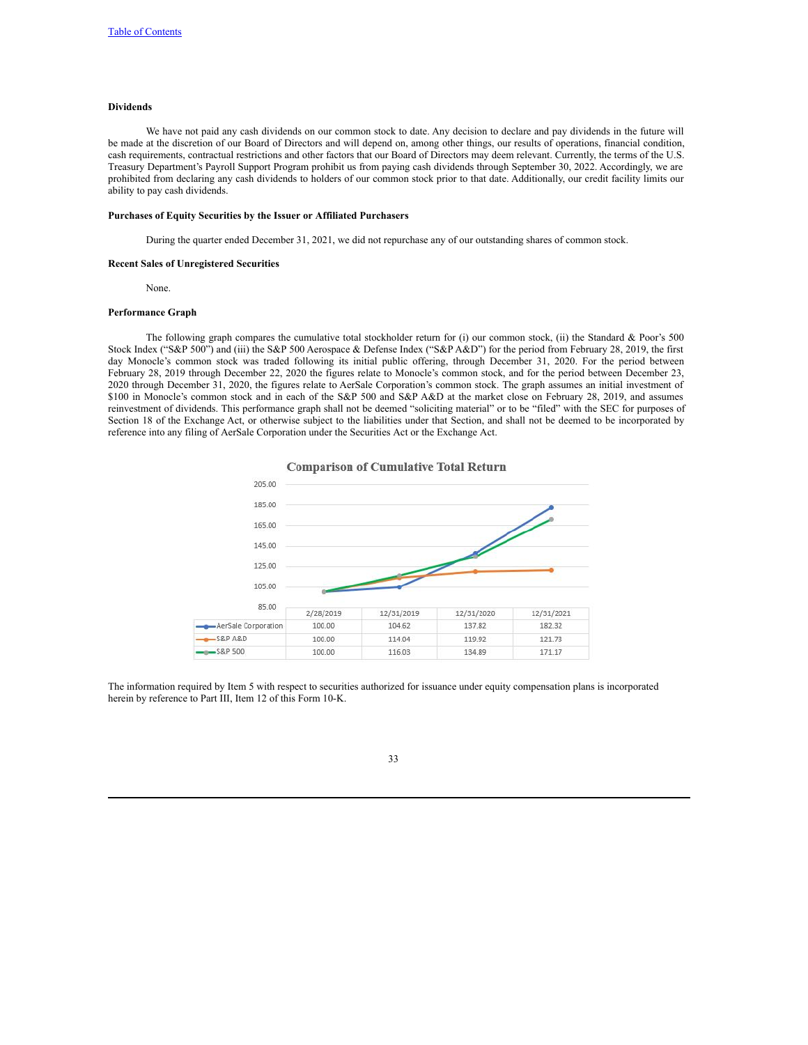### Dividends

We have not paid any cash dividends on our common stock to date. Any decision to declare and pay dividends in the future will be made at the discretion of our Board of Directors and will depend on, among other things, our results of operations, financial condition, cash requirements, contractual restrictions and other factors that our Board of Directors may deem relevant. Currently, the terms of the U.S. Treasury Department's Payroll Support Program prohibit us from paying cash dividends through September 30, 2022. Accordingly, we are prohibited from declaring any cash dividends to holders of our common stock prior to that date. Additionally, our credit facility limits our ability to pay cash dividends.

### Purchases of Equity Securities by the Issuer or Affiliated Purchasers

During the quarter ended December 31, 2021, we did not repurchase any of our outstanding shares of common stock.

### Recent Sales of Unregistered Securities

None.

### Performance Graph

The following graph compares the cumulative total stockholder return for (i) our common stock, (ii) the Standard & Poor's 500 Stock Index ("S&P 500") and (iii) the S&P 500 Aerospace & Defense Index ("S&P A&D") for the period from February 28, 2019, the first day Monocle's common stock was traded following its initial public offering, through December 31, 2020. For the period between February 28, 2019 through December 22, 2020 the figures relate to Monocle's common stock, and for the period between December 23, 2020 through December 31, 2020, the figures relate to AerSale Corporation's common stock. The graph assumes an initial investment of $100 in Monocle's common stock and in each of the S&P 500 and S&P A&D at the market close on February 28, 2019, and assumes reinvestment of dividends. This performance graph shall not be deemed "soliciting material" or to be "filed" with the SEC for purposes of Section 18 of the Exchange Act, or otherwise subject to the liabilities under that Section, and shall not be deemed to be incorporated by reference into any filing of AerSale Corporation under the Securities Act or the Exchange Act.

Comparison of Cumulative Total Return

205.00
185.00
165.00
145.00
125.00
105.00
85.00

2/28/2019 12/31/2019 12/31/2020 12/31/2021

AerSale Corporation 100.00 104.62 137.82 182.32

S&P A&D 100.00 114.04 119.92 121.73

S&P 500 100.00 116.03 134.89 171.17

The information required by Item 5 with respect to securities authorized for issuance under equity compensation plans is incorporated herein by reference to Part III, Item 12 of this Form 10-K.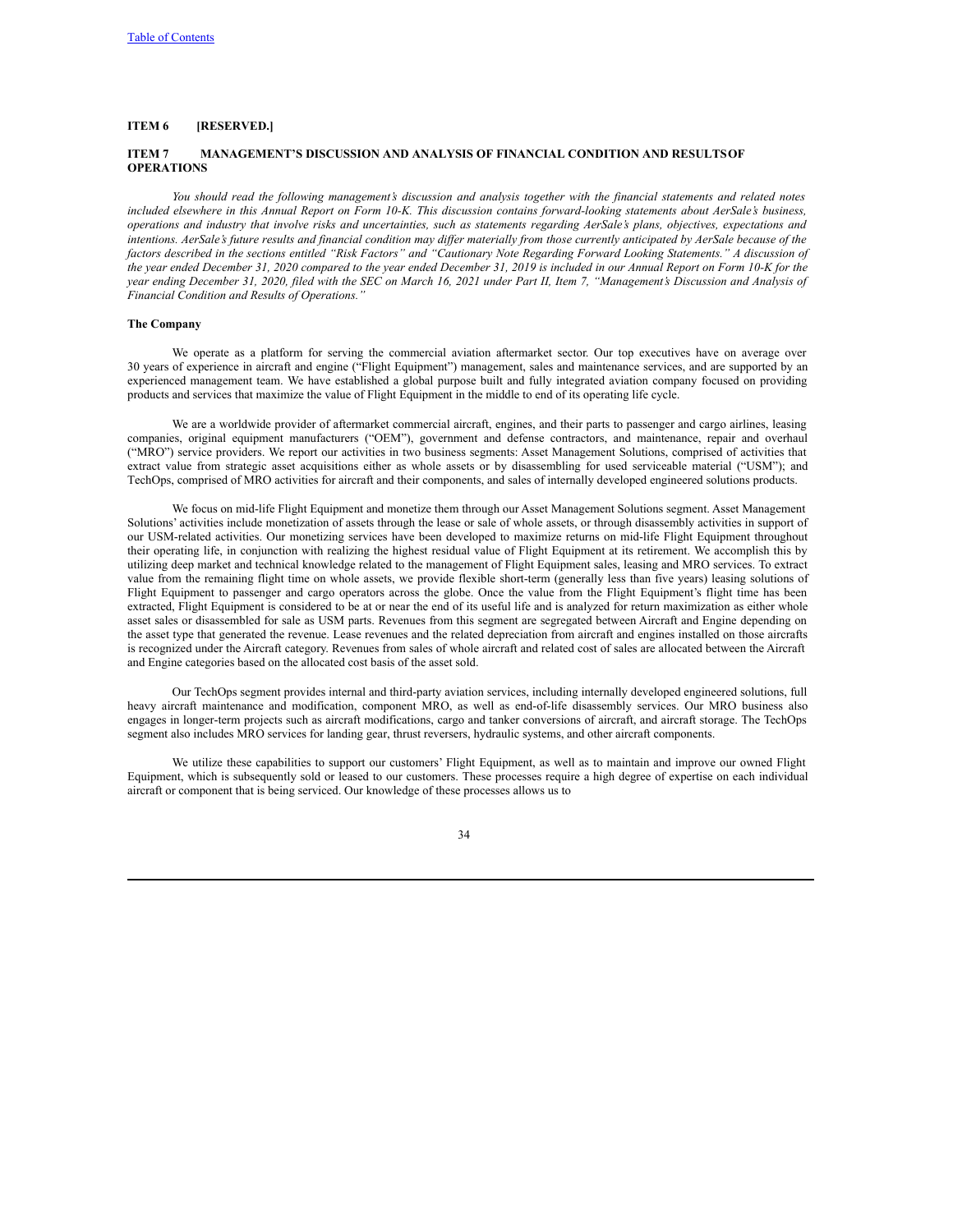## ITEM 6 [RESERVED.]

## ITEM 7 MANAGEMENT'S DISCUSSION AND ANALYSIS OF FINANCIAL CONDITION AND RESULTS OF OPERATIONS

*You should read the following management's discussion and analysis together with the financial statements and related notes included elsewhere in this Annual Report on Form 10-K. This discussion contains forward-looking statements about AerSale's business, operations and industry that involve risks and uncertainties, such as statements regarding AerSale's plans, objectives, expectations and intentions. AerSale's future results and financial condition may differ materially from those currently anticipated by AerSale because of the factors described in the sections entitled "Risk Factors" and "Cautionary Note Regarding Forward Looking Statements." A discussion of the year ended December 31, 2020 compared to the year ended December 31, 2019 is included in our Annual Report on Form 10-K for the year ending December 31, 2020, filed with the SEC on March 16, 2021 under Part II, Item 7, "Management's Discussion and Analysis of Financial Condition and Results of Operations."*

### The Company

We operate as a platform for serving the commercial aviation aftermarket sector. Our top executives have on average over 30 years of experience in aircraft and engine ("Flight Equipment") management, sales and maintenance services, and are supported by an experienced management team. We have established a global purpose built and fully integrated aviation company focused on providing products and services that maximize the value of Flight Equipment in the middle to end of its operating life cycle.

We are a worldwide provider of aftermarket commercial aircraft, engines, and their parts to passenger and cargo airlines, leasing companies, original equipment manufacturers ("OEM"), government and defense contractors, and maintenance, repair and overhaul ("MRO") service providers. We report our activities in two business segments: Asset Management Solutions, comprised of activities that extract value from strategic asset acquisitions either as whole assets or by disassembling for used serviceable material ("USM"); and TechOps, comprised of MRO activities for aircraft and their components, and sales of internally developed engineered solutions products.

We focus on mid-life Flight Equipment and monetize them through our Asset Management Solutions segment. Asset Management Solutions' activities include monetization of assets through the lease or sale of whole assets, or through disassembly activities in support of our USM-related activities. Our monetizing services have been developed to maximize returns on mid-life Flight Equipment throughout their operating life, in conjunction with realizing the highest residual value of Flight Equipment at its retirement. We accomplish this by utilizing deep market and technical knowledge related to the management of Flight Equipment sales, leasing and MRO services. To extract value from the remaining flight time on whole assets, we provide flexible short-term (generally less than five years) leasing solutions of Flight Equipment to passenger and cargo operators across the globe. Once the value from the Flight Equipment's flight time has been extracted, Flight Equipment is considered to be at or near the end of its useful life and is analyzed for return maximization as either whole asset sales or disassembled for sale as USM parts. Revenues from this segment are segregated between Aircraft and Engine depending on the asset type that generated the revenue. Lease revenues and the related depreciation from aircraft and engines installed on those aircrafts is recognized under the Aircraft category. Revenues from sales of whole aircraft and related cost of sales are allocated between the Aircraft and Engine categories based on the allocated cost basis of the asset sold.

Our TechOps segment provides internal and third-party aviation services, including internally developed engineered solutions, full heavy aircraft maintenance and modification, component MRO, as well as end-of-life disassembly services. Our MRO business also engages in longer-term projects such as aircraft modifications, cargo and tanker conversions of aircraft, and aircraft storage. The TechOps segment also includes MRO services for landing gear, thrust reversers, hydraulic systems, and other aircraft components.

We utilize these capabilities to support our customers' Flight Equipment, as well as to maintain and improve our owned Flight Equipment, which is subsequently sold or leased to our customers. These processes require a high degree of expertise on each individual aircraft or component that is being serviced. Our knowledge of these processes allows us to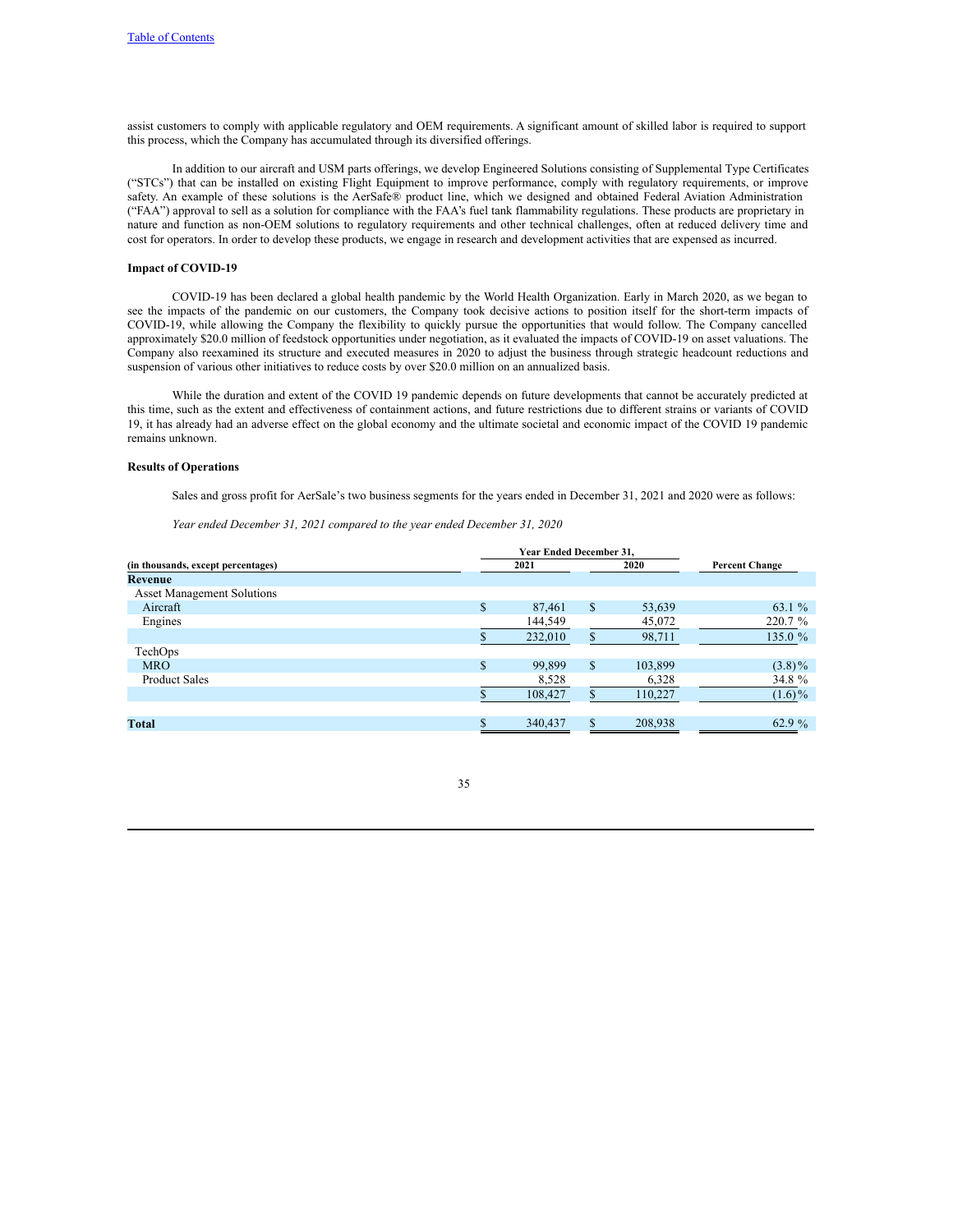assist customers to comply with applicable regulatory and OEM requirements. A significant amount of skilled labor is required to support this process, which the Company has accumulated through its diversified offerings.

In addition to our aircraft and USM parts offerings, we develop Engineered Solutions consisting of Supplemental Type Certificates ("STCs") that can be installed on existing Flight Equipment to improve performance, comply with regulatory requirements, or improve safety. An example of these solutions is the AerSafe® product line, which we designed and obtained Federal Aviation Administration ("FAA") approval to sell as a solution for compliance with the FAA's fuel tank flammability regulations. These products are proprietary in nature and function as non-OEM solutions to regulatory requirements and other technical challenges, often at reduced delivery time and cost for operators. In order to develop these products, we engage in research and development activities that are expensed as incurred.

**Impact of COVID-19**

COVID-19 has been declared a global health pandemic by the World Health Organization. Early in March 2020, as we began to see the impacts of the pandemic on our customers, the Company took decisive actions to position itself for the short-term impacts of COVID-19, while allowing the Company the flexibility to quickly pursue the opportunities that would follow. The Company cancelled approximately $20.0 million of feedstock opportunities under negotiation, as it evaluated the impacts of COVID-19 on asset valuations. The Company also reexamined its structure and executed measures in 2020 to adjust the business through strategic headcount reductions and suspension of various other initiatives to reduce costs by over $20.0 million on an annualized basis.

While the duration and extent of the COVID 19 pandemic depends on future developments that cannot be accurately predicted at this time, such as the extent and effectiveness of containment actions, and future restrictions due to different strains or variants of COVID 19, it has already had an adverse effect on the global economy and the ultimate societal and economic impact of the COVID 19 pandemic remains unknown.

**Results of Operations**

Sales and gross profit for AerSale's two business segments for the years ended in December 31, 2021 and 2020 were as follows:

*Year ended December 31, 2021 compared to the year ended December 31, 2020*

| | Year Ended December 31, | | |
|---|---|---|---|
| (in thousands, except percentages) | 2021 | 2020 | Percent Change |
| **Revenue** | | | |
| Asset Management Solutions | | | |
| Aircraft | $ 87,461 | $ 53,639 | 63.1 % |
| Engines | 144,549 | 45,072 | 220.7 % |
| | $ 232,010 | $ 98,711 | 135.0 % |
| TechOps | | | |
| MRO | $ 99,899 | $ 103,899 | (3.8)% |
| Product Sales | 8,528 | 6,328 | 34.8 % |
| | $ 108,427 | $ 110,227 | (1.6)% |
| **Total** | $ 340,437 | $ 208,938 | 62.9 % |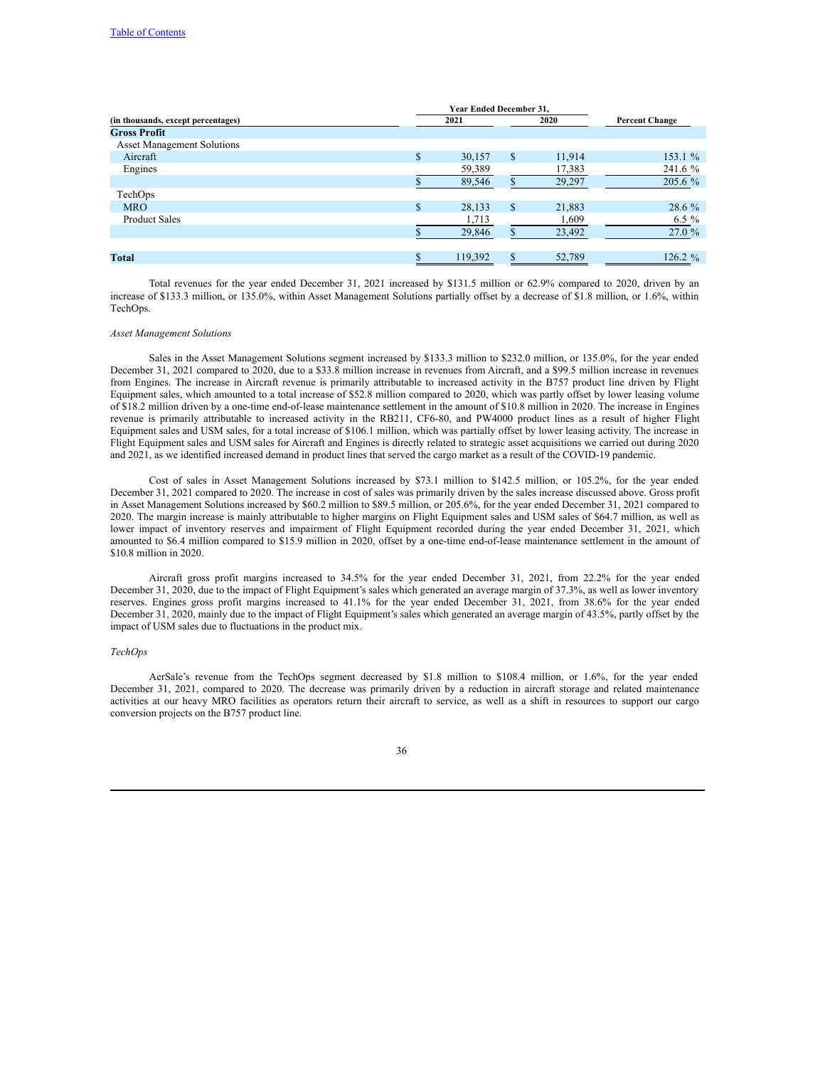Table of Contents

| (in thousands, except percentages) | Year Ended December 31, 2021 | 2020 | Percent Change |
| --- | --- | --- | --- |
| **Gross Profit** | | | |
| Asset Management Solutions | | | |
| Aircraft | $ 30,157 | $ 11,914 | 153.1 % |
| Engines | 59,389 | 17,383 | 241.6 % |
| | $ 89,546 | $ 29,297 | 205.6 % |
| TechOps | | | |
| MRO | $ 28,133 | $ 21,883 | 28.6 % |
| Product Sales | 1,713 | 1,609 | 6.5 % |
| | $ 29,846 | $ 23,492 | 27.0 % |
| | | | |
| **Total** | $ 119,392 | $ 52,789 | 126.2 % |

Total revenues for the year ended December 31, 2021 increased by $131.5 million or 62.9% compared to 2020, driven by an increase of $133.3 million, or 135.0%, within Asset Management Solutions partially offset by a decrease of $1.8 million, or 1.6%, within TechOps.

*Asset Management Solutions*

Sales in the Asset Management Solutions segment increased by $133.3 million to $232.0 million, or 135.0%, for the year ended December 31, 2021 compared to 2020, due to a $33.8 million increase in revenues from Aircraft, and a $99.5 million increase in revenues from Engines. The increase in Aircraft revenue is primarily attributable to increased activity in the B757 product line driven by Flight Equipment sales, which amounted to a total increase of $52.8 million compared to 2020, which was partly offset by lower leasing volume of $18.2 million driven by a one-time end-of-lease maintenance settlement in the amount of $10.8 million in 2020. The increase in Engines revenue is primarily attributable to increased activity in the RB211, CF6-80, and PW4000 product lines as a result of higher Flight Equipment sales and USM sales, for a total increase of $106.1 million, which was partially offset by lower leasing activity. The increase in Flight Equipment sales and USM sales for Aircraft and Engines is directly related to strategic asset acquisitions we carried out during 2020 and 2021, as we identified increased demand in product lines that served the cargo market as a result of the COVID-19 pandemic.

Cost of sales in Asset Management Solutions increased by $73.1 million to $142.5 million, or 105.2%, for the year ended December 31, 2021 compared to 2020. The increase in cost of sales was primarily driven by the sales increase discussed above. Gross profit in Asset Management Solutions increased by $60.2 million to $89.5 million, or 205.6%, for the year ended December 31, 2021 compared to 2020. The margin increase is mainly attributable to higher margins on Flight Equipment sales and USM sales of $64.7 million, as well as lower impact of inventory reserves and impairment of Flight Equipment recorded during the year ended December 31, 2021, which amounted to $6.4 million compared to $15.9 million in 2020, offset by a one-time end-of-lease maintenance settlement in the amount of $10.8 million in 2020.

Aircraft gross profit margins increased to 34.5% for the year ended December 31, 2021, from 22.2% for the year ended December 31, 2020, due to the impact of Flight Equipment's sales which generated an average margin of 37.3%, as well as lower inventory reserves. Engines gross profit margins increased to 41.1% for the year ended December 31, 2021, from 38.6% for the year ended December 31, 2020, mainly due to the impact of Flight Equipment's sales which generated an average margin of 43.5%, partly offset by the impact of USM sales due to fluctuations in the product mix.

*TechOps*

AerSale's revenue from the TechOps segment decreased by $1.8 million to $108.4 million, or 1.6%, for the year ended December 31, 2021, compared to 2020. The decrease was primarily driven by a reduction in aircraft storage and related maintenance activities at our heavy MRO facilities as operators return their aircraft to service, as well as a shift in resources to support our cargo conversion projects on the B757 product line.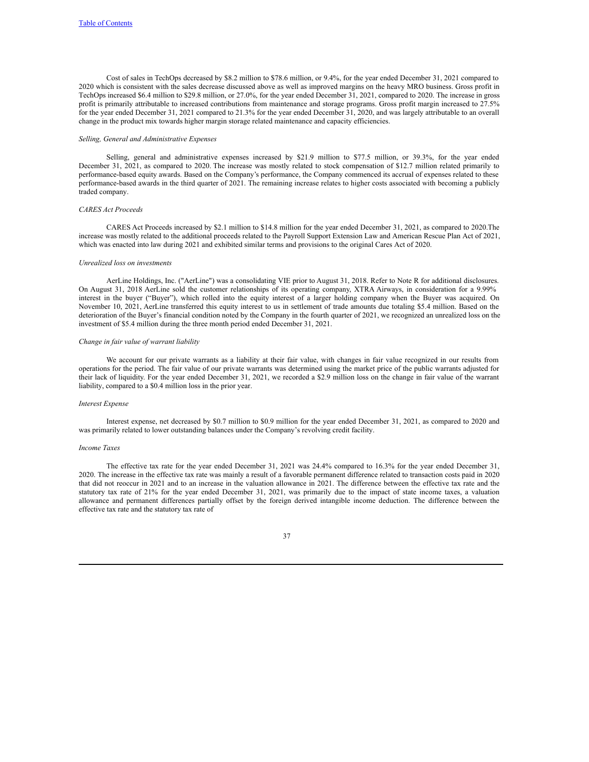Cost of sales in TechOps decreased by $8.2 million to $78.6 million, or 9.4%, for the year ended December 31, 2021 compared to 2020 which is consistent with the sales decrease discussed above as well as improved margins on the heavy MRO business. Gross profit in TechOps increased $6.4 million to $29.8 million, or 27.0%, for the year ended December 31, 2021, compared to 2020. The increase in gross profit is primarily attributable to increased contributions from maintenance and storage programs. Gross profit margin increased to 27.5% for the year ended December 31, 2021 compared to 21.3% for the year ended December 31, 2020, and was largely attributable to an overall change in the product mix towards higher margin storage related maintenance and capacity efficiencies.

*Selling, General and Administrative Expenses*

Selling, general and administrative expenses increased by $21.9 million to $77.5 million, or 39.3%, for the year ended December 31, 2021, as compared to 2020. The increase was mostly related to stock compensation of $12.7 million related primarily to performance-based equity awards. Based on the Company's performance, the Company commenced its accrual of expenses related to these performance-based awards in the third quarter of 2021. The remaining increase relates to higher costs associated with becoming a publicly traded company.

*CARES Act Proceeds*

CARES Act Proceeds increased by $2.1 million to $14.8 million for the year ended December 31, 2021, as compared to 2020.The increase was mostly related to the additional proceeds related to the Payroll Support Extension Law and American Rescue Plan Act of 2021, which was enacted into law during 2021 and exhibited similar terms and provisions to the original Cares Act of 2020.

*Unrealized loss on investments*

AerLine Holdings, Inc. ("AerLine") was a consolidating VIE prior to August 31, 2018. Refer to Note R for additional disclosures. On August 31, 2018 AerLine sold the customer relationships of its operating company, XTRA Airways, in consideration for a 9.99% interest in the buyer ("Buyer"), which rolled into the equity interest of a larger holding company when the Buyer was acquired. On November 10, 2021, AerLine transferred this equity interest to us in settlement of trade amounts due totaling $5.4 million. Based on the deterioration of the Buyer's financial condition noted by the Company in the fourth quarter of 2021, we recognized an unrealized loss on the investment of $5.4 million during the three month period ended December 31, 2021.

*Change in fair value of warrant liability*

We account for our private warrants as a liability at their fair value, with changes in fair value recognized in our results from operations for the period. The fair value of our private warrants was determined using the market price of the public warrants adjusted for their lack of liquidity. For the year ended December 31, 2021, we recorded a $2.9 million loss on the change in fair value of the warrant liability, compared to a $0.4 million loss in the prior year.

*Interest Expense*

Interest expense, net decreased by $0.7 million to $0.9 million for the year ended December 31, 2021, as compared to 2020 and was primarily related to lower outstanding balances under the Company's revolving credit facility.

*Income Taxes*

The effective tax rate for the year ended December 31, 2021 was 24.4% compared to 16.3% for the year ended December 31, 2020. The increase in the effective tax rate was mainly a result of a favorable permanent difference related to transaction costs paid in 2020 that did not reoccur in 2021 and to an increase in the valuation allowance in 2021. The difference between the effective tax rate and the statutory tax rate of 21% for the year ended December 31, 2021, was primarily due to the impact of state income taxes, a valuation allowance and permanent differences partially offset by the foreign derived intangible income deduction. The difference between the effective tax rate and the statutory tax rate of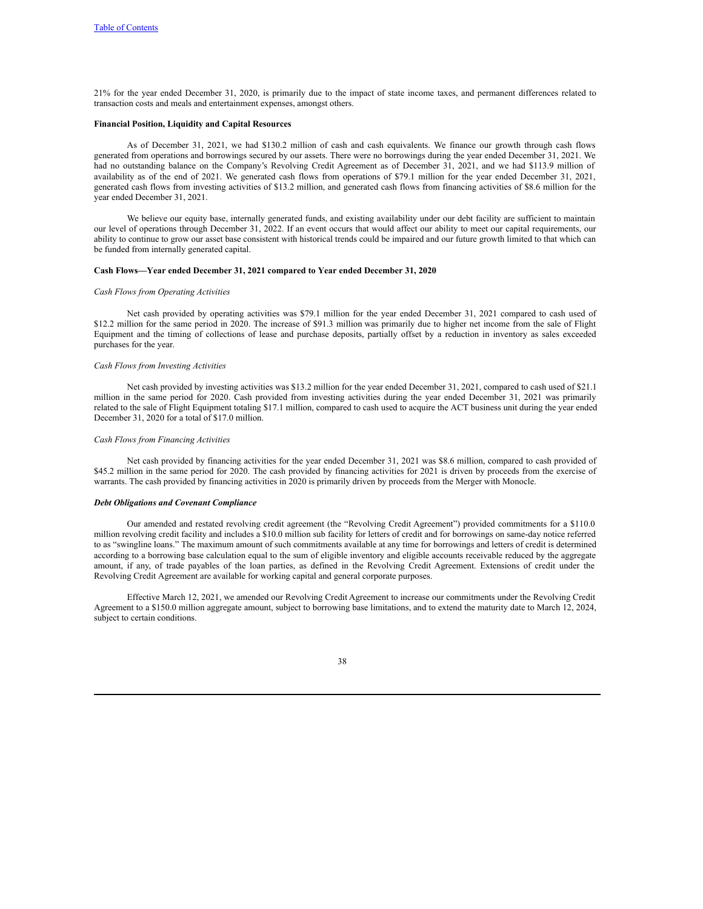21% for the year ended December 31, 2020, is primarily due to the impact of state income taxes, and permanent differences related to transaction costs and meals and entertainment expenses, amongst others.

**Financial Position, Liquidity and Capital Resources**

As of December 31, 2021, we had $130.2 million of cash and cash equivalents. We finance our growth through cash flows generated from operations and borrowings secured by our assets. There were no borrowings during the year ended December 31, 2021. We had no outstanding balance on the Company's Revolving Credit Agreement as of December 31, 2021, and we had $113.9 million of availability as of the end of 2021. We generated cash flows from operations of $79.1 million for the year ended December 31, 2021, generated cash flows from investing activities of $13.2 million, and generated cash flows from financing activities of $8.6 million for the year ended December 31, 2021.

We believe our equity base, internally generated funds, and existing availability under our debt facility are sufficient to maintain our level of operations through December 31, 2022. If an event occurs that would affect our ability to meet our capital requirements, our ability to continue to grow our asset base consistent with historical trends could be impaired and our future growth limited to that which can be funded from internally generated capital.

**Cash Flows—Year ended December 31, 2021 compared to Year ended December 31, 2020**

*Cash Flows from Operating Activities*

Net cash provided by operating activities was $79.1 million for the year ended December 31, 2021 compared to cash used of $12.2 million for the same period in 2020. The increase of $91.3 million was primarily due to higher net income from the sale of Flight Equipment and the timing of collections of lease and purchase deposits, partially offset by a reduction in inventory as sales exceeded purchases for the year.

*Cash Flows from Investing Activities*

Net cash provided by investing activities was $13.2 million for the year ended December 31, 2021, compared to cash used of $21.1 million in the same period for 2020. Cash provided from investing activities during the year ended December 31, 2021 was primarily related to the sale of Flight Equipment totaling $17.1 million, compared to cash used to acquire the ACT business unit during the year ended December 31, 2020 for a total of $17.0 million.

*Cash Flows from Financing Activities*

Net cash provided by financing activities for the year ended December 31, 2021 was $8.6 million, compared to cash provided of $45.2 million in the same period for 2020. The cash provided by financing activities for 2021 is driven by proceeds from the exercise of warrants. The cash provided by financing activities in 2020 is primarily driven by proceeds from the Merger with Monocle.

***Debt Obligations and Covenant Compliance***

Our amended and restated revolving credit agreement (the "Revolving Credit Agreement") provided commitments for a $110.0 million revolving credit facility and includes a $10.0 million sub facility for letters of credit and for borrowings on same-day notice referred to as "swingline loans." The maximum amount of such commitments available at any time for borrowings and letters of credit is determined according to a borrowing base calculation equal to the sum of eligible inventory and eligible accounts receivable reduced by the aggregate amount, if any, of trade payables of the loan parties, as defined in the Revolving Credit Agreement. Extensions of credit under the Revolving Credit Agreement are available for working capital and general corporate purposes.

Effective March 12, 2021, we amended our Revolving Credit Agreement to increase our commitments under the Revolving Credit Agreement to a $150.0 million aggregate amount, subject to borrowing base limitations, and to extend the maturity date to March 12, 2024, subject to certain conditions.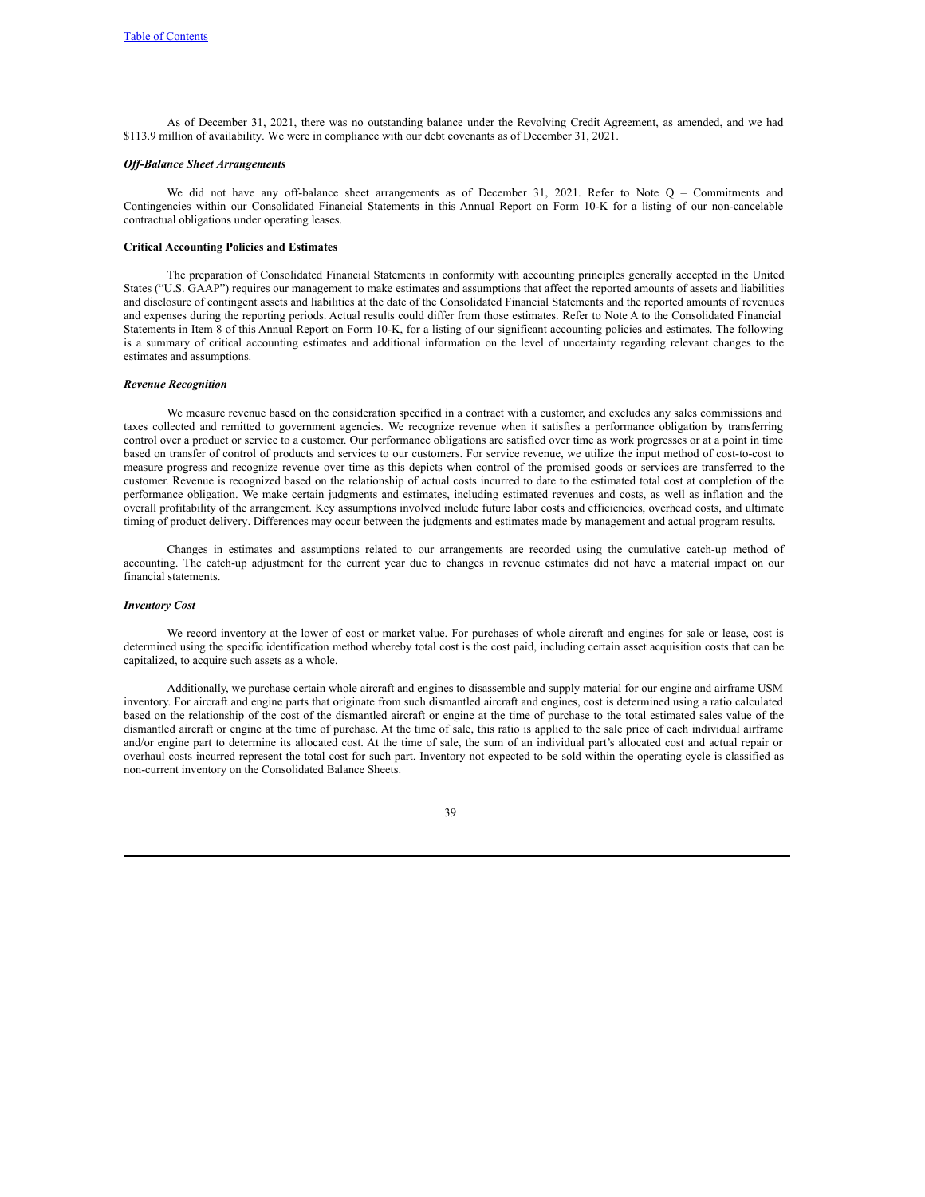As of December 31, 2021, there was no outstanding balance under the Revolving Credit Agreement, as amended, and we had $113.9 million of availability. We were in compliance with our debt covenants as of December 31, 2021.

***Off-Balance Sheet Arrangements***

We did not have any off-balance sheet arrangements as of December 31, 2021. Refer to Note Q – Commitments and Contingencies within our Consolidated Financial Statements in this Annual Report on Form 10-K for a listing of our non-cancelable contractual obligations under operating leases.

**Critical Accounting Policies and Estimates**

The preparation of Consolidated Financial Statements in conformity with accounting principles generally accepted in the United States ("U.S. GAAP") requires our management to make estimates and assumptions that affect the reported amounts of assets and liabilities and disclosure of contingent assets and liabilities at the date of the Consolidated Financial Statements and the reported amounts of revenues and expenses during the reporting periods. Actual results could differ from those estimates. Refer to Note A to the Consolidated Financial Statements in Item 8 of this Annual Report on Form 10-K, for a listing of our significant accounting policies and estimates. The following is a summary of critical accounting estimates and additional information on the level of uncertainty regarding relevant changes to the estimates and assumptions.

***Revenue Recognition***

We measure revenue based on the consideration specified in a contract with a customer, and excludes any sales commissions and taxes collected and remitted to government agencies. We recognize revenue when it satisfies a performance obligation by transferring control over a product or service to a customer. Our performance obligations are satisfied over time as work progresses or at a point in time based on transfer of control of products and services to our customers. For service revenue, we utilize the input method of cost-to-cost to measure progress and recognize revenue over time as this depicts when control of the promised goods or services are transferred to the customer. Revenue is recognized based on the relationship of actual costs incurred to date to the estimated total cost at completion of the performance obligation. We make certain judgments and estimates, including estimated revenues and costs, as well as inflation and the overall profitability of the arrangement. Key assumptions involved include future labor costs and efficiencies, overhead costs, and ultimate timing of product delivery. Differences may occur between the judgments and estimates made by management and actual program results.

Changes in estimates and assumptions related to our arrangements are recorded using the cumulative catch-up method of accounting. The catch-up adjustment for the current year due to changes in revenue estimates did not have a material impact on our financial statements.

***Inventory Cost***

We record inventory at the lower of cost or market value. For purchases of whole aircraft and engines for sale or lease, cost is determined using the specific identification method whereby total cost is the cost paid, including certain asset acquisition costs that can be capitalized, to acquire such assets as a whole.

Additionally, we purchase certain whole aircraft and engines to disassemble and supply material for our engine and airframe USM inventory. For aircraft and engine parts that originate from such dismantled aircraft and engines, cost is determined using a ratio calculated based on the relationship of the cost of the dismantled aircraft or engine at the time of purchase to the total estimated sales value of the dismantled aircraft or engine at the time of purchase. At the time of sale, this ratio is applied to the sale price of each individual airframe and/or engine part to determine its allocated cost. At the time of sale, the sum of an individual part's allocated cost and actual repair or overhaul costs incurred represent the total cost for such part. Inventory not expected to be sold within the operating cycle is classified as non-current inventory on the Consolidated Balance Sheets.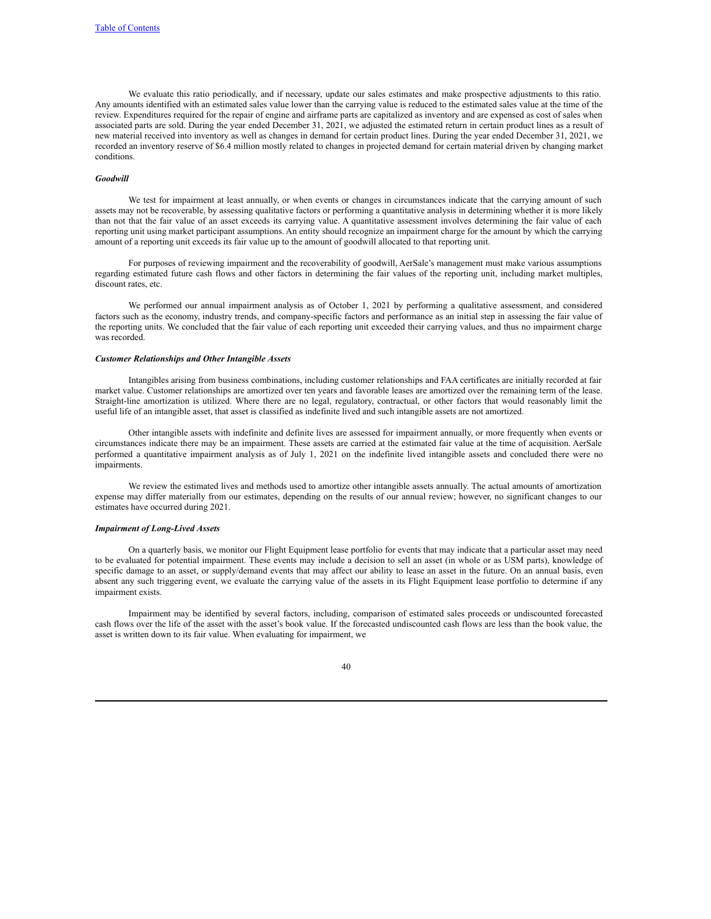We evaluate this ratio periodically, and if necessary, update our sales estimates and make prospective adjustments to this ratio. Any amounts identified with an estimated sales value lower than the carrying value is reduced to the estimated sales value at the time of the review. Expenditures required for the repair of engine and airframe parts are capitalized as inventory and are expensed as cost of sales when associated parts are sold. During the year ended December 31, 2021, we adjusted the estimated return in certain product lines as a result of new material received into inventory as well as changes in demand for certain product lines. During the year ended December 31, 2021, we recorded an inventory reserve of $6.4 million mostly related to changes in projected demand for certain material driven by changing market conditions.

***Goodwill***

We test for impairment at least annually, or when events or changes in circumstances indicate that the carrying amount of such assets may not be recoverable, by assessing qualitative factors or performing a quantitative analysis in determining whether it is more likely than not that the fair value of an asset exceeds its carrying value. A quantitative assessment involves determining the fair value of each reporting unit using market participant assumptions. An entity should recognize an impairment charge for the amount by which the carrying amount of a reporting unit exceeds its fair value up to the amount of goodwill allocated to that reporting unit.

For purposes of reviewing impairment and the recoverability of goodwill, AerSale's management must make various assumptions regarding estimated future cash flows and other factors in determining the fair values of the reporting unit, including market multiples, discount rates, etc.

We performed our annual impairment analysis as of October 1, 2021 by performing a qualitative assessment, and considered factors such as the economy, industry trends, and company-specific factors and performance as an initial step in assessing the fair value of the reporting units. We concluded that the fair value of each reporting unit exceeded their carrying values, and thus no impairment charge was recorded.

***Customer Relationships and Other Intangible Assets***

Intangibles arising from business combinations, including customer relationships and FAA certificates are initially recorded at fair market value. Customer relationships are amortized over ten years and favorable leases are amortized over the remaining term of the lease. Straight-line amortization is utilized. Where there are no legal, regulatory, contractual, or other factors that would reasonably limit the useful life of an intangible asset, that asset is classified as indefinite lived and such intangible assets are not amortized.

Other intangible assets with indefinite and definite lives are assessed for impairment annually, or more frequently when events or circumstances indicate there may be an impairment. These assets are carried at the estimated fair value at the time of acquisition. AerSale performed a quantitative impairment analysis as of July 1, 2021 on the indefinite lived intangible assets and concluded there were no impairments.

We review the estimated lives and methods used to amortize other intangible assets annually. The actual amounts of amortization expense may differ materially from our estimates, depending on the results of our annual review; however, no significant changes to our estimates have occurred during 2021.

***Impairment of Long-Lived Assets***

On a quarterly basis, we monitor our Flight Equipment lease portfolio for events that may indicate that a particular asset may need to be evaluated for potential impairment. These events may include a decision to sell an asset (in whole or as USM parts), knowledge of specific damage to an asset, or supply/demand events that may affect our ability to lease an asset in the future. On an annual basis, even absent any such triggering event, we evaluate the carrying value of the assets in its Flight Equipment lease portfolio to determine if any impairment exists.

Impairment may be identified by several factors, including, comparison of estimated sales proceeds or undiscounted forecasted cash flows over the life of the asset with the asset's book value. If the forecasted undiscounted cash flows are less than the book value, the asset is written down to its fair value. When evaluating for impairment, we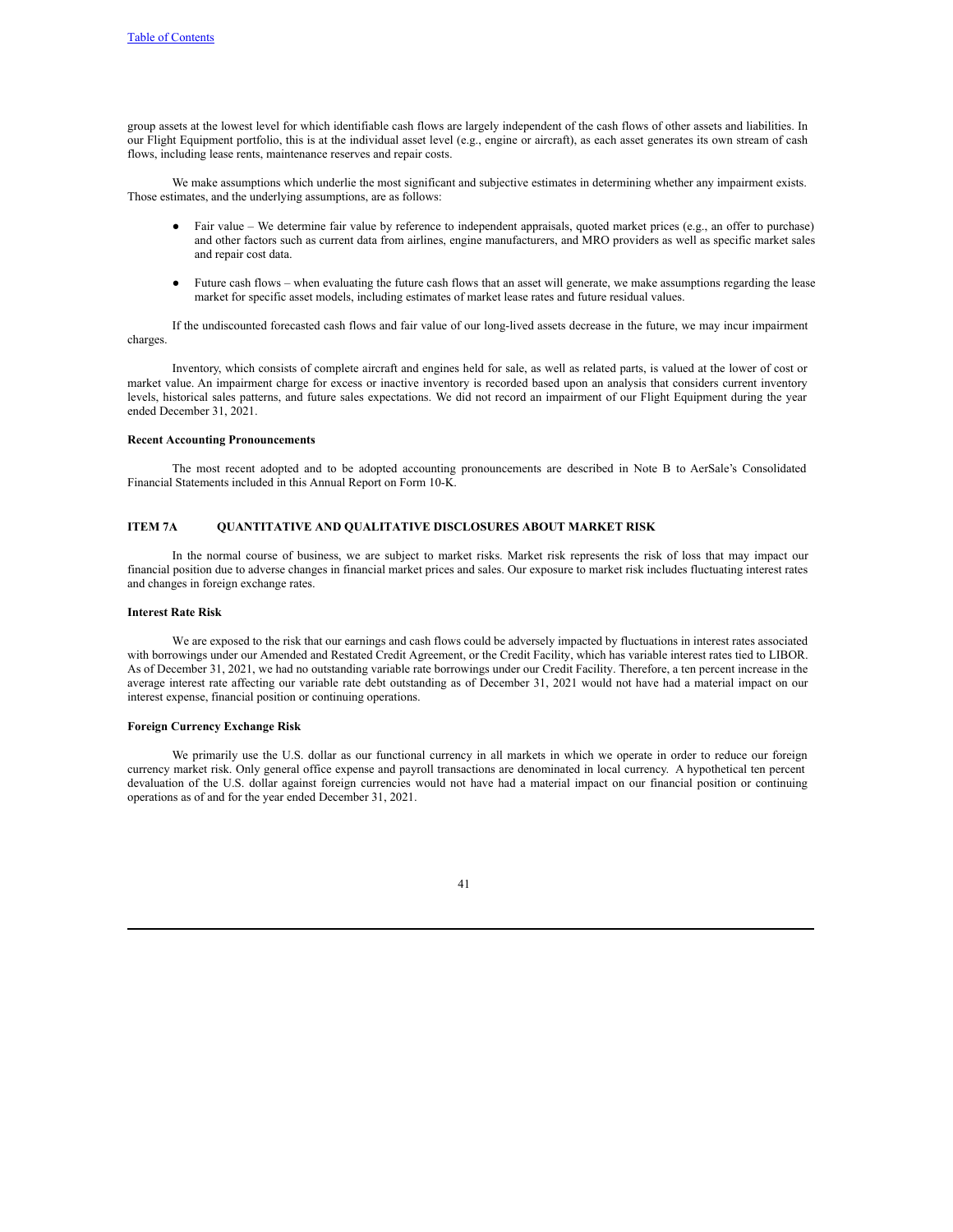group assets at the lowest level for which identifiable cash flows are largely independent of the cash flows of other assets and liabilities. In our Flight Equipment portfolio, this is at the individual asset level (e.g., engine or aircraft), as each asset generates its own stream of cash flows, including lease rents, maintenance reserves and repair costs.

We make assumptions which underlie the most significant and subjective estimates in determining whether any impairment exists. Those estimates, and the underlying assumptions, are as follows:

- Fair value – We determine fair value by reference to independent appraisals, quoted market prices (e.g., an offer to purchase) and other factors such as current data from airlines, engine manufacturers, and MRO providers as well as specific market sales and repair cost data.
- Future cash flows – when evaluating the future cash flows that an asset will generate, we make assumptions regarding the lease market for specific asset models, including estimates of market lease rates and future residual values.

If the undiscounted forecasted cash flows and fair value of our long-lived assets decrease in the future, we may incur impairment charges.

Inventory, which consists of complete aircraft and engines held for sale, as well as related parts, is valued at the lower of cost or market value. An impairment charge for excess or inactive inventory is recorded based upon an analysis that considers current inventory levels, historical sales patterns, and future sales expectations. We did not record an impairment of our Flight Equipment during the year ended December 31, 2021.

**Recent Accounting Pronouncements**

The most recent adopted and to be adopted accounting pronouncements are described in Note B to AerSale's Consolidated Financial Statements included in this Annual Report on Form 10-K.

## ITEM 7A QUANTITATIVE AND QUALITATIVE DISCLOSURES ABOUT MARKET RISK

In the normal course of business, we are subject to market risks. Market risk represents the risk of loss that may impact our financial position due to adverse changes in financial market prices and sales. Our exposure to market risk includes fluctuating interest rates and changes in foreign exchange rates.

**Interest Rate Risk**

We are exposed to the risk that our earnings and cash flows could be adversely impacted by fluctuations in interest rates associated with borrowings under our Amended and Restated Credit Agreement, or the Credit Facility, which has variable interest rates tied to LIBOR. As of December 31, 2021, we had no outstanding variable rate borrowings under our Credit Facility. Therefore, a ten percent increase in the average interest rate affecting our variable rate debt outstanding as of December 31, 2021 would not have had a material impact on our interest expense, financial position or continuing operations.

**Foreign Currency Exchange Risk**

We primarily use the U.S. dollar as our functional currency in all markets in which we operate in order to reduce our foreign currency market risk. Only general office expense and payroll transactions are denominated in local currency. A hypothetical ten percent devaluation of the U.S. dollar against foreign currencies would not have had a material impact on our financial position or continuing operations as of and for the year ended December 31, 2021.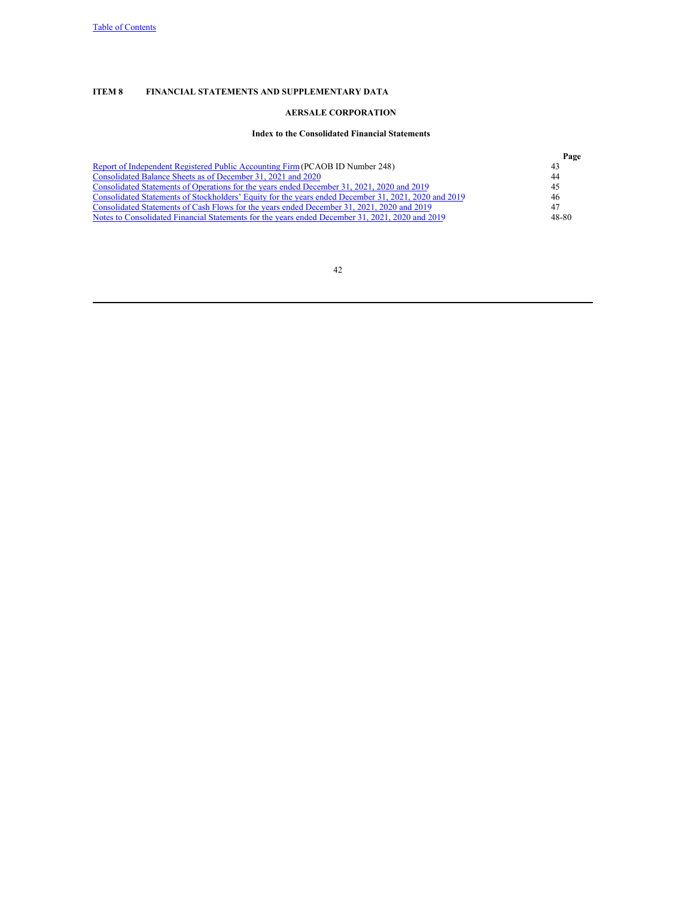**ITEM 8 FINANCIAL STATEMENTS AND SUPPLEMENTARY DATA**

**AERSALE CORPORATION**

**Index to the Consolidated Financial Statements**

| | Page |
|---|---|
| Report of Independent Registered Public Accounting Firm (PCAOB ID Number 248) | 43 |
| Consolidated Balance Sheets as of December 31, 2021 and 2020 | 44 |
| Consolidated Statements of Operations for the years ended December 31, 2021, 2020 and 2019 | 45 |
| Consolidated Statements of Stockholders' Equity for the years ended December 31, 2021, 2020 and 2019 | 46 |
| Consolidated Statements of Cash Flows for the years ended December 31, 2021, 2020 and 2019 | 47 |
| Notes to Consolidated Financial Statements for the years ended December 31, 2021, 2020 and 2019 | 48-80 |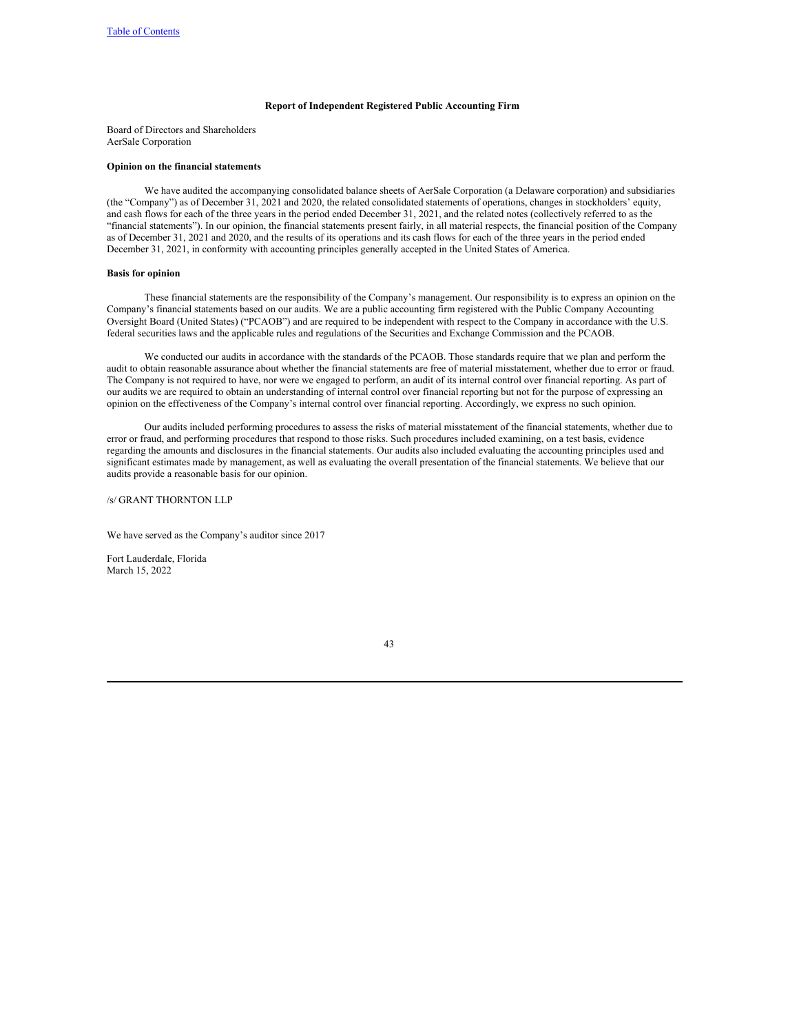**Report of Independent Registered Public Accounting Firm**

Board of Directors and Shareholders
AerSale Corporation

**Opinion on the financial statements**

We have audited the accompanying consolidated balance sheets of AerSale Corporation (a Delaware corporation) and subsidiaries (the "Company") as of December 31, 2021 and 2020, the related consolidated statements of operations, changes in stockholders' equity, and cash flows for each of the three years in the period ended December 31, 2021, and the related notes (collectively referred to as the "financial statements"). In our opinion, the financial statements present fairly, in all material respects, the financial position of the Company as of December 31, 2021 and 2020, and the results of its operations and its cash flows for each of the three years in the period ended December 31, 2021, in conformity with accounting principles generally accepted in the United States of America.

**Basis for opinion**

These financial statements are the responsibility of the Company's management. Our responsibility is to express an opinion on the Company's financial statements based on our audits. We are a public accounting firm registered with the Public Company Accounting Oversight Board (United States) ("PCAOB") and are required to be independent with respect to the Company in accordance with the U.S. federal securities laws and the applicable rules and regulations of the Securities and Exchange Commission and the PCAOB.

We conducted our audits in accordance with the standards of the PCAOB. Those standards require that we plan and perform the audit to obtain reasonable assurance about whether the financial statements are free of material misstatement, whether due to error or fraud. The Company is not required to have, nor were we engaged to perform, an audit of its internal control over financial reporting. As part of our audits we are required to obtain an understanding of internal control over financial reporting but not for the purpose of expressing an opinion on the effectiveness of the Company's internal control over financial reporting. Accordingly, we express no such opinion.

Our audits included performing procedures to assess the risks of material misstatement of the financial statements, whether due to error or fraud, and performing procedures that respond to those risks. Such procedures included examining, on a test basis, evidence regarding the amounts and disclosures in the financial statements. Our audits also included evaluating the accounting principles used and significant estimates made by management, as well as evaluating the overall presentation of the financial statements. We believe that our audits provide a reasonable basis for our opinion.

/s/ GRANT THORNTON LLP

We have served as the Company's auditor since 2017

Fort Lauderdale, Florida
March 15, 2022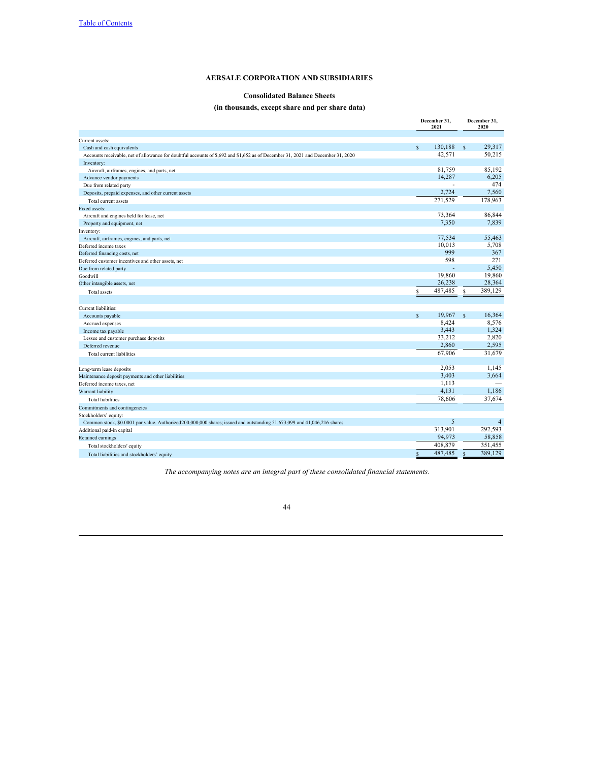[Table of Contents](#)

# AERSALE CORPORATION AND SUBSIDIARIES

## Consolidated Balance Sheets

### (in thousands, except share and per share data)

| | December 31, 2021 | December 31, 2020 |
|---|---|---|
| Current assets: | | |
| Cash and cash equivalents | $ 130,188 | $ 29,317 |
| Accounts receivable, net of allowance for doubtful accounts of $,692 and $1,652 as of December 31, 2021 and December 31, 2020 | 42,571 | 50,215 |
| Inventory: | | |
| Aircraft, airframes, engines, and parts, net | 81,759 | 85,192 |
| Advance vendor payments | 14,287 | 6,205 |
| Due from related party | - | 474 |
| Deposits, prepaid expenses, and other current assets | 2,724 | 7,560 |
| Total current assets | 271,529 | 178,963 |
| Fixed assets: | | |
| Aircraft and engines held for lease, net | 73,364 | 86,844 |
| Property and equipment, net | 7,350 | 7,839 |
| Inventory: | | |
| Aircraft, airframes, engines, and parts, net | 77,534 | 55,463 |
| Deferred income taxes | 10,013 | 5,708 |
| Deferred financing costs, net | 999 | 367 |
| Deferred customer incentives and other assets, net | 598 | 271 |
| Due from related party | - | 5,450 |
| Goodwill | 19,860 | 19,860 |
| Other intangible assets, net | 26,238 | 28,364 |
| Total assets | $ 487,485 | $ 389,129 |
| | | |
| Current liabilities: | | |
| Accounts payable | $ 19,967 | $ 16,364 |
| Accrued expenses | 8,424 | 8,576 |
| Income tax payable | 3,443 | 1,324 |
| Lessee and customer purchase deposits | 33,212 | 2,820 |
| Deferred revenue | 2,860 | 2,595 |
| Total current liabilities | 67,906 | 31,679 |
| | | |
| Long-term lease deposits | 2,053 | 1,145 |
| Maintenance deposit payments and other liabilities | 3,403 | 3,664 |
| Deferred income taxes, net | 1,113 | — |
| Warrant liability | 4,131 | 1,186 |
| Total liabilities | 78,606 | 37,674 |
| Commitments and contingencies | | |
| Stockholders' equity: | | |
| Common stock, $0.0001 par value. Authorized200,000,000 shares; issued and outstanding 51,673,099 and 41,046,216 shares | 5 | 4 |
| Additional paid-in capital | 313,901 | 292,593 |
| Retained earnings | 94,973 | 58,858 |
| Total stockholders' equity | 408,879 | 351,455 |
| Total liabilities and stockholders' equity | $ 487,485 | $ 389,129 |

*The accompanying notes are an integral part of these consolidated financial statements.*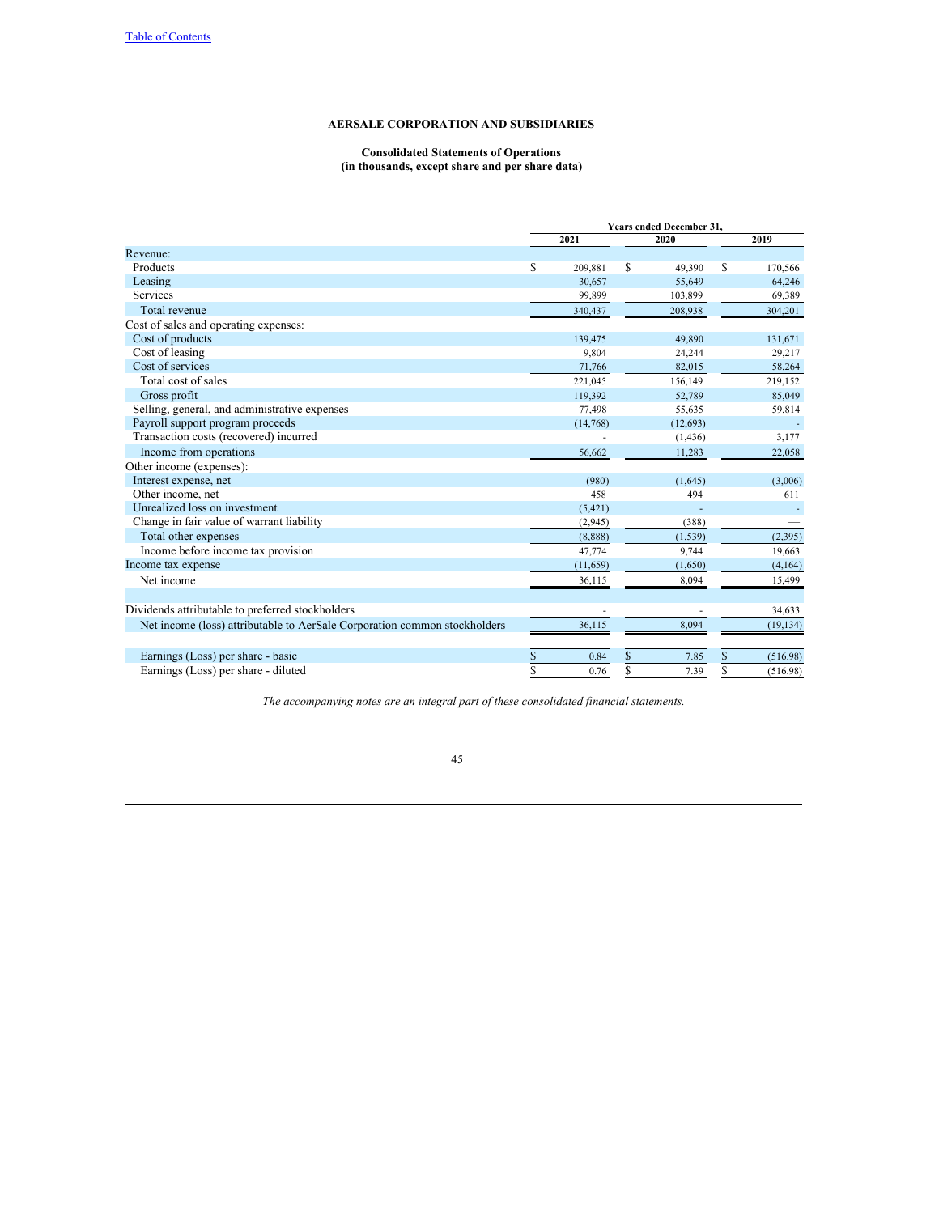**AERSALE CORPORATION AND SUBSIDIARIES**

**Consolidated Statements of Operations**
**(in thousands, except share and per share data)**

| | Years ended December 31, | | |
|---|---|---|---|
| | 2021 | 2020 | 2019 |
| Revenue: | | | |
| Products | $ 209,881 | $ 49,390 | $ 170,566 |
| Leasing | 30,657 | 55,649 | 64,246 |
| Services | 99,899 | 103,899 | 69,389 |
| Total revenue | 340,437 | 208,938 | 304,201 |
| Cost of sales and operating expenses: | | | |
| Cost of products | 139,475 | 49,890 | 131,671 |
| Cost of leasing | 9,804 | 24,244 | 29,217 |
| Cost of services | 71,766 | 82,015 | 58,264 |
| Total cost of sales | 221,045 | 156,149 | 219,152 |
| Gross profit | 119,392 | 52,789 | 85,049 |
| Selling, general, and administrative expenses | 77,498 | 55,635 | 59,814 |
| Payroll support program proceeds | (14,768) | (12,693) | - |
| Transaction costs (recovered) incurred | - | (1,436) | 3,177 |
| Income from operations | 56,662 | 11,283 | 22,058 |
| Other income (expenses): | | | |
| Interest expense, net | (980) | (1,645) | (3,006) |
| Other income, net | 458 | 494 | 611 |
| Unrealized loss on investment | (5,421) | - | - |
| Change in fair value of warrant liability | (2,945) | (388) | — |
| Total other expenses | (8,888) | (1,539) | (2,395) |
| Income before income tax provision | 47,774 | 9,744 | 19,663 |
| Income tax expense | (11,659) | (1,650) | (4,164) |
| Net income | 36,115 | 8,094 | 15,499 |
| | | | |
| Dividends attributable to preferred stockholders | - | - | 34,633 |
| Net income (loss) attributable to AerSale Corporation common stockholders | 36,115 | 8,094 | (19,134) |
| | | | |
| Earnings (Loss) per share - basic | $ 0.84 | $ 7.85 | $ (516.98) |
| Earnings (Loss) per share - diluted | $ 0.76 | $ 7.39 | $ (516.98) |

*The accompanying notes are an integral part of these consolidated financial statements.*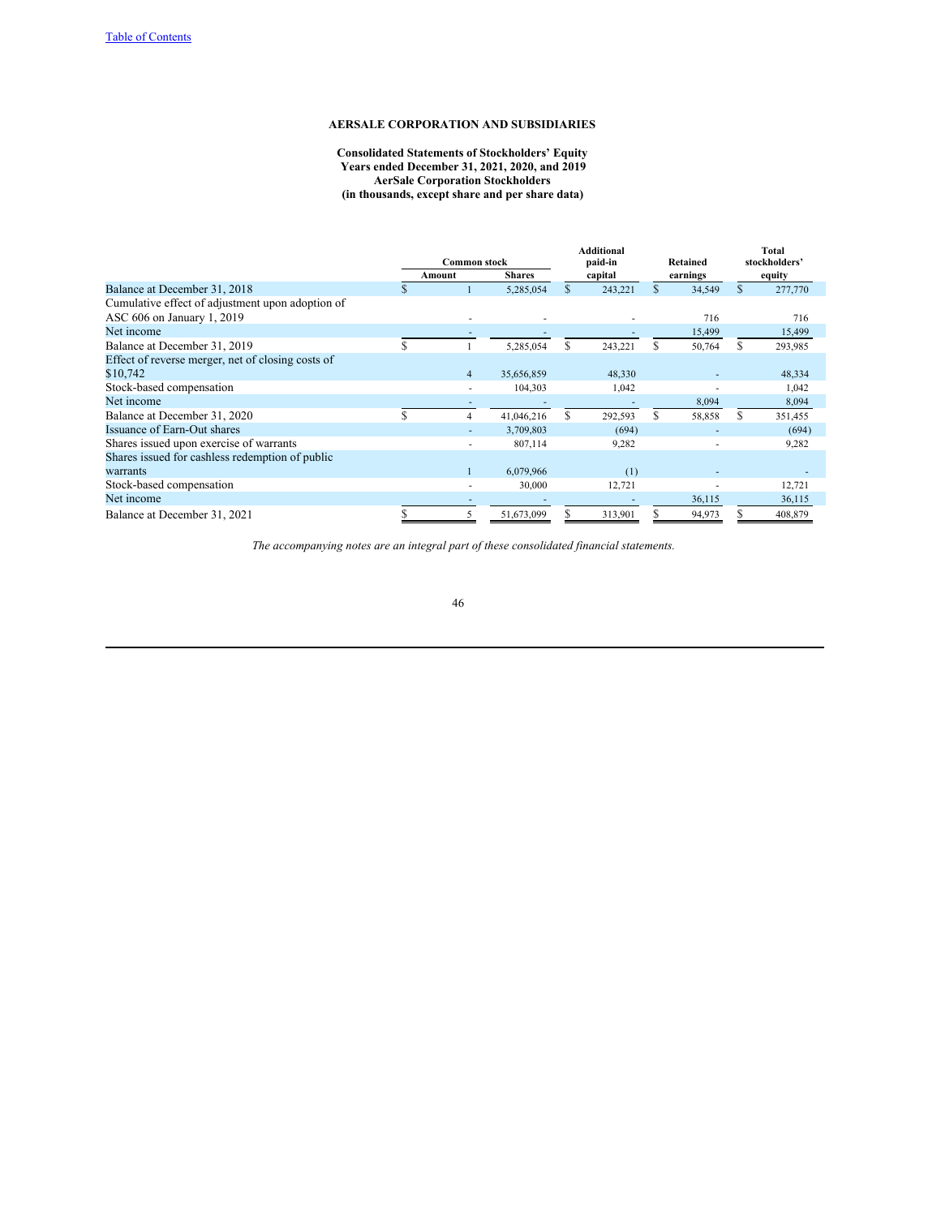**AERSALE CORPORATION AND SUBSIDIARIES**

**Consolidated Statements of Stockholders' Equity**
**Years ended December 31, 2021, 2020, and 2019**
**AerSale Corporation Stockholders**
**(in thousands, except share and per share data)**

| | Common stock | | Additional paid-in capital | Retained earnings | Total stockholders' equity |
|---|---|---|---|---|---|
| | Amount | Shares | | | |
| Balance at December 31, 2018 | $ 1 | 5,285,054 | $ 243,221 | $ 34,549 | $ 277,770 |
| Cumulative effect of adjustment upon adoption of ASC 606 on January 1, 2019 | - | - | - | 716 | 716 |
| Net income | - | - | - | 15,499 | 15,499 |
| Balance at December 31, 2019 | $ 1 | 5,285,054 | $ 243,221 | $ 50,764 | $ 293,985 |
| Effect of reverse merger, net of closing costs of $10,742 | 4 | 35,656,859 | 48,330 | - | 48,334 |
| Stock-based compensation | - | 104,303 | 1,042 | - | 1,042 |
| Net income | - | - | - | 8,094 | 8,094 |
| Balance at December 31, 2020 | $ 4 | 41,046,216 | $ 292,593 | $ 58,858 | $ 351,455 |
| Issuance of Earn-Out shares | - | 3,709,803 | (694) | - | (694) |
| Shares issued upon exercise of warrants | - | 807,114 | 9,282 | - | 9,282 |
| Shares issued for cashless redemption of public warrants | 1 | 6,079,966 | (1) | - | - |
| Stock-based compensation | - | 30,000 | 12,721 | - | 12,721 |
| Net income | - | - | - | 36,115 | 36,115 |
| Balance at December 31, 2021 | $ 5 | 51,673,099 | $ 313,901 | $ 94,973 | $ 408,879 |

*The accompanying notes are an integral part of these consolidated financial statements.*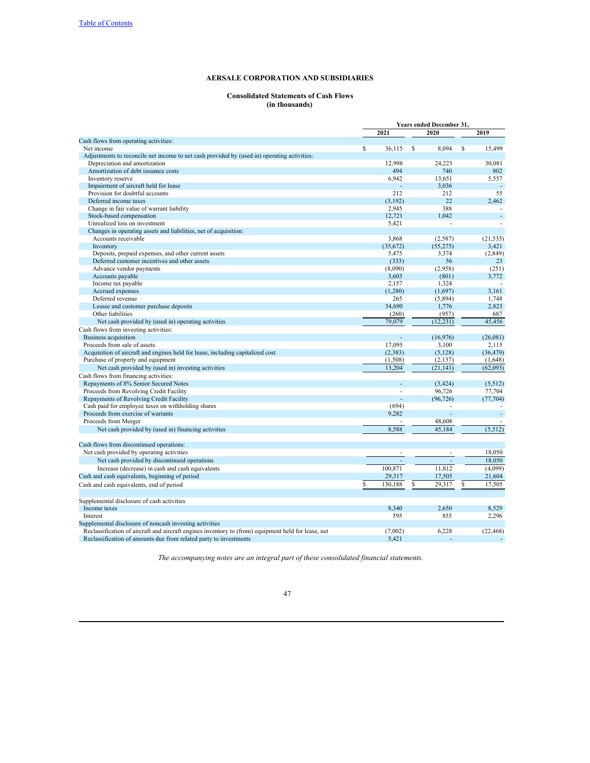Table of Contents

**AERSALE CORPORATION AND SUBSIDIARIES**

**Consolidated Statements of Cash Flows**
**(in thousands)**

| | Years ended December 31, | | |
|---|---|---|---|
| | 2021 | 2020 | 2019 |
| Cash flows from operating activities: | | | |
| Net income | $ 36,115 | $ 8,094 | $ 15,499 |
| Adjustments to reconcile net income to net cash provided by (used in) operating activities: | | | |
| Depreciation and amortization | 12,998 | 24,223 | 30,081 |
| Amortization of debt issuance costs | 494 | 740 | 802 |
| Inventory reserve | 6,942 | 13,651 | 5,557 |
| Impairment of aircraft held for lease | - | 3,036 | - |
| Provision for doubtful accounts | 212 | 212 | 55 |
| Deferred income taxes | (3,192) | 22 | 2,462 |
| Change in fair value of warrant liability | 2,945 | 388 | - |
| Stock-based compensation | 12,721 | 1,042 | - |
| Unrealized loss on investment | 5,421 | - | - |
| Changes in operating assets and liabilities, net of acquisition: | | | |
| Accounts receivable | 3,868 | (2,587) | (21,535) |
| Inventory | (35,672) | (55,275) | 3,421 |
| Deposits, prepaid expenses, and other current assets | 5,475 | 3,374 | (2,849) |
| Deferred customer incentives and other assets | (333) | 56 | 23 |
| Advance vendor payments | (8,090) | (2,958) | (251) |
| Accounts payable | 3,603 | (801) | 3,772 |
| Income tax payable | 2,157 | 1,324 | - |
| Accrued expenses | (1,280) | (1,697) | 3,161 |
| Deferred revenue | 265 | (5,894) | 1,748 |
| Lessee and customer purchase deposits | 34,690 | 1,776 | 2,823 |
| Other liabilities | (260) | (957) | 687 |
| Net cash provided by (used in) operating activities | 79,079 | (12,231) | 45,456 |
| Cash flows from investing activities: | | | |
| Business acquisition | - | (16,976) | (26,081) |
| Proceeds from sale of assets | 17,095 | 3,100 | 2,115 |
| Acquisition of aircraft and engines held for lease, including capitalized cost | (2,383) | (5,128) | (36,479) |
| Purchase of property and equipment | (1,508) | (2,137) | (1,648) |
| Net cash provided by (used in) investing activities | 13,204 | (21,141) | (62,093) |
| Cash flows from financing activities: | | | |
| Repayments of 8% Senior Secured Notes | - | (3,424) | (5,512) |
| Proceeds from Revolving Credit Facility | - | 96,726 | 77,704 |
| Repayments of Revolving Credit Facility | - | (96,726) | (77,704) |
| Cash paid for employee taxes on withholding shares | (694) | - | - |
| Proceeds from exercise of warrants | 9,282 | - | - |
| Proceeds from Merger | - | 48,608 | - |
| Net cash provided by (used in) financing activities | 8,588 | 45,184 | (5,512) |
| Cash flows from discontinued operations: | | | |
| Net cash provided by operating activities | - | - | 18,050 |
| Net cash provided by discontinued operations | - | - | 18,050 |
| Increase (decrease) in cash and cash equivalents | 100,871 | 11,812 | (4,099) |
| Cash and cash equivalents, beginning of period | 29,317 | 17,505 | 21,604 |
| Cash and cash equivalents, end of period | $ 130,188 | $ 29,317 | $ 17,505 |
| Supplemental disclosure of cash activities | | | |
| Income taxes | 8,340 | 2,650 | 8,529 |
| Interest | 595 | 855 | 2,296 |
| Supplemental disclosure of noncash investing activities | | | |
| Reclassification of aircraft and aircraft engines inventory to (from) equipment held for lease, net | (7,002) | 6,228 | (22,468) |
| Reclassification of amounts due from related party to investments | 5,421 | - | - |

*The accompanying notes are an integral part of these consolidated financial statements.*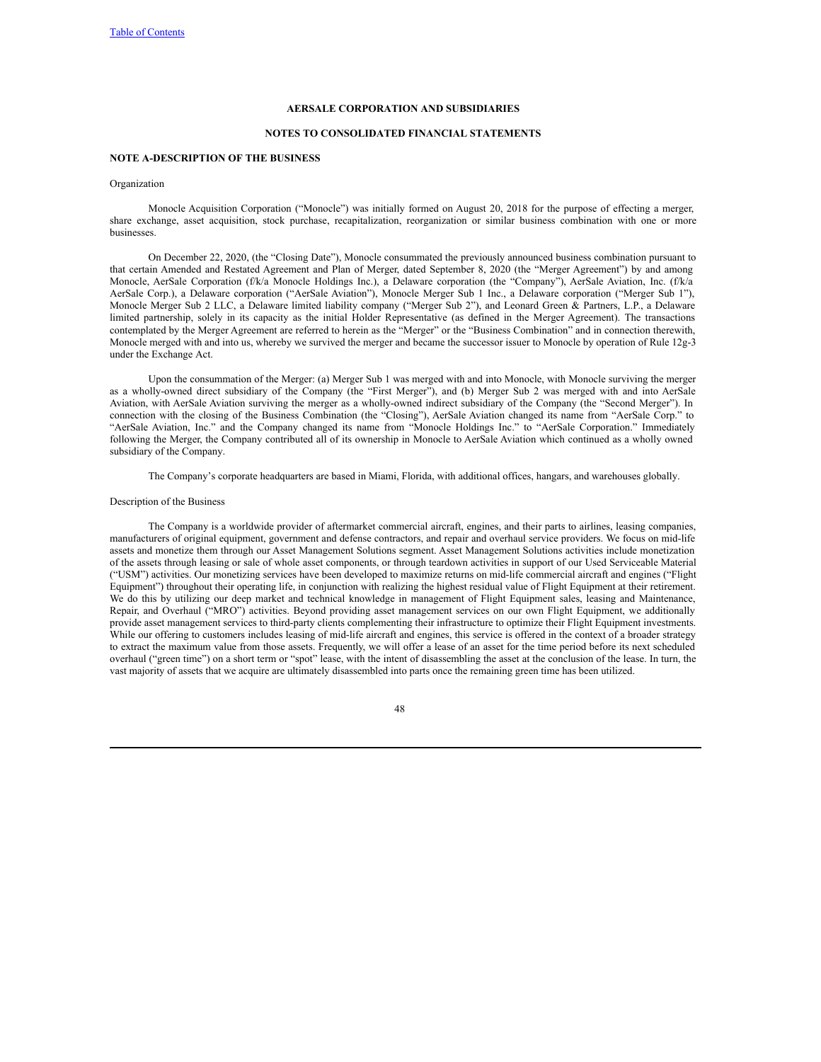# AERSALE CORPORATION AND SUBSIDIARIES

## NOTES TO CONSOLIDATED FINANCIAL STATEMENTS

### NOTE A-DESCRIPTION OF THE BUSINESS

Organization

Monocle Acquisition Corporation ("Monocle") was initially formed on August 20, 2018 for the purpose of effecting a merger, share exchange, asset acquisition, stock purchase, recapitalization, reorganization or similar business combination with one or more businesses.

On December 22, 2020, (the "Closing Date"), Monocle consummated the previously announced business combination pursuant to that certain Amended and Restated Agreement and Plan of Merger, dated September 8, 2020 (the "Merger Agreement") by and among Monocle, AerSale Corporation (f/k/a Monocle Holdings Inc.), a Delaware corporation (the "Company"), AerSale Aviation, Inc. (f/k/a AerSale Corp.), a Delaware corporation ("AerSale Aviation"), Monocle Merger Sub 1 Inc., a Delaware corporation ("Merger Sub 1"), Monocle Merger Sub 2 LLC, a Delaware limited liability company ("Merger Sub 2"), and Leonard Green & Partners, L.P., a Delaware limited partnership, solely in its capacity as the initial Holder Representative (as defined in the Merger Agreement). The transactions contemplated by the Merger Agreement are referred to herein as the "Merger" or the "Business Combination" and in connection therewith, Monocle merged with and into us, whereby we survived the merger and became the successor issuer to Monocle by operation of Rule 12g-3 under the Exchange Act.

Upon the consummation of the Merger: (a) Merger Sub 1 was merged with and into Monocle, with Monocle surviving the merger as a wholly-owned direct subsidiary of the Company (the "First Merger"), and (b) Merger Sub 2 was merged with and into AerSale Aviation, with AerSale Aviation surviving the merger as a wholly-owned indirect subsidiary of the Company (the "Second Merger"). In connection with the closing of the Business Combination (the "Closing"), AerSale Aviation changed its name from "AerSale Corp." to "AerSale Aviation, Inc." and the Company changed its name from "Monocle Holdings Inc." to "AerSale Corporation." Immediately following the Merger, the Company contributed all of its ownership in Monocle to AerSale Aviation which continued as a wholly owned subsidiary of the Company.

The Company's corporate headquarters are based in Miami, Florida, with additional offices, hangars, and warehouses globally.

Description of the Business

The Company is a worldwide provider of aftermarket commercial aircraft, engines, and their parts to airlines, leasing companies, manufacturers of original equipment, government and defense contractors, and repair and overhaul service providers. We focus on mid-life assets and monetize them through our Asset Management Solutions segment. Asset Management Solutions activities include monetization of the assets through leasing or sale of whole asset components, or through teardown activities in support of our Used Serviceable Material ("USM") activities. Our monetizing services have been developed to maximize returns on mid-life commercial aircraft and engines ("Flight Equipment") throughout their operating life, in conjunction with realizing the highest residual value of Flight Equipment at their retirement. We do this by utilizing our deep market and technical knowledge in management of Flight Equipment sales, leasing and Maintenance, Repair, and Overhaul ("MRO") activities. Beyond providing asset management services on our own Flight Equipment, we additionally provide asset management services to third-party clients complementing their infrastructure to optimize their Flight Equipment investments. While our offering to customers includes leasing of mid-life aircraft and engines, this service is offered in the context of a broader strategy to extract the maximum value from those assets. Frequently, we will offer a lease of an asset for the time period before its next scheduled overhaul ("green time") on a short term or "spot" lease, with the intent of disassembling the asset at the conclusion of the lease. In turn, the vast majority of assets that we acquire are ultimately disassembled into parts once the remaining green time has been utilized.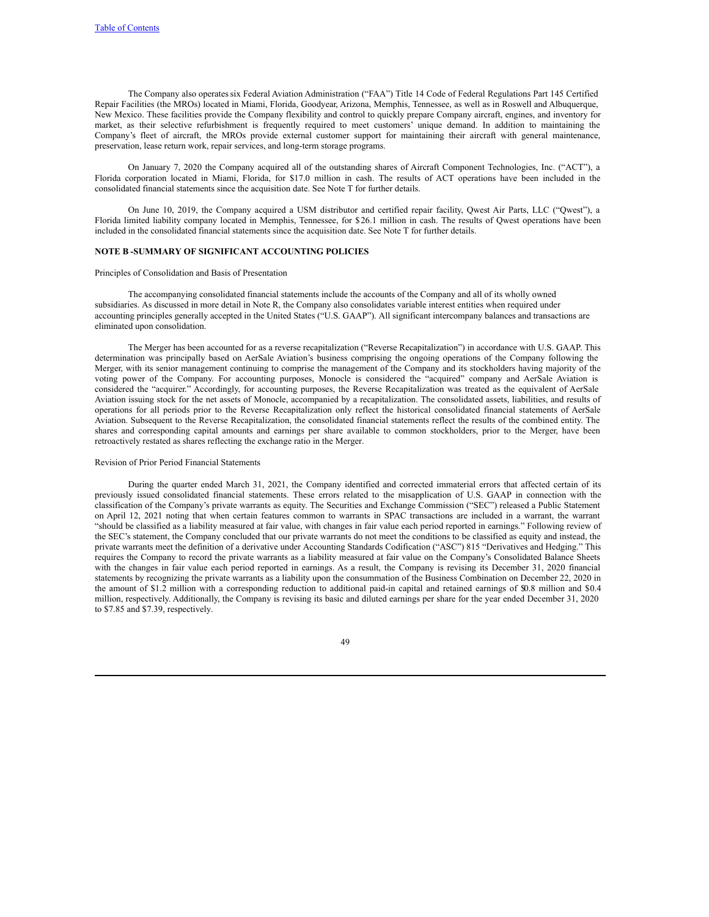The Company also operates six Federal Aviation Administration ("FAA") Title 14 Code of Federal Regulations Part 145 Certified Repair Facilities (the MROs) located in Miami, Florida, Goodyear, Arizona, Memphis, Tennessee, as well as in Roswell and Albuquerque, New Mexico. These facilities provide the Company flexibility and control to quickly prepare Company aircraft, engines, and inventory for market, as their selective refurbishment is frequently required to meet customers' unique demand. In addition to maintaining the Company's fleet of aircraft, the MROs provide external customer support for maintaining their aircraft with general maintenance, preservation, lease return work, repair services, and long-term storage programs.

On January 7, 2020 the Company acquired all of the outstanding shares of Aircraft Component Technologies, Inc. ("ACT"), a Florida corporation located in Miami, Florida, for $17.0 million in cash. The results of ACT operations have been included in the consolidated financial statements since the acquisition date. See Note T for further details.

On June 10, 2019, the Company acquired a USM distributor and certified repair facility, Qwest Air Parts, LLC ("Qwest"), a Florida limited liability company located in Memphis, Tennessee, for $26.1 million in cash. The results of Qwest operations have been included in the consolidated financial statements since the acquisition date. See Note T for further details.

## NOTE B - SUMMARY OF SIGNIFICANT ACCOUNTING POLICIES

Principles of Consolidation and Basis of Presentation

The accompanying consolidated financial statements include the accounts of the Company and all of its wholly owned subsidiaries. As discussed in more detail in Note R, the Company also consolidates variable interest entities when required under accounting principles generally accepted in the United States ("U.S. GAAP"). All significant intercompany balances and transactions are eliminated upon consolidation.

The Merger has been accounted for as a reverse recapitalization ("Reverse Recapitalization") in accordance with U.S. GAAP. This determination was principally based on AerSale Aviation's business comprising the ongoing operations of the Company following the Merger, with its senior management continuing to comprise the management of the Company and its stockholders having majority of the voting power of the Company. For accounting purposes, Monocle is considered the "acquired" company and AerSale Aviation is considered the "acquirer." Accordingly, for accounting purposes, the Reverse Recapitalization was treated as the equivalent of AerSale Aviation issuing stock for the net assets of Monocle, accompanied by a recapitalization. The consolidated assets, liabilities, and results of operations for all periods prior to the Reverse Recapitalization only reflect the historical consolidated financial statements of AerSale Aviation. Subsequent to the Reverse Recapitalization, the consolidated financial statements reflect the results of the combined entity. The shares and corresponding capital amounts and earnings per share available to common stockholders, prior to the Merger, have been retroactively restated as shares reflecting the exchange ratio in the Merger.

Revision of Prior Period Financial Statements

During the quarter ended March 31, 2021, the Company identified and corrected immaterial errors that affected certain of its previously issued consolidated financial statements. These errors related to the misapplication of U.S. GAAP in connection with the classification of the Company's private warrants as equity. The Securities and Exchange Commission ("SEC") released a Public Statement on April 12, 2021 noting that when certain features common to warrants in SPAC transactions are included in a warrant, the warrant "should be classified as a liability measured at fair value, with changes in fair value each period reported in earnings." Following review of the SEC's statement, the Company concluded that our private warrants do not meet the conditions to be classified as equity and instead, the private warrants meet the definition of a derivative under Accounting Standards Codification ("ASC") 815 "Derivatives and Hedging." This requires the Company to record the private warrants as a liability measured at fair value on the Company's Consolidated Balance Sheets with the changes in fair value each period reported in earnings. As a result, the Company is revising its December 31, 2020 financial statements by recognizing the private warrants as a liability upon the consummation of the Business Combination on December 22, 2020 in the amount of $1.2 million with a corresponding reduction to additional paid-in capital and retained earnings of $0.8 million and $0.4 million, respectively. Additionally, the Company is revising its basic and diluted earnings per share for the year ended December 31, 2020 to $7.85 and $7.39, respectively.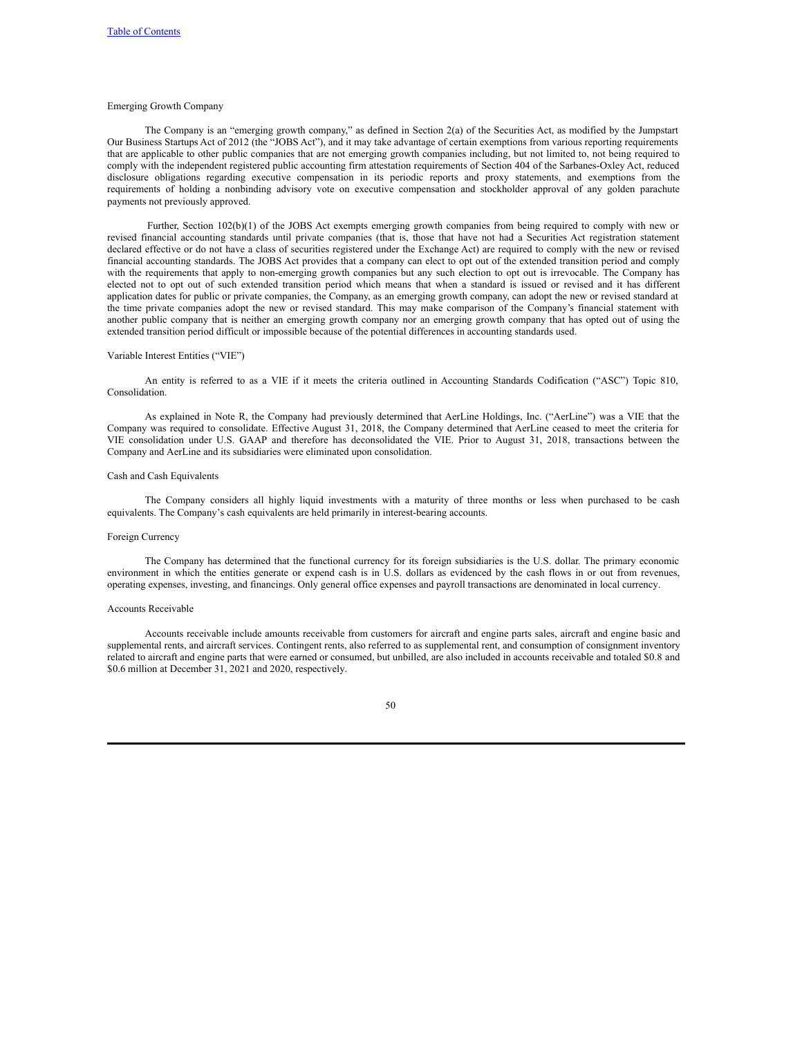Emerging Growth Company

The Company is an "emerging growth company," as defined in Section 2(a) of the Securities Act, as modified by the Jumpstart Our Business Startups Act of 2012 (the "JOBS Act"), and it may take advantage of certain exemptions from various reporting requirements that are applicable to other public companies that are not emerging growth companies including, but not limited to, not being required to comply with the independent registered public accounting firm attestation requirements of Section 404 of the Sarbanes-Oxley Act, reduced disclosure obligations regarding executive compensation in its periodic reports and proxy statements, and exemptions from the requirements of holding a nonbinding advisory vote on executive compensation and stockholder approval of any golden parachute payments not previously approved.

Further, Section 102(b)(1) of the JOBS Act exempts emerging growth companies from being required to comply with new or revised financial accounting standards until private companies (that is, those that have not had a Securities Act registration statement declared effective or do not have a class of securities registered under the Exchange Act) are required to comply with the new or revised financial accounting standards. The JOBS Act provides that a company can elect to opt out of the extended transition period and comply with the requirements that apply to non-emerging growth companies but any such election to opt out is irrevocable. The Company has elected not to opt out of such extended transition period which means that when a standard is issued or revised and it has different application dates for public or private companies, the Company, as an emerging growth company, can adopt the new or revised standard at the time private companies adopt the new or revised standard. This may make comparison of the Company's financial statement with another public company that is neither an emerging growth company nor an emerging growth company that has opted out of using the extended transition period difficult or impossible because of the potential differences in accounting standards used.

Variable Interest Entities ("VIE")

An entity is referred to as a VIE if it meets the criteria outlined in Accounting Standards Codification ("ASC") Topic 810, Consolidation.

As explained in Note R, the Company had previously determined that AerLine Holdings, Inc. ("AerLine") was a VIE that the Company was required to consolidate. Effective August 31, 2018, the Company determined that AerLine ceased to meet the criteria for VIE consolidation under U.S. GAAP and therefore has deconsolidated the VIE. Prior to August 31, 2018, transactions between the Company and AerLine and its subsidiaries were eliminated upon consolidation.

Cash and Cash Equivalents

The Company considers all highly liquid investments with a maturity of three months or less when purchased to be cash equivalents. The Company's cash equivalents are held primarily in interest-bearing accounts.

Foreign Currency

The Company has determined that the functional currency for its foreign subsidiaries is the U.S. dollar. The primary economic environment in which the entities generate or expend cash is in U.S. dollars as evidenced by the cash flows in or out from revenues, operating expenses, investing, and financings. Only general office expenses and payroll transactions are denominated in local currency.

Accounts Receivable

Accounts receivable include amounts receivable from customers for aircraft and engine parts sales, aircraft and engine basic and supplemental rents, and aircraft services. Contingent rents, also referred to as supplemental rent, and consumption of consignment inventory related to aircraft and engine parts that were earned or consumed, but unbilled, are also included in accounts receivable and totaled $0.8 and $0.6 million at December 31, 2021 and 2020, respectively.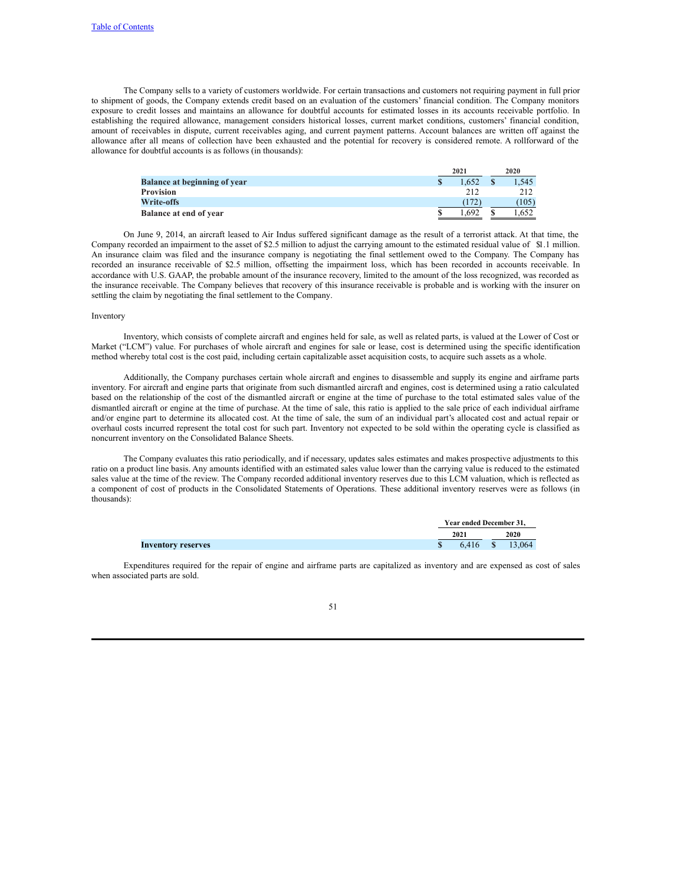The Company sells to a variety of customers worldwide. For certain transactions and customers not requiring payment in full prior to shipment of goods, the Company extends credit based on an evaluation of the customers' financial condition. The Company monitors exposure to credit losses and maintains an allowance for doubtful accounts for estimated losses in its accounts receivable portfolio. In establishing the required allowance, management considers historical losses, current market conditions, customers' financial condition, amount of receivables in dispute, current receivables aging, and current payment patterns. Account balances are written off against the allowance after all means of collection have been exhausted and the potential for recovery is considered remote. A rollforward of the allowance for doubtful accounts is as follows (in thousands):

| | 2021 | 2020 |
|---|---|---|
| **Balance at beginning of year** | $ 1,652 | $ 1,545 |
| **Provision** | 212 | 212 |
| **Write-offs** | (172) | (105) |
| **Balance at end of year** | $ 1,692 | $ 1,652 |

On June 9, 2014, an aircraft leased to Air Indus suffered significant damage as the result of a terrorist attack. At that time, the Company recorded an impairment to the asset of $2.5 million to adjust the carrying amount to the estimated residual value of $1.1 million. An insurance claim was filed and the insurance company is negotiating the final settlement owed to the Company. The Company has recorded an insurance receivable of $2.5 million, offsetting the impairment loss, which has been recorded in accounts receivable. In accordance with U.S. GAAP, the probable amount of the insurance recovery, limited to the amount of the loss recognized, was recorded as the insurance receivable. The Company believes that recovery of this insurance receivable is probable and is working with the insurer on settling the claim by negotiating the final settlement to the Company.

Inventory

Inventory, which consists of complete aircraft and engines held for sale, as well as related parts, is valued at the Lower of Cost or Market ("LCM") value. For purchases of whole aircraft and engines for sale or lease, cost is determined using the specific identification method whereby total cost is the cost paid, including certain capitalizable asset acquisition costs, to acquire such assets as a whole.

Additionally, the Company purchases certain whole aircraft and engines to disassemble and supply its engine and airframe parts inventory. For aircraft and engine parts that originate from such dismantled aircraft and engines, cost is determined using a ratio calculated based on the relationship of the cost of the dismantled aircraft or engine at the time of purchase to the total estimated sales value of the dismantled aircraft or engine at the time of purchase. At the time of sale, this ratio is applied to the sale price of each individual airframe and/or engine part to determine its allocated cost. At the time of sale, the sum of an individual part's allocated cost and actual repair or overhaul costs incurred represent the total cost for such part. Inventory not expected to be sold within the operating cycle is classified as noncurrent inventory on the Consolidated Balance Sheets.

The Company evaluates this ratio periodically, and if necessary, updates sales estimates and makes prospective adjustments to this ratio on a product line basis. Any amounts identified with an estimated sales value lower than the carrying value is reduced to the estimated sales value at the time of the review. The Company recorded additional inventory reserves due to this LCM valuation, which is reflected as a component of cost of products in the Consolidated Statements of Operations. These additional inventory reserves were as follows (in thousands):

| | Year ended December 31, | |
|---|---|---|
| | 2021 | 2020 |
| **Inventory reserves** | $ 6,416 | $ 13,064 |

Expenditures required for the repair of engine and airframe parts are capitalized as inventory and are expensed as cost of sales when associated parts are sold.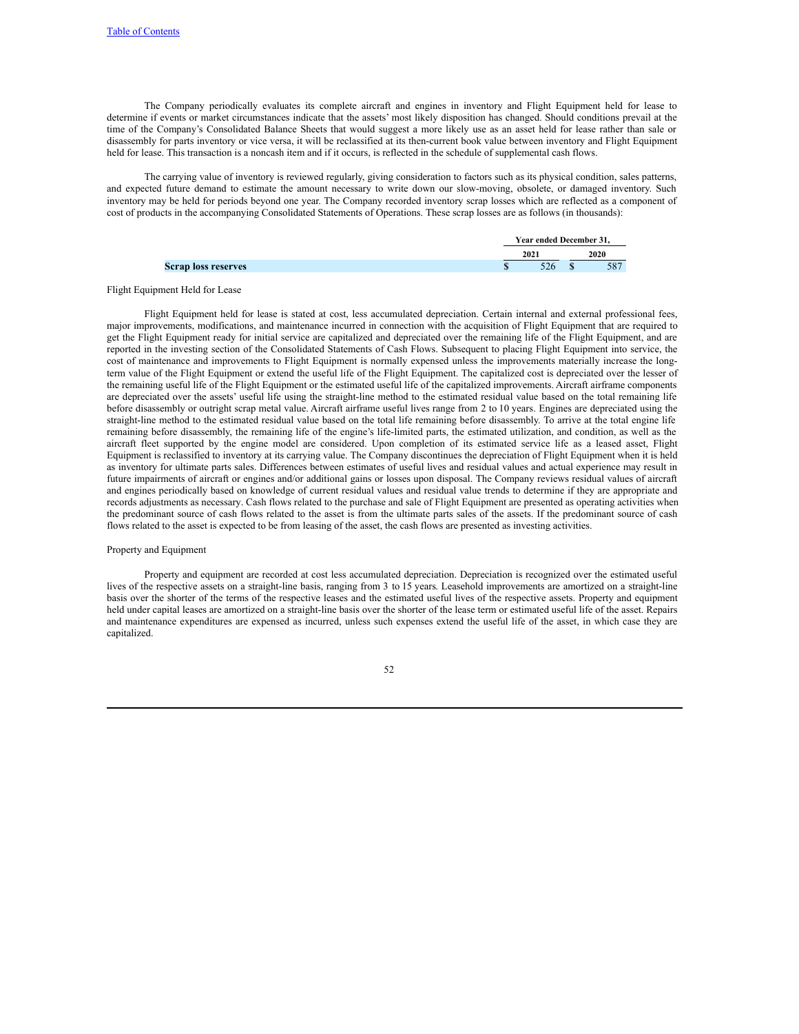The Company periodically evaluates its complete aircraft and engines in inventory and Flight Equipment held for lease to determine if events or market circumstances indicate that the assets' most likely disposition has changed. Should conditions prevail at the time of the Company's Consolidated Balance Sheets that would suggest a more likely use as an asset held for lease rather than sale or disassembly for parts inventory or vice versa, it will be reclassified at its then-current book value between inventory and Flight Equipment held for lease. This transaction is a noncash item and if it occurs, is reflected in the schedule of supplemental cash flows.

The carrying value of inventory is reviewed regularly, giving consideration to factors such as its physical condition, sales patterns, and expected future demand to estimate the amount necessary to write down our slow-moving, obsolete, or damaged inventory. Such inventory may be held for periods beyond one year. The Company recorded inventory scrap losses which are reflected as a component of cost of products in the accompanying Consolidated Statements of Operations. These scrap losses are as follows (in thousands):

| | Year ended December 31, | |
|---|---|---|
| | 2021 | 2020 |
| **Scrap loss reserves** | $ 526 | $ 587 |

Flight Equipment Held for Lease

Flight Equipment held for lease is stated at cost, less accumulated depreciation. Certain internal and external professional fees, major improvements, modifications, and maintenance incurred in connection with the acquisition of Flight Equipment that are required to get the Flight Equipment ready for initial service are capitalized and depreciated over the remaining life of the Flight Equipment, and are reported in the investing section of the Consolidated Statements of Cash Flows. Subsequent to placing Flight Equipment into service, the cost of maintenance and improvements to Flight Equipment is normally expensed unless the improvements materially increase the long-term value of the Flight Equipment or extend the useful life of the Flight Equipment. The capitalized cost is depreciated over the lesser of the remaining useful life of the Flight Equipment or the estimated useful life of the capitalized improvements. Aircraft airframe components are depreciated over the assets' useful life using the straight-line method to the estimated residual value based on the total remaining life before disassembly or outright scrap metal value. Aircraft airframe useful lives range from 2 to 10 years. Engines are depreciated using the straight-line method to the estimated residual value based on the total life remaining before disassembly. To arrive at the total engine life remaining before disassembly, the remaining life of the engine's life-limited parts, the estimated utilization, and condition, as well as the aircraft fleet supported by the engine model are considered. Upon completion of its estimated service life as a leased asset, Flight Equipment is reclassified to inventory at its carrying value. The Company discontinues the depreciation of Flight Equipment when it is held as inventory for ultimate parts sales. Differences between estimates of useful lives and residual values and actual experience may result in future impairments of aircraft or engines and/or additional gains or losses upon disposal. The Company reviews residual values of aircraft and engines periodically based on knowledge of current residual values and residual value trends to determine if they are appropriate and records adjustments as necessary. Cash flows related to the purchase and sale of Flight Equipment are presented as operating activities when the predominant source of cash flows related to the asset is from the ultimate parts sales of the assets. If the predominant source of cash flows related to the asset is expected to be from leasing of the asset, the cash flows are presented as investing activities.

Property and Equipment

Property and equipment are recorded at cost less accumulated depreciation. Depreciation is recognized over the estimated useful lives of the respective assets on a straight-line basis, ranging from 3 to 15 years. Leasehold improvements are amortized on a straight-line basis over the shorter of the terms of the respective leases and the estimated useful lives of the respective assets. Property and equipment held under capital leases are amortized on a straight-line basis over the shorter of the lease term or estimated useful life of the asset. Repairs and maintenance expenditures are expensed as incurred, unless such expenses extend the useful life of the asset, in which case they are capitalized.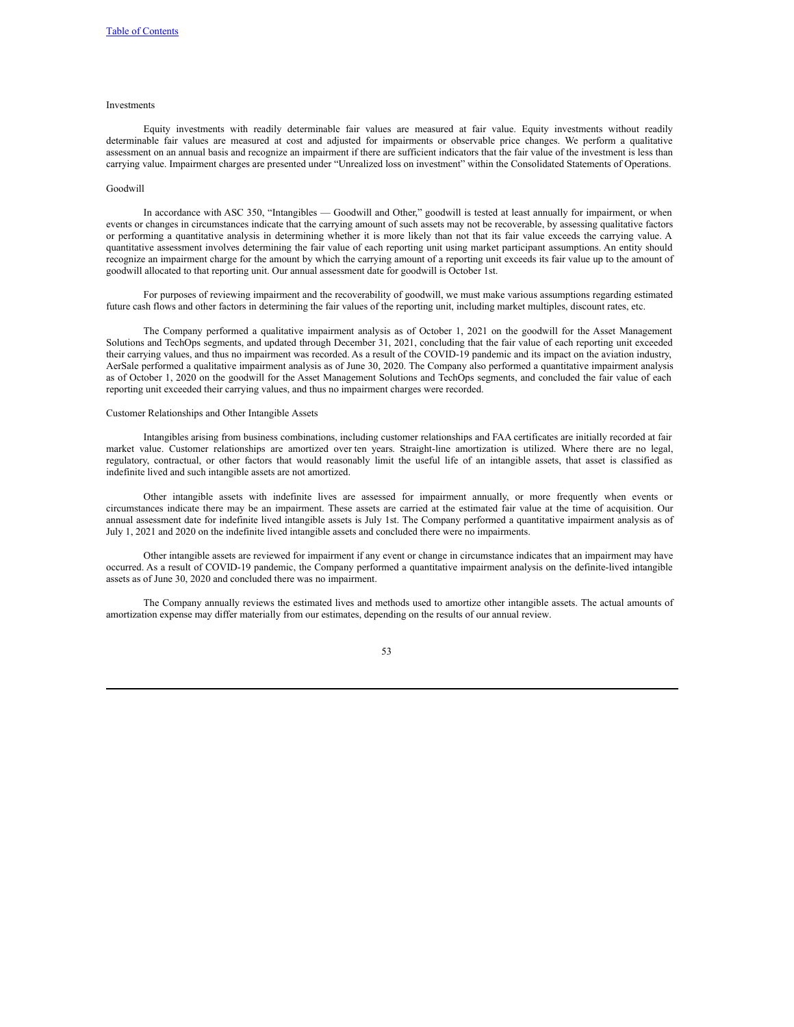Investments

Equity investments with readily determinable fair values are measured at fair value. Equity investments without readily determinable fair values are measured at cost and adjusted for impairments or observable price changes. We perform a qualitative assessment on an annual basis and recognize an impairment if there are sufficient indicators that the fair value of the investment is less than carrying value. Impairment charges are presented under "Unrealized loss on investment" within the Consolidated Statements of Operations.

Goodwill

In accordance with ASC 350, "Intangibles — Goodwill and Other," goodwill is tested at least annually for impairment, or when events or changes in circumstances indicate that the carrying amount of such assets may not be recoverable, by assessing qualitative factors or performing a quantitative analysis in determining whether it is more likely than not that its fair value exceeds the carrying value. A quantitative assessment involves determining the fair value of each reporting unit using market participant assumptions. An entity should recognize an impairment charge for the amount by which the carrying amount of a reporting unit exceeds its fair value up to the amount of goodwill allocated to that reporting unit. Our annual assessment date for goodwill is October 1st.

For purposes of reviewing impairment and the recoverability of goodwill, we must make various assumptions regarding estimated future cash flows and other factors in determining the fair values of the reporting unit, including market multiples, discount rates, etc.

The Company performed a qualitative impairment analysis as of October 1, 2021 on the goodwill for the Asset Management Solutions and TechOps segments, and updated through December 31, 2021, concluding that the fair value of each reporting unit exceeded their carrying values, and thus no impairment was recorded. As a result of the COVID-19 pandemic and its impact on the aviation industry, AerSale performed a qualitative impairment analysis as of June 30, 2020. The Company also performed a quantitative impairment analysis as of October 1, 2020 on the goodwill for the Asset Management Solutions and TechOps segments, and concluded the fair value of each reporting unit exceeded their carrying values, and thus no impairment charges were recorded.

Customer Relationships and Other Intangible Assets

Intangibles arising from business combinations, including customer relationships and FAA certificates are initially recorded at fair market value. Customer relationships are amortized over ten years. Straight-line amortization is utilized. Where there are no legal, regulatory, contractual, or other factors that would reasonably limit the useful life of an intangible assets, that asset is classified as indefinite lived and such intangible assets are not amortized.

Other intangible assets with indefinite lives are assessed for impairment annually, or more frequently when events or circumstances indicate there may be an impairment. These assets are carried at the estimated fair value at the time of acquisition. Our annual assessment date for indefinite lived intangible assets is July 1st. The Company performed a quantitative impairment analysis as of July 1, 2021 and 2020 on the indefinite lived intangible assets and concluded there were no impairments.

Other intangible assets are reviewed for impairment if any event or change in circumstance indicates that an impairment may have occurred. As a result of COVID-19 pandemic, the Company performed a quantitative impairment analysis on the definite-lived intangible assets as of June 30, 2020 and concluded there was no impairment.

The Company annually reviews the estimated lives and methods used to amortize other intangible assets. The actual amounts of amortization expense may differ materially from our estimates, depending on the results of our annual review.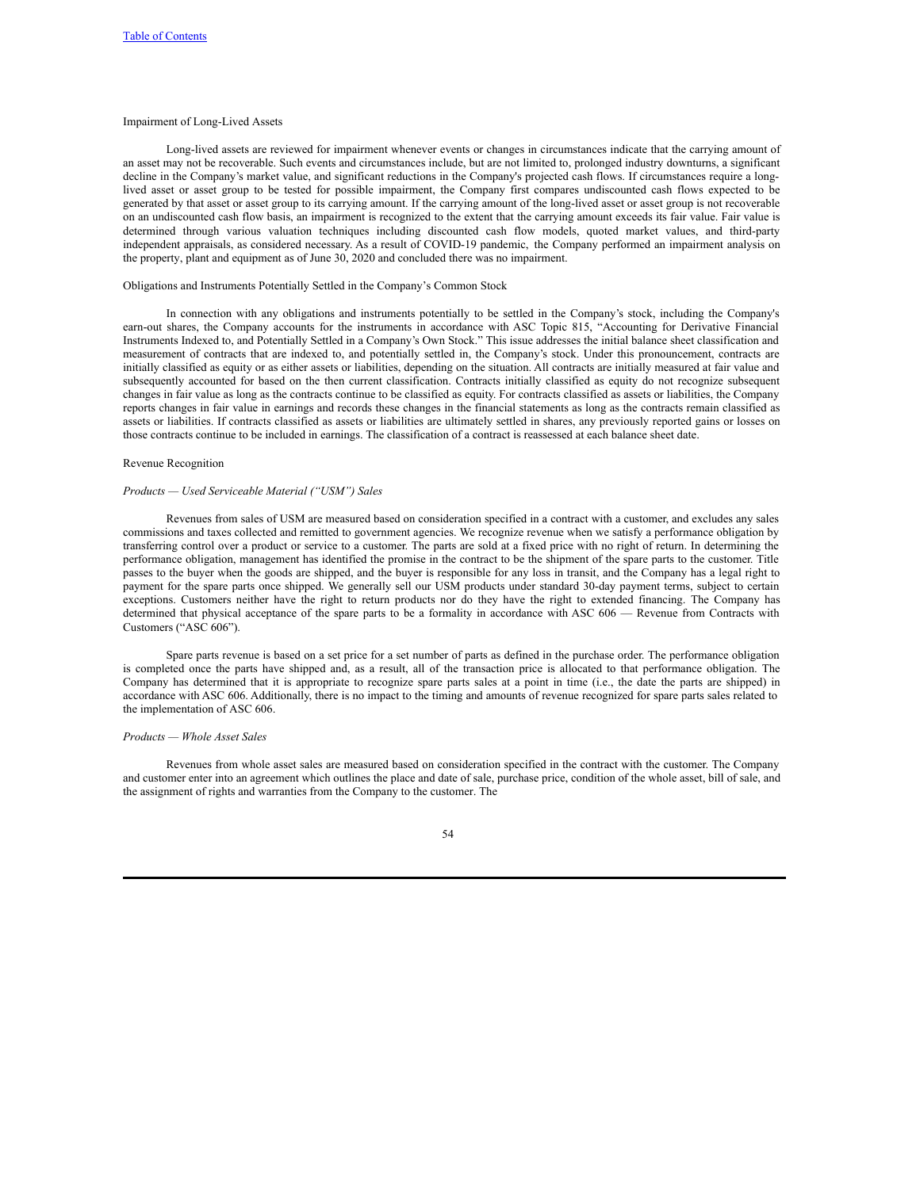Impairment of Long-Lived Assets

Long-lived assets are reviewed for impairment whenever events or changes in circumstances indicate that the carrying amount of an asset may not be recoverable. Such events and circumstances include, but are not limited to, prolonged industry downturns, a significant decline in the Company's market value, and significant reductions in the Company's projected cash flows. If circumstances require a long-lived asset or asset group to be tested for possible impairment, the Company first compares undiscounted cash flows expected to be generated by that asset or asset group to its carrying amount. If the carrying amount of the long-lived asset or asset group is not recoverable on an undiscounted cash flow basis, an impairment is recognized to the extent that the carrying amount exceeds its fair value. Fair value is determined through various valuation techniques including discounted cash flow models, quoted market values, and third-party independent appraisals, as considered necessary. As a result of COVID-19 pandemic, the Company performed an impairment analysis on the property, plant and equipment as of June 30, 2020 and concluded there was no impairment.

Obligations and Instruments Potentially Settled in the Company's Common Stock

In connection with any obligations and instruments potentially to be settled in the Company's stock, including the Company's earn-out shares, the Company accounts for the instruments in accordance with ASC Topic 815, "Accounting for Derivative Financial Instruments Indexed to, and Potentially Settled in a Company's Own Stock." This issue addresses the initial balance sheet classification and measurement of contracts that are indexed to, and potentially settled in, the Company's stock. Under this pronouncement, contracts are initially classified as equity or as either assets or liabilities, depending on the situation. All contracts are initially measured at fair value and subsequently accounted for based on the then current classification. Contracts initially classified as equity do not recognize subsequent changes in fair value as long as the contracts continue to be classified as equity. For contracts classified as assets or liabilities, the Company reports changes in fair value in earnings and records these changes in the financial statements as long as the contracts remain classified as assets or liabilities. If contracts classified as assets or liabilities are ultimately settled in shares, any previously reported gains or losses on those contracts continue to be included in earnings. The classification of a contract is reassessed at each balance sheet date.

Revenue Recognition

*Products — Used Serviceable Material ("USM") Sales*

Revenues from sales of USM are measured based on consideration specified in a contract with a customer, and excludes any sales commissions and taxes collected and remitted to government agencies. We recognize revenue when we satisfy a performance obligation by transferring control over a product or service to a customer. The parts are sold at a fixed price with no right of return. In determining the performance obligation, management has identified the promise in the contract to be the shipment of the spare parts to the customer. Title passes to the buyer when the goods are shipped, and the buyer is responsible for any loss in transit, and the Company has a legal right to payment for the spare parts once shipped. We generally sell our USM products under standard 30-day payment terms, subject to certain exceptions. Customers neither have the right to return products nor do they have the right to extended financing. The Company has determined that physical acceptance of the spare parts to be a formality in accordance with ASC 606 — Revenue from Contracts with Customers ("ASC 606").

Spare parts revenue is based on a set price for a set number of parts as defined in the purchase order. The performance obligation is completed once the parts have shipped and, as a result, all of the transaction price is allocated to that performance obligation. The Company has determined that it is appropriate to recognize spare parts sales at a point in time (i.e., the date the parts are shipped) in accordance with ASC 606. Additionally, there is no impact to the timing and amounts of revenue recognized for spare parts sales related to the implementation of ASC 606.

*Products — Whole Asset Sales*

Revenues from whole asset sales are measured based on consideration specified in the contract with the customer. The Company and customer enter into an agreement which outlines the place and date of sale, purchase price, condition of the whole asset, bill of sale, and the assignment of rights and warranties from the Company to the customer. The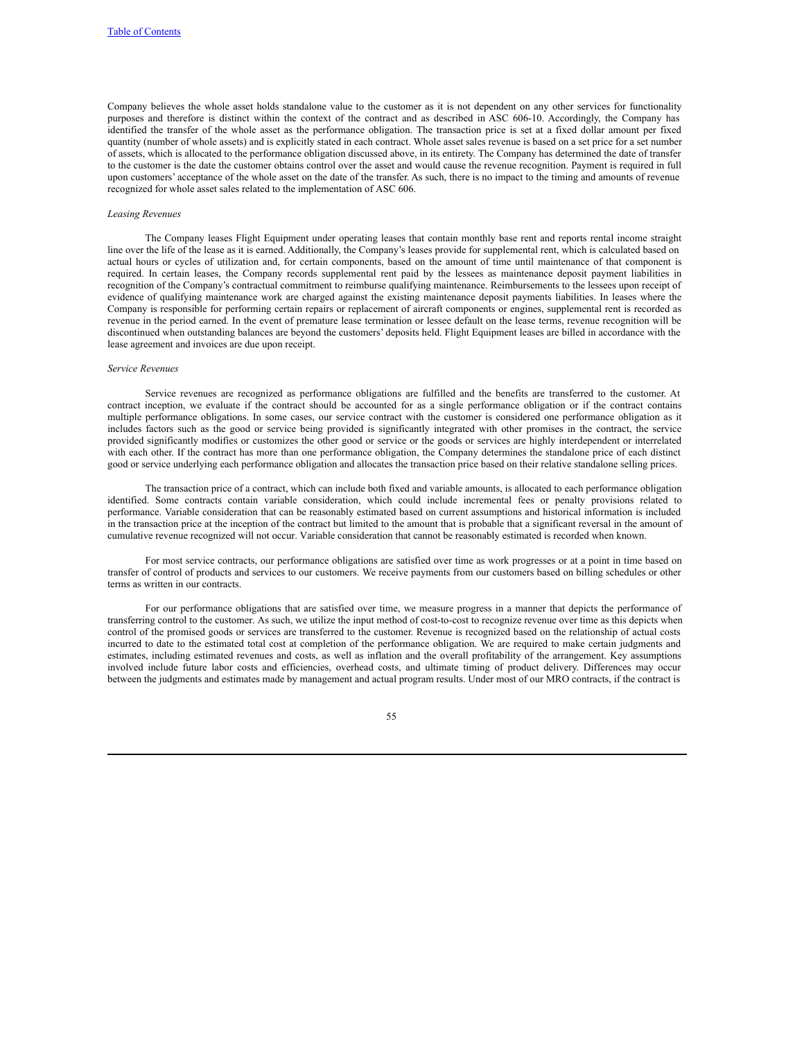Company believes the whole asset holds standalone value to the customer as it is not dependent on any other services for functionality purposes and therefore is distinct within the context of the contract and as described in ASC 606-10. Accordingly, the Company has identified the transfer of the whole asset as the performance obligation. The transaction price is set at a fixed dollar amount per fixed quantity (number of whole assets) and is explicitly stated in each contract. Whole asset sales revenue is based on a set price for a set number of assets, which is allocated to the performance obligation discussed above, in its entirety. The Company has determined the date of transfer to the customer is the date the customer obtains control over the asset and would cause the revenue recognition. Payment is required in full upon customers' acceptance of the whole asset on the date of the transfer. As such, there is no impact to the timing and amounts of revenue recognized for whole asset sales related to the implementation of ASC 606.

*Leasing Revenues*

The Company leases Flight Equipment under operating leases that contain monthly base rent and reports rental income straight line over the life of the lease as it is earned. Additionally, the Company's leases provide for supplemental rent, which is calculated based on actual hours or cycles of utilization and, for certain components, based on the amount of time until maintenance of that component is required. In certain leases, the Company records supplemental rent paid by the lessees as maintenance deposit payment liabilities in recognition of the Company's contractual commitment to reimburse qualifying maintenance. Reimbursements to the lessees upon receipt of evidence of qualifying maintenance work are charged against the existing maintenance deposit payments liabilities. In leases where the Company is responsible for performing certain repairs or replacement of aircraft components or engines, supplemental rent is recorded as revenue in the period earned. In the event of premature lease termination or lessee default on the lease terms, revenue recognition will be discontinued when outstanding balances are beyond the customers' deposits held. Flight Equipment leases are billed in accordance with the lease agreement and invoices are due upon receipt.

*Service Revenues*

Service revenues are recognized as performance obligations are fulfilled and the benefits are transferred to the customer. At contract inception, we evaluate if the contract should be accounted for as a single performance obligation or if the contract contains multiple performance obligations. In some cases, our service contract with the customer is considered one performance obligation as it includes factors such as the good or service being provided is significantly integrated with other promises in the contract, the service provided significantly modifies or customizes the other good or service or the goods or services are highly interdependent or interrelated with each other. If the contract has more than one performance obligation, the Company determines the standalone price of each distinct good or service underlying each performance obligation and allocates the transaction price based on their relative standalone selling prices.

The transaction price of a contract, which can include both fixed and variable amounts, is allocated to each performance obligation identified. Some contracts contain variable consideration, which could include incremental fees or penalty provisions related to performance. Variable consideration that can be reasonably estimated based on current assumptions and historical information is included in the transaction price at the inception of the contract but limited to the amount that is probable that a significant reversal in the amount of cumulative revenue recognized will not occur. Variable consideration that cannot be reasonably estimated is recorded when known.

For most service contracts, our performance obligations are satisfied over time as work progresses or at a point in time based on transfer of control of products and services to our customers. We receive payments from our customers based on billing schedules or other terms as written in our contracts.

For our performance obligations that are satisfied over time, we measure progress in a manner that depicts the performance of transferring control to the customer. As such, we utilize the input method of cost-to-cost to recognize revenue over time as this depicts when control of the promised goods or services are transferred to the customer. Revenue is recognized based on the relationship of actual costs incurred to date to the estimated total cost at completion of the performance obligation. We are required to make certain judgments and estimates, including estimated revenues and costs, as well as inflation and the overall profitability of the arrangement. Key assumptions involved include future labor costs and efficiencies, overhead costs, and ultimate timing of product delivery. Differences may occur between the judgments and estimates made by management and actual program results. Under most of our MRO contracts, if the contract is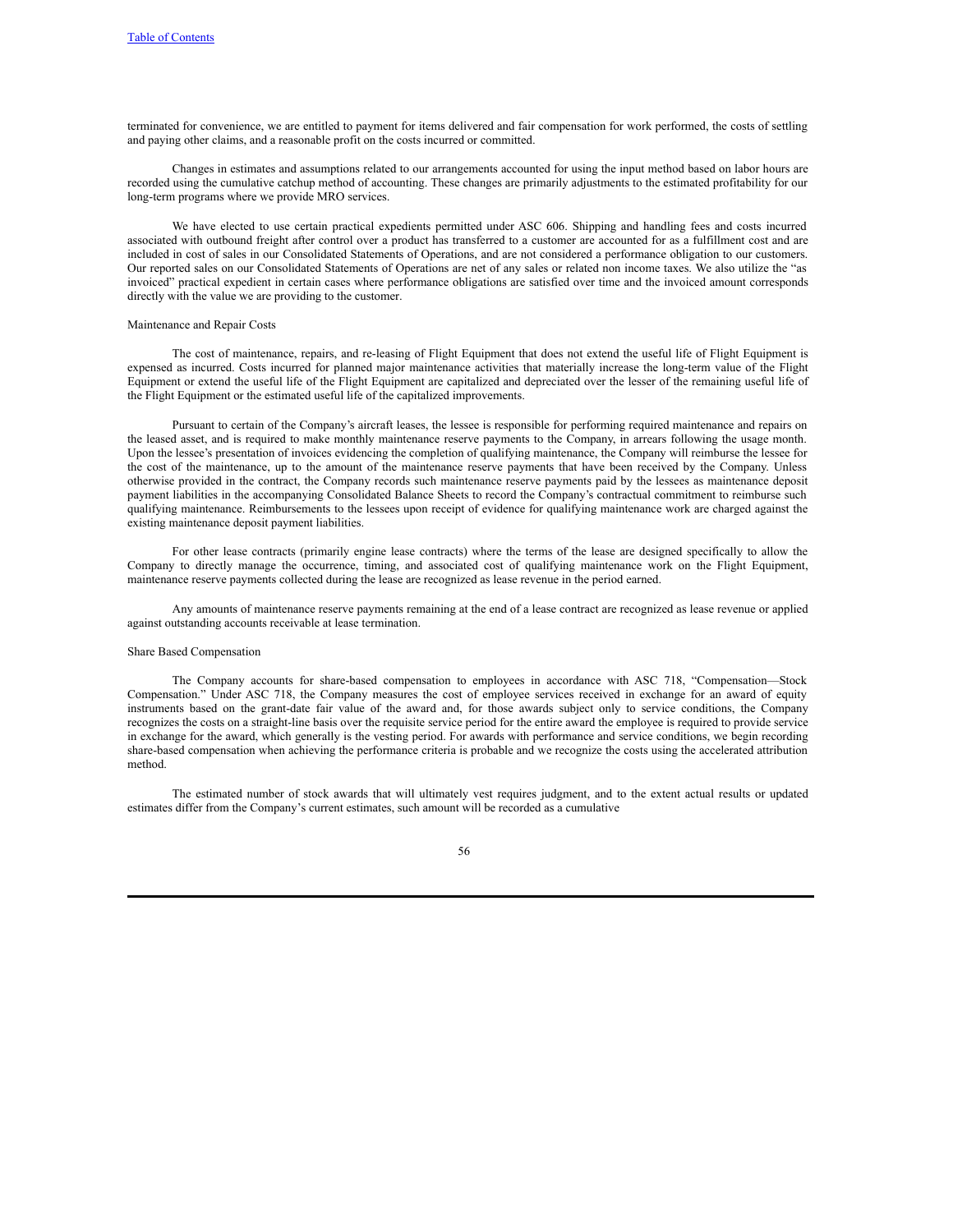terminated for convenience, we are entitled to payment for items delivered and fair compensation for work performed, the costs of settling and paying other claims, and a reasonable profit on the costs incurred or committed.

Changes in estimates and assumptions related to our arrangements accounted for using the input method based on labor hours are recorded using the cumulative catchup method of accounting. These changes are primarily adjustments to the estimated profitability for our long-term programs where we provide MRO services.

We have elected to use certain practical expedients permitted under ASC 606. Shipping and handling fees and costs incurred associated with outbound freight after control over a product has transferred to a customer are accounted for as a fulfillment cost and are included in cost of sales in our Consolidated Statements of Operations, and are not considered a performance obligation to our customers. Our reported sales on our Consolidated Statements of Operations are net of any sales or related non income taxes. We also utilize the "as invoiced" practical expedient in certain cases where performance obligations are satisfied over time and the invoiced amount corresponds directly with the value we are providing to the customer.

Maintenance and Repair Costs

The cost of maintenance, repairs, and re-leasing of Flight Equipment that does not extend the useful life of Flight Equipment is expensed as incurred. Costs incurred for planned major maintenance activities that materially increase the long-term value of the Flight Equipment or extend the useful life of the Flight Equipment are capitalized and depreciated over the lesser of the remaining useful life of the Flight Equipment or the estimated useful life of the capitalized improvements.

Pursuant to certain of the Company's aircraft leases, the lessee is responsible for performing required maintenance and repairs on the leased asset, and is required to make monthly maintenance reserve payments to the Company, in arrears following the usage month. Upon the lessee's presentation of invoices evidencing the completion of qualifying maintenance, the Company will reimburse the lessee for the cost of the maintenance, up to the amount of the maintenance reserve payments that have been received by the Company. Unless otherwise provided in the contract, the Company records such maintenance reserve payments paid by the lessees as maintenance deposit payment liabilities in the accompanying Consolidated Balance Sheets to record the Company's contractual commitment to reimburse such qualifying maintenance. Reimbursements to the lessees upon receipt of evidence for qualifying maintenance work are charged against the existing maintenance deposit payment liabilities.

For other lease contracts (primarily engine lease contracts) where the terms of the lease are designed specifically to allow the Company to directly manage the occurrence, timing, and associated cost of qualifying maintenance work on the Flight Equipment, maintenance reserve payments collected during the lease are recognized as lease revenue in the period earned.

Any amounts of maintenance reserve payments remaining at the end of a lease contract are recognized as lease revenue or applied against outstanding accounts receivable at lease termination.

Share Based Compensation

The Company accounts for share-based compensation to employees in accordance with ASC 718, "Compensation—Stock Compensation." Under ASC 718, the Company measures the cost of employee services received in exchange for an award of equity instruments based on the grant-date fair value of the award and, for those awards subject only to service conditions, the Company recognizes the costs on a straight-line basis over the requisite service period for the entire award the employee is required to provide service in exchange for the award, which generally is the vesting period. For awards with performance and service conditions, we begin recording share-based compensation when achieving the performance criteria is probable and we recognize the costs using the accelerated attribution method.

The estimated number of stock awards that will ultimately vest requires judgment, and to the extent actual results or updated estimates differ from the Company's current estimates, such amount will be recorded as a cumulative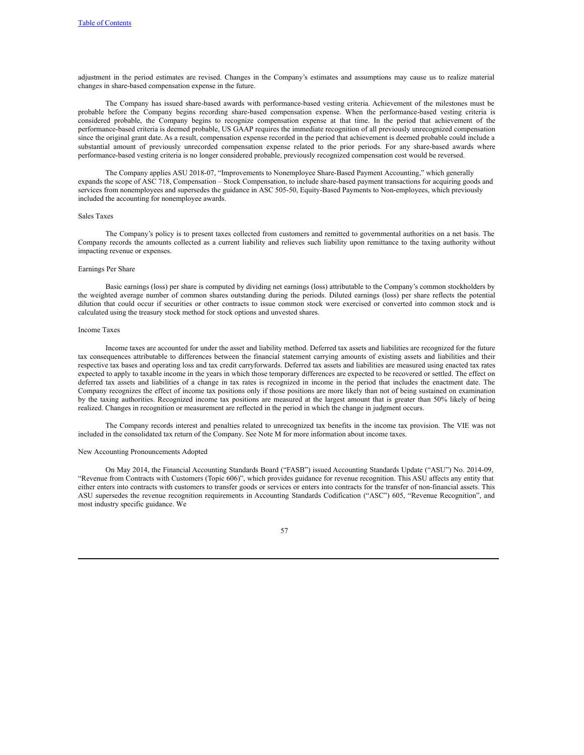adjustment in the period estimates are revised. Changes in the Company's estimates and assumptions may cause us to realize material changes in share-based compensation expense in the future.

The Company has issued share-based awards with performance-based vesting criteria. Achievement of the milestones must be probable before the Company begins recording share-based compensation expense. When the performance-based vesting criteria is considered probable, the Company begins to recognize compensation expense at that time. In the period that achievement of the performance-based criteria is deemed probable, US GAAP requires the immediate recognition of all previously unrecognized compensation since the original grant date. As a result, compensation expense recorded in the period that achievement is deemed probable could include a substantial amount of previously unrecorded compensation expense related to the prior periods. For any share-based awards where performance-based vesting criteria is no longer considered probable, previously recognized compensation cost would be reversed.

The Company applies ASU 2018-07, "Improvements to Nonemployee Share-Based Payment Accounting," which generally expands the scope of ASC 718, Compensation – Stock Compensation, to include share-based payment transactions for acquiring goods and services from nonemployees and supersedes the guidance in ASC 505-50, Equity-Based Payments to Non-employees, which previously included the accounting for nonemployee awards.

Sales Taxes

The Company's policy is to present taxes collected from customers and remitted to governmental authorities on a net basis. The Company records the amounts collected as a current liability and relieves such liability upon remittance to the taxing authority without impacting revenue or expenses.

Earnings Per Share

Basic earnings (loss) per share is computed by dividing net earnings (loss) attributable to the Company's common stockholders by the weighted average number of common shares outstanding during the periods. Diluted earnings (loss) per share reflects the potential dilution that could occur if securities or other contracts to issue common stock were exercised or converted into common stock and is calculated using the treasury stock method for stock options and unvested shares.

Income Taxes

Income taxes are accounted for under the asset and liability method. Deferred tax assets and liabilities are recognized for the future tax consequences attributable to differences between the financial statement carrying amounts of existing assets and liabilities and their respective tax bases and operating loss and tax credit carryforwards. Deferred tax assets and liabilities are measured using enacted tax rates expected to apply to taxable income in the years in which those temporary differences are expected to be recovered or settled. The effect on deferred tax assets and liabilities of a change in tax rates is recognized in income in the period that includes the enactment date. The Company recognizes the effect of income tax positions only if those positions are more likely than not of being sustained on examination by the taxing authorities. Recognized income tax positions are measured at the largest amount that is greater than 50% likely of being realized. Changes in recognition or measurement are reflected in the period in which the change in judgment occurs.

The Company records interest and penalties related to unrecognized tax benefits in the income tax provision. The VIE was not included in the consolidated tax return of the Company. See Note M for more information about income taxes.

New Accounting Pronouncements Adopted

On May 2014, the Financial Accounting Standards Board ("FASB") issued Accounting Standards Update ("ASU") No. 2014-09, "Revenue from Contracts with Customers (Topic 606)", which provides guidance for revenue recognition. This ASU affects any entity that either enters into contracts with customers to transfer goods or services or enters into contracts for the transfer of non-financial assets. This ASU supersedes the revenue recognition requirements in Accounting Standards Codification ("ASC") 605, "Revenue Recognition", and most industry specific guidance. We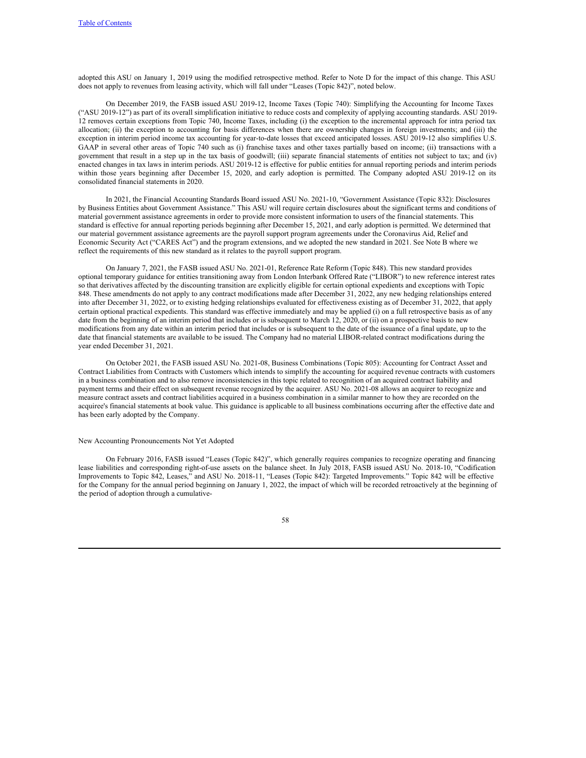adopted this ASU on January 1, 2019 using the modified retrospective method. Refer to Note D for the impact of this change. This ASU does not apply to revenues from leasing activity, which will fall under "Leases (Topic 842)", noted below.

On December 2019, the FASB issued ASU 2019-12, Income Taxes (Topic 740): Simplifying the Accounting for Income Taxes ("ASU 2019-12") as part of its overall simplification initiative to reduce costs and complexity of applying accounting standards. ASU 2019-12 removes certain exceptions from Topic 740, Income Taxes, including (i) the exception to the incremental approach for intra period tax allocation; (ii) the exception to accounting for basis differences when there are ownership changes in foreign investments; and (iii) the exception in interim period income tax accounting for year-to-date losses that exceed anticipated losses. ASU 2019-12 also simplifies U.S. GAAP in several other areas of Topic 740 such as (i) franchise taxes and other taxes partially based on income; (ii) transactions with a government that result in a step up in the tax basis of goodwill; (iii) separate financial statements of entities not subject to tax; and (iv) enacted changes in tax laws in interim periods. ASU 2019-12 is effective for public entities for annual reporting periods and interim periods within those years beginning after December 15, 2020, and early adoption is permitted. The Company adopted ASU 2019-12 on its consolidated financial statements in 2020.

In 2021, the Financial Accounting Standards Board issued ASU No. 2021-10, "Government Assistance (Topic 832): Disclosures by Business Entities about Government Assistance." This ASU will require certain disclosures about the significant terms and conditions of material government assistance agreements in order to provide more consistent information to users of the financial statements. This standard is effective for annual reporting periods beginning after December 15, 2021, and early adoption is permitted. We determined that our material government assistance agreements are the payroll support program agreements under the Coronavirus Aid, Relief and Economic Security Act ("CARES Act") and the program extensions, and we adopted the new standard in 2021. See Note B where we reflect the requirements of this new standard as it relates to the payroll support program.

On January 7, 2021, the FASB issued ASU No. 2021-01, Reference Rate Reform (Topic 848). This new standard provides optional temporary guidance for entities transitioning away from London Interbank Offered Rate ("LIBOR") to new reference interest rates so that derivatives affected by the discounting transition are explicitly eligible for certain optional expedients and exceptions with Topic 848. These amendments do not apply to any contract modifications made after December 31, 2022, any new hedging relationships entered into after December 31, 2022, or to existing hedging relationships evaluated for effectiveness existing as of December 31, 2022, that apply certain optional practical expedients. This standard was effective immediately and may be applied (i) on a full retrospective basis as of any date from the beginning of an interim period that includes or is subsequent to March 12, 2020, or (ii) on a prospective basis to new modifications from any date within an interim period that includes or is subsequent to the date of the issuance of a final update, up to the date that financial statements are available to be issued. The Company had no material LIBOR-related contract modifications during the year ended December 31, 2021.

On October 2021, the FASB issued ASU No. 2021-08, Business Combinations (Topic 805): Accounting for Contract Asset and Contract Liabilities from Contracts with Customers which intends to simplify the accounting for acquired revenue contracts with customers in a business combination and to also remove inconsistencies in this topic related to recognition of an acquired contract liability and payment terms and their effect on subsequent revenue recognized by the acquirer. ASU No. 2021-08 allows an acquirer to recognize and measure contract assets and contract liabilities acquired in a business combination in a similar manner to how they are recorded on the acquiree's financial statements at book value. This guidance is applicable to all business combinations occurring after the effective date and has been early adopted by the Company.

New Accounting Pronouncements Not Yet Adopted

On February 2016, FASB issued "Leases (Topic 842)", which generally requires companies to recognize operating and financing lease liabilities and corresponding right-of-use assets on the balance sheet. In July 2018, FASB issued ASU No. 2018-10, "Codification Improvements to Topic 842, Leases," and ASU No. 2018-11, "Leases (Topic 842): Targeted Improvements." Topic 842 will be effective for the Company for the annual period beginning on January 1, 2022, the impact of which will be recorded retroactively at the beginning of the period of adoption through a cumulative-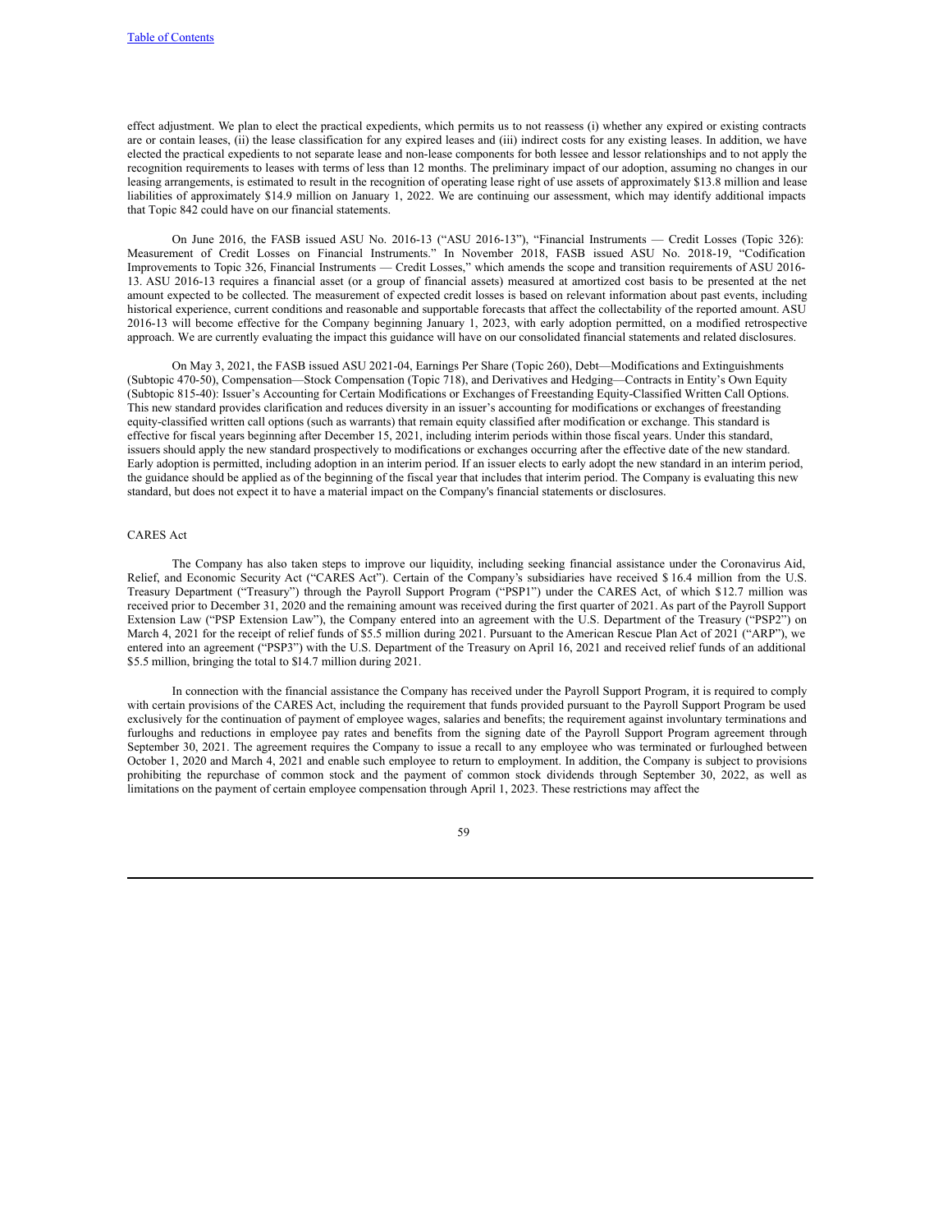effect adjustment. We plan to elect the practical expedients, which permits us to not reassess (i) whether any expired or existing contracts are or contain leases, (ii) the lease classification for any expired leases and (iii) indirect costs for any existing leases. In addition, we have elected the practical expedients to not separate lease and non-lease components for both lessee and lessor relationships and to not apply the recognition requirements to leases with terms of less than 12 months. The preliminary impact of our adoption, assuming no changes in our leasing arrangements, is estimated to result in the recognition of operating lease right of use assets of approximately $13.8 million and lease liabilities of approximately $14.9 million on January 1, 2022. We are continuing our assessment, which may identify additional impacts that Topic 842 could have on our financial statements.

On June 2016, the FASB issued ASU No. 2016-13 ("ASU 2016-13"), "Financial Instruments — Credit Losses (Topic 326): Measurement of Credit Losses on Financial Instruments." In November 2018, FASB issued ASU No. 2018-19, "Codification Improvements to Topic 326, Financial Instruments — Credit Losses," which amends the scope and transition requirements of ASU 2016-13. ASU 2016-13 requires a financial asset (or a group of financial assets) measured at amortized cost basis to be presented at the net amount expected to be collected. The measurement of expected credit losses is based on relevant information about past events, including historical experience, current conditions and reasonable and supportable forecasts that affect the collectability of the reported amount. ASU 2016-13 will become effective for the Company beginning January 1, 2023, with early adoption permitted, on a modified retrospective approach. We are currently evaluating the impact this guidance will have on our consolidated financial statements and related disclosures.

On May 3, 2021, the FASB issued ASU 2021-04, Earnings Per Share (Topic 260), Debt—Modifications and Extinguishments (Subtopic 470-50), Compensation—Stock Compensation (Topic 718), and Derivatives and Hedging—Contracts in Entity's Own Equity (Subtopic 815-40): Issuer's Accounting for Certain Modifications or Exchanges of Freestanding Equity-Classified Written Call Options. This new standard provides clarification and reduces diversity in an issuer's accounting for modifications or exchanges of freestanding equity-classified written call options (such as warrants) that remain equity classified after modification or exchange. This standard is effective for fiscal years beginning after December 15, 2021, including interim periods within those fiscal years. Under this standard, issuers should apply the new standard prospectively to modifications or exchanges occurring after the effective date of the new standard. Early adoption is permitted, including adoption in an interim period. If an issuer elects to early adopt the new standard in an interim period, the guidance should be applied as of the beginning of the fiscal year that includes that interim period. The Company is evaluating this new standard, but does not expect it to have a material impact on the Company's financial statements or disclosures.

CARES Act

The Company has also taken steps to improve our liquidity, including seeking financial assistance under the Coronavirus Aid, Relief, and Economic Security Act ("CARES Act"). Certain of the Company's subsidiaries have received $ 16.4 million from the U.S. Treasury Department ("Treasury") through the Payroll Support Program ("PSP1") under the CARES Act, of which $12.7 million was received prior to December 31, 2020 and the remaining amount was received during the first quarter of 2021. As part of the Payroll Support Extension Law ("PSP Extension Law"), the Company entered into an agreement with the U.S. Department of the Treasury ("PSP2") on March 4, 2021 for the receipt of relief funds of $5.5 million during 2021. Pursuant to the American Rescue Plan Act of 2021 ("ARP"), we entered into an agreement ("PSP3") with the U.S. Department of the Treasury on April 16, 2021 and received relief funds of an additional $5.5 million, bringing the total to $14.7 million during 2021.

In connection with the financial assistance the Company has received under the Payroll Support Program, it is required to comply with certain provisions of the CARES Act, including the requirement that funds provided pursuant to the Payroll Support Program be used exclusively for the continuation of payment of employee wages, salaries and benefits; the requirement against involuntary terminations and furloughs and reductions in employee pay rates and benefits from the signing date of the Payroll Support Program agreement through September 30, 2021. The agreement requires the Company to issue a recall to any employee who was terminated or furloughed between October 1, 2020 and March 4, 2021 and enable such employee to return to employment. In addition, the Company is subject to provisions prohibiting the repurchase of common stock and the payment of common stock dividends through September 30, 2022, as well as limitations on the payment of certain employee compensation through April 1, 2023. These restrictions may affect the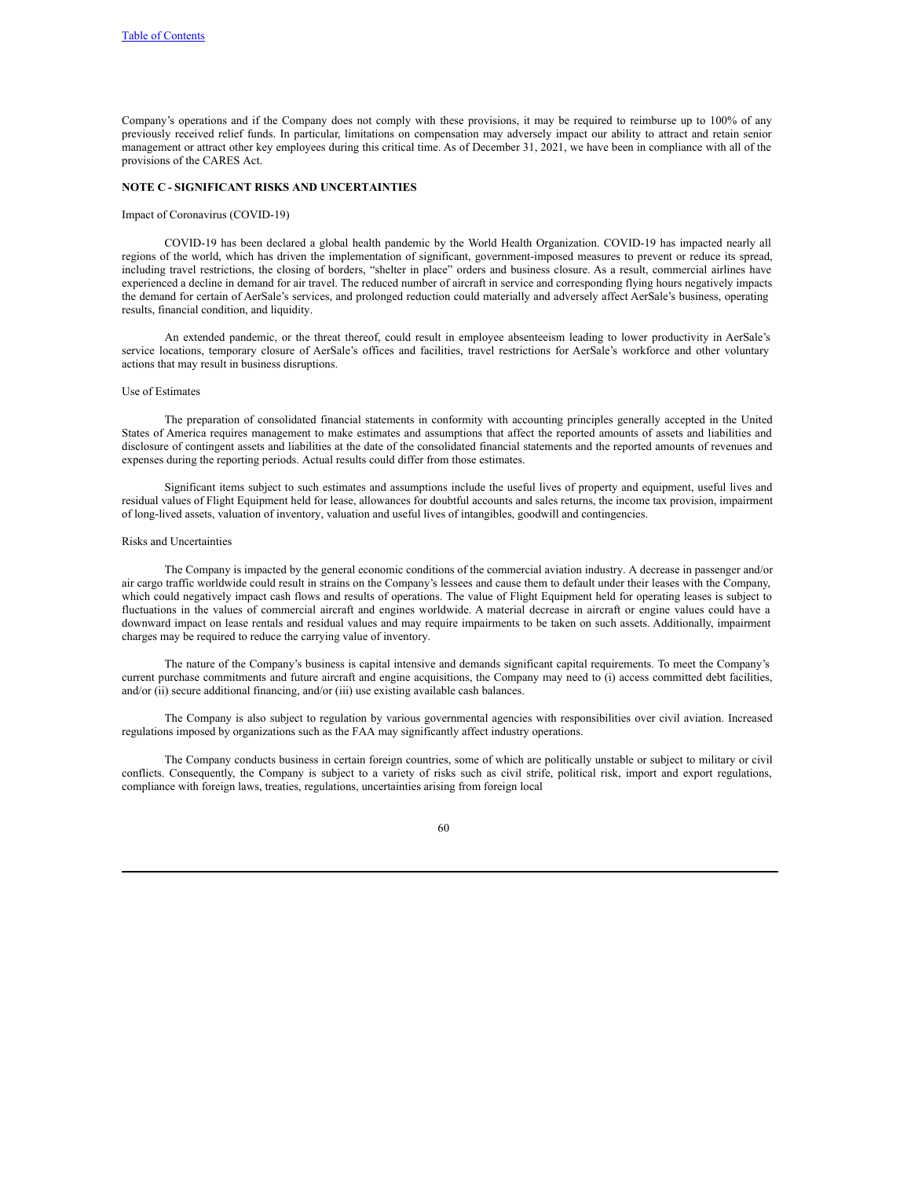Company's operations and if the Company does not comply with these provisions, it may be required to reimburse up to 100% of any previously received relief funds. In particular, limitations on compensation may adversely impact our ability to attract and retain senior management or attract other key employees during this critical time. As of December 31, 2021, we have been in compliance with all of the provisions of the CARES Act.

**NOTE C - SIGNIFICANT RISKS AND UNCERTAINTIES**

Impact of Coronavirus (COVID-19)

COVID-19 has been declared a global health pandemic by the World Health Organization. COVID-19 has impacted nearly all regions of the world, which has driven the implementation of significant, government-imposed measures to prevent or reduce its spread, including travel restrictions, the closing of borders, "shelter in place" orders and business closure. As a result, commercial airlines have experienced a decline in demand for air travel. The reduced number of aircraft in service and corresponding flying hours negatively impacts the demand for certain of AerSale's services, and prolonged reduction could materially and adversely affect AerSale's business, operating results, financial condition, and liquidity.

An extended pandemic, or the threat thereof, could result in employee absenteeism leading to lower productivity in AerSale's service locations, temporary closure of AerSale's offices and facilities, travel restrictions for AerSale's workforce and other voluntary actions that may result in business disruptions.

Use of Estimates

The preparation of consolidated financial statements in conformity with accounting principles generally accepted in the United States of America requires management to make estimates and assumptions that affect the reported amounts of assets and liabilities and disclosure of contingent assets and liabilities at the date of the consolidated financial statements and the reported amounts of revenues and expenses during the reporting periods. Actual results could differ from those estimates.

Significant items subject to such estimates and assumptions include the useful lives of property and equipment, useful lives and residual values of Flight Equipment held for lease, allowances for doubtful accounts and sales returns, the income tax provision, impairment of long-lived assets, valuation of inventory, valuation and useful lives of intangibles, goodwill and contingencies.

Risks and Uncertainties

The Company is impacted by the general economic conditions of the commercial aviation industry. A decrease in passenger and/or air cargo traffic worldwide could result in strains on the Company's lessees and cause them to default under their leases with the Company, which could negatively impact cash flows and results of operations. The value of Flight Equipment held for operating leases is subject to fluctuations in the values of commercial aircraft and engines worldwide. A material decrease in aircraft or engine values could have a downward impact on lease rentals and residual values and may require impairments to be taken on such assets. Additionally, impairment charges may be required to reduce the carrying value of inventory.

The nature of the Company's business is capital intensive and demands significant capital requirements. To meet the Company's current purchase commitments and future aircraft and engine acquisitions, the Company may need to (i) access committed debt facilities, and/or (ii) secure additional financing, and/or (iii) use existing available cash balances.

The Company is also subject to regulation by various governmental agencies with responsibilities over civil aviation. Increased regulations imposed by organizations such as the FAA may significantly affect industry operations.

The Company conducts business in certain foreign countries, some of which are politically unstable or subject to military or civil conflicts. Consequently, the Company is subject to a variety of risks such as civil strife, political risk, import and export regulations, compliance with foreign laws, treaties, regulations, uncertainties arising from foreign local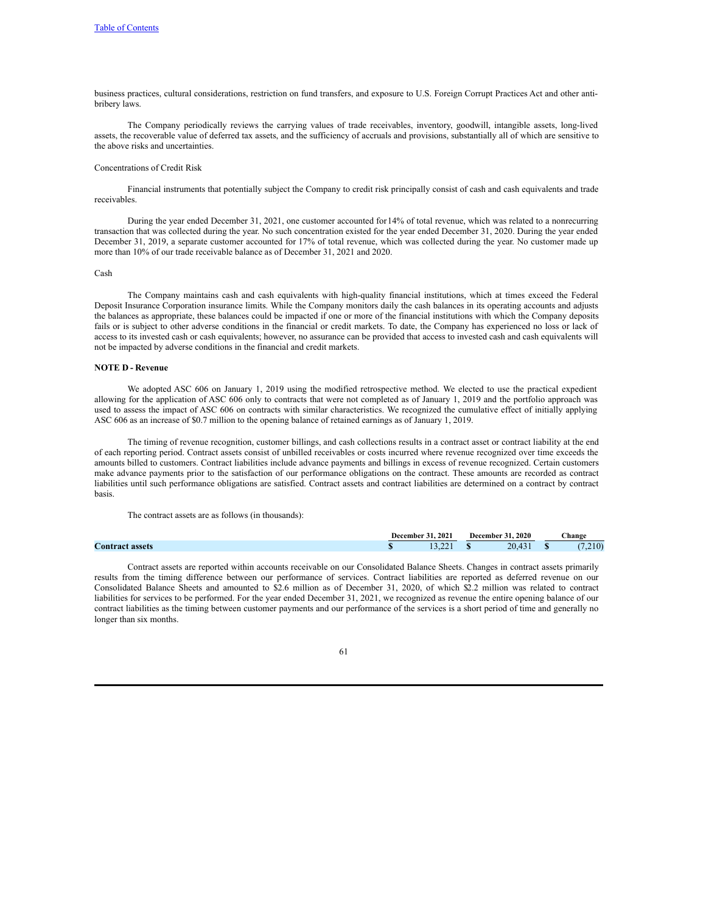business practices, cultural considerations, restriction on fund transfers, and exposure to U.S. Foreign Corrupt Practices Act and other anti-bribery laws.

The Company periodically reviews the carrying values of trade receivables, inventory, goodwill, intangible assets, long-lived assets, the recoverable value of deferred tax assets, and the sufficiency of accruals and provisions, substantially all of which are sensitive to the above risks and uncertainties.

Concentrations of Credit Risk

Financial instruments that potentially subject the Company to credit risk principally consist of cash and cash equivalents and trade receivables.

During the year ended December 31, 2021, one customer accounted for14% of total revenue, which was related to a nonrecurring transaction that was collected during the year. No such concentration existed for the year ended December 31, 2020. During the year ended December 31, 2019, a separate customer accounted for 17% of total revenue, which was collected during the year. No customer made up more than 10% of our trade receivable balance as of December 31, 2021 and 2020.

Cash

The Company maintains cash and cash equivalents with high-quality financial institutions, which at times exceed the Federal Deposit Insurance Corporation insurance limits. While the Company monitors daily the cash balances in its operating accounts and adjusts the balances as appropriate, these balances could be impacted if one or more of the financial institutions with which the Company deposits fails or is subject to other adverse conditions in the financial or credit markets. To date, the Company has experienced no loss or lack of access to its invested cash or cash equivalents; however, no assurance can be provided that access to invested cash and cash equivalents will not be impacted by adverse conditions in the financial and credit markets.

**NOTE D - Revenue**

We adopted ASC 606 on January 1, 2019 using the modified retrospective method. We elected to use the practical expedient allowing for the application of ASC 606 only to contracts that were not completed as of January 1, 2019 and the portfolio approach was used to assess the impact of ASC 606 on contracts with similar characteristics. We recognized the cumulative effect of initially applying ASC 606 as an increase of $0.7 million to the opening balance of retained earnings as of January 1, 2019.

The timing of revenue recognition, customer billings, and cash collections results in a contract asset or contract liability at the end of each reporting period. Contract assets consist of unbilled receivables or costs incurred where revenue recognized over time exceeds the amounts billed to customers. Contract liabilities include advance payments and billings in excess of revenue recognized. Certain customers make advance payments prior to the satisfaction of our performance obligations on the contract. These amounts are recorded as contract liabilities until such performance obligations are satisfied. Contract assets and contract liabilities are determined on a contract by contract basis.

The contract assets are as follows (in thousands):

| | December 31, 2021 | December 31, 2020 | Change |
|---|---|---|---|
| **Contract assets** | $ 13,221 | $ 20,431 | $ (7,210) |

Contract assets are reported within accounts receivable on our Consolidated Balance Sheets. Changes in contract assets primarily results from the timing difference between our performance of services. Contract liabilities are reported as deferred revenue on our Consolidated Balance Sheets and amounted to $2.6 million as of December 31, 2020, of which $2.2 million was related to contract liabilities for services to be performed. For the year ended December 31, 2021, we recognized as revenue the entire opening balance of our contract liabilities as the timing between customer payments and our performance of the services is a short period of time and generally no longer than six months.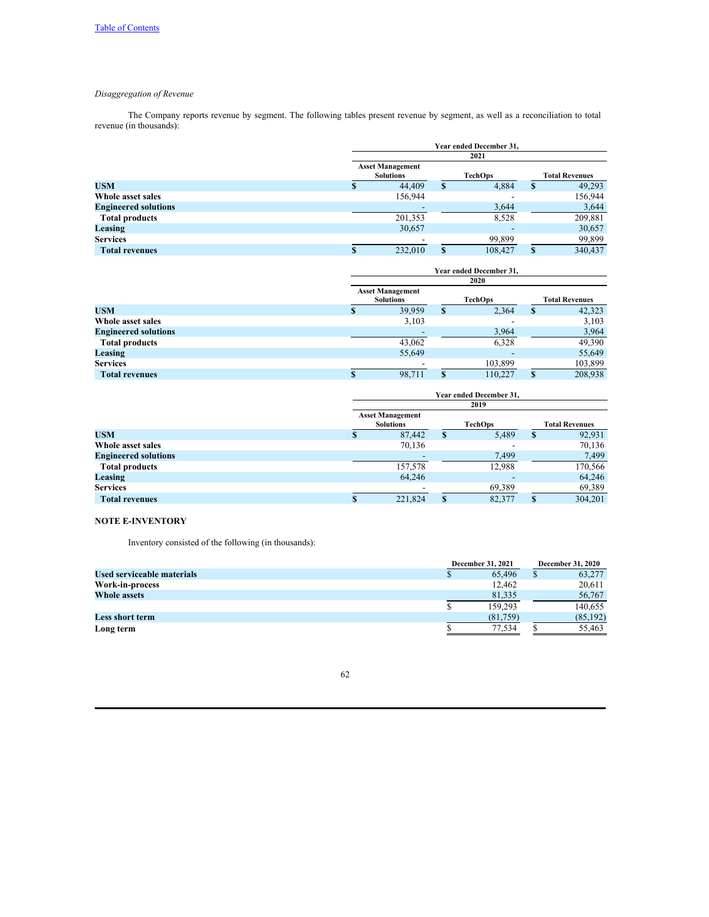[Table of Contents](#)

*Disaggregation of Revenue*

The Company reports revenue by segment. The following tables present revenue by segment, as well as a reconciliation to total revenue (in thousands):

| | Year ended December 31, 2021 | | |
|---|---|---|---|
| | Asset Management Solutions | TechOps | Total Revenues |
| **USM** | $ 44,409 | $ 4,884 | $ 49,293 |
| **Whole asset sales** | 156,944 | - | 156,944 |
| **Engineered solutions** | - | 3,644 | 3,644 |
| **Total products** | 201,353 | 8,528 | 209,881 |
| **Leasing** | 30,657 | - | 30,657 |
| **Services** | - | 99,899 | 99,899 |
| **Total revenues** | $ 232,010 | $ 108,427 | $ 340,437 |

| | Year ended December 31, 2020 | | |
|---|---|---|---|
| | Asset Management Solutions | TechOps | Total Revenues |
| **USM** | $ 39,959 | $ 2,364 | $ 42,323 |
| **Whole asset sales** | 3,103 | - | 3,103 |
| **Engineered solutions** | - | 3,964 | 3,964 |
| **Total products** | 43,062 | 6,328 | 49,390 |
| **Leasing** | 55,649 | - | 55,649 |
| **Services** | - | 103,899 | 103,899 |
| **Total revenues** | $ 98,711 | $ 110,227 | $ 208,938 |

| | Year ended December 31, 2019 | | |
|---|---|---|---|
| | Asset Management Solutions | TechOps | Total Revenues |
| **USM** | $ 87,442 | $ 5,489 | $ 92,931 |
| **Whole asset sales** | 70,136 | - | 70,136 |
| **Engineered solutions** | - | 7,499 | 7,499 |
| **Total products** | 157,578 | 12,988 | 170,566 |
| **Leasing** | 64,246 | - | 64,246 |
| **Services** | - | 69,389 | 69,389 |
| **Total revenues** | $ 221,824 | $ 82,377 | $ 304,201 |

**NOTE E-INVENTORY**

Inventory consisted of the following (in thousands):

| | December 31, 2021 | December 31, 2020 |
|---|---|---|
| **Used serviceable materials** | $ 65,496 | $ 63,277 |
| **Work-in-process** | 12,462 | 20,611 |
| **Whole assets** | 81,335 | 56,767 |
| | $ 159,293 | 140,655 |
| **Less short term** | (81,759) | (85,192) |
| **Long term** | $ 77,534 | $ 55,463 |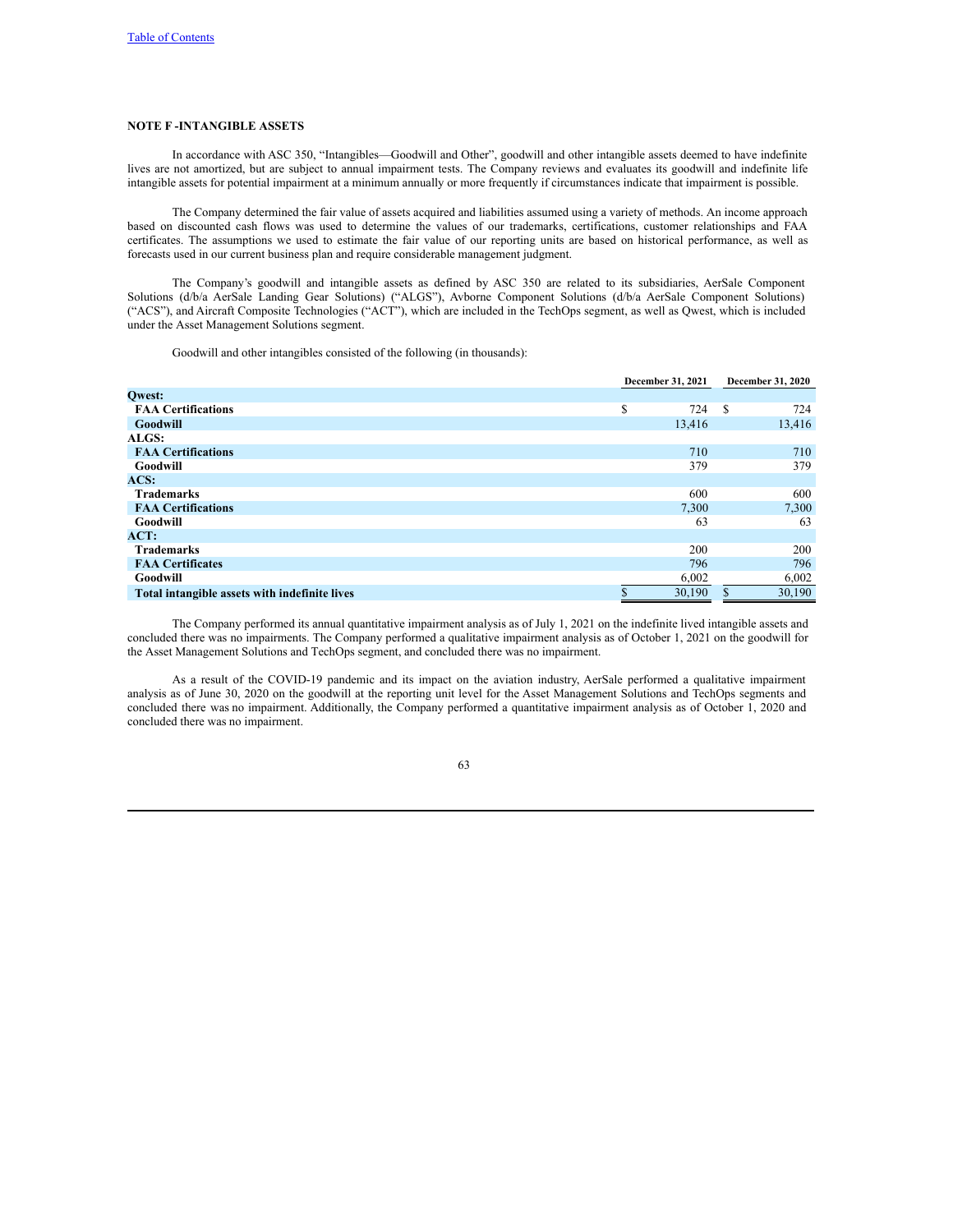## NOTE F -INTANGIBLE ASSETS

In accordance with ASC 350, "Intangibles—Goodwill and Other", goodwill and other intangible assets deemed to have indefinite lives are not amortized, but are subject to annual impairment tests. The Company reviews and evaluates its goodwill and indefinite life intangible assets for potential impairment at a minimum annually or more frequently if circumstances indicate that impairment is possible.

The Company determined the fair value of assets acquired and liabilities assumed using a variety of methods. An income approach based on discounted cash flows was used to determine the values of our trademarks, certifications, customer relationships and FAA certificates. The assumptions we used to estimate the fair value of our reporting units are based on historical performance, as well as forecasts used in our current business plan and require considerable management judgment.

The Company's goodwill and intangible assets as defined by ASC 350 are related to its subsidiaries, AerSale Component Solutions (d/b/a AerSale Landing Gear Solutions) ("ALGS"), Avborne Component Solutions (d/b/a AerSale Component Solutions) ("ACS"), and Aircraft Composite Technologies ("ACT"), which are included in the TechOps segment, as well as Qwest, which is included under the Asset Management Solutions segment.

Goodwill and other intangibles consisted of the following (in thousands):

| | December 31, 2021 | December 31, 2020 |
|---|---|---|
| **Qwest:** | | |
| **FAA Certifications** | $ 724 | $ 724 |
| **Goodwill** | 13,416 | 13,416 |
| **ALGS:** | | |
| **FAA Certifications** | 710 | 710 |
| **Goodwill** | 379 | 379 |
| **ACS:** | | |
| **Trademarks** | 600 | 600 |
| **FAA Certifications** | 7,300 | 7,300 |
| **Goodwill** | 63 | 63 |
| **ACT:** | | |
| **Trademarks** | 200 | 200 |
| **FAA Certificates** | 796 | 796 |
| **Goodwill** | 6,002 | 6,002 |
| **Total intangible assets with indefinite lives** | $ 30,190 | $ 30,190 |

The Company performed its annual quantitative impairment analysis as of July 1, 2021 on the indefinite lived intangible assets and concluded there was no impairments. The Company performed a qualitative impairment analysis as of October 1, 2021 on the goodwill for the Asset Management Solutions and TechOps segment, and concluded there was no impairment.

As a result of the COVID-19 pandemic and its impact on the aviation industry, AerSale performed a qualitative impairment analysis as of June 30, 2020 on the goodwill at the reporting unit level for the Asset Management Solutions and TechOps segments and concluded there was no impairment. Additionally, the Company performed a quantitative impairment analysis as of October 1, 2020 and concluded there was no impairment.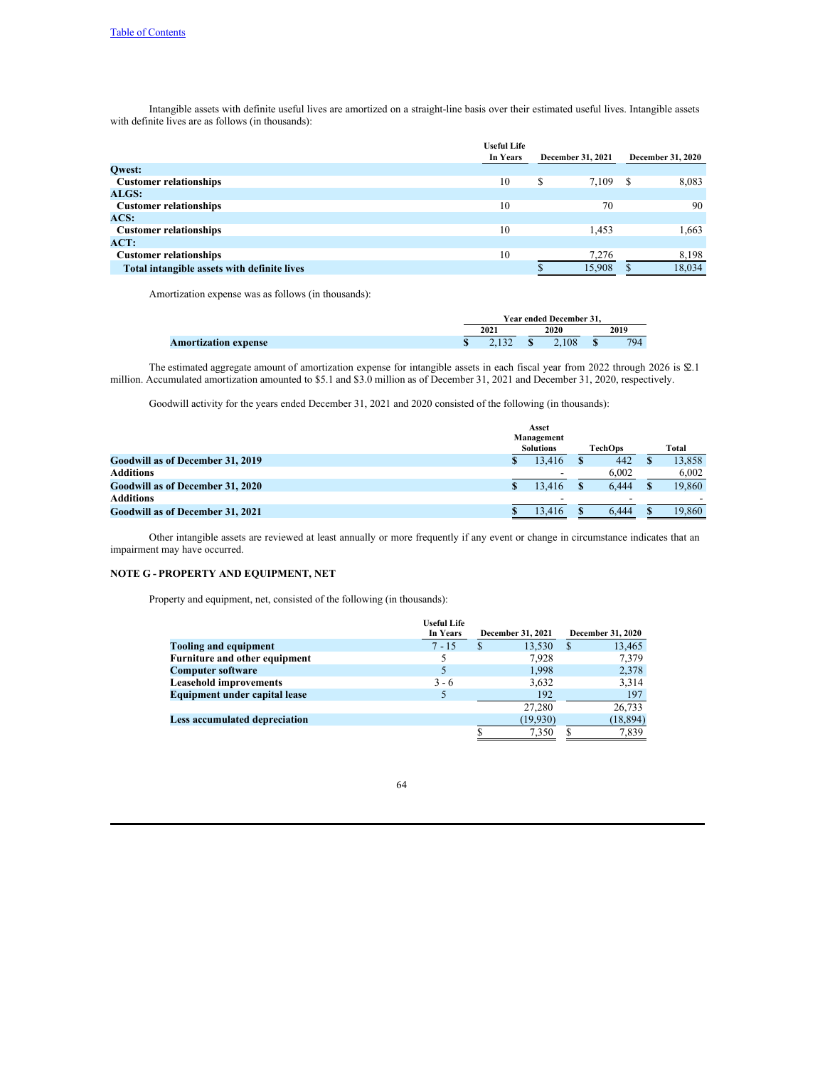Intangible assets with definite useful lives are amortized on a straight-line basis over their estimated useful lives. Intangible assets with definite lives are as follows (in thousands):

| | Useful Life In Years | December 31, 2021 | December 31, 2020 |
|---|---|---|---|
| **Qwest:** | | | |
| **Customer relationships** | 10 | $ 7,109 | $ 8,083 |
| **ALGS:** | | | |
| **Customer relationships** | 10 | 70 | 90 |
| **ACS:** | | | |
| **Customer relationships** | 10 | 1,453 | 1,663 |
| **ACT:** | | | |
| **Customer relationships** | 10 | 7,276 | 8,198 |
| **Total intangible assets with definite lives** | | $ 15,908 | $ 18,034 |

Amortization expense was as follows (in thousands):

| | Year ended December 31, | | |
|---|---|---|---|
| | 2021 | 2020 | 2019 |
| **Amortization expense** | $ 2,132 | $ 2,108 | $ 794 |

The estimated aggregate amount of amortization expense for intangible assets in each fiscal year from 2022 through 2026 is $2.1 million. Accumulated amortization amounted to $5.1 and $3.0 million as of December 31, 2021 and December 31, 2020, respectively.

Goodwill activity for the years ended December 31, 2021 and 2020 consisted of the following (in thousands):

| | Asset Management Solutions | TechOps | Total |
|---|---|---|---|
| **Goodwill as of December 31, 2019** | $ 13,416 | $ 442 | $ 13,858 |
| **Additions** | - | 6,002 | 6,002 |
| **Goodwill as of December 31, 2020** | $ 13,416 | $ 6,444 | $ 19,860 |
| **Additions** | - | - | - |
| **Goodwill as of December 31, 2021** | $ 13,416 | $ 6,444 | $ 19,860 |

Other intangible assets are reviewed at least annually or more frequently if any event or change in circumstance indicates that an impairment may have occurred.

## NOTE G - PROPERTY AND EQUIPMENT, NET

Property and equipment, net, consisted of the following (in thousands):

| | Useful Life In Years | December 31, 2021 | December 31, 2020 |
|---|---|---|---|
| **Tooling and equipment** | 7 - 15 | $ 13,530 | $ 13,465 |
| **Furniture and other equipment** | 5 | 7,928 | 7,379 |
| **Computer software** | 5 | 1,998 | 2,378 |
| **Leasehold improvements** | 3 - 6 | 3,632 | 3,314 |
| **Equipment under capital lease** | 5 | 192 | 197 |
| | | 27,280 | 26,733 |
| **Less accumulated depreciation** | | (19,930) | (18,894) |
| | | $ 7,350 | $ 7,839 |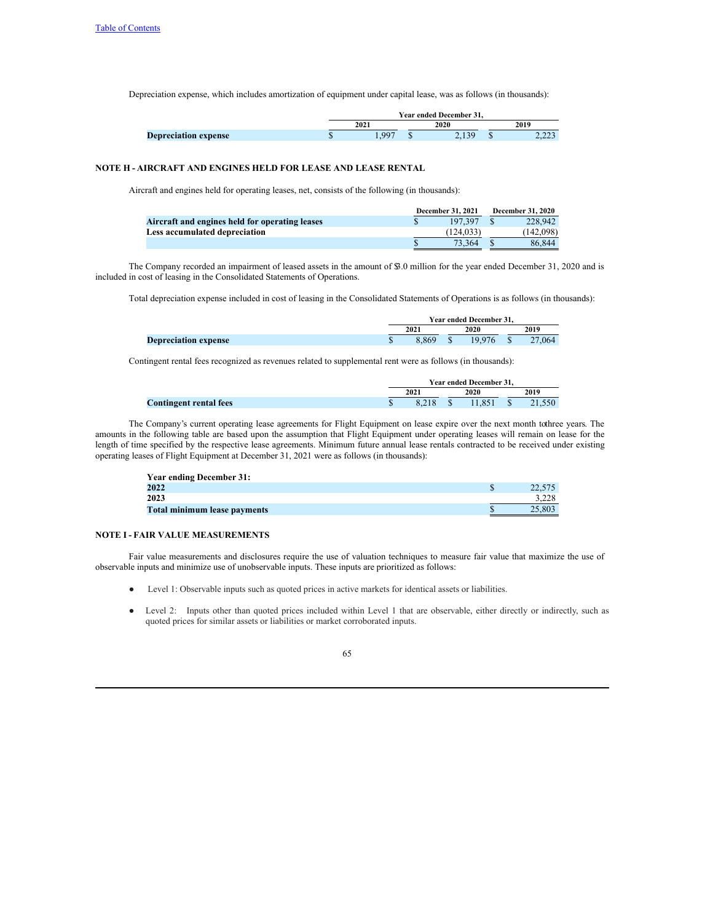Depreciation expense, which includes amortization of equipment under capital lease, was as follows (in thousands):

| | Year ended December 31, | | |
|---|---|---|---|
| | 2021 | 2020 | 2019 |
| **Depreciation expense** | $ 1,997 | $ 2,139 | $ 2,223 |

## NOTE H - AIRCRAFT AND ENGINES HELD FOR LEASE AND LEASE RENTAL

Aircraft and engines held for operating leases, net, consists of the following (in thousands):

| | December 31, 2021 | December 31, 2020 |
|---|---|---|
| **Aircraft and engines held for operating leases** | $ 197,397 | $ 228,942 |
| **Less accumulated depreciation** | (124,033) | (142,098) |
| | $ 73,364 | $ 86,844 |

The Company recorded an impairment of leased assets in the amount of $3.0 million for the year ended December 31, 2020 and is included in cost of leasing in the Consolidated Statements of Operations.

Total depreciation expense included in cost of leasing in the Consolidated Statements of Operations is as follows (in thousands):

| | Year ended December 31, | | |
|---|---|---|---|
| | 2021 | 2020 | 2019 |
| **Depreciation expense** | $ 8,869 | $ 19,976 | $ 27,064 |

Contingent rental fees recognized as revenues related to supplemental rent were as follows (in thousands):

| | Year ended December 31, | | |
|---|---|---|---|
| | 2021 | 2020 | 2019 |
| **Contingent rental fees** | $ 8,218 | $ 11,851 | $ 21,550 |

The Company's current operating lease agreements for Flight Equipment on lease expire over the next month to three years. The amounts in the following table are based upon the assumption that Flight Equipment under operating leases will remain on lease for the length of time specified by the respective lease agreements. Minimum future annual lease rentals contracted to be received under existing operating leases of Flight Equipment at December 31, 2021 were as follows (in thousands):

| **Year ending December 31:** | |
|---|---|
| **2022** | $ 22,575 |
| **2023** | 3,228 |
| **Total minimum lease payments** | $ 25,803 |

## NOTE I - FAIR VALUE MEASUREMENTS

Fair value measurements and disclosures require the use of valuation techniques to measure fair value that maximize the use of observable inputs and minimize use of unobservable inputs. These inputs are prioritized as follows:

- Level 1: Observable inputs such as quoted prices in active markets for identical assets or liabilities.
- Level 2: Inputs other than quoted prices included within Level 1 that are observable, either directly or indirectly, such as quoted prices for similar assets or liabilities or market corroborated inputs.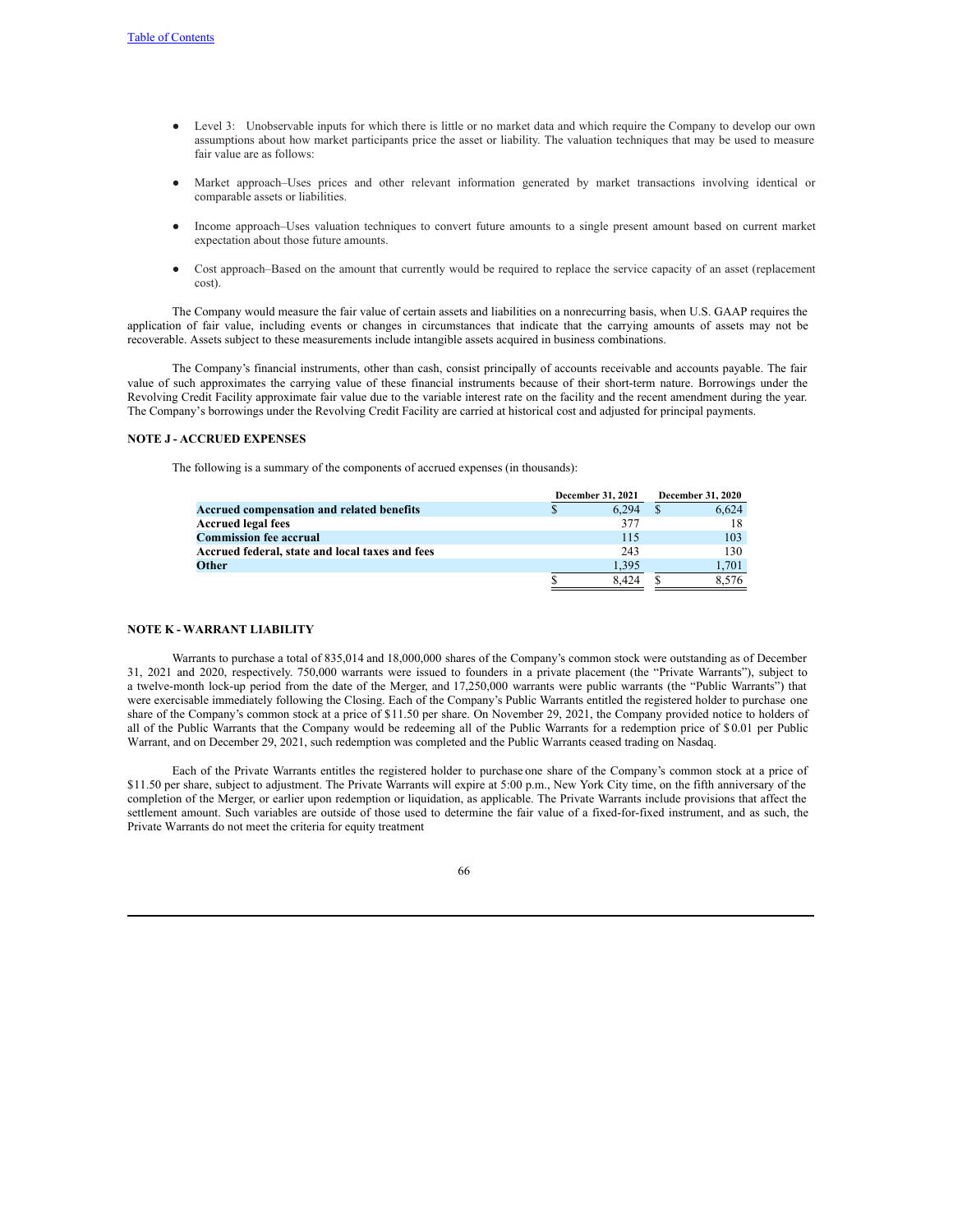- Level 3: Unobservable inputs for which there is little or no market data and which require the Company to develop our own assumptions about how market participants price the asset or liability. The valuation techniques that may be used to measure fair value are as follows:

- Market approach–Uses prices and other relevant information generated by market transactions involving identical or comparable assets or liabilities.

- Income approach–Uses valuation techniques to convert future amounts to a single present amount based on current market expectation about those future amounts.

- Cost approach–Based on the amount that currently would be required to replace the service capacity of an asset (replacement cost).

The Company would measure the fair value of certain assets and liabilities on a nonrecurring basis, when U.S. GAAP requires the application of fair value, including events or changes in circumstances that indicate that the carrying amounts of assets may not be recoverable. Assets subject to these measurements include intangible assets acquired in business combinations.

The Company's financial instruments, other than cash, consist principally of accounts receivable and accounts payable. The fair value of such approximates the carrying value of these financial instruments because of their short-term nature. Borrowings under the Revolving Credit Facility approximate fair value due to the variable interest rate on the facility and the recent amendment during the year. The Company's borrowings under the Revolving Credit Facility are carried at historical cost and adjusted for principal payments.

**NOTE J - ACCRUED EXPENSES**

The following is a summary of the components of accrued expenses (in thousands):

| | December 31, 2021 | December 31, 2020 |
|---|---|---|
| **Accrued compensation and related benefits** | $ 6,294 | $ 6,624 |
| **Accrued legal fees** | 377 | 18 |
| **Commission fee accrual** | 115 | 103 |
| **Accrued federal, state and local taxes and fees** | 243 | 130 |
| **Other** | 1,395 | 1,701 |
| | $ 8,424 | $ 8,576 |

**NOTE K - WARRANT LIABILITY**

Warrants to purchase a total of 835,014 and 18,000,000 shares of the Company's common stock were outstanding as of December 31, 2021 and 2020, respectively. 750,000 warrants were issued to founders in a private placement (the "Private Warrants"), subject to a twelve-month lock-up period from the date of the Merger, and 17,250,000 warrants were public warrants (the "Public Warrants") that were exercisable immediately following the Closing. Each of the Company's Public Warrants entitled the registered holder to purchase one share of the Company's common stock at a price of $11.50 per share. On November 29, 2021, the Company provided notice to holders of all of the Public Warrants that the Company would be redeeming all of the Public Warrants for a redemption price of $0.01 per Public Warrant, and on December 29, 2021, such redemption was completed and the Public Warrants ceased trading on Nasdaq.

Each of the Private Warrants entitles the registered holder to purchase one share of the Company's common stock at a price of $11.50 per share, subject to adjustment. The Private Warrants will expire at 5:00 p.m., New York City time, on the fifth anniversary of the completion of the Merger, or earlier upon redemption or liquidation, as applicable. The Private Warrants include provisions that affect the settlement amount. Such variables are outside of those used to determine the fair value of a fixed-for-fixed instrument, and as such, the Private Warrants do not meet the criteria for equity treatment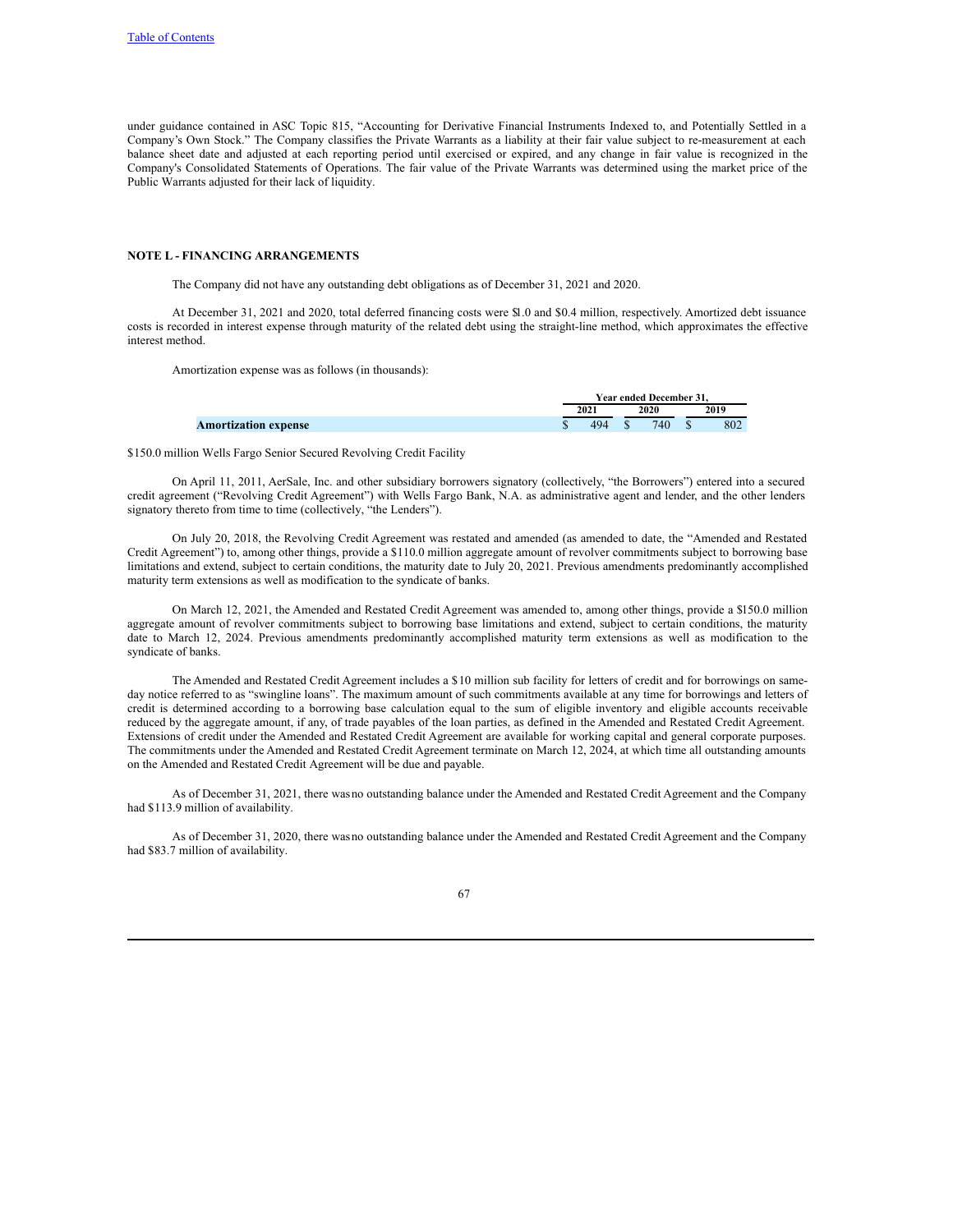under guidance contained in ASC Topic 815, "Accounting for Derivative Financial Instruments Indexed to, and Potentially Settled in a Company's Own Stock." The Company classifies the Private Warrants as a liability at their fair value subject to re-measurement at each balance sheet date and adjusted at each reporting period until exercised or expired, and any change in fair value is recognized in the Company's Consolidated Statements of Operations. The fair value of the Private Warrants was determined using the market price of the Public Warrants adjusted for their lack of liquidity.

**NOTE L - FINANCING ARRANGEMENTS**

The Company did not have any outstanding debt obligations as of December 31, 2021 and 2020.

At December 31, 2021 and 2020, total deferred financing costs were $1.0 and $0.4 million, respectively. Amortized debt issuance costs is recorded in interest expense through maturity of the related debt using the straight-line method, which approximates the effective interest method.

Amortization expense was as follows (in thousands):

| | Year ended December 31, | | |
|---|---|---|---|
| | 2021 | 2020 | 2019 |
| **Amortization expense** | $ 494 | $ 740 | $ 802 |

$150.0 million Wells Fargo Senior Secured Revolving Credit Facility

On April 11, 2011, AerSale, Inc. and other subsidiary borrowers signatory (collectively, "the Borrowers") entered into a secured credit agreement ("Revolving Credit Agreement") with Wells Fargo Bank, N.A. as administrative agent and lender, and the other lenders signatory thereto from time to time (collectively, "the Lenders").

On July 20, 2018, the Revolving Credit Agreement was restated and amended (as amended to date, the "Amended and Restated Credit Agreement") to, among other things, provide a $110.0 million aggregate amount of revolver commitments subject to borrowing base limitations and extend, subject to certain conditions, the maturity date to July 20, 2021. Previous amendments predominantly accomplished maturity term extensions as well as modification to the syndicate of banks.

On March 12, 2021, the Amended and Restated Credit Agreement was amended to, among other things, provide a $150.0 million aggregate amount of revolver commitments subject to borrowing base limitations and extend, subject to certain conditions, the maturity date to March 12, 2024. Previous amendments predominantly accomplished maturity term extensions as well as modification to the syndicate of banks.

The Amended and Restated Credit Agreement includes a $10 million sub facility for letters of credit and for borrowings on same-day notice referred to as "swingline loans". The maximum amount of such commitments available at any time for borrowings and letters of credit is determined according to a borrowing base calculation equal to the sum of eligible inventory and eligible accounts receivable reduced by the aggregate amount, if any, of trade payables of the loan parties, as defined in the Amended and Restated Credit Agreement. Extensions of credit under the Amended and Restated Credit Agreement are available for working capital and general corporate purposes. The commitments under the Amended and Restated Credit Agreement terminate on March 12, 2024, at which time all outstanding amounts on the Amended and Restated Credit Agreement will be due and payable.

As of December 31, 2021, there was no outstanding balance under the Amended and Restated Credit Agreement and the Company had $113.9 million of availability.

As of December 31, 2020, there was no outstanding balance under the Amended and Restated Credit Agreement and the Company had $83.7 million of availability.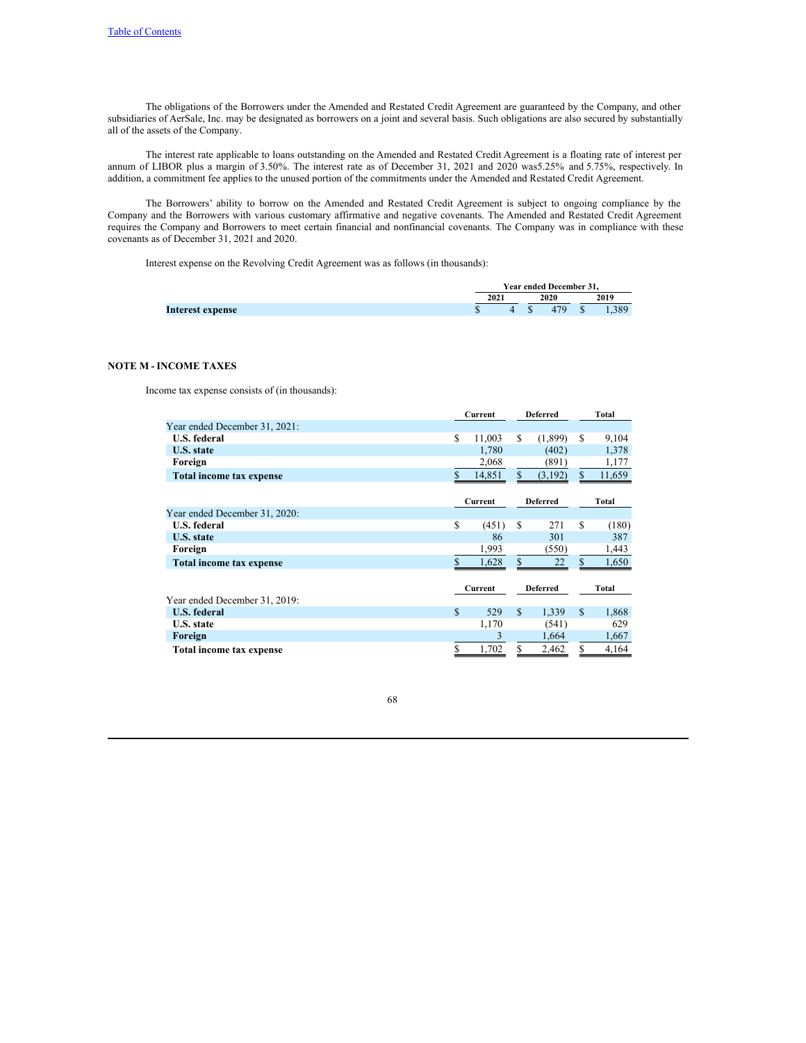The obligations of the Borrowers under the Amended and Restated Credit Agreement are guaranteed by the Company, and other subsidiaries of AerSale, Inc. may be designated as borrowers on a joint and several basis. Such obligations are also secured by substantially all of the assets of the Company.

The interest rate applicable to loans outstanding on the Amended and Restated Credit Agreement is a floating rate of interest per annum of LIBOR plus a margin of 3.50%. The interest rate as of December 31, 2021 and 2020 was5.25% and 5.75%, respectively. In addition, a commitment fee applies to the unused portion of the commitments under the Amended and Restated Credit Agreement.

The Borrowers' ability to borrow on the Amended and Restated Credit Agreement is subject to ongoing compliance by the Company and the Borrowers with various customary affirmative and negative covenants. The Amended and Restated Credit Agreement requires the Company and Borrowers to meet certain financial and nonfinancial covenants. The Company was in compliance with these covenants as of December 31, 2021 and 2020.

Interest expense on the Revolving Credit Agreement was as follows (in thousands):

| | Year ended December 31, | | |
|---|---|---|---|
| | 2021 | 2020 | 2019 |
| **Interest expense** | $ 4 | $ 479 | $ 1,389 |

**NOTE M - INCOME TAXES**

Income tax expense consists of (in thousands):

| | Current | Deferred | Total |
|---|---|---|---|
| Year ended December 31, 2021: | | | |
| **U.S. federal** | $ 11,003 | $ (1,899) | $ 9,104 |
| **U.S. state** | 1,780 | (402) | 1,378 |
| **Foreign** | 2,068 | (891) | 1,177 |
| **Total income tax expense** | $ 14,851 | $ (3,192) | $ 11,659 |
| | **Current** | **Deferred** | **Total** |
| Year ended December 31, 2020: | | | |
| **U.S. federal** | $ (451) | $ 271 | $ (180) |
| **U.S. state** | 86 | 301 | 387 |
| **Foreign** | 1,993 | (550) | 1,443 |
| **Total income tax expense** | $ 1,628 | $ 22 | $ 1,650 |
| | **Current** | **Deferred** | **Total** |
| Year ended December 31, 2019: | | | |
| **U.S. federal** | $ 529 | $ 1,339 | $ 1,868 |
| **U.S. state** | 1,170 | (541) | 629 |
| **Foreign** | 3 | 1,664 | 1,667 |
| **Total income tax expense** | $ 1,702 | $ 2,462 | $ 4,164 |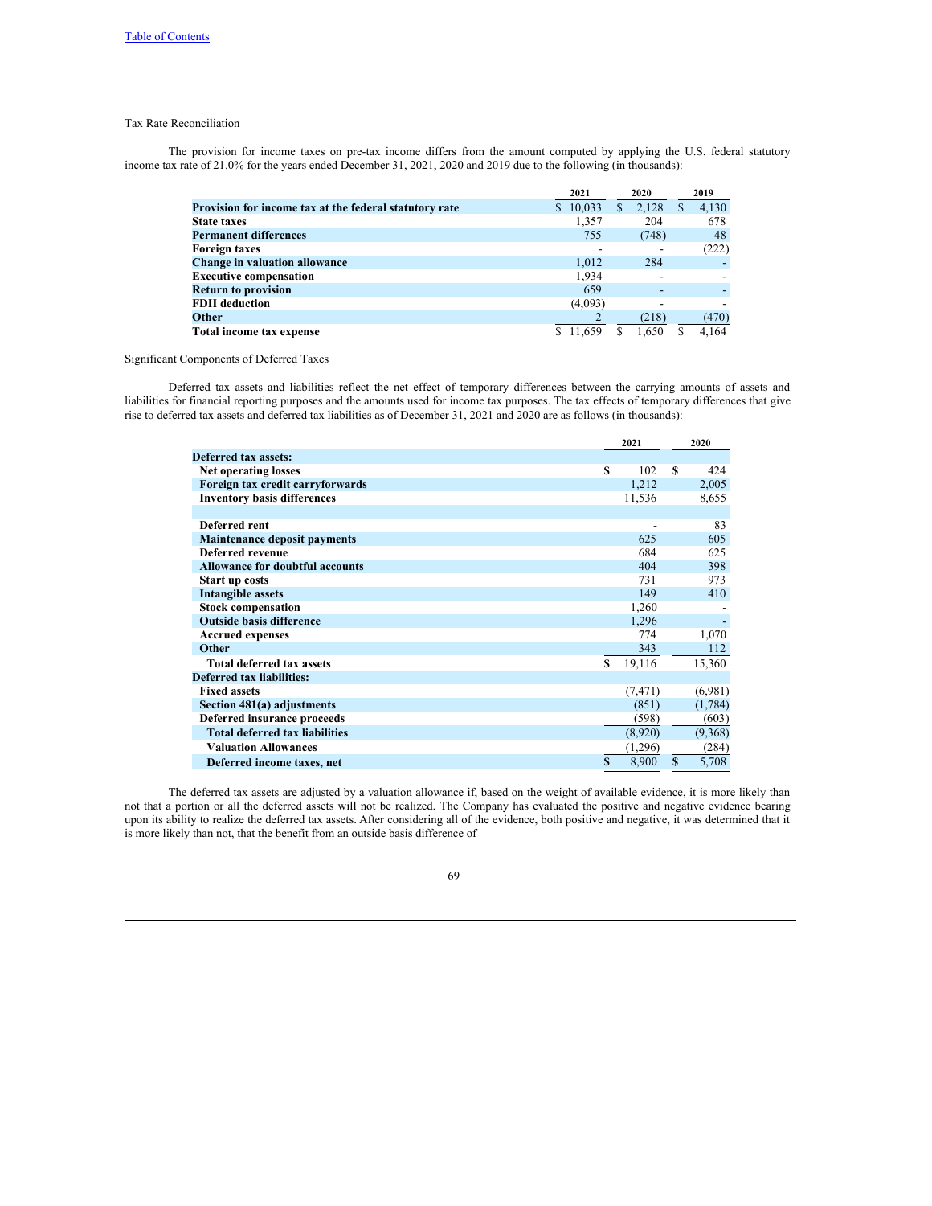[Table of Contents]()

Tax Rate Reconciliation

The provision for income taxes on pre-tax income differs from the amount computed by applying the U.S. federal statutory income tax rate of 21.0% for the years ended December 31, 2021, 2020 and 2019 due to the following (in thousands):

| | 2021 | 2020 | 2019 |
|---|---|---|---|
| **Provision for income tax at the federal statutory rate** | $ 10,033 | $ 2,128 | $ 4,130 |
| **State taxes** | 1,357 | 204 | 678 |
| **Permanent differences** | 755 | (748) | 48 |
| **Foreign taxes** | - | - | (222) |
| **Change in valuation allowance** | 1,012 | 284 | - |
| **Executive compensation** | 1,934 | - | - |
| **Return to provision** | 659 | - | - |
| **FDII deduction** | (4,093) | - | - |
| **Other** | 2 | (218) | (470) |
| **Total income tax expense** | $ 11,659 | $ 1,650 | $ 4,164 |

Significant Components of Deferred Taxes

Deferred tax assets and liabilities reflect the net effect of temporary differences between the carrying amounts of assets and liabilities for financial reporting purposes and the amounts used for income tax purposes. The tax effects of temporary differences that give rise to deferred tax assets and deferred tax liabilities as of December 31, 2021 and 2020 are as follows (in thousands):

| | 2021 | 2020 |
|---|---|---|
| **Deferred tax assets:** | | |
| **Net operating losses** | $ 102 | $ 424 |
| **Foreign tax credit carryforwards** | 1,212 | 2,005 |
| **Inventory basis differences** | 11,536 | 8,655 |
| | | |
| **Deferred rent** | - | 83 |
| **Maintenance deposit payments** | 625 | 605 |
| **Deferred revenue** | 684 | 625 |
| **Allowance for doubtful accounts** | 404 | 398 |
| **Start up costs** | 731 | 973 |
| **Intangible assets** | 149 | 410 |
| **Stock compensation** | 1,260 | - |
| **Outside basis difference** | 1,296 | - |
| **Accrued expenses** | 774 | 1,070 |
| **Other** | 343 | 112 |
| **Total deferred tax assets** | $ 19,116 | 15,360 |
| **Deferred tax liabilities:** | | |
| **Fixed assets** | (7,471) | (6,981) |
| **Section 481(a) adjustments** | (851) | (1,784) |
| **Deferred insurance proceeds** | (598) | (603) |
| **Total deferred tax liabilities** | (8,920) | (9,368) |
| **Valuation Allowances** | (1,296) | (284) |
| **Deferred income taxes, net** | $ 8,900 | $ 5,708 |

The deferred tax assets are adjusted by a valuation allowance if, based on the weight of available evidence, it is more likely than not that a portion or all the deferred assets will not be realized. The Company has evaluated the positive and negative evidence bearing upon its ability to realize the deferred tax assets. After considering all of the evidence, both positive and negative, it was determined that it is more likely than not, that the benefit from an outside basis difference of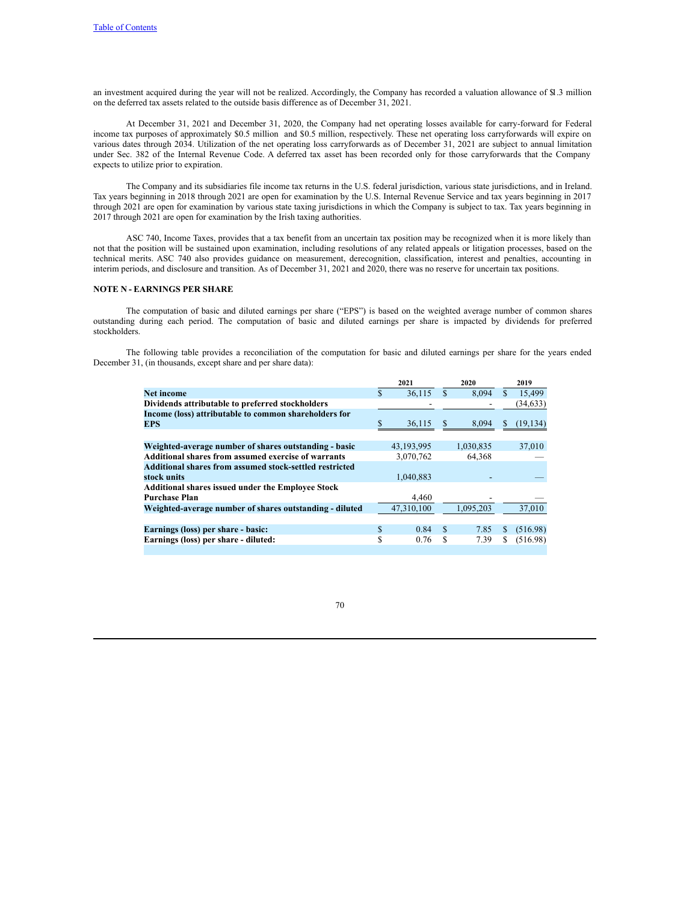an investment acquired during the year will not be realized. Accordingly, the Company has recorded a valuation allowance of $1.3 million on the deferred tax assets related to the outside basis difference as of December 31, 2021.

At December 31, 2021 and December 31, 2020, the Company had net operating losses available for carry-forward for Federal income tax purposes of approximately $0.5 million and $0.5 million, respectively. These net operating loss carryforwards will expire on various dates through 2034. Utilization of the net operating loss carryforwards as of December 31, 2021 are subject to annual limitation under Sec. 382 of the Internal Revenue Code. A deferred tax asset has been recorded only for those carryforwards that the Company expects to utilize prior to expiration.

The Company and its subsidiaries file income tax returns in the U.S. federal jurisdiction, various state jurisdictions, and in Ireland. Tax years beginning in 2018 through 2021 are open for examination by the U.S. Internal Revenue Service and tax years beginning in 2017 through 2021 are open for examination by various state taxing jurisdictions in which the Company is subject to tax. Tax years beginning in 2017 through 2021 are open for examination by the Irish taxing authorities.

ASC 740, Income Taxes, provides that a tax benefit from an uncertain tax position may be recognized when it is more likely than not that the position will be sustained upon examination, including resolutions of any related appeals or litigation processes, based on the technical merits. ASC 740 also provides guidance on measurement, derecognition, classification, interest and penalties, accounting in interim periods, and disclosure and transition. As of December 31, 2021 and 2020, there was no reserve for uncertain tax positions.

## NOTE N - EARNINGS PER SHARE

The computation of basic and diluted earnings per share ("EPS") is based on the weighted average number of common shares outstanding during each period. The computation of basic and diluted earnings per share is impacted by dividends for preferred stockholders.

The following table provides a reconciliation of the computation for basic and diluted earnings per share for the years ended December 31, (in thousands, except share and per share data):

| | 2021 | 2020 | 2019 |
|---|---|---|---|
| **Net income** | $ 36,115 | $ 8,094 | $ 15,499 |
| **Dividends attributable to preferred stockholders** | - | - | (34,633) |
| **Income (loss) attributable to common shareholders for EPS** | $ 36,115 | $ 8,094 | $ (19,134) |
| **Weighted-average number of shares outstanding - basic** | 43,193,995 | 1,030,835 | 37,010 |
| **Additional shares from assumed exercise of warrants** | 3,070,762 | 64,368 | — |
| **Additional shares from assumed stock-settled restricted stock units** | 1,040,883 | - | — |
| **Additional shares issued under the Employee Stock Purchase Plan** | 4,460 | - | — |
| **Weighted-average number of shares outstanding - diluted** | 47,310,100 | 1,095,203 | 37,010 |
| **Earnings (loss) per share - basic:** | $ 0.84 | $ 7.85 | $ (516.98) |
| **Earnings (loss) per share - diluted:** | $ 0.76 | $ 7.39 | $ (516.98) |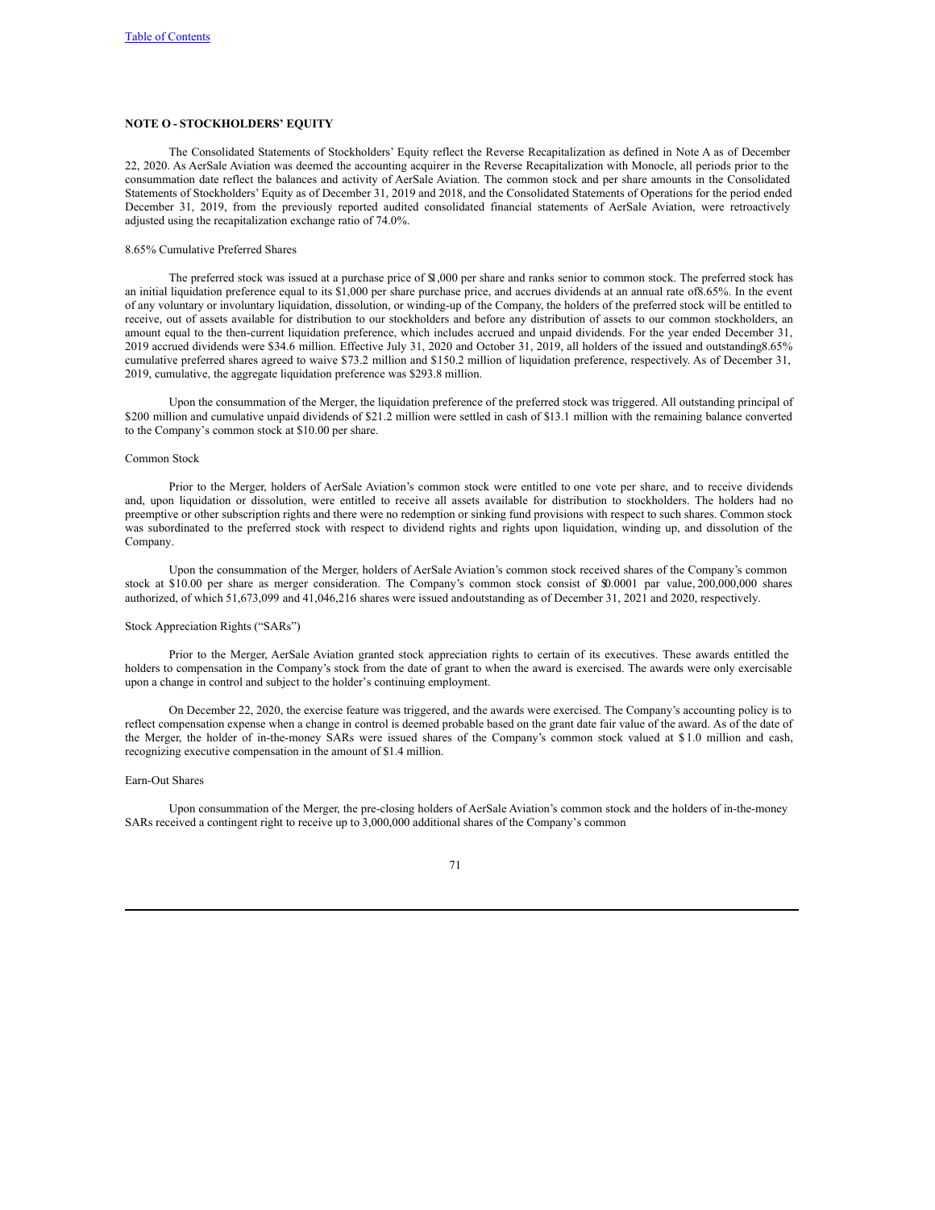## NOTE O - STOCKHOLDERS' EQUITY

The Consolidated Statements of Stockholders' Equity reflect the Reverse Recapitalization as defined in Note A as of December 22, 2020. As AerSale Aviation was deemed the accounting acquirer in the Reverse Recapitalization with Monocle, all periods prior to the consummation date reflect the balances and activity of AerSale Aviation. The common stock and per share amounts in the Consolidated Statements of Stockholders' Equity as of December 31, 2019 and 2018, and the Consolidated Statements of Operations for the period ended December 31, 2019, from the previously reported audited consolidated financial statements of AerSale Aviation, were retroactively adjusted using the recapitalization exchange ratio of 74.0%.

8.65% Cumulative Preferred Shares

The preferred stock was issued at a purchase price of $1,000 per share and ranks senior to common stock. The preferred stock has an initial liquidation preference equal to its $1,000 per share purchase price, and accrues dividends at an annual rate of 8.65%. In the event of any voluntary or involuntary liquidation, dissolution, or winding-up of the Company, the holders of the preferred stock will be entitled to receive, out of assets available for distribution to our stockholders and before any distribution of assets to our common stockholders, an amount equal to the then-current liquidation preference, which includes accrued and unpaid dividends. For the year ended December 31, 2019 accrued dividends were $34.6 million. Effective July 31, 2020 and October 31, 2019, all holders of the issued and outstanding 8.65% cumulative preferred shares agreed to waive $73.2 million and $150.2 million of liquidation preference, respectively. As of December 31, 2019, cumulative, the aggregate liquidation preference was $293.8 million.

Upon the consummation of the Merger, the liquidation preference of the preferred stock was triggered. All outstanding principal of $200 million and cumulative unpaid dividends of $21.2 million were settled in cash of $13.1 million with the remaining balance converted to the Company's common stock at $10.00 per share.

Common Stock

Prior to the Merger, holders of AerSale Aviation's common stock were entitled to one vote per share, and to receive dividends and, upon liquidation or dissolution, were entitled to receive all assets available for distribution to stockholders. The holders had no preemptive or other subscription rights and there were no redemption or sinking fund provisions with respect to such shares. Common stock was subordinated to the preferred stock with respect to dividend rights and rights upon liquidation, winding up, and dissolution of the Company.

Upon the consummation of the Merger, holders of AerSale Aviation's common stock received shares of the Company's common stock at $10.00 per share as merger consideration. The Company's common stock consist of $0.0001 par value, 200,000,000 shares authorized, of which 51,673,099 and 41,046,216 shares were issued and outstanding as of December 31, 2021 and 2020, respectively.

Stock Appreciation Rights ("SARs")

Prior to the Merger, AerSale Aviation granted stock appreciation rights to certain of its executives. These awards entitled the holders to compensation in the Company's stock from the date of grant to when the award is exercised. The awards were only exercisable upon a change in control and subject to the holder's continuing employment.

On December 22, 2020, the exercise feature was triggered, and the awards were exercised. The Company's accounting policy is to reflect compensation expense when a change in control is deemed probable based on the grant date fair value of the award. As of the date of the Merger, the holder of in-the-money SARs were issued shares of the Company's common stock valued at $1.0 million and cash, recognizing executive compensation in the amount of $1.4 million.

Earn-Out Shares

Upon consummation of the Merger, the pre-closing holders of AerSale Aviation's common stock and the holders of in-the-money SARs received a contingent right to receive up to 3,000,000 additional shares of the Company's common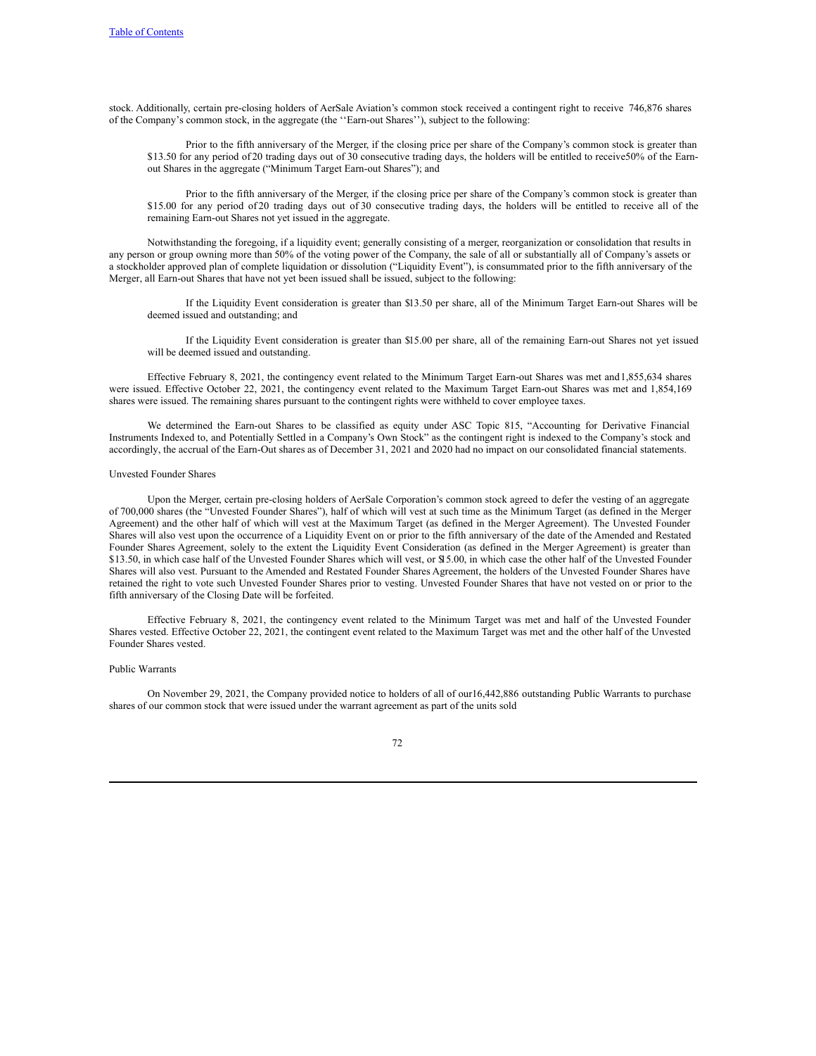stock. Additionally, certain pre-closing holders of AerSale Aviation's common stock received a contingent right to receive 746,876 shares of the Company's common stock, in the aggregate (the ''Earn-out Shares''), subject to the following:

Prior to the fifth anniversary of the Merger, if the closing price per share of the Company's common stock is greater than $13.50 for any period of 20 trading days out of 30 consecutive trading days, the holders will be entitled to receive 50% of the Earn-out Shares in the aggregate ("Minimum Target Earn-out Shares"); and

Prior to the fifth anniversary of the Merger, if the closing price per share of the Company's common stock is greater than $15.00 for any period of 20 trading days out of 30 consecutive trading days, the holders will be entitled to receive all of the remaining Earn-out Shares not yet issued in the aggregate.

Notwithstanding the foregoing, if a liquidity event; generally consisting of a merger, reorganization or consolidation that results in any person or group owning more than 50% of the voting power of the Company, the sale of all or substantially all of Company's assets or a stockholder approved plan of complete liquidation or dissolution ("Liquidity Event"), is consummated prior to the fifth anniversary of the Merger, all Earn-out Shares that have not yet been issued shall be issued, subject to the following:

If the Liquidity Event consideration is greater than $13.50 per share, all of the Minimum Target Earn-out Shares will be deemed issued and outstanding; and

If the Liquidity Event consideration is greater than $15.00 per share, all of the remaining Earn-out Shares not yet issued will be deemed issued and outstanding.

Effective February 8, 2021, the contingency event related to the Minimum Target Earn-out Shares was met and 1,855,634 shares were issued. Effective October 22, 2021, the contingency event related to the Maximum Target Earn-out Shares was met and 1,854,169 shares were issued. The remaining shares pursuant to the contingent rights were withheld to cover employee taxes.

We determined the Earn-out Shares to be classified as equity under ASC Topic 815, "Accounting for Derivative Financial Instruments Indexed to, and Potentially Settled in a Company's Own Stock" as the contingent right is indexed to the Company's stock and accordingly, the accrual of the Earn-Out shares as of December 31, 2021 and 2020 had no impact on our consolidated financial statements.

Unvested Founder Shares

Upon the Merger, certain pre-closing holders of AerSale Corporation's common stock agreed to defer the vesting of an aggregate of 700,000 shares (the "Unvested Founder Shares"), half of which will vest at such time as the Minimum Target (as defined in the Merger Agreement) and the other half of which will vest at the Maximum Target (as defined in the Merger Agreement). The Unvested Founder Shares will also vest upon the occurrence of a Liquidity Event on or prior to the fifth anniversary of the date of the Amended and Restated Founder Shares Agreement, solely to the extent the Liquidity Event Consideration (as defined in the Merger Agreement) is greater than $13.50, in which case half of the Unvested Founder Shares which will vest, or $15.00, in which case the other half of the Unvested Founder Shares will also vest. Pursuant to the Amended and Restated Founder Shares Agreement, the holders of the Unvested Founder Shares have retained the right to vote such Unvested Founder Shares prior to vesting. Unvested Founder Shares that have not vested on or prior to the fifth anniversary of the Closing Date will be forfeited.

Effective February 8, 2021, the contingency event related to the Minimum Target was met and half of the Unvested Founder Shares vested. Effective October 22, 2021, the contingent event related to the Maximum Target was met and the other half of the Unvested Founder Shares vested.

Public Warrants

On November 29, 2021, the Company provided notice to holders of all of our 16,442,886 outstanding Public Warrants to purchase shares of our common stock that were issued under the warrant agreement as part of the units sold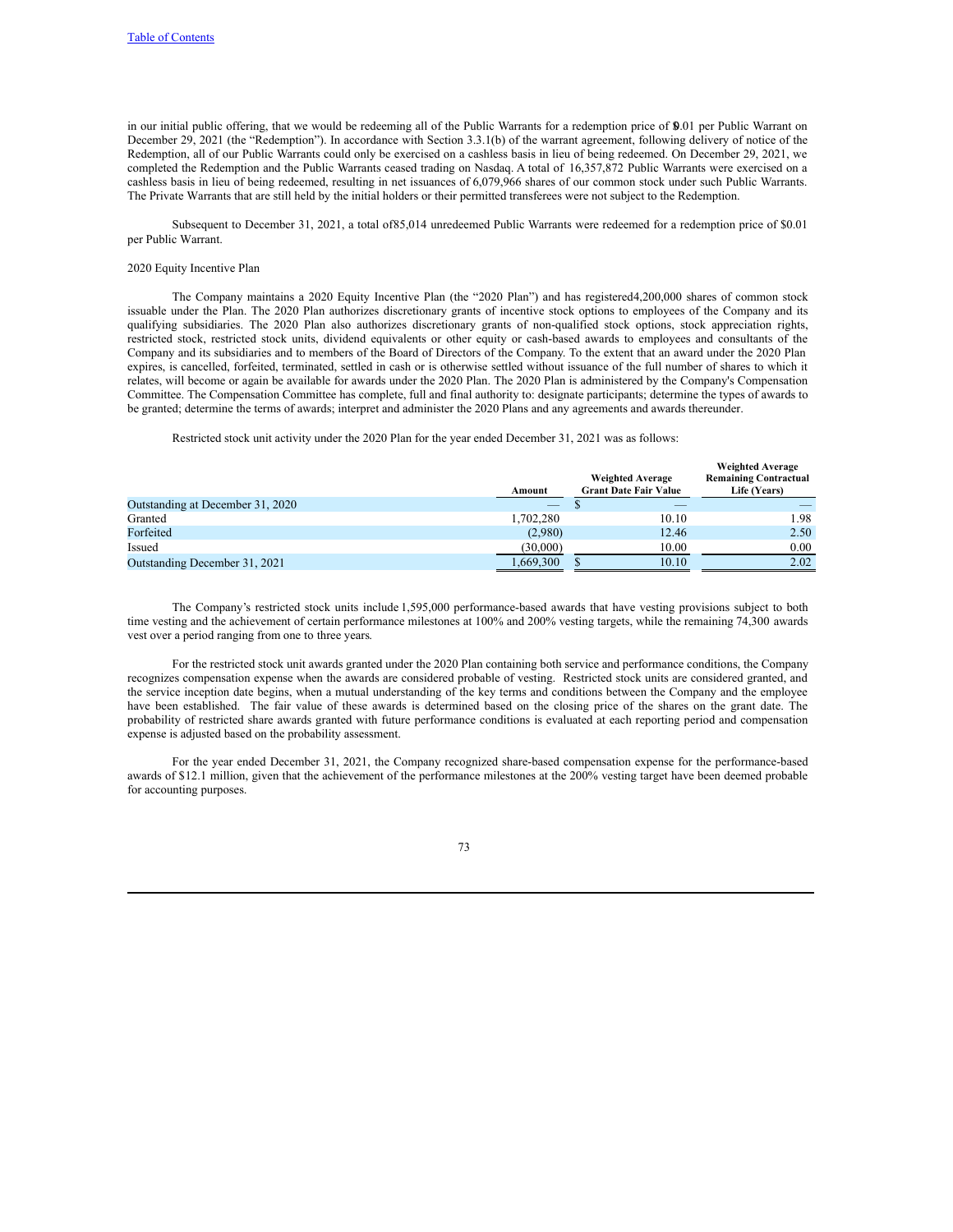in our initial public offering, that we would be redeeming all of the Public Warrants for a redemption price of $0.01 per Public Warrant on December 29, 2021 (the "Redemption"). In accordance with Section 3.3.1(b) of the warrant agreement, following delivery of notice of the Redemption, all of our Public Warrants could only be exercised on a cashless basis in lieu of being redeemed. On December 29, 2021, we completed the Redemption and the Public Warrants ceased trading on Nasdaq. A total of 16,357,872 Public Warrants were exercised on a cashless basis in lieu of being redeemed, resulting in net issuances of 6,079,966 shares of our common stock under such Public Warrants. The Private Warrants that are still held by the initial holders or their permitted transferees were not subject to the Redemption.

Subsequent to December 31, 2021, a total of 85,014 unredeemed Public Warrants were redeemed for a redemption price of $0.01 per Public Warrant.

2020 Equity Incentive Plan

The Company maintains a 2020 Equity Incentive Plan (the "2020 Plan") and has registered 4,200,000 shares of common stock issuable under the Plan. The 2020 Plan authorizes discretionary grants of incentive stock options to employees of the Company and its qualifying subsidiaries. The 2020 Plan also authorizes discretionary grants of non-qualified stock options, stock appreciation rights, restricted stock, restricted stock units, dividend equivalents or other equity or cash-based awards to employees and consultants of the Company and its subsidiaries and to members of the Board of Directors of the Company. To the extent that an award under the 2020 Plan expires, is cancelled, forfeited, terminated, settled in cash or is otherwise settled without issuance of the full number of shares to which it relates, will become or again be available for awards under the 2020 Plan. The 2020 Plan is administered by the Company's Compensation Committee. The Compensation Committee has complete, full and final authority to: designate participants; determine the types of awards to be granted; determine the terms of awards; interpret and administer the 2020 Plans and any agreements and awards thereunder.

Restricted stock unit activity under the 2020 Plan for the year ended December 31, 2021 was as follows:

| | Amount | Weighted Average Grant Date Fair Value | Weighted Average Remaining Contractual Life (Years) |
|---|---|---|---|
| Outstanding at December 31, 2020 | — | $ — | — |
| Granted | 1,702,280 | 10.10 | 1.98 |
| Forfeited | (2,980) | 12.46 | 2.50 |
| Issued | (30,000) | 10.00 | 0.00 |
| Outstanding December 31, 2021 | 1,669,300 | $ 10.10 | 2.02 |

The Company's restricted stock units include 1,595,000 performance-based awards that have vesting provisions subject to both time vesting and the achievement of certain performance milestones at 100% and 200% vesting targets, while the remaining 74,300 awards vest over a period ranging from one to three years.

For the restricted stock unit awards granted under the 2020 Plan containing both service and performance conditions, the Company recognizes compensation expense when the awards are considered probable of vesting. Restricted stock units are considered granted, and the service inception date begins, when a mutual understanding of the key terms and conditions between the Company and the employee have been established. The fair value of these awards is determined based on the closing price of the shares on the grant date. The probability of restricted share awards granted with future performance conditions is evaluated at each reporting period and compensation expense is adjusted based on the probability assessment.

For the year ended December 31, 2021, the Company recognized share-based compensation expense for the performance-based awards of $12.1 million, given that the achievement of the performance milestones at the 200% vesting target have been deemed probable for accounting purposes.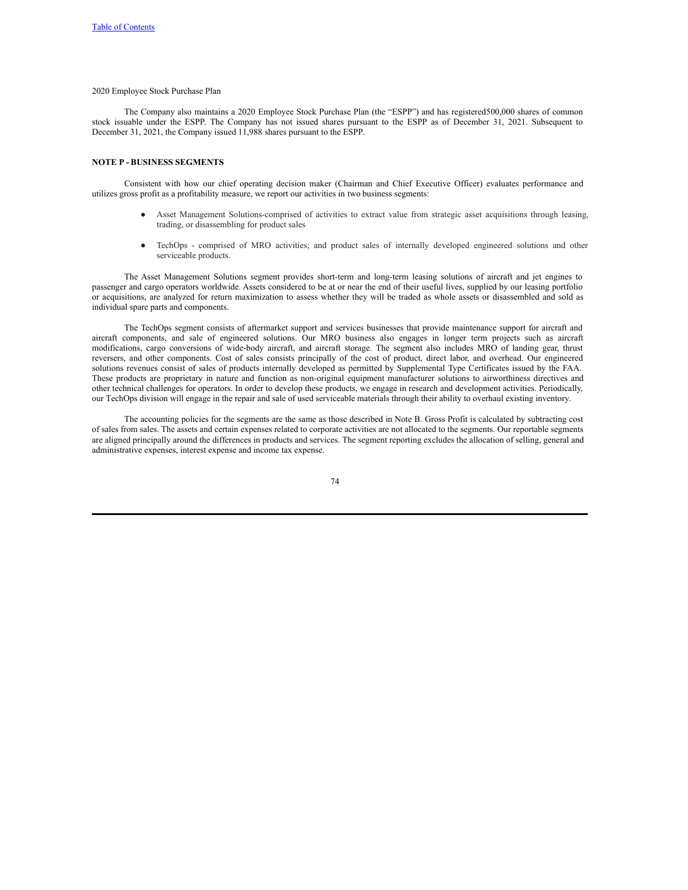2020 Employee Stock Purchase Plan

The Company also maintains a 2020 Employee Stock Purchase Plan (the "ESPP") and has registered500,000 shares of common stock issuable under the ESPP. The Company has not issued shares pursuant to the ESPP as of December 31, 2021. Subsequent to December 31, 2021, the Company issued 11,988 shares pursuant to the ESPP.

**NOTE P - BUSINESS SEGMENTS**

Consistent with how our chief operating decision maker (Chairman and Chief Executive Officer) evaluates performance and utilizes gross profit as a profitability measure, we report our activities in two business segments:

- Asset Management Solutions-comprised of activities to extract value from strategic asset acquisitions through leasing, trading, or disassembling for product sales
- TechOps - comprised of MRO activities; and product sales of internally developed engineered solutions and other serviceable products.

The Asset Management Solutions segment provides short-term and long-term leasing solutions of aircraft and jet engines to passenger and cargo operators worldwide. Assets considered to be at or near the end of their useful lives, supplied by our leasing portfolio or acquisitions, are analyzed for return maximization to assess whether they will be traded as whole assets or disassembled and sold as individual spare parts and components.

The TechOps segment consists of aftermarket support and services businesses that provide maintenance support for aircraft and aircraft components, and sale of engineered solutions. Our MRO business also engages in longer term projects such as aircraft modifications, cargo conversions of wide-body aircraft, and aircraft storage. The segment also includes MRO of landing gear, thrust reversers, and other components. Cost of sales consists principally of the cost of product, direct labor, and overhead. Our engineered solutions revenues consist of sales of products internally developed as permitted by Supplemental Type Certificates issued by the FAA. These products are proprietary in nature and function as non-original equipment manufacturer solutions to airworthiness directives and other technical challenges for operators. In order to develop these products, we engage in research and development activities. Periodically, our TechOps division will engage in the repair and sale of used serviceable materials through their ability to overhaul existing inventory.

The accounting policies for the segments are the same as those described in Note B. Gross Profit is calculated by subtracting cost of sales from sales. The assets and certain expenses related to corporate activities are not allocated to the segments. Our reportable segments are aligned principally around the differences in products and services. The segment reporting excludes the allocation of selling, general and administrative expenses, interest expense and income tax expense.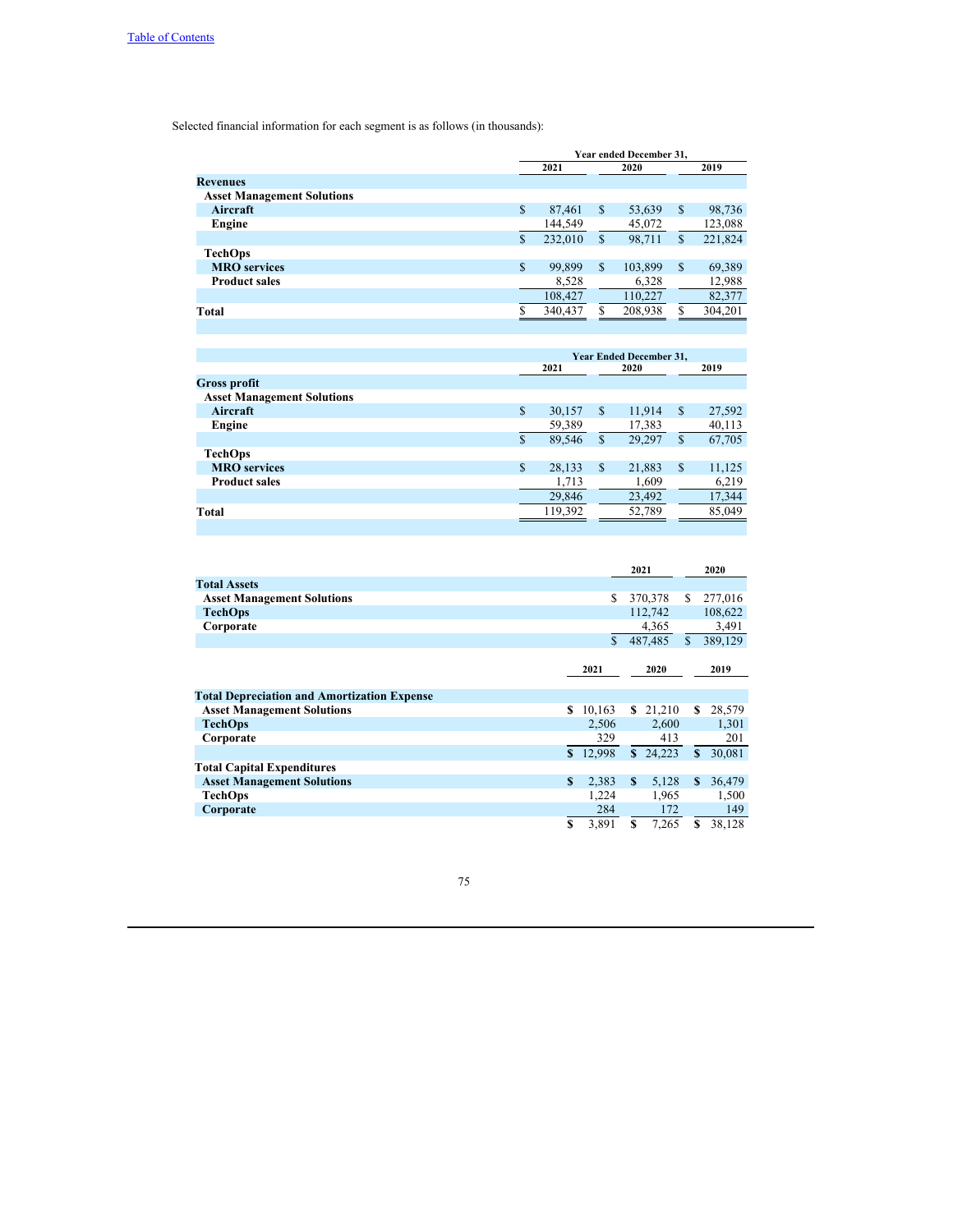Selected financial information for each segment is as follows (in thousands):

| | Year ended December 31, | | |
|---|---|---|---|
| | 2021 | 2020 | 2019 |
| **Revenues** | | | |
| **Asset Management Solutions** | | | |
| **Aircraft** | $ 87,461 | $ 53,639 | $ 98,736 |
| **Engine** | 144,549 | 45,072 | 123,088 |
| | $ 232,010 | $ 98,711 | $ 221,824 |
| **TechOps** | | | |
| **MRO services** | $ 99,899 | $ 103,899 | $ 69,389 |
| **Product sales** | 8,528 | 6,328 | 12,988 |
| | 108,427 | 110,227 | 82,377 |
| **Total** | $ 340,437 | $ 208,938 | $ 304,201 |

| | Year Ended December 31, | | |
|---|---|---|---|
| | 2021 | 2020 | 2019 |
| **Gross profit** | | | |
| **Asset Management Solutions** | | | |
| **Aircraft** | $ 30,157 | $ 11,914 | $ 27,592 |
| **Engine** | 59,389 | 17,383 | 40,113 |
| | $ 89,546 | $ 29,297 | $ 67,705 |
| **TechOps** | | | |
| **MRO services** | $ 28,133 | $ 21,883 | $ 11,125 |
| **Product sales** | 1,713 | 1,609 | 6,219 |
| | 29,846 | 23,492 | 17,344 |
| **Total** | 119,392 | 52,789 | 85,049 |

| | 2021 | 2020 |
|---|---|---|
| **Total Assets** | | |
| **Asset Management Solutions** | $ 370,378 | $ 277,016 |
| **TechOps** | 112,742 | 108,622 |
| **Corporate** | 4,365 | 3,491 |
| | $ 487,485 | $ 389,129 |

| | 2021 | 2020 | 2019 |
|---|---|---|---|
| **Total Depreciation and Amortization Expense** | | | |
| **Asset Management Solutions** | $ 10,163 | $ 21,210 | $ 28,579 |
| **TechOps** | 2,506 | 2,600 | 1,301 |
| **Corporate** | 329 | 413 | 201 |
| | $ 12,998 | $ 24,223 | $ 30,081 |
| **Total Capital Expenditures** | | | |
| **Asset Management Solutions** | $ 2,383 | $ 5,128 | $ 36,479 |
| **TechOps** | 1,224 | 1,965 | 1,500 |
| **Corporate** | 284 | 172 | 149 |
| | $ 3,891 | $ 7,265 | $ 38,128 |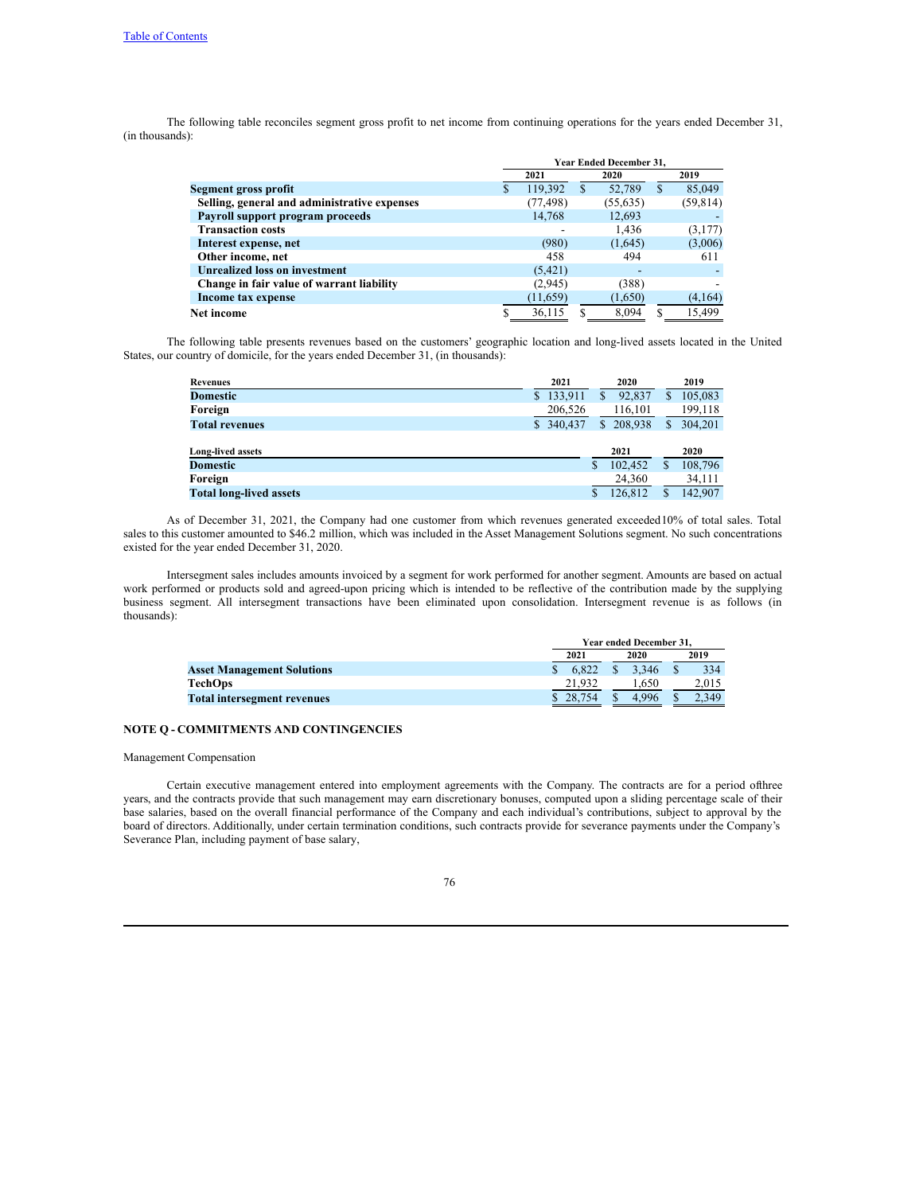The following table reconciles segment gross profit to net income from continuing operations for the years ended December 31, (in thousands):

| | Year Ended December 31, | | |
|---|---|---|---|
| | 2021 | 2020 | 2019 |
| **Segment gross profit** | $ 119,392 | $ 52,789 | $ 85,049 |
| **Selling, general and administrative expenses** | (77,498) | (55,635) | (59,814) |
| **Payroll support program proceeds** | 14,768 | 12,693 | - |
| **Transaction costs** | - | 1,436 | (3,177) |
| **Interest expense, net** | (980) | (1,645) | (3,006) |
| **Other income, net** | 458 | 494 | 611 |
| **Unrealized loss on investment** | (5,421) | - | - |
| **Change in fair value of warrant liability** | (2,945) | (388) | - |
| **Income tax expense** | (11,659) | (1,650) | (4,164) |
| **Net income** | $ 36,115 | $ 8,094 | $ 15,499 |

The following table presents revenues based on the customers' geographic location and long-lived assets located in the United States, our country of domicile, for the years ended December 31, (in thousands):

| **Revenues** | 2021 | 2020 | 2019 |
|---|---|---|---|
| **Domestic** | $ 133,911 | $ 92,837 | $ 105,083 |
| **Foreign** | 206,526 | 116,101 | 199,118 |
| **Total revenues** | $ 340,437 | $ 208,938 | $ 304,201 |

| **Long-lived assets** | 2021 | 2020 |
|---|---|---|
| **Domestic** | $ 102,452 | $ 108,796 |
| **Foreign** | 24,360 | 34,111 |
| **Total long-lived assets** | $ 126,812 | $ 142,907 |

As of December 31, 2021, the Company had one customer from which revenues generated exceeded10% of total sales. Total sales to this customer amounted to $46.2 million, which was included in the Asset Management Solutions segment. No such concentrations existed for the year ended December 31, 2020.

Intersegment sales includes amounts invoiced by a segment for work performed for another segment. Amounts are based on actual work performed or products sold and agreed-upon pricing which is intended to be reflective of the contribution made by the supplying business segment. All intersegment transactions have been eliminated upon consolidation. Intersegment revenue is as follows (in thousands):

| | Year ended December 31, | | |
|---|---|---|---|
| | 2021 | 2020 | 2019 |
| **Asset Management Solutions** | $ 6,822 | $ 3,346 | $ 334 |
| **TechOps** | 21,932 | 1,650 | 2,015 |
| **Total intersegment revenues** | $ 28,754 | $ 4,996 | $ 2,349 |

## NOTE Q - COMMITMENTS AND CONTINGENCIES

Management Compensation

Certain executive management entered into employment agreements with the Company. The contracts are for a period ofthree years, and the contracts provide that such management may earn discretionary bonuses, computed upon a sliding percentage scale of their base salaries, based on the overall financial performance of the Company and each individual's contributions, subject to approval by the board of directors. Additionally, under certain termination conditions, such contracts provide for severance payments under the Company's Severance Plan, including payment of base salary,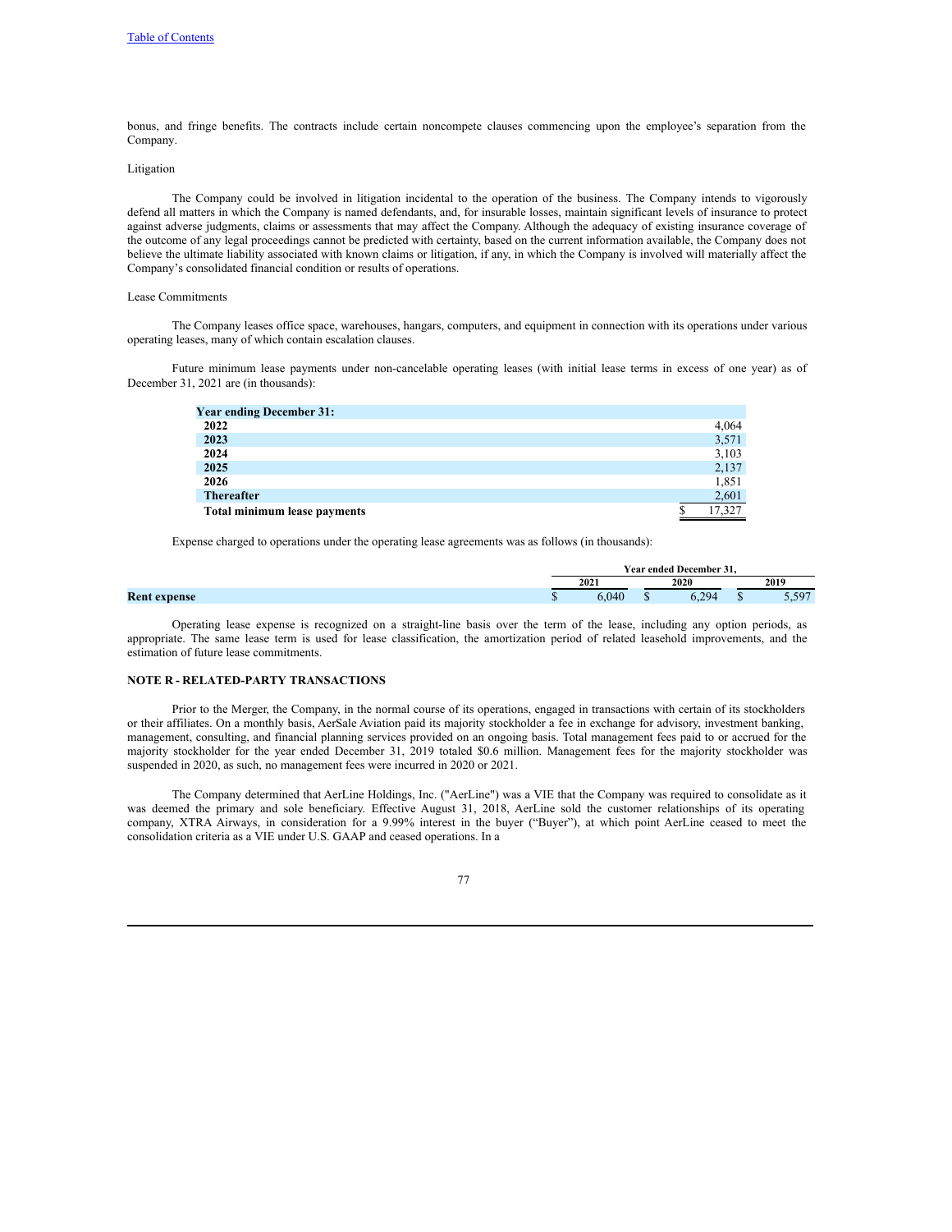bonus, and fringe benefits. The contracts include certain noncompete clauses commencing upon the employee's separation from the Company.

Litigation

The Company could be involved in litigation incidental to the operation of the business. The Company intends to vigorously defend all matters in which the Company is named defendants, and, for insurable losses, maintain significant levels of insurance to protect against adverse judgments, claims or assessments that may affect the Company. Although the adequacy of existing insurance coverage of the outcome of any legal proceedings cannot be predicted with certainty, based on the current information available, the Company does not believe the ultimate liability associated with known claims or litigation, if any, in which the Company is involved will materially affect the Company's consolidated financial condition or results of operations.

Lease Commitments

The Company leases office space, warehouses, hangars, computers, and equipment in connection with its operations under various operating leases, many of which contain escalation clauses.

Future minimum lease payments under non-cancelable operating leases (with initial lease terms in excess of one year) as of December 31, 2021 are (in thousands):

| | |
|---|---|
| **Year ending December 31:** | |
| **2022** | 4,064 |
| **2023** | 3,571 |
| **2024** | 3,103 |
| **2025** | 2,137 |
| **2026** | 1,851 |
| **Thereafter** | 2,601 |
| **Total minimum lease payments** | $ 17,327 |

Expense charged to operations under the operating lease agreements was as follows (in thousands):

| | Year ended December 31, | | |
|---|---|---|---|
| | 2021 | 2020 | 2019 |
| **Rent expense** | $ 6,040 | $ 6,294 | $ 5,597 |

Operating lease expense is recognized on a straight-line basis over the term of the lease, including any option periods, as appropriate. The same lease term is used for lease classification, the amortization period of related leasehold improvements, and the estimation of future lease commitments.

**NOTE R - RELATED-PARTY TRANSACTIONS**

Prior to the Merger, the Company, in the normal course of its operations, engaged in transactions with certain of its stockholders or their affiliates. On a monthly basis, AerSale Aviation paid its majority stockholder a fee in exchange for advisory, investment banking, management, consulting, and financial planning services provided on an ongoing basis. Total management fees paid to or accrued for the majority stockholder for the year ended December 31, 2019 totaled $0.6 million. Management fees for the majority stockholder was suspended in 2020, as such, no management fees were incurred in 2020 or 2021.

The Company determined that AerLine Holdings, Inc. ("AerLine") was a VIE that the Company was required to consolidate as it was deemed the primary and sole beneficiary. Effective August 31, 2018, AerLine sold the customer relationships of its operating company, XTRA Airways, in consideration for a 9.99% interest in the buyer ("Buyer"), at which point AerLine ceased to meet the consolidation criteria as a VIE under U.S. GAAP and ceased operations. In a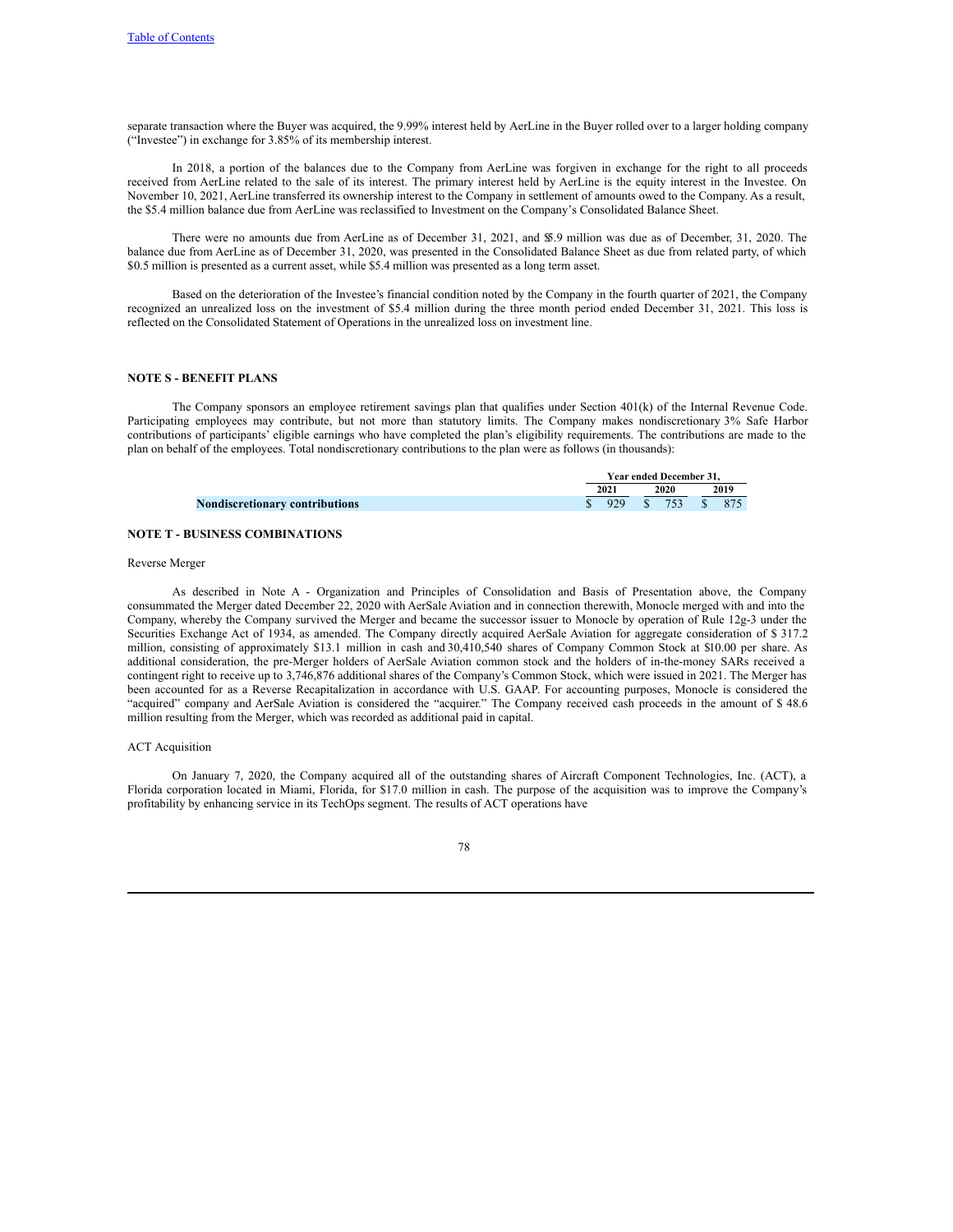separate transaction where the Buyer was acquired, the 9.99% interest held by AerLine in the Buyer rolled over to a larger holding company ("Investee") in exchange for 3.85% of its membership interest.

In 2018, a portion of the balances due to the Company from AerLine was forgiven in exchange for the right to all proceeds received from AerLine related to the sale of its interest. The primary interest held by AerLine is the equity interest in the Investee. On November 10, 2021, AerLine transferred its ownership interest to the Company in settlement of amounts owed to the Company. As a result, the $5.4 million balance due from AerLine was reclassified to Investment on the Company's Consolidated Balance Sheet.

There were no amounts due from AerLine as of December 31, 2021, and $5.9 million was due as of December, 31, 2020. The balance due from AerLine as of December 31, 2020, was presented in the Consolidated Balance Sheet as due from related party, of which $0.5 million is presented as a current asset, while $5.4 million was presented as a long term asset.

Based on the deterioration of the Investee's financial condition noted by the Company in the fourth quarter of 2021, the Company recognized an unrealized loss on the investment of $5.4 million during the three month period ended December 31, 2021. This loss is reflected on the Consolidated Statement of Operations in the unrealized loss on investment line.

## NOTE S - BENEFIT PLANS

The Company sponsors an employee retirement savings plan that qualifies under Section 401(k) of the Internal Revenue Code. Participating employees may contribute, but not more than statutory limits. The Company makes nondiscretionary 3% Safe Harbor contributions of participants' eligible earnings who have completed the plan's eligibility requirements. The contributions are made to the plan on behalf of the employees. Total nondiscretionary contributions to the plan were as follows (in thousands):

| | Year ended December 31, | | |
|---|---|---|---|
| | 2021 | 2020 | 2019 |
| **Nondiscretionary contributions** | $ 929 | $ 753 | $ 875 |

## NOTE T - BUSINESS COMBINATIONS

Reverse Merger

As described in Note A - Organization and Principles of Consolidation and Basis of Presentation above, the Company consummated the Merger dated December 22, 2020 with AerSale Aviation and in connection therewith, Monocle merged with and into the Company, whereby the Company survived the Merger and became the successor issuer to Monocle by operation of Rule 12g-3 under the Securities Exchange Act of 1934, as amended. The Company directly acquired AerSale Aviation for aggregate consideration of $ 317.2 million, consisting of approximately $13.1 million in cash and 30,410,540 shares of Company Common Stock at $10.00 per share. As additional consideration, the pre-Merger holders of AerSale Aviation common stock and the holders of in-the-money SARs received a contingent right to receive up to 3,746,876 additional shares of the Company's Common Stock, which were issued in 2021. The Merger has been accounted for as a Reverse Recapitalization in accordance with U.S. GAAP. For accounting purposes, Monocle is considered the "acquired" company and AerSale Aviation is considered the "acquirer." The Company received cash proceeds in the amount of $ 48.6 million resulting from the Merger, which was recorded as additional paid in capital.

ACT Acquisition

On January 7, 2020, the Company acquired all of the outstanding shares of Aircraft Component Technologies, Inc. (ACT), a Florida corporation located in Miami, Florida, for $17.0 million in cash. The purpose of the acquisition was to improve the Company's profitability by enhancing service in its TechOps segment. The results of ACT operations have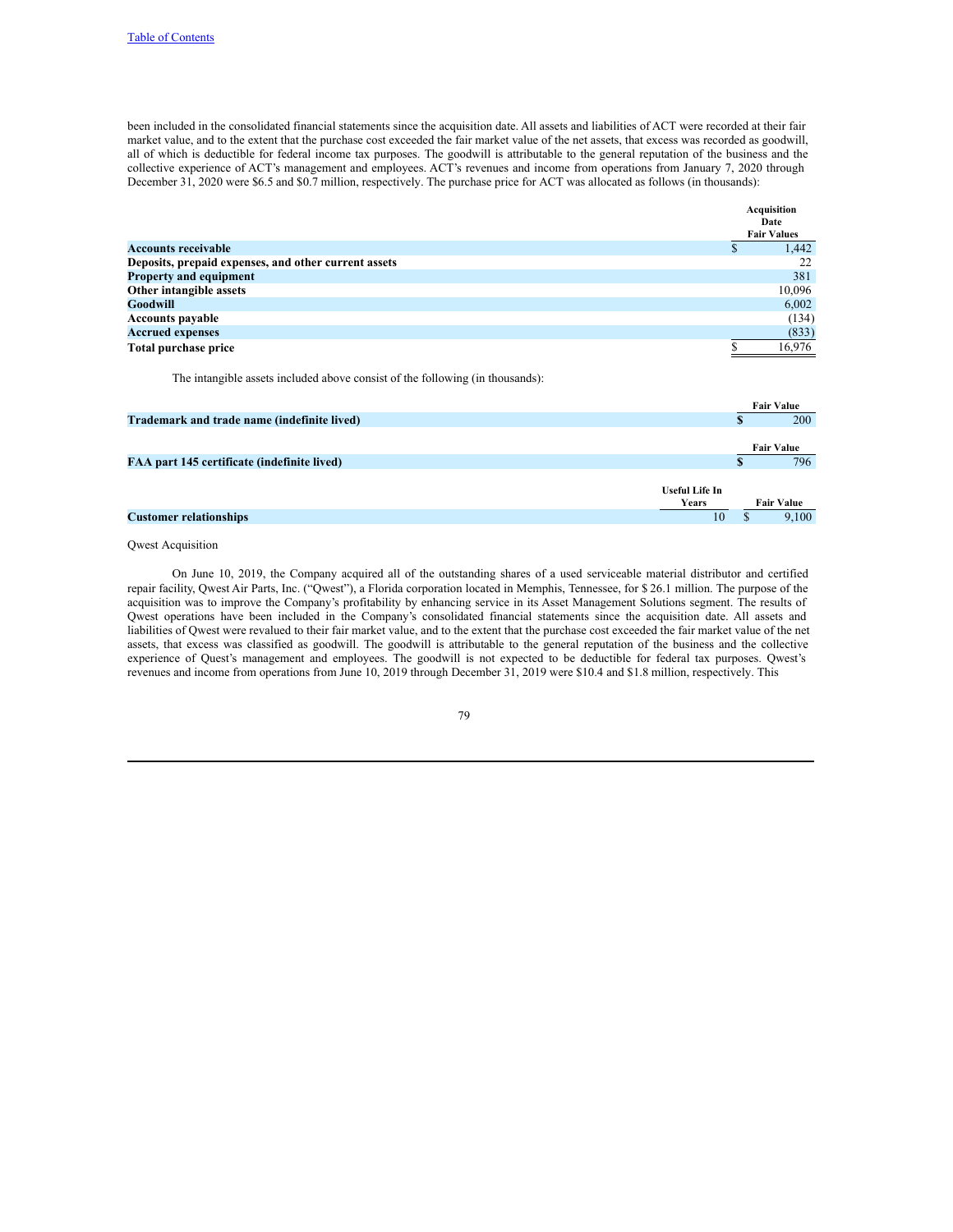been included in the consolidated financial statements since the acquisition date. All assets and liabilities of ACT were recorded at their fair market value, and to the extent that the purchase cost exceeded the fair market value of the net assets, that excess was recorded as goodwill, all of which is deductible for federal income tax purposes. The goodwill is attributable to the general reputation of the business and the collective experience of ACT's management and employees. ACT's revenues and income from operations from January 7, 2020 through December 31, 2020 were $6.5 and $0.7 million, respectively. The purchase price for ACT was allocated as follows (in thousands):

| | Acquisition Date Fair Values |
|---|---|
| **Accounts receivable** | $ 1,442 |
| **Deposits, prepaid expenses, and other current assets** | 22 |
| **Property and equipment** | 381 |
| **Other intangible assets** | 10,096 |
| **Goodwill** | 6,002 |
| **Accounts payable** | (134) |
| **Accrued expenses** | (833) |
| **Total purchase price** | $ 16,976 |

The intangible assets included above consist of the following (in thousands):

| | Useful Life In Years | Fair Value |
|---|---|---|
| **Trademark and trade name (indefinite lived)** | | $ 200 |
| **FAA part 145 certificate (indefinite lived)** | | $ 796 |
| **Customer relationships** | 10 | $ 9,100 |

Qwest Acquisition

On June 10, 2019, the Company acquired all of the outstanding shares of a used serviceable material distributor and certified repair facility, Qwest Air Parts, Inc. ("Qwest"), a Florida corporation located in Memphis, Tennessee, for $ 26.1 million. The purpose of the acquisition was to improve the Company's profitability by enhancing service in its Asset Management Solutions segment. The results of Qwest operations have been included in the Company's consolidated financial statements since the acquisition date. All assets and liabilities of Qwest were revalued to their fair market value, and to the extent that the purchase cost exceeded the fair market value of the net assets, that excess was classified as goodwill. The goodwill is attributable to the general reputation of the business and the collective experience of Quest's management and employees. The goodwill is not expected to be deductible for federal tax purposes. Qwest's revenues and income from operations from June 10, 2019 through December 31, 2019 were $10.4 and $1.8 million, respectively. This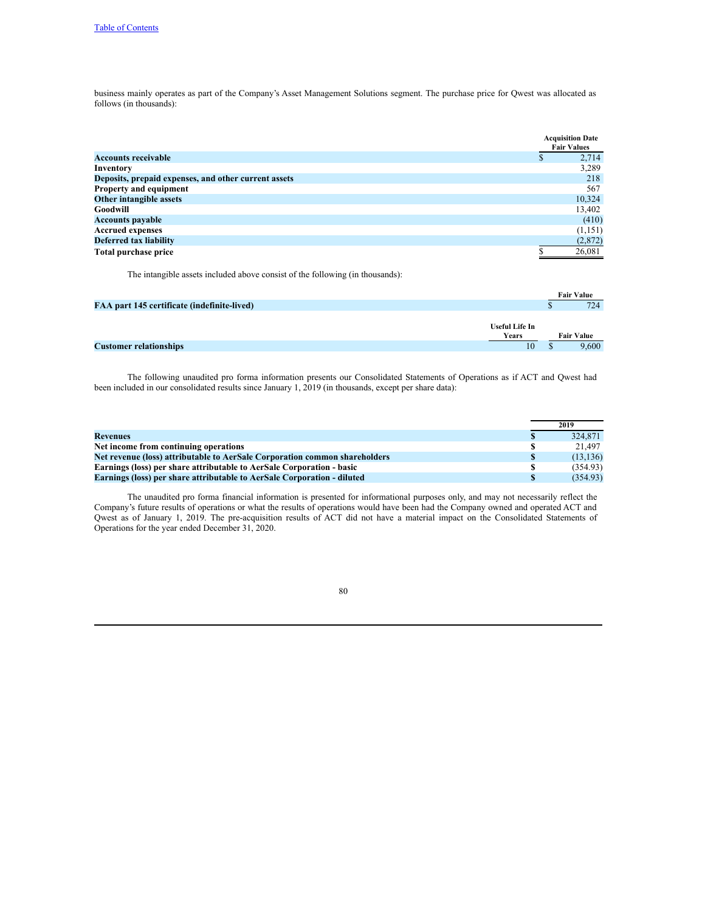business mainly operates as part of the Company's Asset Management Solutions segment. The purchase price for Qwest was allocated as follows (in thousands):

| | Acquisition Date Fair Values |
|---|---|
| **Accounts receivable** | $ 2,714 |
| **Inventory** | 3,289 |
| **Deposits, prepaid expenses, and other current assets** | 218 |
| **Property and equipment** | 567 |
| **Other intangible assets** | 10,324 |
| **Goodwill** | 13,402 |
| **Accounts payable** | (410) |
| **Accrued expenses** | (1,151) |
| **Deferred tax liability** | (2,872) |
| **Total purchase price** | $ 26,081 |

The intangible assets included above consist of the following (in thousands):

| | Fair Value |
|---|---|
| **FAA part 145 certificate (indefinite-lived)** | $ 724 |

| | Useful Life In Years | Fair Value |
|---|---|---|
| **Customer relationships** | 10 | $ 9,600 |

The following unaudited pro forma information presents our Consolidated Statements of Operations as if ACT and Qwest had been included in our consolidated results since January 1, 2019 (in thousands, except per share data):

| | 2019 |
|---|---|
| **Revenues** | $ 324,871 |
| **Net income from continuing operations** | $ 21,497 |
| **Net revenue (loss) attributable to AerSale Corporation common shareholders** | $ (13,136) |
| **Earnings (loss) per share attributable to AerSale Corporation - basic** | $ (354.93) |
| **Earnings (loss) per share attributable to AerSale Corporation - diluted** | $ (354.93) |

The unaudited pro forma financial information is presented for informational purposes only, and may not necessarily reflect the Company's future results of operations or what the results of operations would have been had the Company owned and operated ACT and Qwest as of January 1, 2019. The pre-acquisition results of ACT did not have a material impact on the Consolidated Statements of Operations for the year ended December 31, 2020.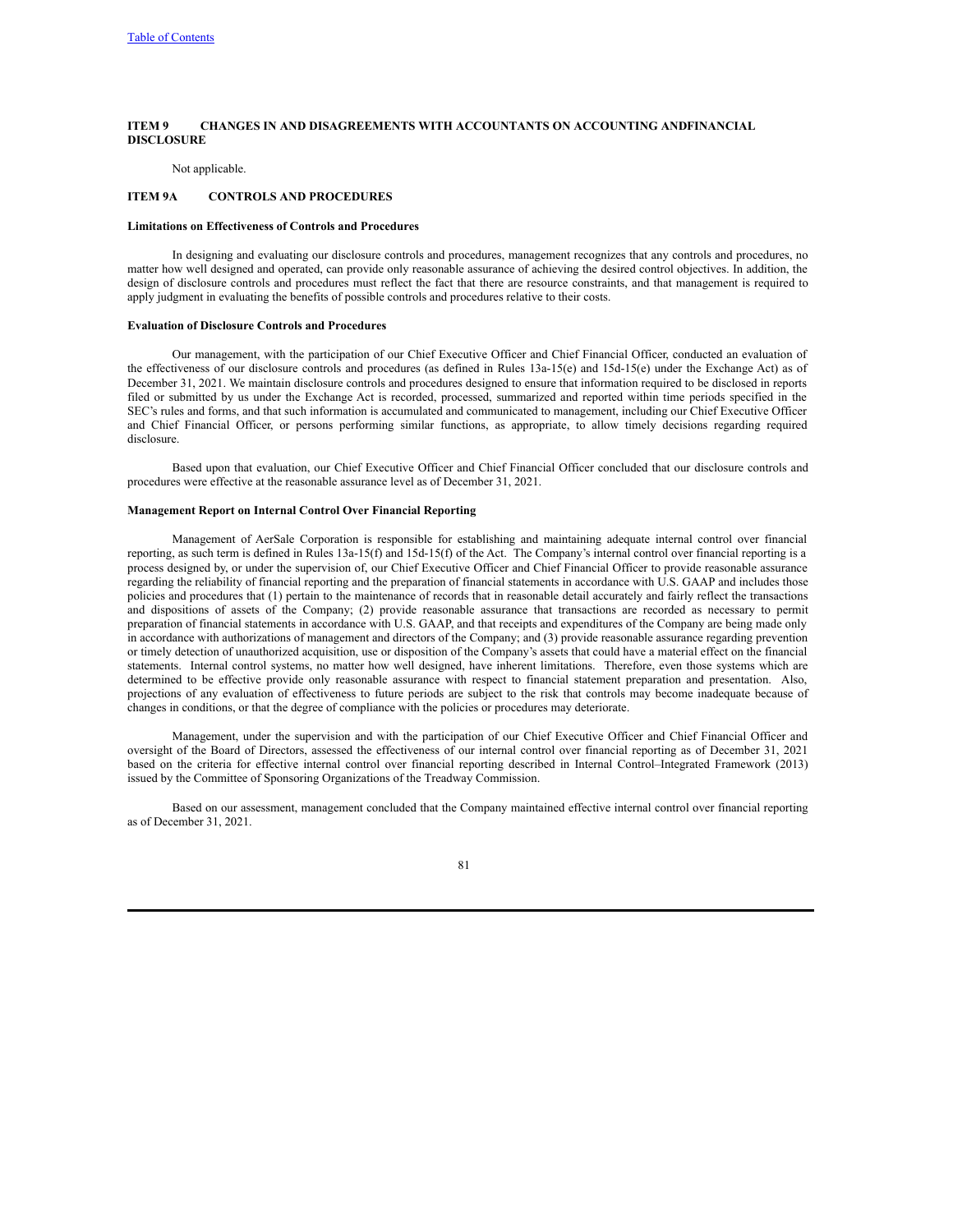## ITEM 9 CHANGES IN AND DISAGREEMENTS WITH ACCOUNTANTS ON ACCOUNTING ANDFINANCIAL DISCLOSURE

Not applicable.

## ITEM 9A CONTROLS AND PROCEDURES

**Limitations on Effectiveness of Controls and Procedures**

In designing and evaluating our disclosure controls and procedures, management recognizes that any controls and procedures, no matter how well designed and operated, can provide only reasonable assurance of achieving the desired control objectives. In addition, the design of disclosure controls and procedures must reflect the fact that there are resource constraints, and that management is required to apply judgment in evaluating the benefits of possible controls and procedures relative to their costs.

**Evaluation of Disclosure Controls and Procedures**

Our management, with the participation of our Chief Executive Officer and Chief Financial Officer, conducted an evaluation of the effectiveness of our disclosure controls and procedures (as defined in Rules 13a-15(e) and 15d-15(e) under the Exchange Act) as of December 31, 2021. We maintain disclosure controls and procedures designed to ensure that information required to be disclosed in reports filed or submitted by us under the Exchange Act is recorded, processed, summarized and reported within time periods specified in the SEC's rules and forms, and that such information is accumulated and communicated to management, including our Chief Executive Officer and Chief Financial Officer, or persons performing similar functions, as appropriate, to allow timely decisions regarding required disclosure.

Based upon that evaluation, our Chief Executive Officer and Chief Financial Officer concluded that our disclosure controls and procedures were effective at the reasonable assurance level as of December 31, 2021.

**Management Report on Internal Control Over Financial Reporting**

Management of AerSale Corporation is responsible for establishing and maintaining adequate internal control over financial reporting, as such term is defined in Rules 13a-15(f) and 15d-15(f) of the Act. The Company's internal control over financial reporting is a process designed by, or under the supervision of, our Chief Executive Officer and Chief Financial Officer to provide reasonable assurance regarding the reliability of financial reporting and the preparation of financial statements in accordance with U.S. GAAP and includes those policies and procedures that (1) pertain to the maintenance of records that in reasonable detail accurately and fairly reflect the transactions and dispositions of assets of the Company; (2) provide reasonable assurance that transactions are recorded as necessary to permit preparation of financial statements in accordance with U.S. GAAP, and that receipts and expenditures of the Company are being made only in accordance with authorizations of management and directors of the Company; and (3) provide reasonable assurance regarding prevention or timely detection of unauthorized acquisition, use or disposition of the Company's assets that could have a material effect on the financial statements. Internal control systems, no matter how well designed, have inherent limitations. Therefore, even those systems which are determined to be effective provide only reasonable assurance with respect to financial statement preparation and presentation. Also, projections of any evaluation of effectiveness to future periods are subject to the risk that controls may become inadequate because of changes in conditions, or that the degree of compliance with the policies or procedures may deteriorate.

Management, under the supervision and with the participation of our Chief Executive Officer and Chief Financial Officer and oversight of the Board of Directors, assessed the effectiveness of our internal control over financial reporting as of December 31, 2021 based on the criteria for effective internal control over financial reporting described in Internal Control–Integrated Framework (2013) issued by the Committee of Sponsoring Organizations of the Treadway Commission.

Based on our assessment, management concluded that the Company maintained effective internal control over financial reporting as of December 31, 2021.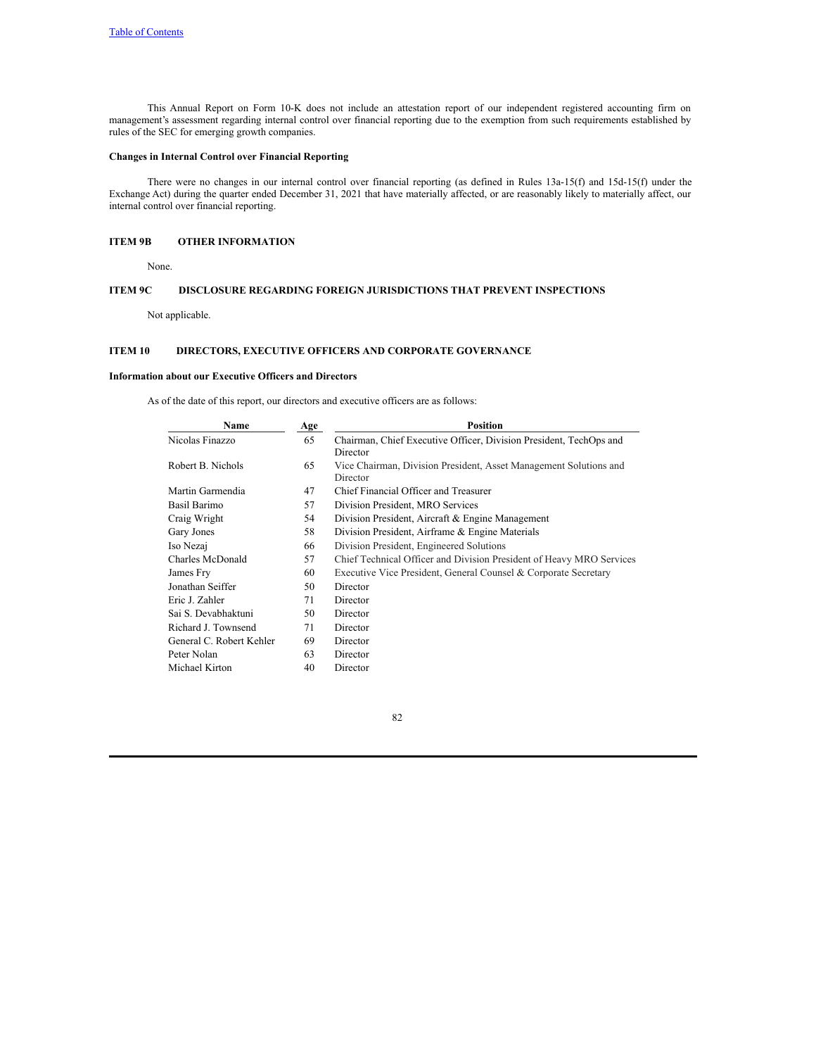This Annual Report on Form 10-K does not include an attestation report of our independent registered accounting firm on management's assessment regarding internal control over financial reporting due to the exemption from such requirements established by rules of the SEC for emerging growth companies.

**Changes in Internal Control over Financial Reporting**

There were no changes in our internal control over financial reporting (as defined in Rules 13a-15(f) and 15d-15(f) under the Exchange Act) during the quarter ended December 31, 2021 that have materially affected, or are reasonably likely to materially affect, our internal control over financial reporting.

## ITEM 9B OTHER INFORMATION

None.

## ITEM 9C DISCLOSURE REGARDING FOREIGN JURISDICTIONS THAT PREVENT INSPECTIONS

Not applicable.

## ITEM 10 DIRECTORS, EXECUTIVE OFFICERS AND CORPORATE GOVERNANCE

**Information about our Executive Officers and Directors**

As of the date of this report, our directors and executive officers are as follows:

| Name | Age | Position |
|---|---|---|
| Nicolas Finazzo | 65 | Chairman, Chief Executive Officer, Division President, TechOps and Director |
| Robert B. Nichols | 65 | Vice Chairman, Division President, Asset Management Solutions and Director |
| Martin Garmendia | 47 | Chief Financial Officer and Treasurer |
| Basil Barimo | 57 | Division President, MRO Services |
| Craig Wright | 54 | Division President, Aircraft & Engine Management |
| Gary Jones | 58 | Division President, Airframe & Engine Materials |
| Iso Nezaj | 66 | Division President, Engineered Solutions |
| Charles McDonald | 57 | Chief Technical Officer and Division President of Heavy MRO Services |
| James Fry | 60 | Executive Vice President, General Counsel & Corporate Secretary |
| Jonathan Seiffer | 50 | Director |
| Eric J. Zahler | 71 | Director |
| Sai S. Devabhaktuni | 50 | Director |
| Richard J. Townsend | 71 | Director |
| General C. Robert Kehler | 69 | Director |
| Peter Nolan | 63 | Director |
| Michael Kirton | 40 | Director |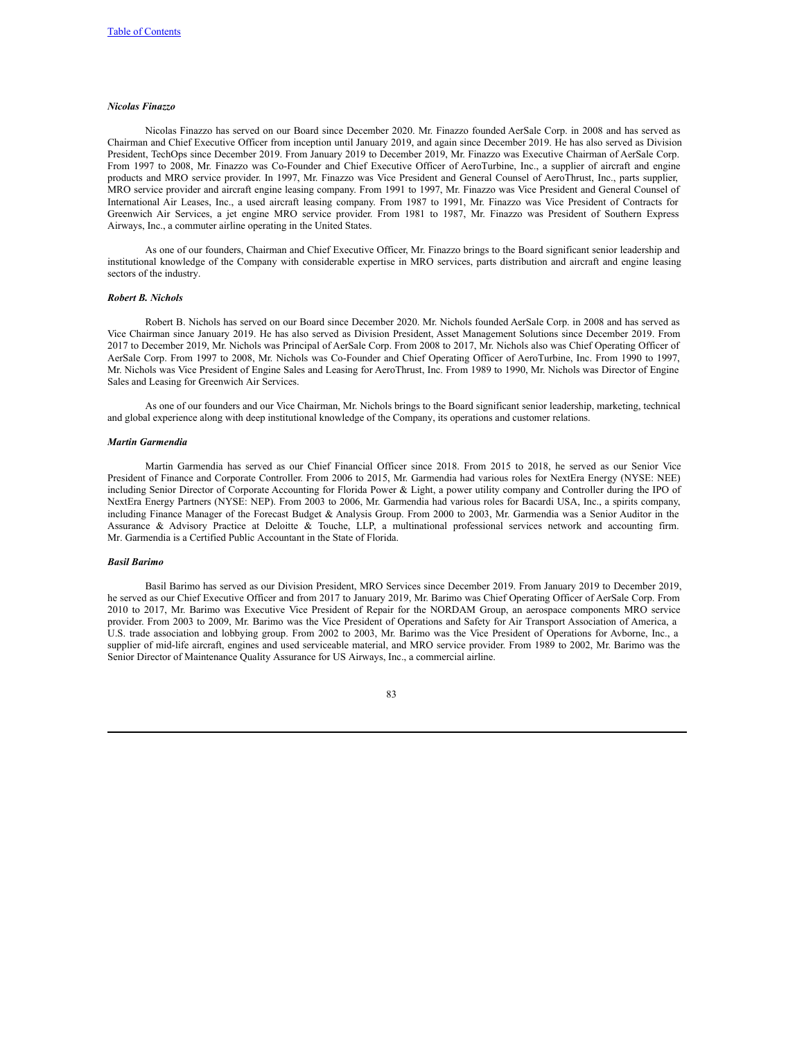*Nicolas Finazzo*

Nicolas Finazzo has served on our Board since December 2020. Mr. Finazzo founded AerSale Corp. in 2008 and has served as Chairman and Chief Executive Officer from inception until January 2019, and again since December 2019. He has also served as Division President, TechOps since December 2019. From January 2019 to December 2019, Mr. Finazzo was Executive Chairman of AerSale Corp. From 1997 to 2008, Mr. Finazzo was Co-Founder and Chief Executive Officer of AeroTurbine, Inc., a supplier of aircraft and engine products and MRO service provider. In 1997, Mr. Finazzo was Vice President and General Counsel of AeroThrust, Inc., parts supplier, MRO service provider and aircraft engine leasing company. From 1991 to 1997, Mr. Finazzo was Vice President and General Counsel of International Air Leases, Inc., a used aircraft leasing company. From 1987 to 1991, Mr. Finazzo was Vice President of Contracts for Greenwich Air Services, a jet engine MRO service provider. From 1981 to 1987, Mr. Finazzo was President of Southern Express Airways, Inc., a commuter airline operating in the United States.

As one of our founders, Chairman and Chief Executive Officer, Mr. Finazzo brings to the Board significant senior leadership and institutional knowledge of the Company with considerable expertise in MRO services, parts distribution and aircraft and engine leasing sectors of the industry.

*Robert B. Nichols*

Robert B. Nichols has served on our Board since December 2020. Mr. Nichols founded AerSale Corp. in 2008 and has served as Vice Chairman since January 2019. He has also served as Division President, Asset Management Solutions since December 2019. From 2017 to December 2019, Mr. Nichols was Principal of AerSale Corp. From 2008 to 2017, Mr. Nichols also was Chief Operating Officer of AerSale Corp. From 1997 to 2008, Mr. Nichols was Co-Founder and Chief Operating Officer of AeroTurbine, Inc. From 1990 to 1997, Mr. Nichols was Vice President of Engine Sales and Leasing for AeroThrust, Inc. From 1989 to 1990, Mr. Nichols was Director of Engine Sales and Leasing for Greenwich Air Services.

As one of our founders and our Vice Chairman, Mr. Nichols brings to the Board significant senior leadership, marketing, technical and global experience along with deep institutional knowledge of the Company, its operations and customer relations.

*Martin Garmendia*

Martin Garmendia has served as our Chief Financial Officer since 2018. From 2015 to 2018, he served as our Senior Vice President of Finance and Corporate Controller. From 2006 to 2015, Mr. Garmendia had various roles for NextEra Energy (NYSE: NEE) including Senior Director of Corporate Accounting for Florida Power & Light, a power utility company and Controller during the IPO of NextEra Energy Partners (NYSE: NEP). From 2003 to 2006, Mr. Garmendia had various roles for Bacardi USA, Inc., a spirits company, including Finance Manager of the Forecast Budget & Analysis Group. From 2000 to 2003, Mr. Garmendia was a Senior Auditor in the Assurance & Advisory Practice at Deloitte & Touche, LLP, a multinational professional services network and accounting firm. Mr. Garmendia is a Certified Public Accountant in the State of Florida.

*Basil Barimo*

Basil Barimo has served as our Division President, MRO Services since December 2019. From January 2019 to December 2019, he served as our Chief Executive Officer and from 2017 to January 2019, Mr. Barimo was Chief Operating Officer of AerSale Corp. From 2010 to 2017, Mr. Barimo was Executive Vice President of Repair for the NORDAM Group, an aerospace components MRO service provider. From 2003 to 2009, Mr. Barimo was the Vice President of Operations and Safety for Air Transport Association of America, a U.S. trade association and lobbying group. From 2002 to 2003, Mr. Barimo was the Vice President of Operations for Avborne, Inc., a supplier of mid-life aircraft, engines and used serviceable material, and MRO service provider. From 1989 to 2002, Mr. Barimo was the Senior Director of Maintenance Quality Assurance for US Airways, Inc., a commercial airline.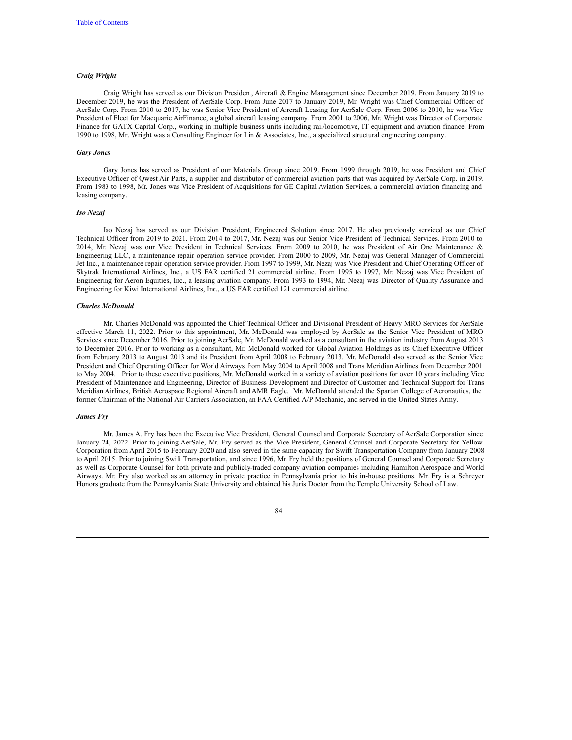***Craig Wright***

Craig Wright has served as our Division President, Aircraft & Engine Management since December 2019. From January 2019 to December 2019, he was the President of AerSale Corp. From June 2017 to January 2019, Mr. Wright was Chief Commercial Officer of AerSale Corp. From 2010 to 2017, he was Senior Vice President of Aircraft Leasing for AerSale Corp. From 2006 to 2010, he was Vice President of Fleet for Macquarie AirFinance, a global aircraft leasing company. From 2001 to 2006, Mr. Wright was Director of Corporate Finance for GATX Capital Corp., working in multiple business units including rail/locomotive, IT equipment and aviation finance. From 1990 to 1998, Mr. Wright was a Consulting Engineer for Lin & Associates, Inc., a specialized structural engineering company.

***Gary Jones***

Gary Jones has served as President of our Materials Group since 2019. From 1999 through 2019, he was President and Chief Executive Officer of Qwest Air Parts, a supplier and distributor of commercial aviation parts that was acquired by AerSale Corp. in 2019. From 1983 to 1998, Mr. Jones was Vice President of Acquisitions for GE Capital Aviation Services, a commercial aviation financing and leasing company.

***Iso Nezaj***

Iso Nezaj has served as our Division President, Engineered Solution since 2017. He also previously serviced as our Chief Technical Officer from 2019 to 2021. From 2014 to 2017, Mr. Nezaj was our Senior Vice President of Technical Services. From 2010 to 2014, Mr. Nezaj was our Vice President in Technical Services. From 2009 to 2010, he was President of Air One Maintenance & Engineering LLC, a maintenance repair operation service provider. From 2000 to 2009, Mr. Nezaj was General Manager of Commercial Jet Inc., a maintenance repair operation service provider. From 1997 to 1999, Mr. Nezaj was Vice President and Chief Operating Officer of Skytrak International Airlines, Inc., a US FAR certified 21 commercial airline. From 1995 to 1997, Mr. Nezaj was Vice President of Engineering for Aeron Equities, Inc., a leasing aviation company. From 1993 to 1994, Mr. Nezaj was Director of Quality Assurance and Engineering for Kiwi International Airlines, Inc., a US FAR certified 121 commercial airline.

***Charles McDonald***

Mr. Charles McDonald was appointed the Chief Technical Officer and Divisional President of Heavy MRO Services for AerSale effective March 11, 2022. Prior to this appointment, Mr. McDonald was employed by AerSale as the Senior Vice President of MRO Services since December 2016. Prior to joining AerSale, Mr. McDonald worked as a consultant in the aviation industry from August 2013 to December 2016. Prior to working as a consultant, Mr. McDonald worked for Global Aviation Holdings as its Chief Executive Officer from February 2013 to August 2013 and its President from April 2008 to February 2013. Mr. McDonald also served as the Senior Vice President and Chief Operating Officer for World Airways from May 2004 to April 2008 and Trans Meridian Airlines from December 2001 to May 2004. Prior to these executive positions, Mr. McDonald worked in a variety of aviation positions for over 10 years including Vice President of Maintenance and Engineering, Director of Business Development and Director of Customer and Technical Support for Trans Meridian Airlines, British Aerospace Regional Aircraft and AMR Eagle. Mr. McDonald attended the Spartan College of Aeronautics, the former Chairman of the National Air Carriers Association, an FAA Certified A/P Mechanic, and served in the United States Army.

***James Fry***

Mr. James A. Fry has been the Executive Vice President, General Counsel and Corporate Secretary of AerSale Corporation since January 24, 2022. Prior to joining AerSale, Mr. Fry served as the Vice President, General Counsel and Corporate Secretary for Yellow Corporation from April 2015 to February 2020 and also served in the same capacity for Swift Transportation Company from January 2008 to April 2015. Prior to joining Swift Transportation, and since 1996, Mr. Fry held the positions of General Counsel and Corporate Secretary as well as Corporate Counsel for both private and publicly-traded company aviation companies including Hamilton Aerospace and World Airways. Mr. Fry also worked as an attorney in private practice in Pennsylvania prior to his in-house positions. Mr. Fry is a Schreyer Honors graduate from the Pennsylvania State University and obtained his Juris Doctor from the Temple University School of Law.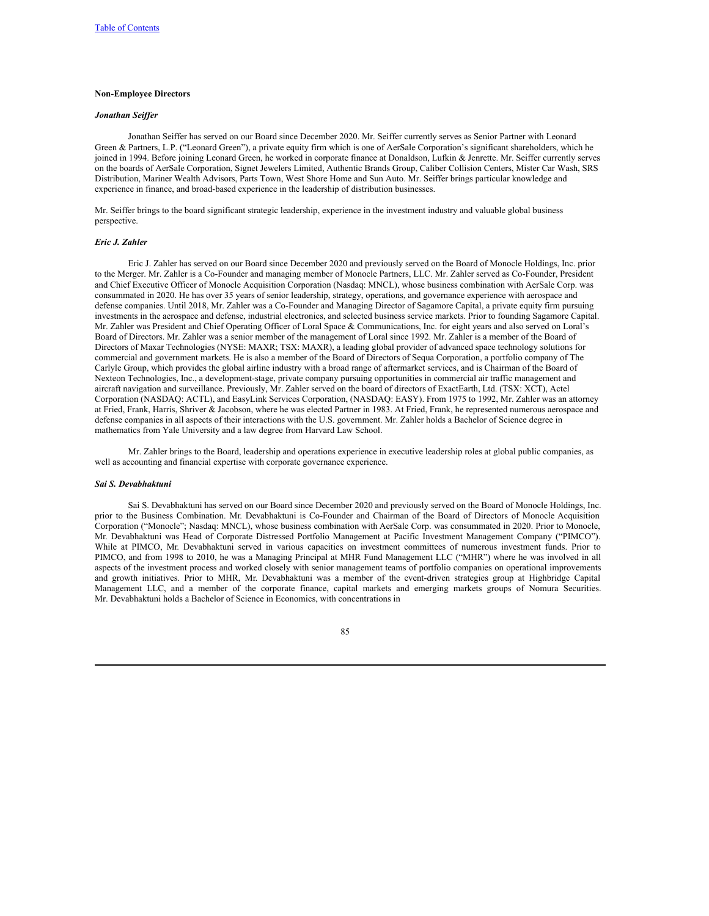**Non-Employee Directors**

***Jonathan Seiffer***

Jonathan Seiffer has served on our Board since December 2020. Mr. Seiffer currently serves as Senior Partner with Leonard Green & Partners, L.P. ("Leonard Green"), a private equity firm which is one of AerSale Corporation's significant shareholders, which he joined in 1994. Before joining Leonard Green, he worked in corporate finance at Donaldson, Lufkin & Jenrette. Mr. Seiffer currently serves on the boards of AerSale Corporation, Signet Jewelers Limited, Authentic Brands Group, Caliber Collision Centers, Mister Car Wash, SRS Distribution, Mariner Wealth Advisors, Parts Town, West Shore Home and Sun Auto. Mr. Seiffer brings particular knowledge and experience in finance, and broad-based experience in the leadership of distribution businesses.

Mr. Seiffer brings to the board significant strategic leadership, experience in the investment industry and valuable global business perspective.

***Eric J. Zahler***

Eric J. Zahler has served on our Board since December 2020 and previously served on the Board of Monocle Holdings, Inc. prior to the Merger. Mr. Zahler is a Co-Founder and managing member of Monocle Partners, LLC. Mr. Zahler served as Co-Founder, President and Chief Executive Officer of Monocle Acquisition Corporation (Nasdaq: MNCL), whose business combination with AerSale Corp. was consummated in 2020. He has over 35 years of senior leadership, strategy, operations, and governance experience with aerospace and defense companies. Until 2018, Mr. Zahler was a Co-Founder and Managing Director of Sagamore Capital, a private equity firm pursuing investments in the aerospace and defense, industrial electronics, and selected business service markets. Prior to founding Sagamore Capital. Mr. Zahler was President and Chief Operating Officer of Loral Space & Communications, Inc. for eight years and also served on Loral's Board of Directors. Mr. Zahler was a senior member of the management of Loral since 1992. Mr. Zahler is a member of the Board of Directors of Maxar Technologies (NYSE: MAXR; TSX: MAXR), a leading global provider of advanced space technology solutions for commercial and government markets. He is also a member of the Board of Directors of Sequa Corporation, a portfolio company of The Carlyle Group, which provides the global airline industry with a broad range of aftermarket services, and is Chairman of the Board of Nexteon Technologies, Inc., a development-stage, private company pursuing opportunities in commercial air traffic management and aircraft navigation and surveillance. Previously, Mr. Zahler served on the board of directors of ExactEarth, Ltd. (TSX: XCT), Actel Corporation (NASDAQ: ACTL), and EasyLink Services Corporation, (NASDAQ: EASY). From 1975 to 1992, Mr. Zahler was an attorney at Fried, Frank, Harris, Shriver & Jacobson, where he was elected Partner in 1983. At Fried, Frank, he represented numerous aerospace and defense companies in all aspects of their interactions with the U.S. government. Mr. Zahler holds a Bachelor of Science degree in mathematics from Yale University and a law degree from Harvard Law School.

Mr. Zahler brings to the Board, leadership and operations experience in executive leadership roles at global public companies, as well as accounting and financial expertise with corporate governance experience.

***Sai S. Devabhaktuni***

Sai S. Devabhaktuni has served on our Board since December 2020 and previously served on the Board of Monocle Holdings, Inc. prior to the Business Combination. Mr. Devabhaktuni is Co-Founder and Chairman of the Board of Directors of Monocle Acquisition Corporation ("Monocle"; Nasdaq: MNCL), whose business combination with AerSale Corp. was consummated in 2020. Prior to Monocle, Mr. Devabhaktuni was Head of Corporate Distressed Portfolio Management at Pacific Investment Management Company ("PIMCO"). While at PIMCO, Mr. Devabhaktuni served in various capacities on investment committees of numerous investment funds. Prior to PIMCO, and from 1998 to 2010, he was a Managing Principal at MHR Fund Management LLC ("MHR") where he was involved in all aspects of the investment process and worked closely with senior management teams of portfolio companies on operational improvements and growth initiatives. Prior to MHR, Mr. Devabhaktuni was a member of the event-driven strategies group at Highbridge Capital Management LLC, and a member of the corporate finance, capital markets and emerging markets groups of Nomura Securities. Mr. Devabhaktuni holds a Bachelor of Science in Economics, with concentrations in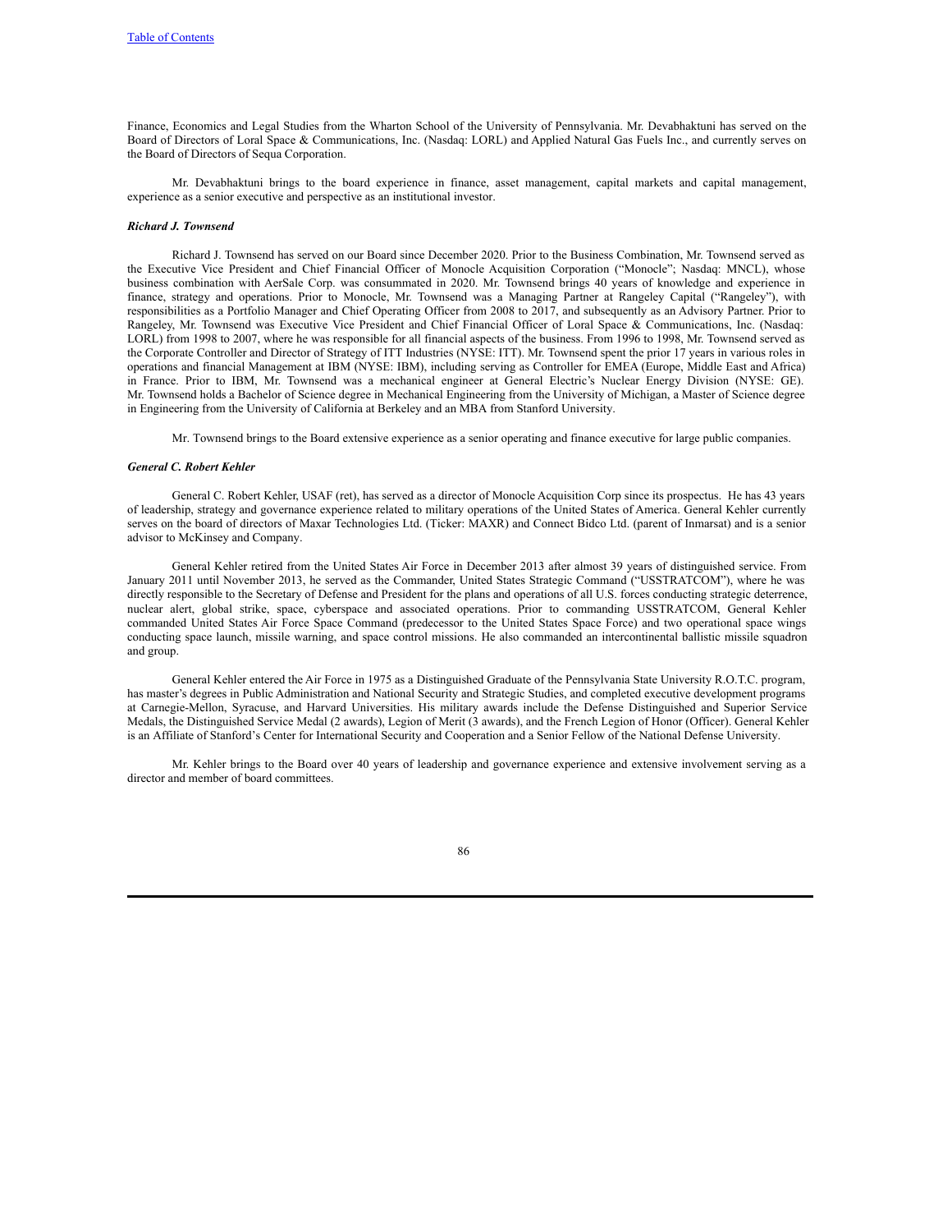Finance, Economics and Legal Studies from the Wharton School of the University of Pennsylvania. Mr. Devabhaktuni has served on the Board of Directors of Loral Space & Communications, Inc. (Nasdaq: LORL) and Applied Natural Gas Fuels Inc., and currently serves on the Board of Directors of Sequa Corporation.

Mr. Devabhaktuni brings to the board experience in finance, asset management, capital markets and capital management, experience as a senior executive and perspective as an institutional investor.

***Richard J. Townsend***

Richard J. Townsend has served on our Board since December 2020. Prior to the Business Combination, Mr. Townsend served as the Executive Vice President and Chief Financial Officer of Monocle Acquisition Corporation ("Monocle"; Nasdaq: MNCL), whose business combination with AerSale Corp. was consummated in 2020. Mr. Townsend brings 40 years of knowledge and experience in finance, strategy and operations. Prior to Monocle, Mr. Townsend was a Managing Partner at Rangeley Capital ("Rangeley"), with responsibilities as a Portfolio Manager and Chief Operating Officer from 2008 to 2017, and subsequently as an Advisory Partner. Prior to Rangeley, Mr. Townsend was Executive Vice President and Chief Financial Officer of Loral Space & Communications, Inc. (Nasdaq: LORL) from 1998 to 2007, where he was responsible for all financial aspects of the business. From 1996 to 1998, Mr. Townsend served as the Corporate Controller and Director of Strategy of ITT Industries (NYSE: ITT). Mr. Townsend spent the prior 17 years in various roles in operations and financial Management at IBM (NYSE: IBM), including serving as Controller for EMEA (Europe, Middle East and Africa) in France. Prior to IBM, Mr. Townsend was a mechanical engineer at General Electric's Nuclear Energy Division (NYSE: GE). Mr. Townsend holds a Bachelor of Science degree in Mechanical Engineering from the University of Michigan, a Master of Science degree in Engineering from the University of California at Berkeley and an MBA from Stanford University.

Mr. Townsend brings to the Board extensive experience as a senior operating and finance executive for large public companies.

***General C. Robert Kehler***

General C. Robert Kehler, USAF (ret), has served as a director of Monocle Acquisition Corp since its prospectus. He has 43 years of leadership, strategy and governance experience related to military operations of the United States of America. General Kehler currently serves on the board of directors of Maxar Technologies Ltd. (Ticker: MAXR) and Connect Bidco Ltd. (parent of Inmarsat) and is a senior advisor to McKinsey and Company.

General Kehler retired from the United States Air Force in December 2013 after almost 39 years of distinguished service. From January 2011 until November 2013, he served as the Commander, United States Strategic Command ("USSTRATCOM"), where he was directly responsible to the Secretary of Defense and President for the plans and operations of all U.S. forces conducting strategic deterrence, nuclear alert, global strike, space, cyberspace and associated operations. Prior to commanding USSTRATCOM, General Kehler commanded United States Air Force Space Command (predecessor to the United States Space Force) and two operational space wings conducting space launch, missile warning, and space control missions. He also commanded an intercontinental ballistic missile squadron and group.

General Kehler entered the Air Force in 1975 as a Distinguished Graduate of the Pennsylvania State University R.O.T.C. program, has master's degrees in Public Administration and National Security and Strategic Studies, and completed executive development programs at Carnegie-Mellon, Syracuse, and Harvard Universities. His military awards include the Defense Distinguished and Superior Service Medals, the Distinguished Service Medal (2 awards), Legion of Merit (3 awards), and the French Legion of Honor (Officer). General Kehler is an Affiliate of Stanford's Center for International Security and Cooperation and a Senior Fellow of the National Defense University.

Mr. Kehler brings to the Board over 40 years of leadership and governance experience and extensive involvement serving as a director and member of board committees.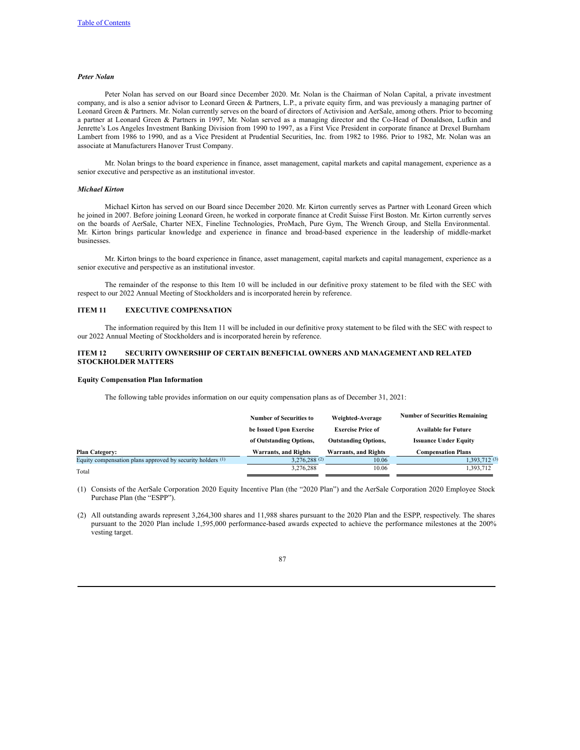*Peter Nolan*

Peter Nolan has served on our Board since December 2020. Mr. Nolan is the Chairman of Nolan Capital, a private investment company, and is also a senior advisor to Leonard Green & Partners, L.P., a private equity firm, and was previously a managing partner of Leonard Green & Partners. Mr. Nolan currently serves on the board of directors of Activision and AerSale, among others. Prior to becoming a partner at Leonard Green & Partners in 1997, Mr. Nolan served as a managing director and the Co-Head of Donaldson, Lufkin and Jenrette's Los Angeles Investment Banking Division from 1990 to 1997, as a First Vice President in corporate finance at Drexel Burnham Lambert from 1986 to 1990, and as a Vice President at Prudential Securities, Inc. from 1982 to 1986. Prior to 1982, Mr. Nolan was an associate at Manufacturers Hanover Trust Company.

Mr. Nolan brings to the board experience in finance, asset management, capital markets and capital management, experience as a senior executive and perspective as an institutional investor.

*Michael Kirton*

Michael Kirton has served on our Board since December 2020. Mr. Kirton currently serves as Partner with Leonard Green which he joined in 2007. Before joining Leonard Green, he worked in corporate finance at Credit Suisse First Boston. Mr. Kirton currently serves on the boards of AerSale, Charter NEX, Fineline Technologies, ProMach, Pure Gym, The Wrench Group, and Stella Environmental. Mr. Kirton brings particular knowledge and experience in finance and broad-based experience in the leadership of middle-market businesses.

Mr. Kirton brings to the board experience in finance, asset management, capital markets and capital management, experience as a senior executive and perspective as an institutional investor.

The remainder of the response to this Item 10 will be included in our definitive proxy statement to be filed with the SEC with respect to our 2022 Annual Meeting of Stockholders and is incorporated herein by reference.

## ITEM 11 EXECUTIVE COMPENSATION

The information required by this Item 11 will be included in our definitive proxy statement to be filed with the SEC with respect to our 2022 Annual Meeting of Stockholders and is incorporated herein by reference.

## ITEM 12 SECURITY OWNERSHIP OF CERTAIN BENEFICIAL OWNERS AND MANAGEMENT AND RELATED STOCKHOLDER MATTERS

### Equity Compensation Plan Information

The following table provides information on our equity compensation plans as of December 31, 2021:

| Plan Category: | Number of Securities to be Issued Upon Exercise of Outstanding Options, Warrants, and Rights | Weighted-Average Exercise Price of Outstanding Options, Warrants, and Rights | Number of Securities Remaining Available for Future Issuance Under Equity Compensation Plans |
|---|---|---|---|
| Equity compensation plans approved by security holders (1) | 3,276,288 (2) | 10.06 | 1,393,712 (3) |
| Total | 3,276,288 | 10.06 | 1,393,712 |

(1) Consists of the AerSale Corporation 2020 Equity Incentive Plan (the "2020 Plan") and the AerSale Corporation 2020 Employee Stock Purchase Plan (the "ESPP").

(2) All outstanding awards represent 3,264,300 shares and 11,988 shares pursuant to the 2020 Plan and the ESPP, respectively. The shares pursuant to the 2020 Plan include 1,595,000 performance-based awards expected to achieve the performance milestones at the 200% vesting target.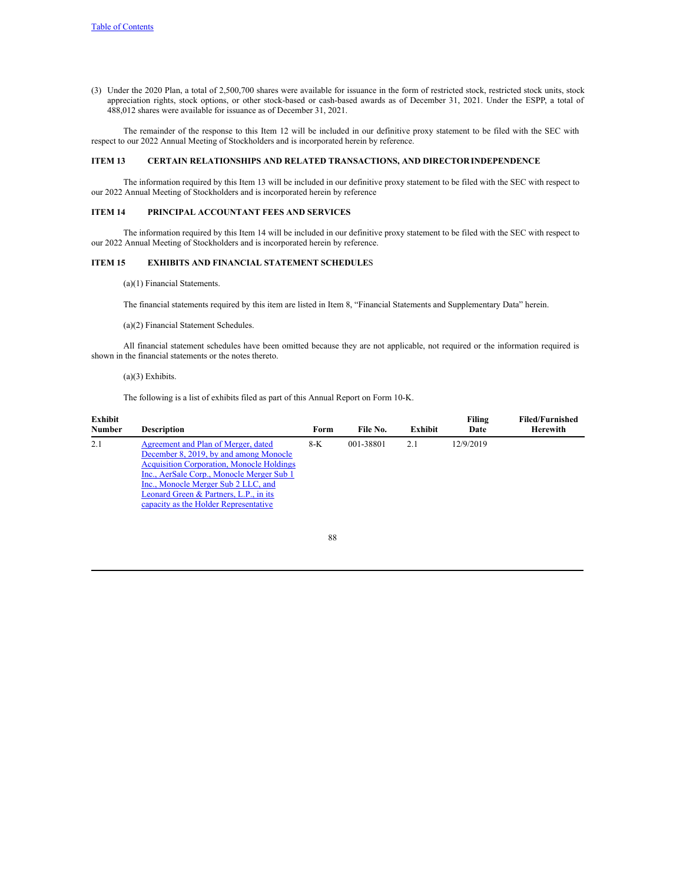(3) Under the 2020 Plan, a total of 2,500,700 shares were available for issuance in the form of restricted stock, restricted stock units, stock appreciation rights, stock options, or other stock-based or cash-based awards as of December 31, 2021. Under the ESPP, a total of 488,012 shares were available for issuance as of December 31, 2021.

The remainder of the response to this Item 12 will be included in our definitive proxy statement to be filed with the SEC with respect to our 2022 Annual Meeting of Stockholders and is incorporated herein by reference.

## ITEM 13 CERTAIN RELATIONSHIPS AND RELATED TRANSACTIONS, AND DIRECTOR INDEPENDENCE

The information required by this Item 13 will be included in our definitive proxy statement to be filed with the SEC with respect to our 2022 Annual Meeting of Stockholders and is incorporated herein by reference

## ITEM 14 PRINCIPAL ACCOUNTANT FEES AND SERVICES

The information required by this Item 14 will be included in our definitive proxy statement to be filed with the SEC with respect to our 2022 Annual Meeting of Stockholders and is incorporated herein by reference.

## ITEM 15 EXHIBITS AND FINANCIAL STATEMENT SCHEDULES

(a)(1) Financial Statements.

The financial statements required by this item are listed in Item 8, “Financial Statements and Supplementary Data” herein.

(a)(2) Financial Statement Schedules.

All financial statement schedules have been omitted because they are not applicable, not required or the information required is shown in the financial statements or the notes thereto.

(a)(3) Exhibits.

The following is a list of exhibits filed as part of this Annual Report on Form 10-K.

| Exhibit Number | Description | Form | File No. | Exhibit | Filing Date | Filed/Furnished Herewith |
|---|---|---|---|---|---|---|
| 2.1 | Agreement and Plan of Merger, dated December 8, 2019, by and among Monocle Acquisition Corporation, Monocle Holdings Inc., AerSale Corp., Monocle Merger Sub 1 Inc., Monocle Merger Sub 2 LLC, and Leonard Green & Partners, L.P., in its capacity as the Holder Representative | 8-K | 001-38801 | 2.1 | 12/9/2019 | |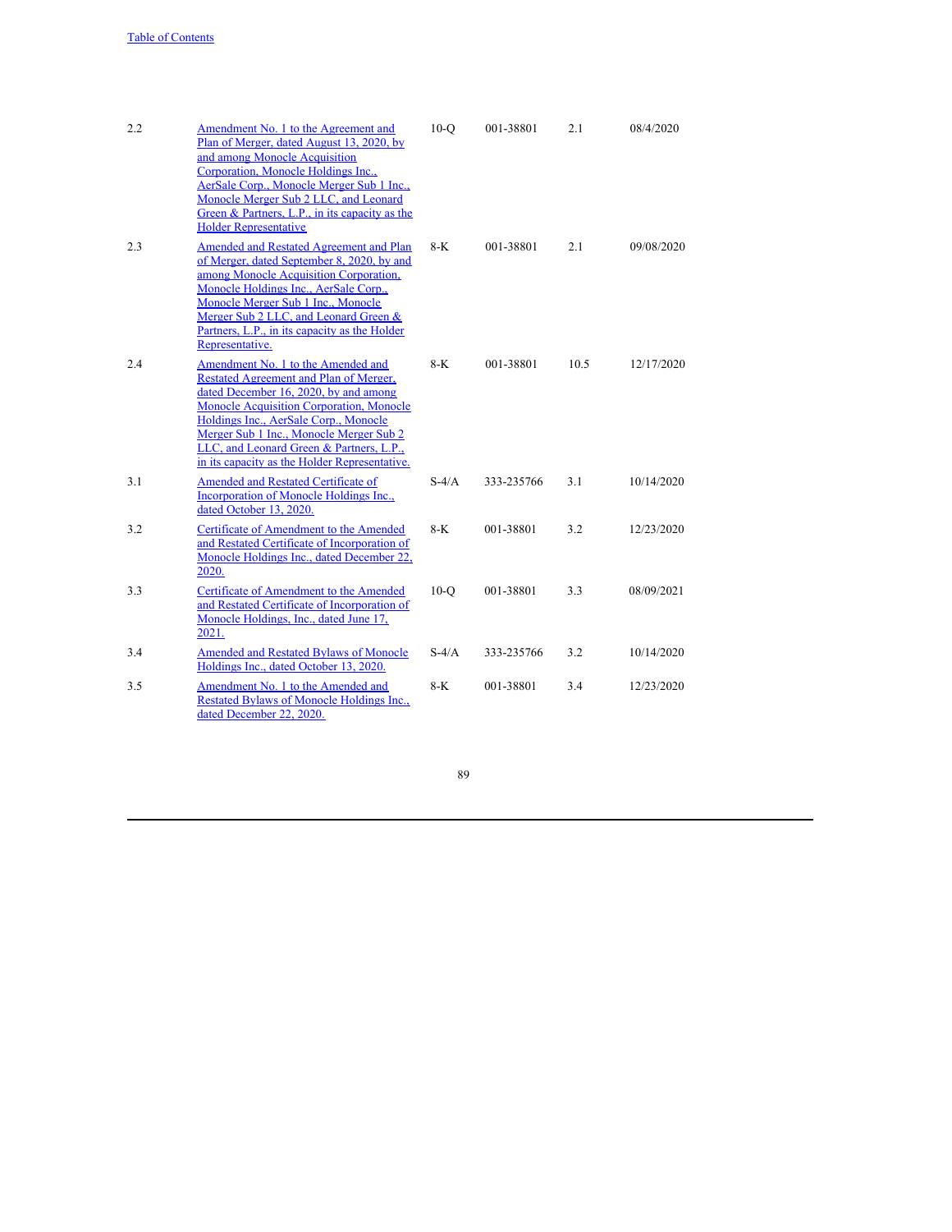| | | | | | |
|---|---|---|---|---|---|
| 2.2 | Amendment No. 1 to the Agreement and Plan of Merger, dated August 13, 2020, by and among Monocle Acquisition Corporation, Monocle Holdings Inc., AerSale Corp., Monocle Merger Sub 1 Inc., Monocle Merger Sub 2 LLC, and Leonard Green & Partners, L.P., in its capacity as the Holder Representative | 10-Q | 001-38801 | 2.1 | 08/4/2020 |
| 2.3 | Amended and Restated Agreement and Plan of Merger, dated September 8, 2020, by and among Monocle Acquisition Corporation, Monocle Holdings Inc., AerSale Corp., Monocle Merger Sub 1 Inc., Monocle Merger Sub 2 LLC, and Leonard Green & Partners, L.P., in its capacity as the Holder Representative. | 8-K | 001-38801 | 2.1 | 09/08/2020 |
| 2.4 | Amendment No. 1 to the Amended and Restated Agreement and Plan of Merger, dated December 16, 2020, by and among Monocle Acquisition Corporation, Monocle Holdings Inc., AerSale Corp., Monocle Merger Sub 1 Inc., Monocle Merger Sub 2 LLC, and Leonard Green & Partners, L.P., in its capacity as the Holder Representative. | 8-K | 001-38801 | 10.5 | 12/17/2020 |
| 3.1 | Amended and Restated Certificate of Incorporation of Monocle Holdings Inc., dated October 13, 2020. | S-4/A | 333-235766 | 3.1 | 10/14/2020 |
| 3.2 | Certificate of Amendment to the Amended and Restated Certificate of Incorporation of Monocle Holdings Inc., dated December 22, 2020. | 8-K | 001-38801 | 3.2 | 12/23/2020 |
| 3.3 | Certificate of Amendment to the Amended and Restated Certificate of Incorporation of Monocle Holdings, Inc., dated June 17, 2021. | 10-Q | 001-38801 | 3.3 | 08/09/2021 |
| 3.4 | Amended and Restated Bylaws of Monocle Holdings Inc., dated October 13, 2020. | S-4/A | 333-235766 | 3.2 | 10/14/2020 |
| 3.5 | Amendment No. 1 to the Amended and Restated Bylaws of Monocle Holdings Inc., dated December 22, 2020. | 8-K | 001-38801 | 3.4 | 12/23/2020 |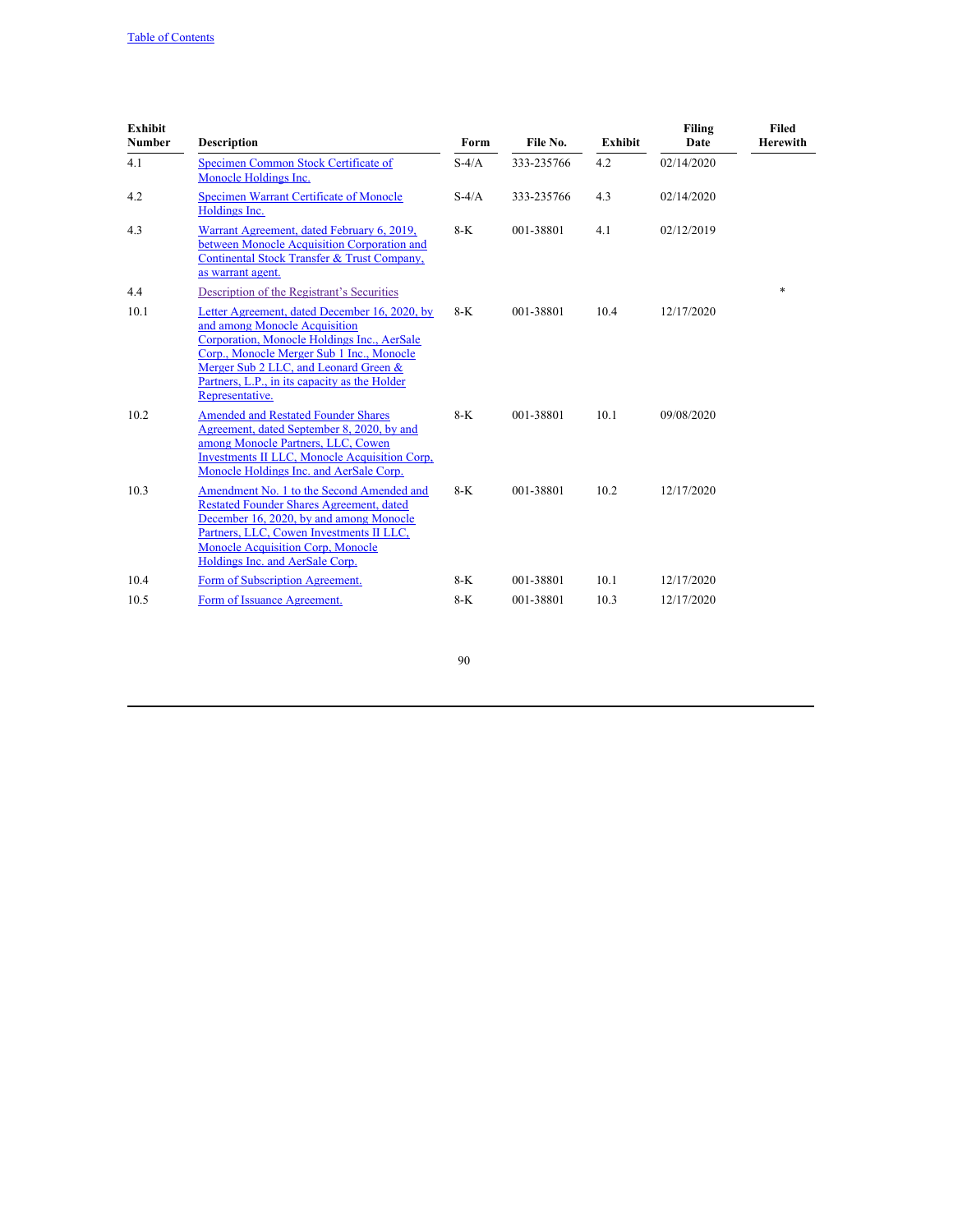| Exhibit Number | Description | Form | File No. | Exhibit | Filing Date | Filed Herewith |
|---|---|---|---|---|---|---|
| 4.1 | Specimen Common Stock Certificate of Monocle Holdings Inc. | S-4/A | 333-235766 | 4.2 | 02/14/2020 | |
| 4.2 | Specimen Warrant Certificate of Monocle Holdings Inc. | S-4/A | 333-235766 | 4.3 | 02/14/2020 | |
| 4.3 | Warrant Agreement, dated February 6, 2019, between Monocle Acquisition Corporation and Continental Stock Transfer & Trust Company, as warrant agent. | 8-K | 001-38801 | 4.1 | 02/12/2019 | |
| 4.4 | Description of the Registrant's Securities | | | | | * |
| 10.1 | Letter Agreement, dated December 16, 2020, by and among Monocle Acquisition Corporation, Monocle Holdings Inc., AerSale Corp., Monocle Merger Sub 1 Inc., Monocle Merger Sub 2 LLC, and Leonard Green & Partners, L.P., in its capacity as the Holder Representative. | 8-K | 001-38801 | 10.4 | 12/17/2020 | |
| 10.2 | Amended and Restated Founder Shares Agreement, dated September 8, 2020, by and among Monocle Partners, LLC, Cowen Investments II LLC, Monocle Acquisition Corp, Monocle Holdings Inc. and AerSale Corp. | 8-K | 001-38801 | 10.1 | 09/08/2020 | |
| 10.3 | Amendment No. 1 to the Second Amended and Restated Founder Shares Agreement, dated December 16, 2020, by and among Monocle Partners, LLC, Cowen Investments II LLC, Monocle Acquisition Corp, Monocle Holdings Inc. and AerSale Corp. | 8-K | 001-38801 | 10.2 | 12/17/2020 | |
| 10.4 | Form of Subscription Agreement. | 8-K | 001-38801 | 10.1 | 12/17/2020 | |
| 10.5 | Form of Issuance Agreement. | 8-K | 001-38801 | 10.3 | 12/17/2020 | |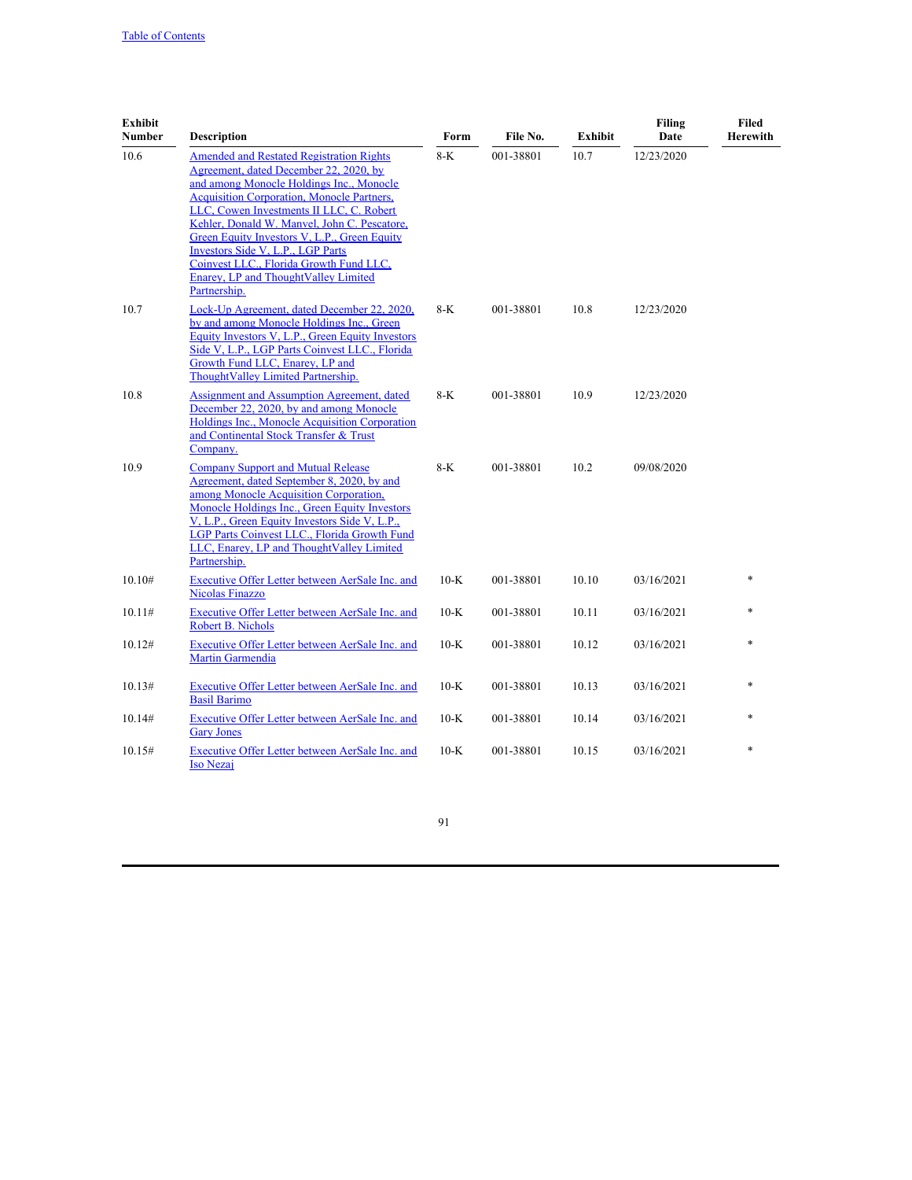| Exhibit Number | Description | Form | File No. | Exhibit | Filing Date | Filed Herewith |
|---|---|---|---|---|---|---|
| 10.6 | Amended and Restated Registration Rights Agreement, dated December 22, 2020, by and among Monocle Holdings Inc., Monocle Acquisition Corporation, Monocle Partners, LLC, Cowen Investments II LLC, C. Robert Kehler, Donald W. Manvel, John C. Pescatore, Green Equity Investors V, L.P., Green Equity Investors Side V, L.P., LGP Parts Coinvest LLC., Florida Growth Fund LLC, Enarey, LP and ThoughtValley Limited Partnership. | 8-K | 001-38801 | 10.7 | 12/23/2020 | |
| 10.7 | Lock-Up Agreement, dated December 22, 2020, by and among Monocle Holdings Inc., Green Equity Investors V, L.P., Green Equity Investors Side V, L.P., LGP Parts Coinvest LLC., Florida Growth Fund LLC, Enarey, LP and ThoughtValley Limited Partnership. | 8-K | 001-38801 | 10.8 | 12/23/2020 | |
| 10.8 | Assignment and Assumption Agreement, dated December 22, 2020, by and among Monocle Holdings Inc., Monocle Acquisition Corporation and Continental Stock Transfer & Trust Company. | 8-K | 001-38801 | 10.9 | 12/23/2020 | |
| 10.9 | Company Support and Mutual Release Agreement, dated September 8, 2020, by and among Monocle Acquisition Corporation, Monocle Holdings Inc., Green Equity Investors V, L.P., Green Equity Investors Side V, L.P., LGP Parts Coinvest LLC., Florida Growth Fund LLC, Enarey, LP and ThoughtValley Limited Partnership. | 8-K | 001-38801 | 10.2 | 09/08/2020 | |
| 10.10# | Executive Offer Letter between AerSale Inc. and Nicolas Finazzo | 10-K | 001-38801 | 10.10 | 03/16/2021 | * |
| 10.11# | Executive Offer Letter between AerSale Inc. and Robert B. Nichols | 10-K | 001-38801 | 10.11 | 03/16/2021 | * |
| 10.12# | Executive Offer Letter between AerSale Inc. and Martin Garmendia | 10-K | 001-38801 | 10.12 | 03/16/2021 | * |
| 10.13# | Executive Offer Letter between AerSale Inc. and Basil Barimo | 10-K | 001-38801 | 10.13 | 03/16/2021 | * |
| 10.14# | Executive Offer Letter between AerSale Inc. and Gary Jones | 10-K | 001-38801 | 10.14 | 03/16/2021 | * |
| 10.15# | Executive Offer Letter between AerSale Inc. and Iso Nezaj | 10-K | 001-38801 | 10.15 | 03/16/2021 | * |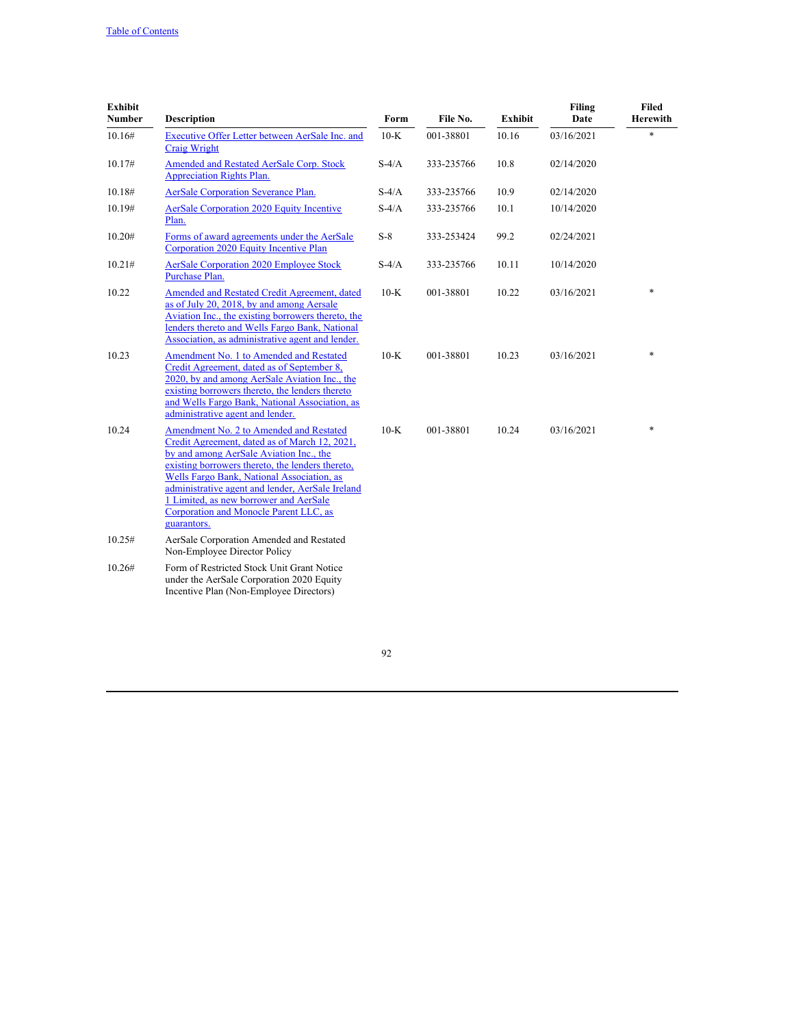| Exhibit Number | Description | Form | File No. | Exhibit | Filing Date | Filed Herewith |
|---|---|---|---|---|---|---|
| 10.16# | Executive Offer Letter between AerSale Inc. and Craig Wright | 10-K | 001-38801 | 10.16 | 03/16/2021 | * |
| 10.17# | Amended and Restated AerSale Corp. Stock Appreciation Rights Plan. | S-4/A | 333-235766 | 10.8 | 02/14/2020 | |
| 10.18# | AerSale Corporation Severance Plan. | S-4/A | 333-235766 | 10.9 | 02/14/2020 | |
| 10.19# | AerSale Corporation 2020 Equity Incentive Plan. | S-4/A | 333-235766 | 10.1 | 10/14/2020 | |
| 10.20# | Forms of award agreements under the AerSale Corporation 2020 Equity Incentive Plan | S-8 | 333-253424 | 99.2 | 02/24/2021 | |
| 10.21# | AerSale Corporation 2020 Employee Stock Purchase Plan. | S-4/A | 333-235766 | 10.11 | 10/14/2020 | |
| 10.22 | Amended and Restated Credit Agreement, dated as of July 20, 2018, by and among Aersale Aviation Inc., the existing borrowers thereto, the lenders thereto and Wells Fargo Bank, National Association, as administrative agent and lender. | 10-K | 001-38801 | 10.22 | 03/16/2021 | * |
| 10.23 | Amendment No. 1 to Amended and Restated Credit Agreement, dated as of September 8, 2020, by and among AerSale Aviation Inc., the existing borrowers thereto, the lenders thereto and Wells Fargo Bank, National Association, as administrative agent and lender. | 10-K | 001-38801 | 10.23 | 03/16/2021 | * |
| 10.24 | Amendment No. 2 to Amended and Restated Credit Agreement, dated as of March 12, 2021, by and among AerSale Aviation Inc., the existing borrowers thereto, the lenders thereto, Wells Fargo Bank, National Association, as administrative agent and lender, AerSale Ireland 1 Limited, as new borrower and AerSale Corporation and Monocle Parent LLC, as guarantors. | 10-K | 001-38801 | 10.24 | 03/16/2021 | * |
| 10.25# | AerSale Corporation Amended and Restated Non-Employee Director Policy | | | | | |
| 10.26# | Form of Restricted Stock Unit Grant Notice under the AerSale Corporation 2020 Equity Incentive Plan (Non-Employee Directors) | | | | | |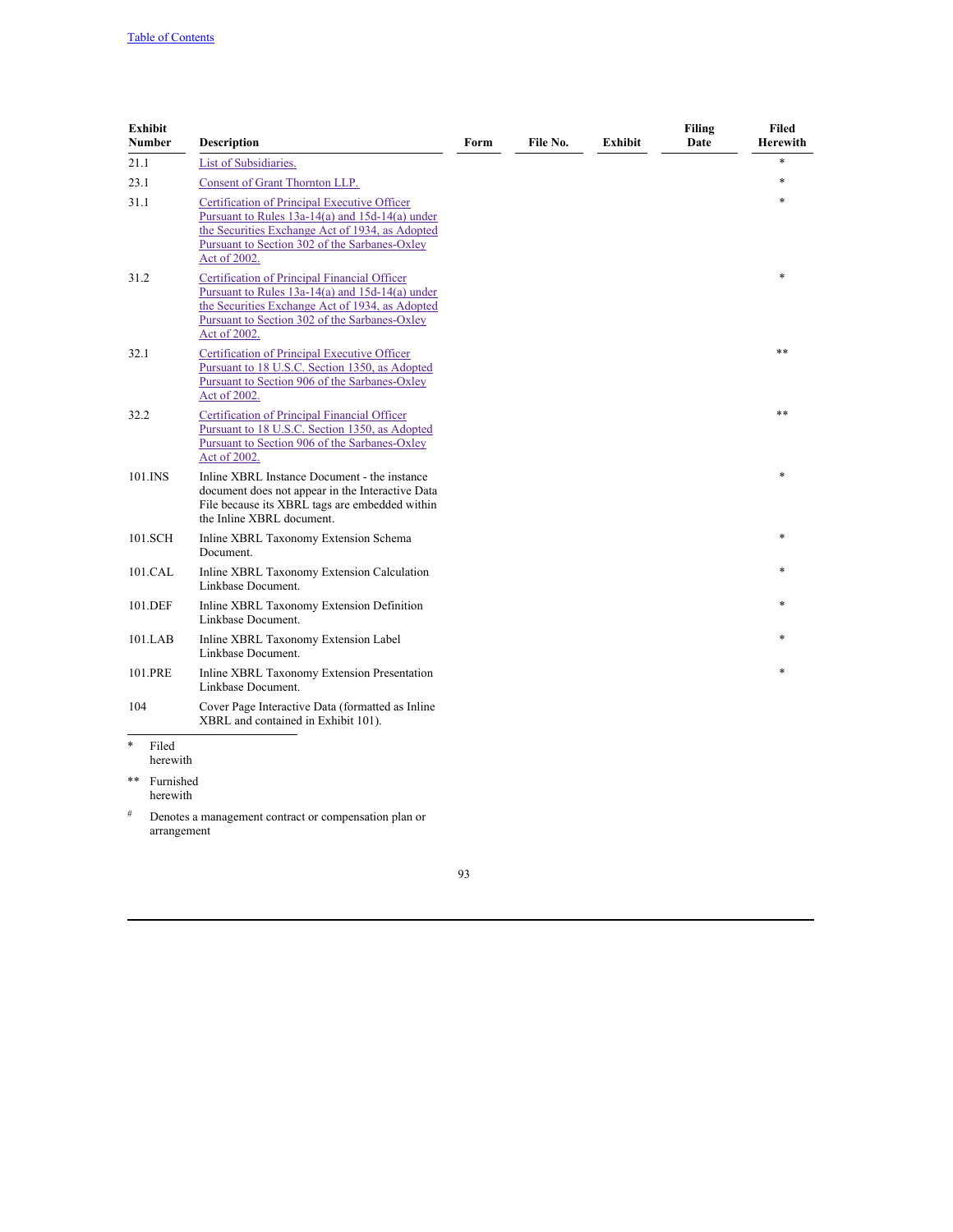| Exhibit Number | Description | Form | File No. | Exhibit | Filing Date | Filed Herewith |
|---|---|---|---|---|---|---|
| 21.1 | List of Subsidiaries. | | | | | * |
| 23.1 | Consent of Grant Thornton LLP. | | | | | * |
| 31.1 | Certification of Principal Executive Officer Pursuant to Rules 13a-14(a) and 15d-14(a) under the Securities Exchange Act of 1934, as Adopted Pursuant to Section 302 of the Sarbanes-Oxley Act of 2002. | | | | | * |
| 31.2 | Certification of Principal Financial Officer Pursuant to Rules 13a-14(a) and 15d-14(a) under the Securities Exchange Act of 1934, as Adopted Pursuant to Section 302 of the Sarbanes-Oxley Act of 2002. | | | | | * |
| 32.1 | Certification of Principal Executive Officer Pursuant to 18 U.S.C. Section 1350, as Adopted Pursuant to Section 906 of the Sarbanes-Oxley Act of 2002. | | | | | ** |
| 32.2 | Certification of Principal Financial Officer Pursuant to 18 U.S.C. Section 1350, as Adopted Pursuant to Section 906 of the Sarbanes-Oxley Act of 2002. | | | | | ** |
| 101.INS | Inline XBRL Instance Document - the instance document does not appear in the Interactive Data File because its XBRL tags are embedded within the Inline XBRL document. | | | | | * |
| 101.SCH | Inline XBRL Taxonomy Extension Schema Document. | | | | | * |
| 101.CAL | Inline XBRL Taxonomy Extension Calculation Linkbase Document. | | | | | * |
| 101.DEF | Inline XBRL Taxonomy Extension Definition Linkbase Document. | | | | | * |
| 101.LAB | Inline XBRL Taxonomy Extension Label Linkbase Document. | | | | | * |
| 101.PRE | Inline XBRL Taxonomy Extension Presentation Linkbase Document. | | | | | * |
| 104 | Cover Page Interactive Data (formatted as Inline XBRL and contained in Exhibit 101). | | | | | |

\* Filed herewith

** Furnished herewith

\# Denotes a management contract or compensation plan or arrangement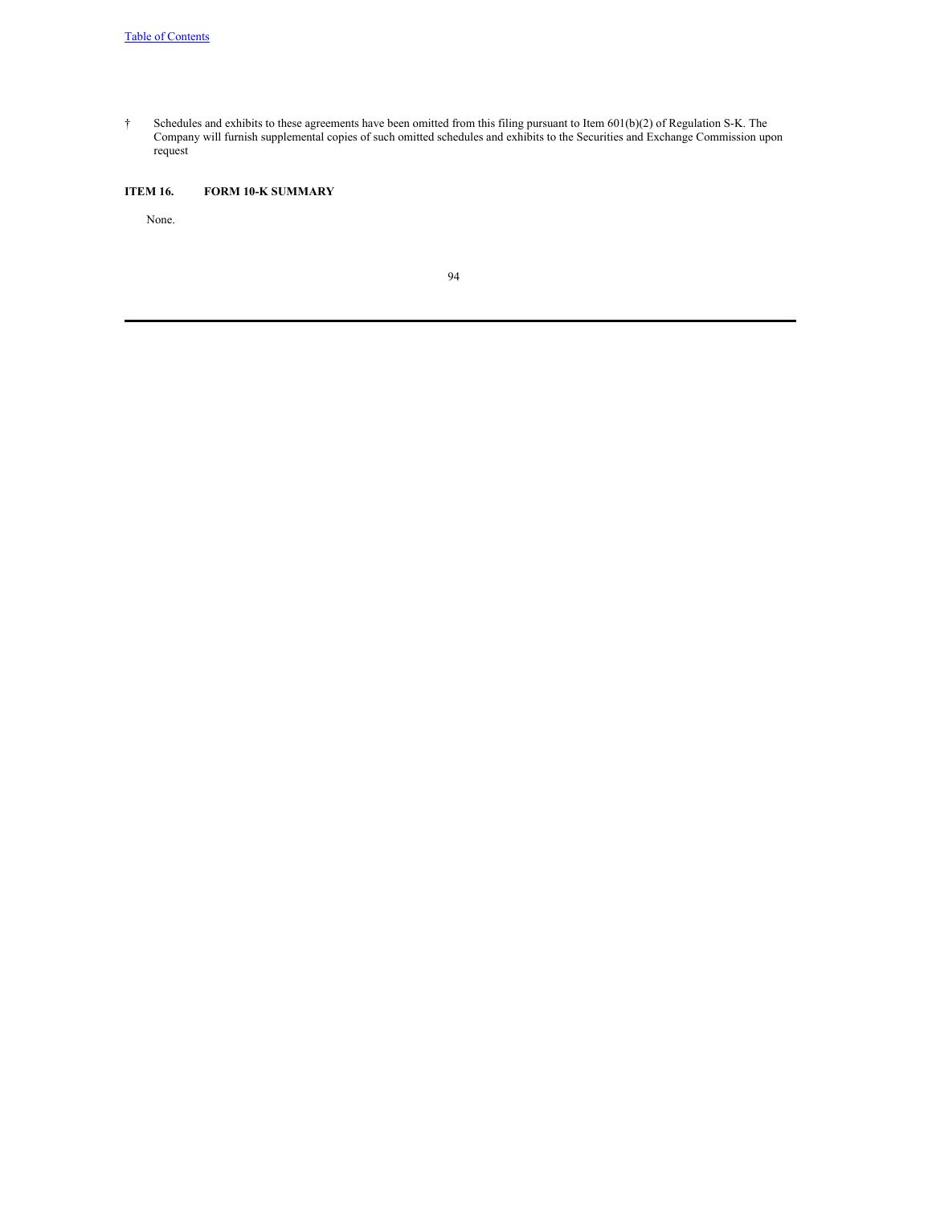† Schedules and exhibits to these agreements have been omitted from this filing pursuant to Item 601(b)(2) of Regulation S-K. The Company will furnish supplemental copies of such omitted schedules and exhibits to the Securities and Exchange Commission upon request

**ITEM 16. FORM 10-K SUMMARY**

None.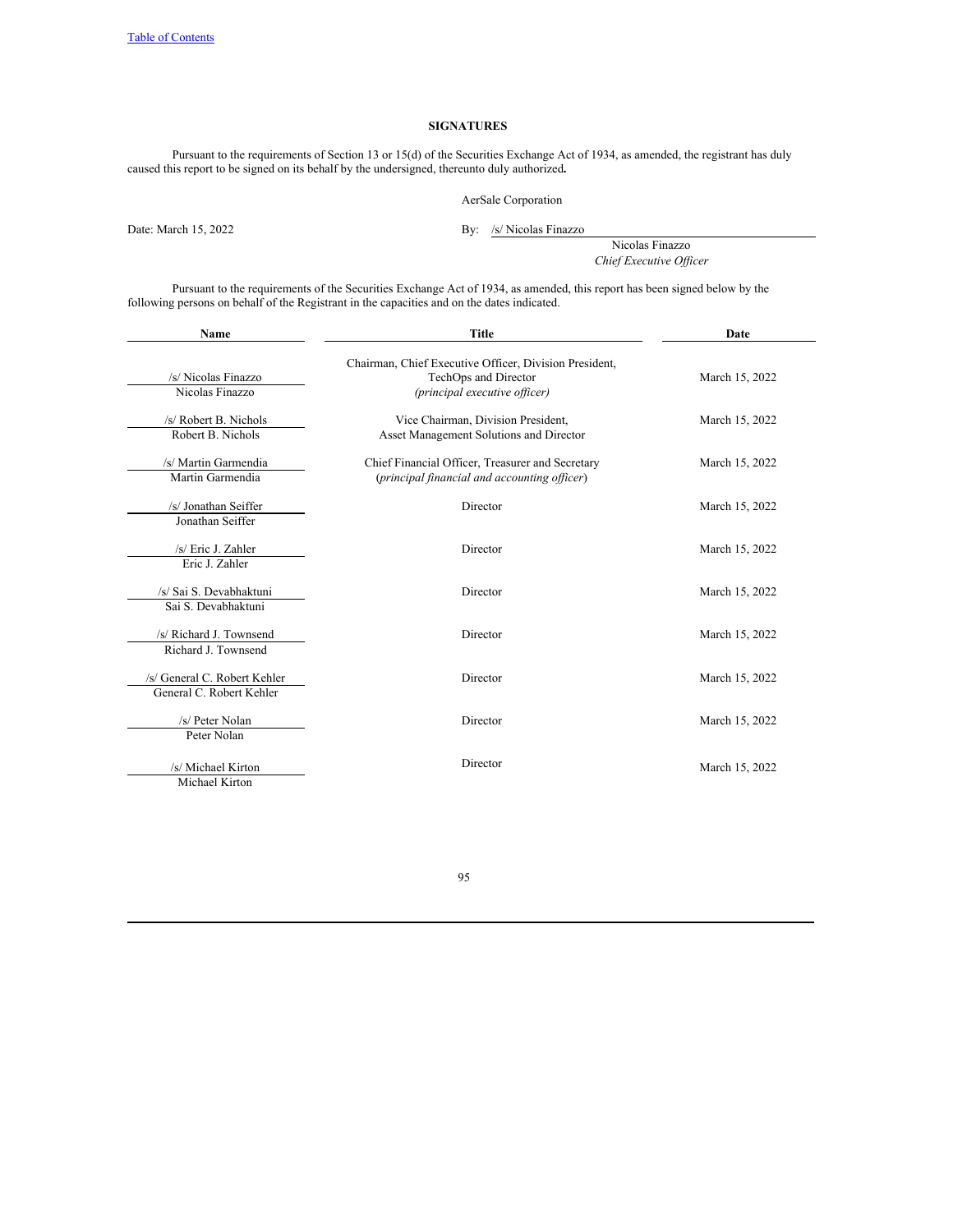## SIGNATURES

Pursuant to the requirements of Section 13 or 15(d) of the Securities Exchange Act of 1934, as amended, the registrant has duly caused this report to be signed on its behalf by the undersigned, thereunto duly authorized**.**

AerSale Corporation

Date: March 15, 2022

By: /s/ Nicolas Finazzo
Nicolas Finazzo
*Chief Executive Officer*

Pursuant to the requirements of the Securities Exchange Act of 1934, as amended, this report has been signed below by the following persons on behalf of the Registrant in the capacities and on the dates indicated.

| Name | Title | Date |
|---|---|---|
| /s/ Nicolas Finazzo<br>Nicolas Finazzo | Chairman, Chief Executive Officer, Division President, TechOps and Director<br>*(principal executive officer)* | March 15, 2022 |
| /s/ Robert B. Nichols<br>Robert B. Nichols | Vice Chairman, Division President, Asset Management Solutions and Director | March 15, 2022 |
| /s/ Martin Garmendia<br>Martin Garmendia | Chief Financial Officer, Treasurer and Secretary<br>(*principal financial and accounting officer*) | March 15, 2022 |
| /s/ Jonathan Seiffer<br>Jonathan Seiffer | Director | March 15, 2022 |
| /s/ Eric J. Zahler<br>Eric J. Zahler | Director | March 15, 2022 |
| /s/ Sai S. Devabhaktuni<br>Sai S. Devabhaktuni | Director | March 15, 2022 |
| /s/ Richard J. Townsend<br>Richard J. Townsend | Director | March 15, 2022 |
| /s/ General C. Robert Kehler<br>General C. Robert Kehler | Director | March 15, 2022 |
| /s/ Peter Nolan<br>Peter Nolan | Director | March 15, 2022 |
| /s/ Michael Kirton<br>Michael Kirton | Director | March 15, 2022 |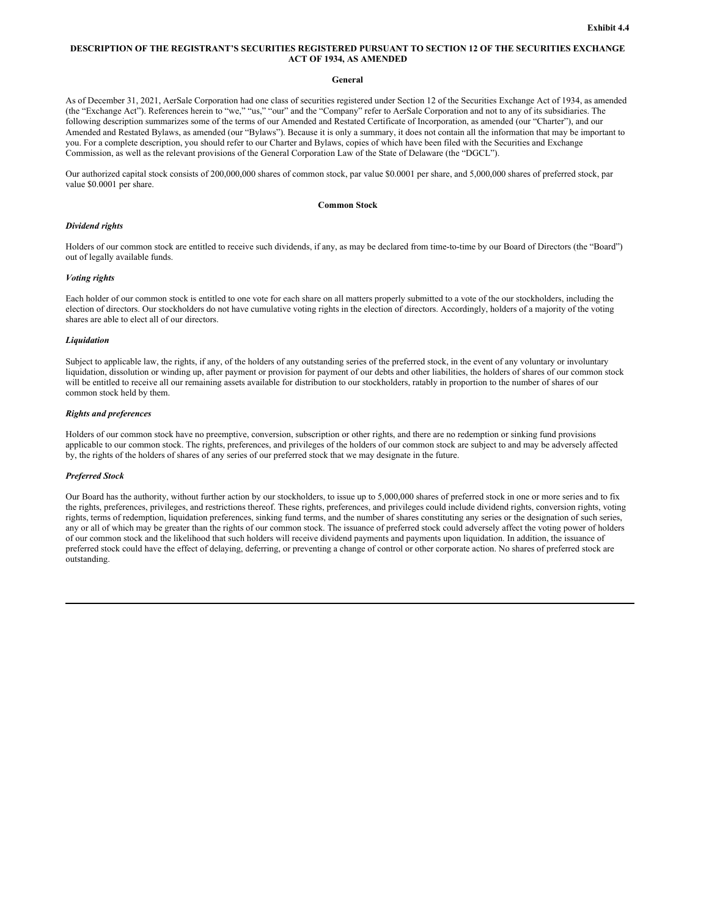**Exhibit 4.4**

## DESCRIPTION OF THE REGISTRANT'S SECURITIES REGISTERED PURSUANT TO SECTION 12 OF THE SECURITIES EXCHANGE ACT OF 1934, AS AMENDED

### General

As of December 31, 2021, AerSale Corporation had one class of securities registered under Section 12 of the Securities Exchange Act of 1934, as amended (the "Exchange Act"). References herein to "we," "us," "our" and the "Company" refer to AerSale Corporation and not to any of its subsidiaries. The following description summarizes some of the terms of our Amended and Restated Certificate of Incorporation, as amended (our "Charter"), and our Amended and Restated Bylaws, as amended (our "Bylaws"). Because it is only a summary, it does not contain all the information that may be important to you. For a complete description, you should refer to our Charter and Bylaws, copies of which have been filed with the Securities and Exchange Commission, as well as the relevant provisions of the General Corporation Law of the State of Delaware (the "DGCL").

Our authorized capital stock consists of 200,000,000 shares of common stock, par value $0.0001 per share, and 5,000,000 shares of preferred stock, par value $0.0001 per share.

### Common Stock

***Dividend rights***

Holders of our common stock are entitled to receive such dividends, if any, as may be declared from time-to-time by our Board of Directors (the "Board") out of legally available funds.

***Voting rights***

Each holder of our common stock is entitled to one vote for each share on all matters properly submitted to a vote of the our stockholders, including the election of directors. Our stockholders do not have cumulative voting rights in the election of directors. Accordingly, holders of a majority of the voting shares are able to elect all of our directors.

***Liquidation***

Subject to applicable law, the rights, if any, of the holders of any outstanding series of the preferred stock, in the event of any voluntary or involuntary liquidation, dissolution or winding up, after payment or provision for payment of our debts and other liabilities, the holders of shares of our common stock will be entitled to receive all our remaining assets available for distribution to our stockholders, ratably in proportion to the number of shares of our common stock held by them.

***Rights and preferences***

Holders of our common stock have no preemptive, conversion, subscription or other rights, and there are no redemption or sinking fund provisions applicable to our common stock. The rights, preferences, and privileges of the holders of our common stock are subject to and may be adversely affected by, the rights of the holders of shares of any series of our preferred stock that we may designate in the future.

***Preferred Stock***

Our Board has the authority, without further action by our stockholders, to issue up to 5,000,000 shares of preferred stock in one or more series and to fix the rights, preferences, privileges, and restrictions thereof. These rights, preferences, and privileges could include dividend rights, conversion rights, voting rights, terms of redemption, liquidation preferences, sinking fund terms, and the number of shares constituting any series or the designation of such series, any or all of which may be greater than the rights of our common stock. The issuance of preferred stock could adversely affect the voting power of holders of our common stock and the likelihood that such holders will receive dividend payments and payments upon liquidation. In addition, the issuance of preferred stock could have the effect of delaying, deferring, or preventing a change of control or other corporate action. No shares of preferred stock are outstanding.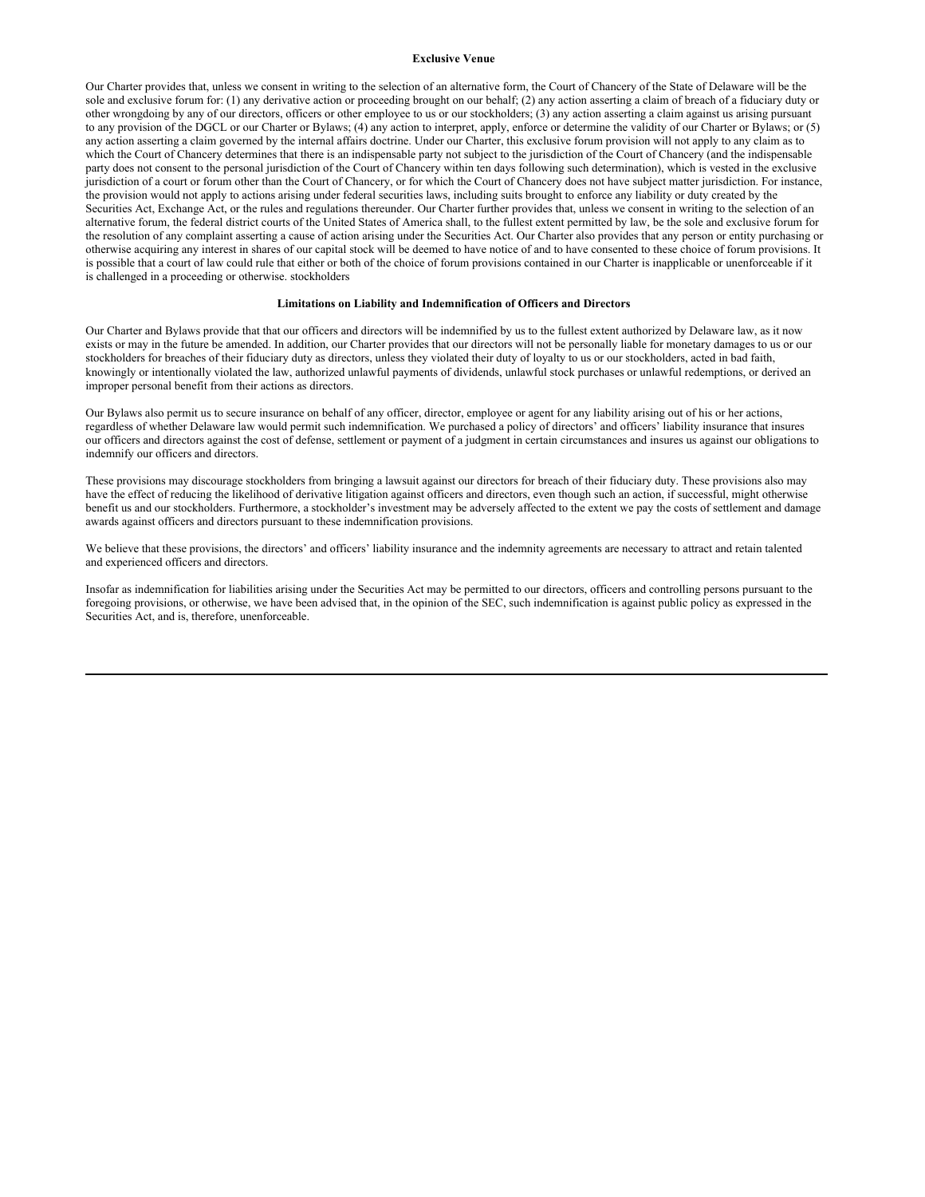**Exclusive Venue**

Our Charter provides that, unless we consent in writing to the selection of an alternative form, the Court of Chancery of the State of Delaware will be the sole and exclusive forum for: (1) any derivative action or proceeding brought on our behalf; (2) any action asserting a claim of breach of a fiduciary duty or other wrongdoing by any of our directors, officers or other employee to us or our stockholders; (3) any action asserting a claim against us arising pursuant to any provision of the DGCL or our Charter or Bylaws; (4) any action to interpret, apply, enforce or determine the validity of our Charter or Bylaws; or (5) any action asserting a claim governed by the internal affairs doctrine. Under our Charter, this exclusive forum provision will not apply to any claim as to which the Court of Chancery determines that there is an indispensable party not subject to the jurisdiction of the Court of Chancery (and the indispensable party does not consent to the personal jurisdiction of the Court of Chancery within ten days following such determination), which is vested in the exclusive jurisdiction of a court or forum other than the Court of Chancery, or for which the Court of Chancery does not have subject matter jurisdiction. For instance, the provision would not apply to actions arising under federal securities laws, including suits brought to enforce any liability or duty created by the Securities Act, Exchange Act, or the rules and regulations thereunder. Our Charter further provides that, unless we consent in writing to the selection of an alternative forum, the federal district courts of the United States of America shall, to the fullest extent permitted by law, be the sole and exclusive forum for the resolution of any complaint asserting a cause of action arising under the Securities Act. Our Charter also provides that any person or entity purchasing or otherwise acquiring any interest in shares of our capital stock will be deemed to have notice of and to have consented to these choice of forum provisions. It is possible that a court of law could rule that either or both of the choice of forum provisions contained in our Charter is inapplicable or unenforceable if it is challenged in a proceeding or otherwise. stockholders

**Limitations on Liability and Indemnification of Officers and Directors**

Our Charter and Bylaws provide that that our officers and directors will be indemnified by us to the fullest extent authorized by Delaware law, as it now exists or may in the future be amended. In addition, our Charter provides that our directors will not be personally liable for monetary damages to us or our stockholders for breaches of their fiduciary duty as directors, unless they violated their duty of loyalty to us or our stockholders, acted in bad faith, knowingly or intentionally violated the law, authorized unlawful payments of dividends, unlawful stock purchases or unlawful redemptions, or derived an improper personal benefit from their actions as directors.

Our Bylaws also permit us to secure insurance on behalf of any officer, director, employee or agent for any liability arising out of his or her actions, regardless of whether Delaware law would permit such indemnification. We purchased a policy of directors' and officers' liability insurance that insures our officers and directors against the cost of defense, settlement or payment of a judgment in certain circumstances and insures us against our obligations to indemnify our officers and directors.

These provisions may discourage stockholders from bringing a lawsuit against our directors for breach of their fiduciary duty. These provisions also may have the effect of reducing the likelihood of derivative litigation against officers and directors, even though such an action, if successful, might otherwise benefit us and our stockholders. Furthermore, a stockholder's investment may be adversely affected to the extent we pay the costs of settlement and damage awards against officers and directors pursuant to these indemnification provisions.

We believe that these provisions, the directors' and officers' liability insurance and the indemnity agreements are necessary to attract and retain talented and experienced officers and directors.

Insofar as indemnification for liabilities arising under the Securities Act may be permitted to our directors, officers and controlling persons pursuant to the foregoing provisions, or otherwise, we have been advised that, in the opinion of the SEC, such indemnification is against public policy as expressed in the Securities Act, and is, therefore, unenforceable.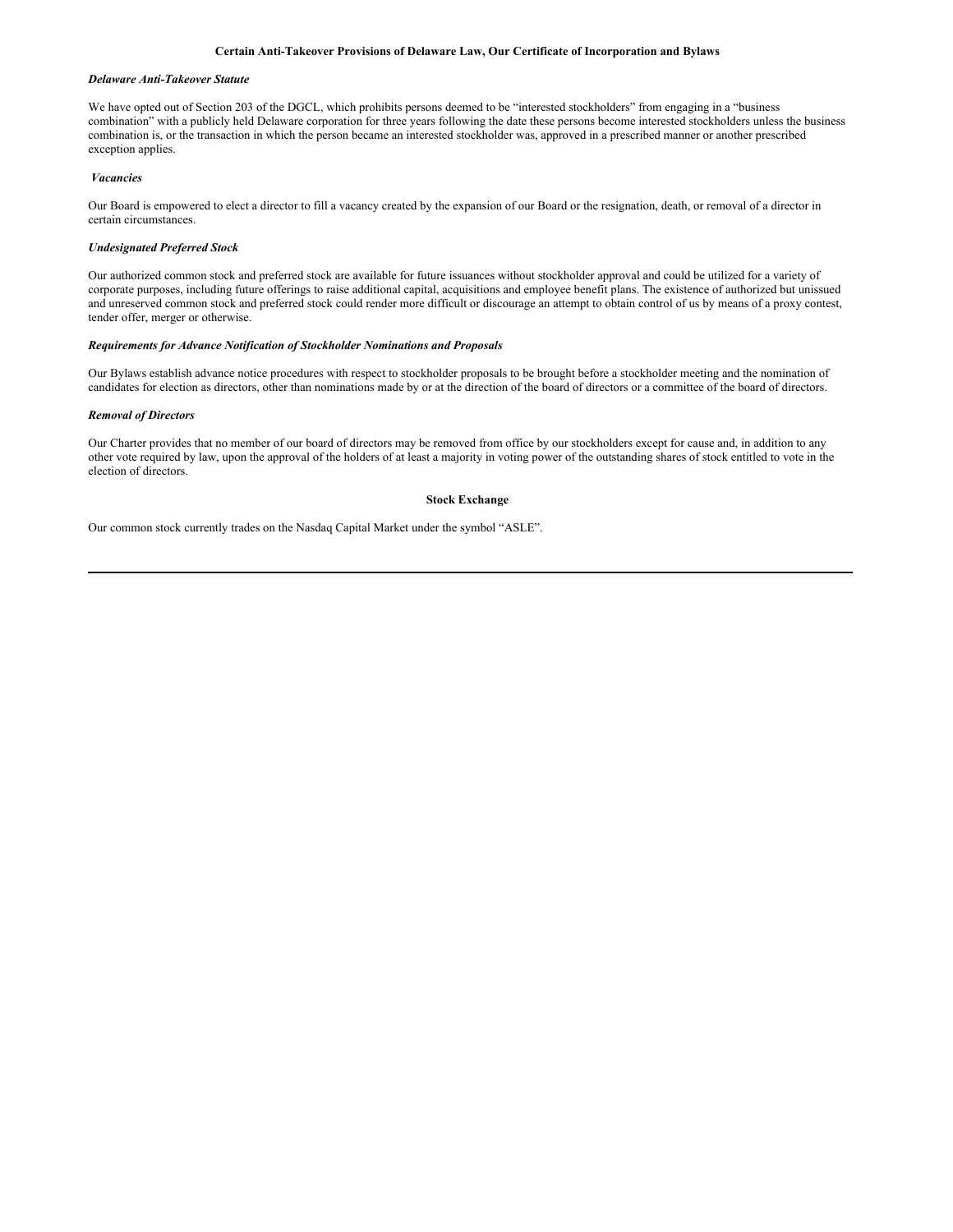## Certain Anti-Takeover Provisions of Delaware Law, Our Certificate of Incorporation and Bylaws

***Delaware Anti-Takeover Statute***

We have opted out of Section 203 of the DGCL, which prohibits persons deemed to be "interested stockholders" from engaging in a "business combination" with a publicly held Delaware corporation for three years following the date these persons become interested stockholders unless the business combination is, or the transaction in which the person became an interested stockholder was, approved in a prescribed manner or another prescribed exception applies.

***Vacancies***

Our Board is empowered to elect a director to fill a vacancy created by the expansion of our Board or the resignation, death, or removal of a director in certain circumstances.

***Undesignated Preferred Stock***

Our authorized common stock and preferred stock are available for future issuances without stockholder approval and could be utilized for a variety of corporate purposes, including future offerings to raise additional capital, acquisitions and employee benefit plans. The existence of authorized but unissued and unreserved common stock and preferred stock could render more difficult or discourage an attempt to obtain control of us by means of a proxy contest, tender offer, merger or otherwise.

***Requirements for Advance Notification of Stockholder Nominations and Proposals***

Our Bylaws establish advance notice procedures with respect to stockholder proposals to be brought before a stockholder meeting and the nomination of candidates for election as directors, other than nominations made by or at the direction of the board of directors or a committee of the board of directors.

***Removal of Directors***

Our Charter provides that no member of our board of directors may be removed from office by our stockholders except for cause and, in addition to any other vote required by law, upon the approval of the holders of at least a majority in voting power of the outstanding shares of stock entitled to vote in the election of directors.

## Stock Exchange

Our common stock currently trades on the Nasdaq Capital Market under the symbol "ASLE".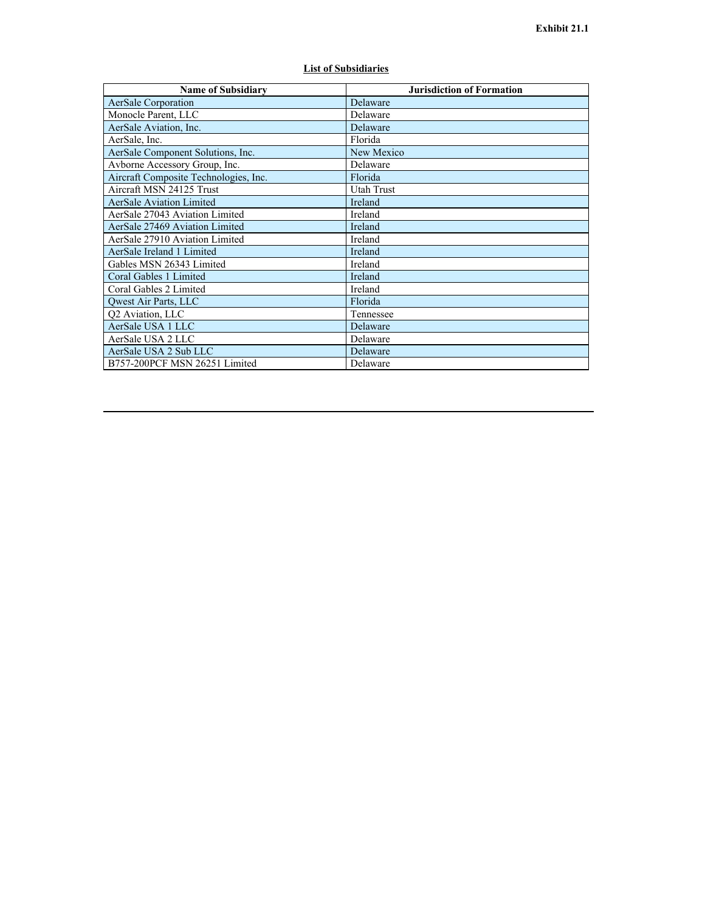**Exhibit 21.1**

**List of Subsidiaries**

| Name of Subsidiary | Jurisdiction of Formation |
|---|---|
| AerSale Corporation | Delaware |
| Monocle Parent, LLC | Delaware |
| AerSale Aviation, Inc. | Delaware |
| AerSale, Inc. | Florida |
| AerSale Component Solutions, Inc. | New Mexico |
| Avborne Accessory Group, Inc. | Delaware |
| Aircraft Composite Technologies, Inc. | Florida |
| Aircraft MSN 24125 Trust | Utah Trust |
| AerSale Aviation Limited | Ireland |
| AerSale 27043 Aviation Limited | Ireland |
| AerSale 27469 Aviation Limited | Ireland |
| AerSale 27910 Aviation Limited | Ireland |
| AerSale Ireland 1 Limited | Ireland |
| Gables MSN 26343 Limited | Ireland |
| Coral Gables 1 Limited | Ireland |
| Coral Gables 2 Limited | Ireland |
| Qwest Air Parts, LLC | Florida |
| Q2 Aviation, LLC | Tennessee |
| AerSale USA 1 LLC | Delaware |
| AerSale USA 2 LLC | Delaware |
| AerSale USA 2 Sub LLC | Delaware |
| B757-200PCF MSN 26251 Limited | Delaware |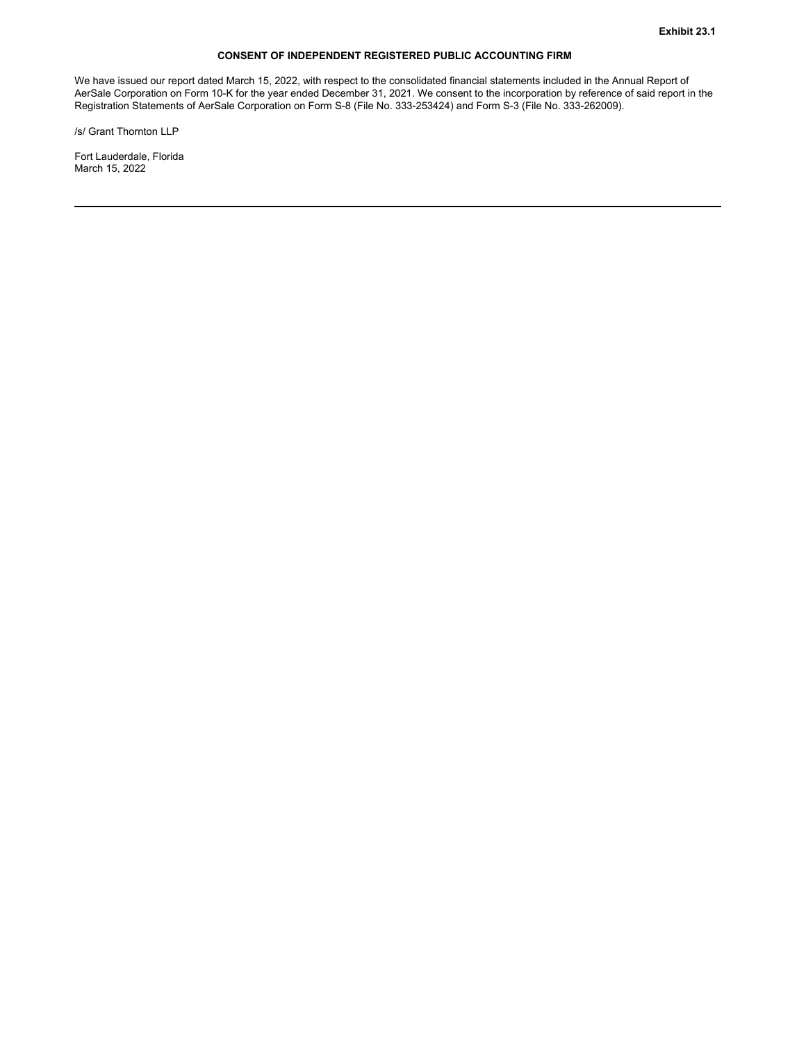**Exhibit 23.1**

# CONSENT OF INDEPENDENT REGISTERED PUBLIC ACCOUNTING FIRM

We have issued our report dated March 15, 2022, with respect to the consolidated financial statements included in the Annual Report of AerSale Corporation on Form 10-K for the year ended December 31, 2021. We consent to the incorporation by reference of said report in the Registration Statements of AerSale Corporation on Form S-8 (File No. 333-253424) and Form S-3 (File No. 333-262009).

/s/ Grant Thornton LLP

Fort Lauderdale, Florida
March 15, 2022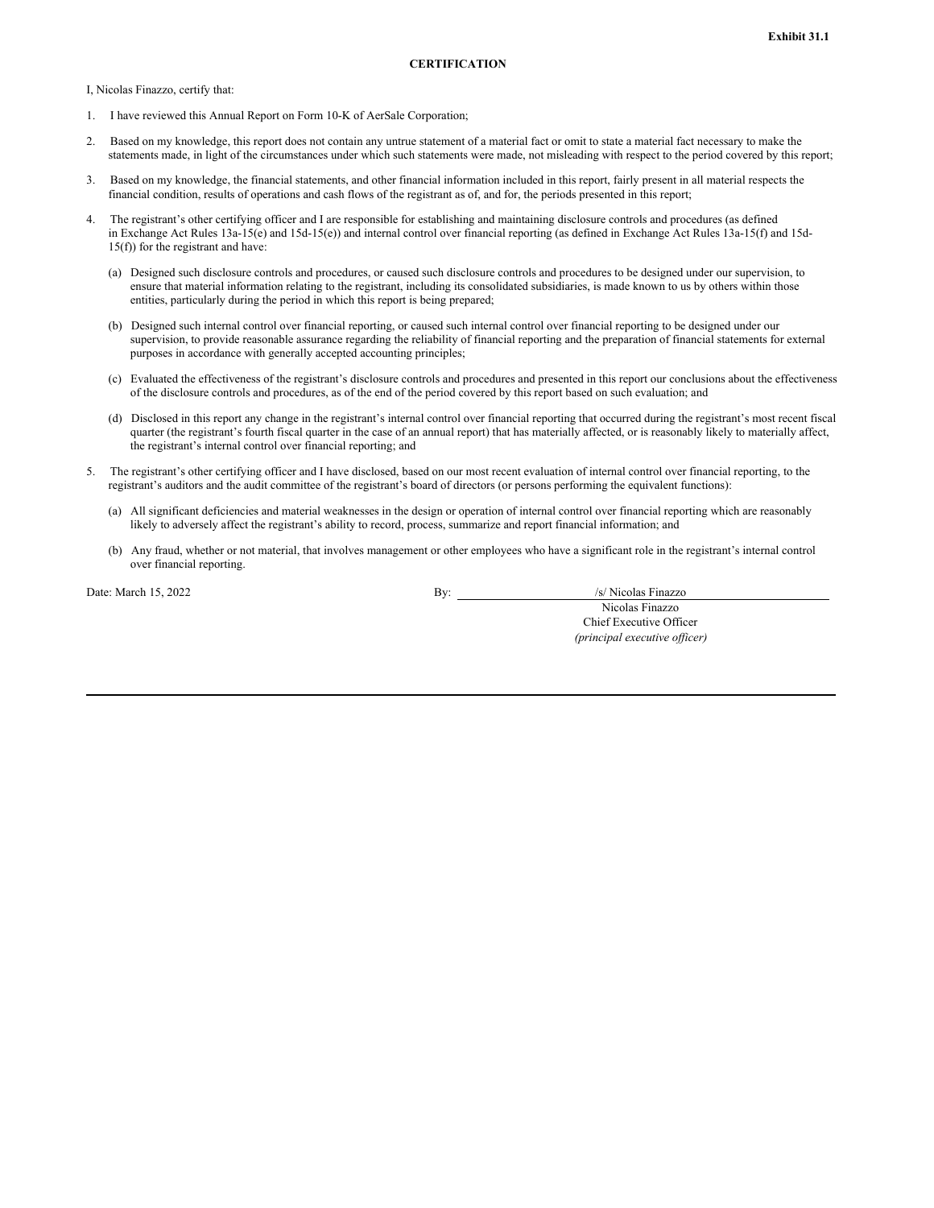**Exhibit 31.1**

**CERTIFICATION**

I, Nicolas Finazzo, certify that:

1. I have reviewed this Annual Report on Form 10-K of AerSale Corporation;

2. Based on my knowledge, this report does not contain any untrue statement of a material fact or omit to state a material fact necessary to make the statements made, in light of the circumstances under which such statements were made, not misleading with respect to the period covered by this report;

3. Based on my knowledge, the financial statements, and other financial information included in this report, fairly present in all material respects the financial condition, results of operations and cash flows of the registrant as of, and for, the periods presented in this report;

4. The registrant's other certifying officer and I are responsible for establishing and maintaining disclosure controls and procedures (as defined in Exchange Act Rules 13a-15(e) and 15d-15(e)) and internal control over financial reporting (as defined in Exchange Act Rules 13a-15(f) and 15d-15(f)) for the registrant and have:

   (a) Designed such disclosure controls and procedures, or caused such disclosure controls and procedures to be designed under our supervision, to ensure that material information relating to the registrant, including its consolidated subsidiaries, is made known to us by others within those entities, particularly during the period in which this report is being prepared;

   (b) Designed such internal control over financial reporting, or caused such internal control over financial reporting to be designed under our supervision, to provide reasonable assurance regarding the reliability of financial reporting and the preparation of financial statements for external purposes in accordance with generally accepted accounting principles;

   (c) Evaluated the effectiveness of the registrant's disclosure controls and procedures and presented in this report our conclusions about the effectiveness of the disclosure controls and procedures, as of the end of the period covered by this report based on such evaluation; and

   (d) Disclosed in this report any change in the registrant's internal control over financial reporting that occurred during the registrant's most recent fiscal quarter (the registrant's fourth fiscal quarter in the case of an annual report) that has materially affected, or is reasonably likely to materially affect, the registrant's internal control over financial reporting; and

5. The registrant's other certifying officer and I have disclosed, based on our most recent evaluation of internal control over financial reporting, to the registrant's auditors and the audit committee of the registrant's board of directors (or persons performing the equivalent functions):

   (a) All significant deficiencies and material weaknesses in the design or operation of internal control over financial reporting which are reasonably likely to adversely affect the registrant's ability to record, process, summarize and report financial information; and

   (b) Any fraud, whether or not material, that involves management or other employees who have a significant role in the registrant's internal control over financial reporting.

Date: March 15, 2022

By: /s/ Nicolas Finazzo
Nicolas Finazzo
Chief Executive Officer
*(principal executive officer)*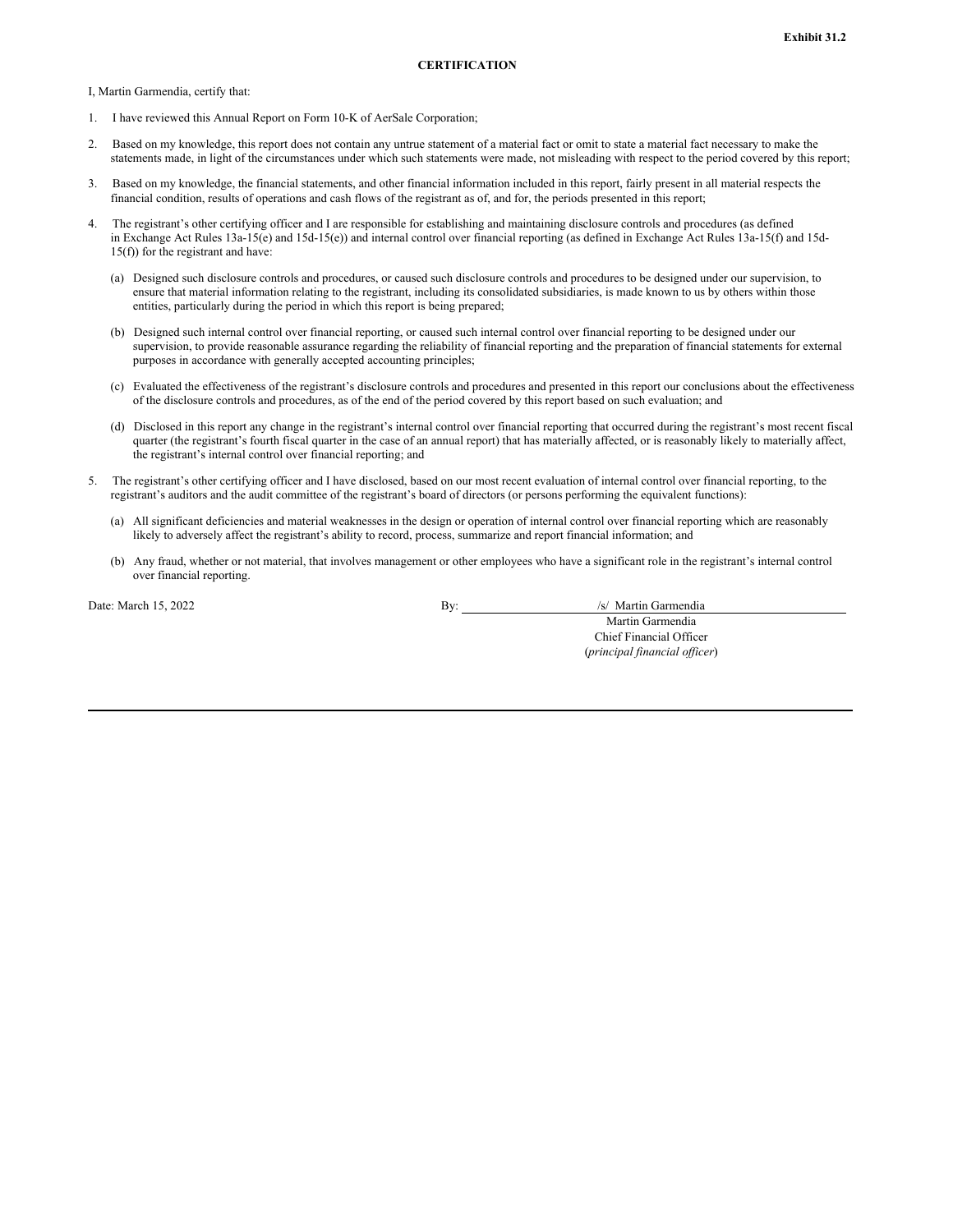**Exhibit 31.2**

**CERTIFICATION**

I, Martin Garmendia, certify that:

1. I have reviewed this Annual Report on Form 10-K of AerSale Corporation;

2. Based on my knowledge, this report does not contain any untrue statement of a material fact or omit to state a material fact necessary to make the statements made, in light of the circumstances under which such statements were made, not misleading with respect to the period covered by this report;

3. Based on my knowledge, the financial statements, and other financial information included in this report, fairly present in all material respects the financial condition, results of operations and cash flows of the registrant as of, and for, the periods presented in this report;

4. The registrant's other certifying officer and I are responsible for establishing and maintaining disclosure controls and procedures (as defined in Exchange Act Rules 13a-15(e) and 15d-15(e)) and internal control over financial reporting (as defined in Exchange Act Rules 13a-15(f) and 15d-15(f)) for the registrant and have:

   (a) Designed such disclosure controls and procedures, or caused such disclosure controls and procedures to be designed under our supervision, to ensure that material information relating to the registrant, including its consolidated subsidiaries, is made known to us by others within those entities, particularly during the period in which this report is being prepared;

   (b) Designed such internal control over financial reporting, or caused such internal control over financial reporting to be designed under our supervision, to provide reasonable assurance regarding the reliability of financial reporting and the preparation of financial statements for external purposes in accordance with generally accepted accounting principles;

   (c) Evaluated the effectiveness of the registrant's disclosure controls and procedures and presented in this report our conclusions about the effectiveness of the disclosure controls and procedures, as of the end of the period covered by this report based on such evaluation; and

   (d) Disclosed in this report any change in the registrant's internal control over financial reporting that occurred during the registrant's most recent fiscal quarter (the registrant's fourth fiscal quarter in the case of an annual report) that has materially affected, or is reasonably likely to materially affect, the registrant's internal control over financial reporting; and

5. The registrant's other certifying officer and I have disclosed, based on our most recent evaluation of internal control over financial reporting, to the registrant's auditors and the audit committee of the registrant's board of directors (or persons performing the equivalent functions):

   (a) All significant deficiencies and material weaknesses in the design or operation of internal control over financial reporting which are reasonably likely to adversely affect the registrant's ability to record, process, summarize and report financial information; and

   (b) Any fraud, whether or not material, that involves management or other employees who have a significant role in the registrant's internal control over financial reporting.

Date: March 15, 2022

By: /s/ Martin Garmendia
Martin Garmendia
Chief Financial Officer
(*principal financial officer*)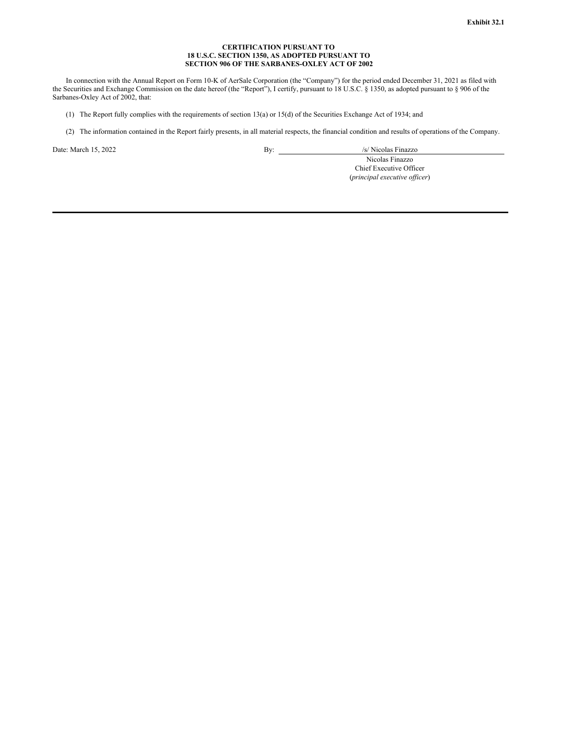**Exhibit 32.1**

**CERTIFICATION PURSUANT TO**
**18 U.S.C. SECTION 1350, AS ADOPTED PURSUANT TO**
**SECTION 906 OF THE SARBANES-OXLEY ACT OF 2002**

In connection with the Annual Report on Form 10-K of AerSale Corporation (the “Company”) for the period ended December 31, 2021 as filed with the Securities and Exchange Commission on the date hereof (the “Report”), I certify, pursuant to 18 U.S.C. § 1350, as adopted pursuant to § 906 of the Sarbanes-Oxley Act of 2002, that:

(1) The Report fully complies with the requirements of section 13(a) or 15(d) of the Securities Exchange Act of 1934; and

(2) The information contained in the Report fairly presents, in all material respects, the financial condition and results of operations of the Company.

Date: March 15, 2022

By: /s/ Nicolas Finazzo
Nicolas Finazzo
Chief Executive Officer
(*principal executive officer*)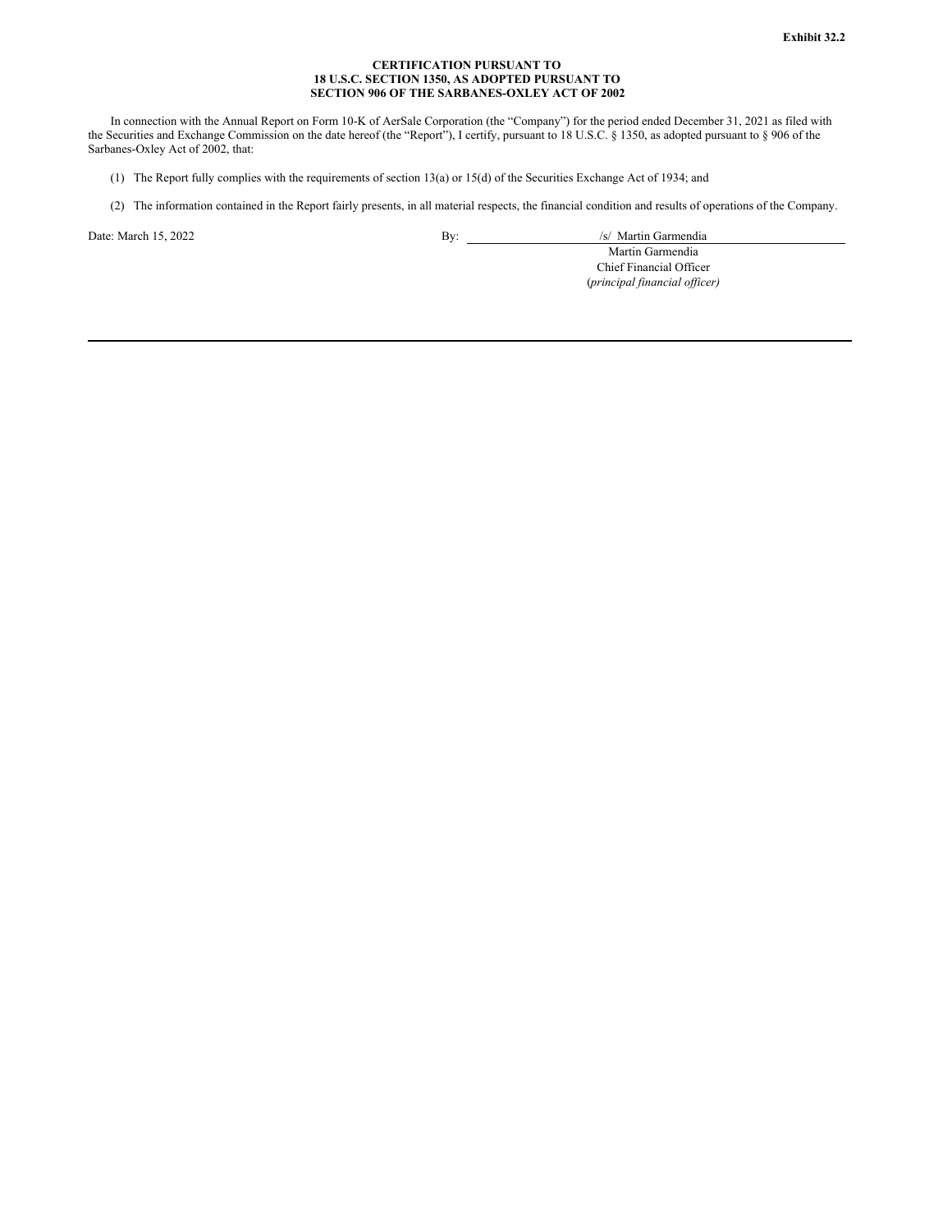**Exhibit 32.2**

**CERTIFICATION PURSUANT TO
18 U.S.C. SECTION 1350, AS ADOPTED PURSUANT TO
SECTION 906 OF THE SARBANES-OXLEY ACT OF 2002**

In connection with the Annual Report on Form 10-K of AerSale Corporation (the “Company”) for the period ended December 31, 2021 as filed with the Securities and Exchange Commission on the date hereof (the “Report”), I certify, pursuant to 18 U.S.C. § 1350, as adopted pursuant to § 906 of the Sarbanes-Oxley Act of 2002, that:

(1) The Report fully complies with the requirements of section 13(a) or 15(d) of the Securities Exchange Act of 1934; and

(2) The information contained in the Report fairly presents, in all material respects, the financial condition and results of operations of the Company.

Date: March 15, 2022

By: /s/ Martin Garmendia
Martin Garmendia
Chief Financial Officer
(*principal financial officer)*